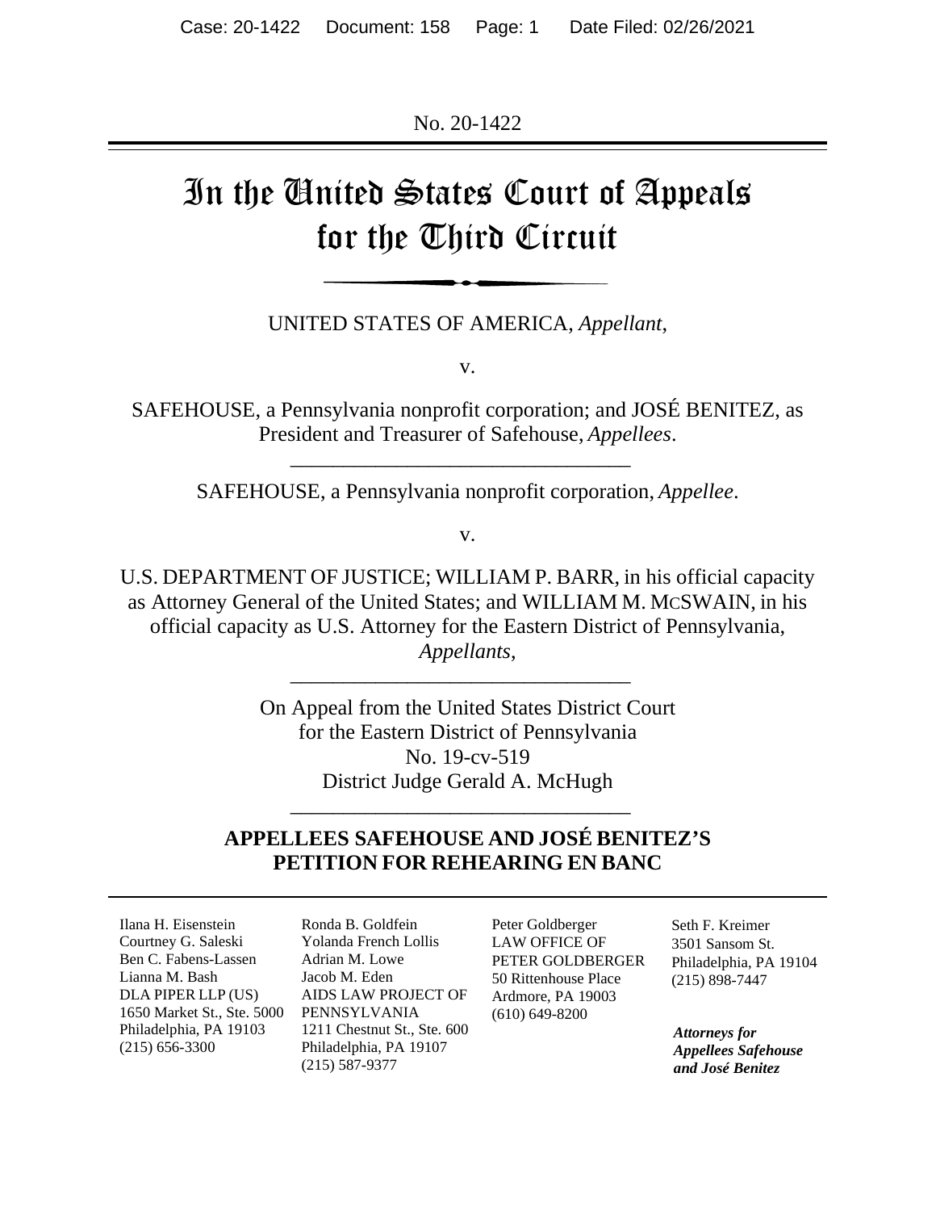No. 20-1422

# In the United States Court of Appeals for the Third Circuit

UNITED STATES OF AMERICA, *Appellant*,

v.

SAFEHOUSE, a Pennsylvania nonprofit corporation; and JOSÉ BENITEZ, as President and Treasurer of Safehouse, *Appellees*.

---

SAFEHOUSE, a Pennsylvania nonprofit corporation, *Appellee*.

v.

U.S. DEPARTMENT OF JUSTICE; WILLIAM P. BARR, in his official capacity as Attorney General of the United States; and WILLIAM M. MCSWAIN, in his official capacity as U.S. Attorney for the Eastern District of Pennsylvania, *Appellants*,

---

On Appeal from the United States District Court
for the Eastern District of Pennsylvania
No. 19-cv-519
District Judge Gerald A. McHugh

---

**APPELLEES SAFEHOUSE AND JOSÉ BENITEZ'S PETITION FOR REHEARING EN BANC**

Ilana H. Eisenstein
Courtney G. Saleski
Ben C. Fabens-Lassen
Lianna M. Bash
DLA PIPER LLP (US)
1650 Market St., Ste. 5000
Philadelphia, PA 19103
(215) 656-3300

Ronda B. Goldfein
Yolanda French Lollis
Adrian M. Lowe
Jacob M. Eden
AIDS LAW PROJECT OF PENNSYLVANIA
1211 Chestnut St., Ste. 600
Philadelphia, PA 19107
(215) 587-9377

Peter Goldberger
LAW OFFICE OF PETER GOLDBERGER
50 Rittenhouse Place
Ardmore, PA 19003
(610) 649-8200

Seth F. Kreimer
3501 Sansom St.
Philadelphia, PA 19104
(215) 898-7447

***Attorneys for Appellees Safehouse and José Benitez***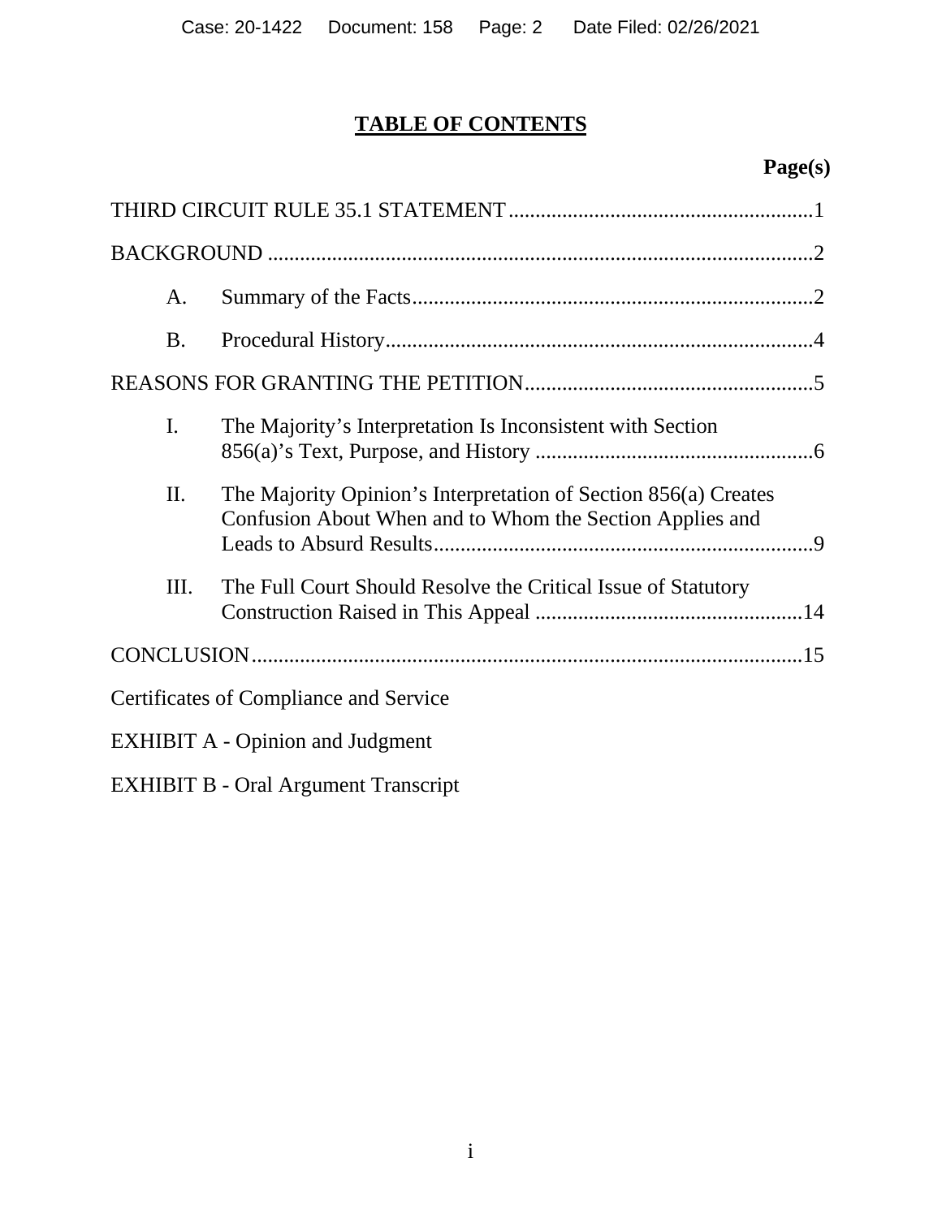# TABLE OF CONTENTS

| | Page(s) |
|---|---|
| THIRD CIRCUIT RULE 35.1 STATEMENT | 1 |
| BACKGROUND | 2 |
| A. Summary of the Facts | 2 |
| B. Procedural History | 4 |
| REASONS FOR GRANTING THE PETITION | 5 |
| I. The Majority's Interpretation Is Inconsistent with Section 856(a)'s Text, Purpose, and History | 6 |
| II. The Majority Opinion's Interpretation of Section 856(a) Creates Confusion About When and to Whom the Section Applies and Leads to Absurd Results | 9 |
| III. The Full Court Should Resolve the Critical Issue of Statutory Construction Raised in This Appeal | 14 |
| CONCLUSION | 15 |
| Certificates of Compliance and Service | |
| EXHIBIT A - Opinion and Judgment | |
| EXHIBIT B - Oral Argument Transcript | |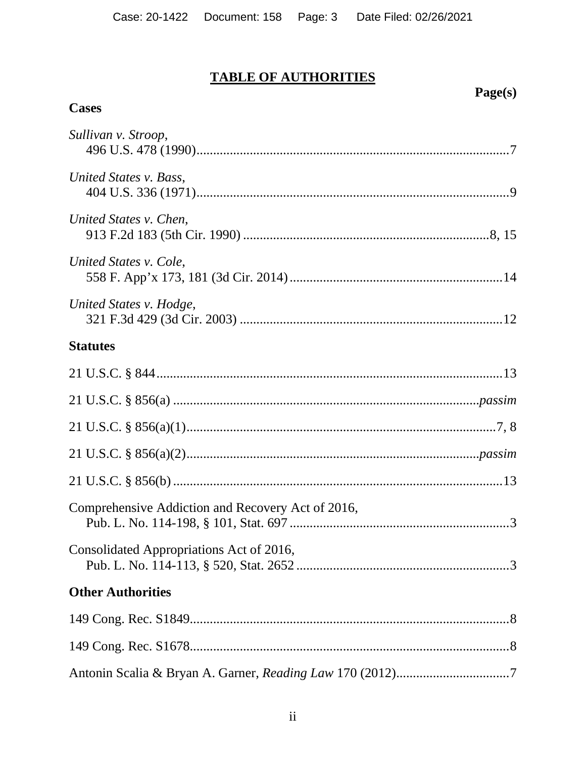# TABLE OF AUTHORITIES

**Page(s)**

## Cases

*Sullivan v. Stroop*,
496 U.S. 478 (1990).....7

*United States v. Bass*,
404 U.S. 336 (1971).....9

*United States v. Chen*,
913 F.2d 183 (5th Cir. 1990).....8, 15

*United States v. Cole*,
558 F. App'x 173, 181 (3d Cir. 2014).....14

*United States v. Hodge*,
321 F.3d 429 (3d Cir. 2003).....12

## Statutes

21 U.S.C. § 844.....13

21 U.S.C. § 856(a).....*passim*

21 U.S.C. § 856(a)(1).....7, 8

21 U.S.C. § 856(a)(2).....*passim*

21 U.S.C. § 856(b).....13

Comprehensive Addiction and Recovery Act of 2016,
Pub. L. No. 114-198, § 101, Stat. 697.....3

Consolidated Appropriations Act of 2016,
Pub. L. No. 114-113, § 520, Stat. 2652.....3

## Other Authorities

149 Cong. Rec. S1849.....8

149 Cong. Rec. S1678.....8

Antonin Scalia & Bryan A. Garner, *Reading Law* 170 (2012).....7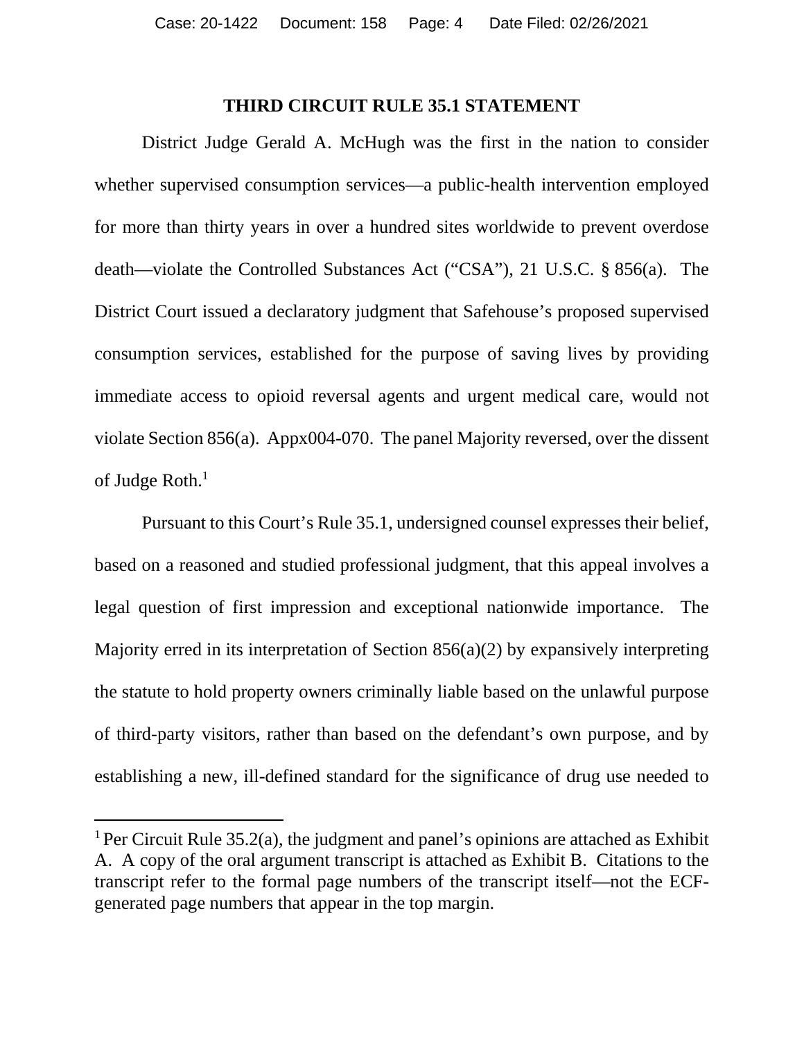## THIRD CIRCUIT RULE 35.1 STATEMENT

District Judge Gerald A. McHugh was the first in the nation to consider whether supervised consumption services—a public-health intervention employed for more than thirty years in over a hundred sites worldwide to prevent overdose death—violate the Controlled Substances Act ("CSA"), 21 U.S.C. § 856(a). The District Court issued a declaratory judgment that Safehouse's proposed supervised consumption services, established for the purpose of saving lives by providing immediate access to opioid reversal agents and urgent medical care, would not violate Section 856(a). Appx004-070. The panel Majority reversed, over the dissent of Judge Roth.[1]

Pursuant to this Court's Rule 35.1, undersigned counsel expresses their belief, based on a reasoned and studied professional judgment, that this appeal involves a legal question of first impression and exceptional nationwide importance. The Majority erred in its interpretation of Section 856(a)(2) by expansively interpreting the statute to hold property owners criminally liable based on the unlawful purpose of third-party visitors, rather than based on the defendant's own purpose, and by establishing a new, ill-defined standard for the significance of drug use needed to

---

[1] Per Circuit Rule 35.2(a), the judgment and panel's opinions are attached as Exhibit A. A copy of the oral argument transcript is attached as Exhibit B. Citations to the transcript refer to the formal page numbers of the transcript itself—not the ECF-generated page numbers that appear in the top margin.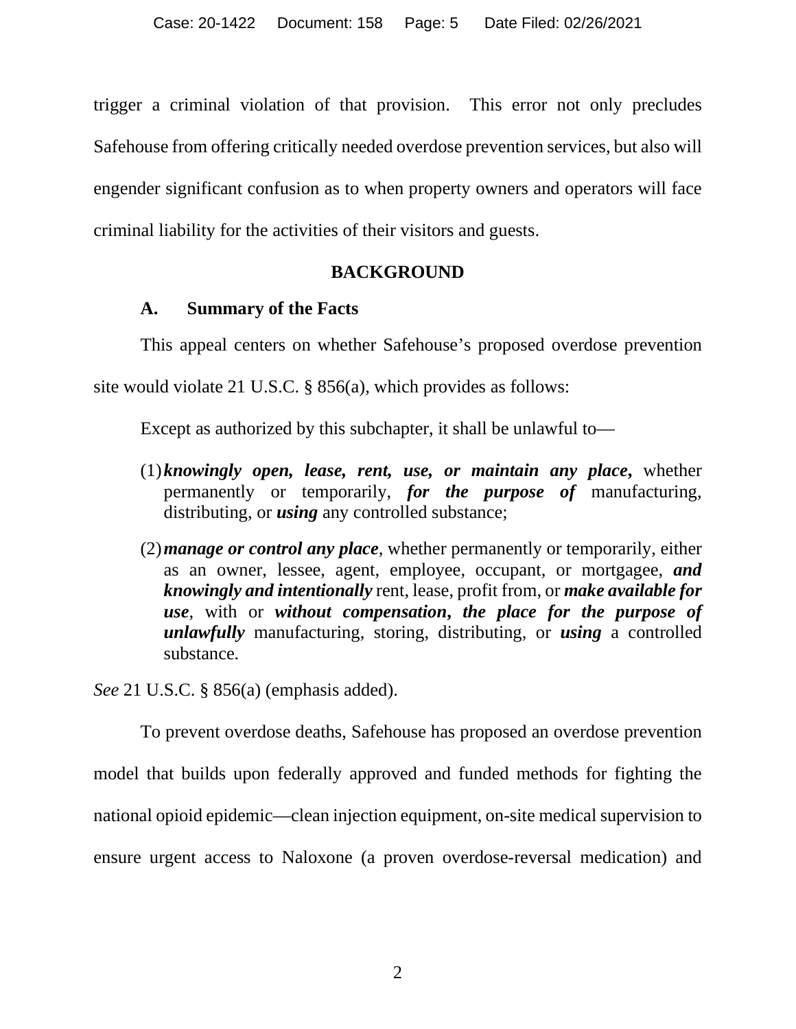trigger a criminal violation of that provision. This error not only precludes Safehouse from offering critically needed overdose prevention services, but also will engender significant confusion as to when property owners and operators will face criminal liability for the activities of their visitors and guests.

## BACKGROUND

### A. Summary of the Facts

This appeal centers on whether Safehouse's proposed overdose prevention site would violate 21 U.S.C. § 856(a), which provides as follows:

> Except as authorized by this subchapter, it shall be unlawful to—
>
> (1) ***knowingly open, lease, rent, use, or maintain any place,*** whether permanently or temporarily, ***for the purpose of*** manufacturing, distributing, or ***using*** any controlled substance;
>
> (2) ***manage or control any place***, whether permanently or temporarily, either as an owner, lessee, agent, employee, occupant, or mortgagee, ***and knowingly and intentionally*** rent, lease, profit from, or ***make available for use***, with or ***without compensation, the place for the purpose of unlawfully*** manufacturing, storing, distributing, or ***using*** a controlled substance.

*See* 21 U.S.C. § 856(a) (emphasis added).

To prevent overdose deaths, Safehouse has proposed an overdose prevention model that builds upon federally approved and funded methods for fighting the national opioid epidemic—clean injection equipment, on-site medical supervision to ensure urgent access to Naloxone (a proven overdose-reversal medication) and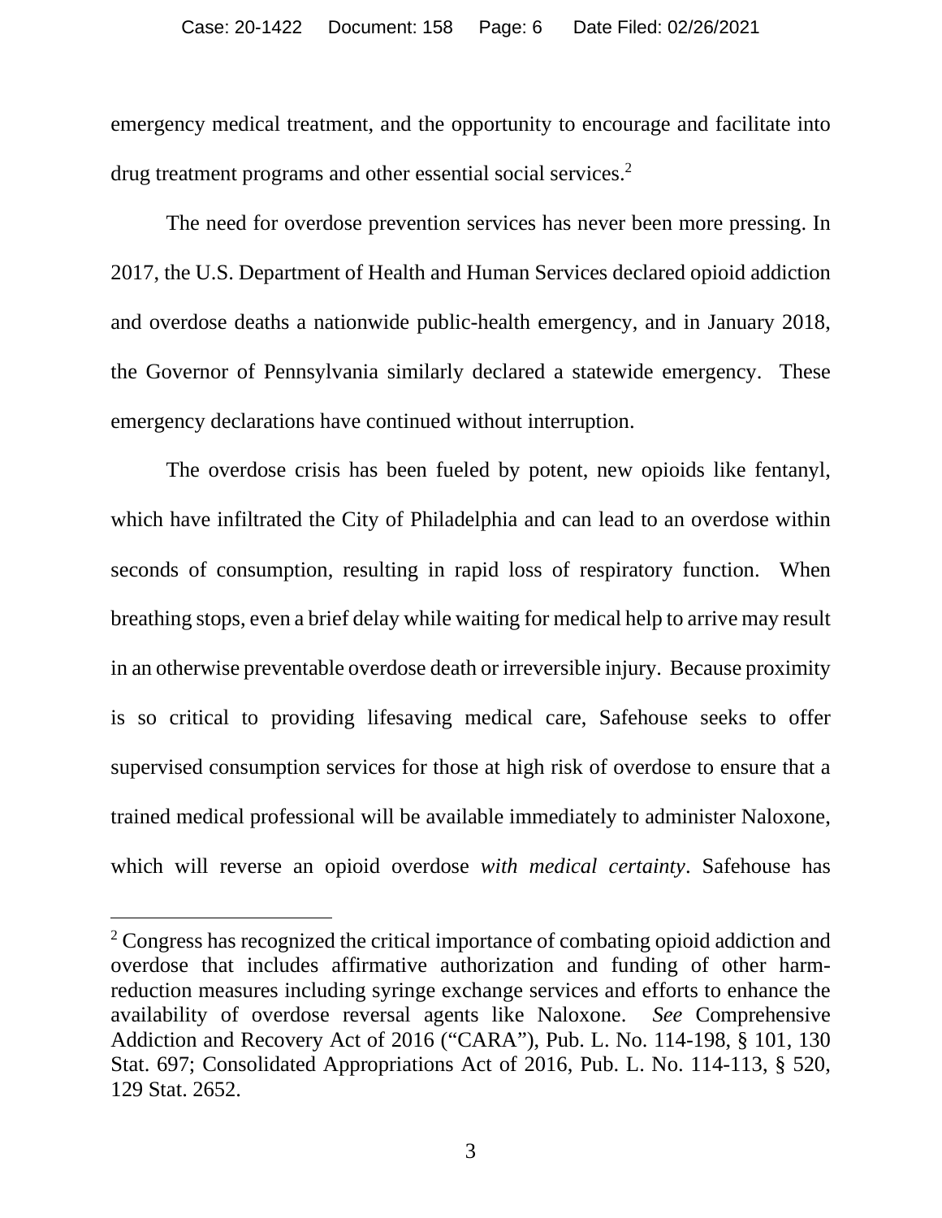emergency medical treatment, and the opportunity to encourage and facilitate into drug treatment programs and other essential social services.[2]

The need for overdose prevention services has never been more pressing. In 2017, the U.S. Department of Health and Human Services declared opioid addiction and overdose deaths a nationwide public-health emergency, and in January 2018, the Governor of Pennsylvania similarly declared a statewide emergency. These emergency declarations have continued without interruption.

The overdose crisis has been fueled by potent, new opioids like fentanyl, which have infiltrated the City of Philadelphia and can lead to an overdose within seconds of consumption, resulting in rapid loss of respiratory function. When breathing stops, even a brief delay while waiting for medical help to arrive may result in an otherwise preventable overdose death or irreversible injury. Because proximity is so critical to providing lifesaving medical care, Safehouse seeks to offer supervised consumption services for those at high risk of overdose to ensure that a trained medical professional will be available immediately to administer Naloxone, which will reverse an opioid overdose *with medical certainty*. Safehouse has

---

[2] Congress has recognized the critical importance of combating opioid addiction and overdose that includes affirmative authorization and funding of other harm-reduction measures including syringe exchange services and efforts to enhance the availability of overdose reversal agents like Naloxone. *See* Comprehensive Addiction and Recovery Act of 2016 ("CARA"), Pub. L. No. 114-198, § 101, 130 Stat. 697; Consolidated Appropriations Act of 2016, Pub. L. No. 114-113, § 520, 129 Stat. 2652.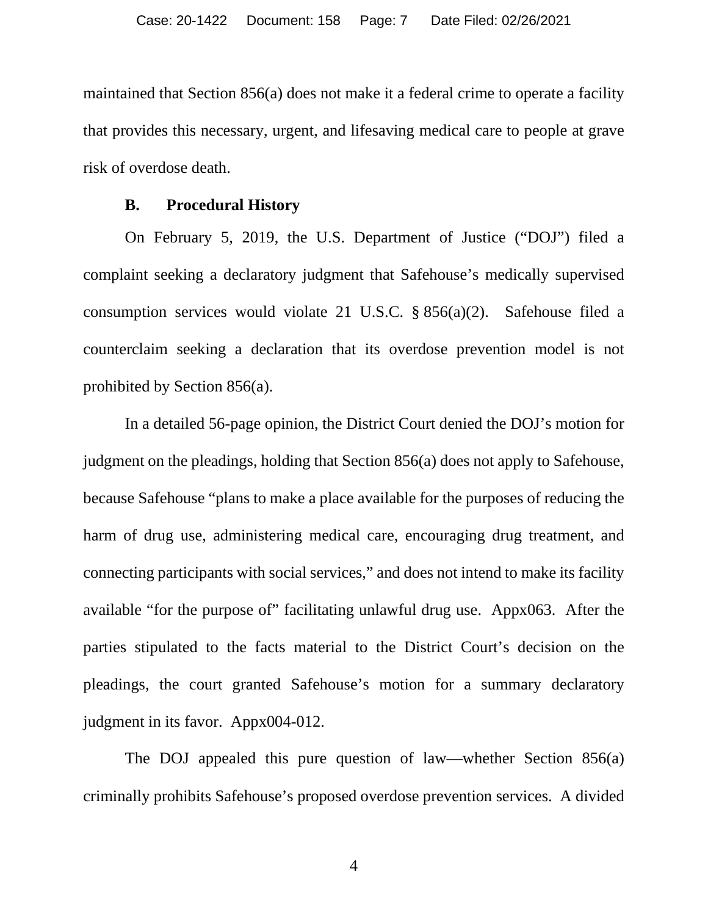maintained that Section 856(a) does not make it a federal crime to operate a facility that provides this necessary, urgent, and lifesaving medical care to people at grave risk of overdose death.

### B. Procedural History

On February 5, 2019, the U.S. Department of Justice ("DOJ") filed a complaint seeking a declaratory judgment that Safehouse's medically supervised consumption services would violate 21 U.S.C. § 856(a)(2). Safehouse filed a counterclaim seeking a declaration that its overdose prevention model is not prohibited by Section 856(a).

In a detailed 56-page opinion, the District Court denied the DOJ's motion for judgment on the pleadings, holding that Section 856(a) does not apply to Safehouse, because Safehouse "plans to make a place available for the purposes of reducing the harm of drug use, administering medical care, encouraging drug treatment, and connecting participants with social services," and does not intend to make its facility available "for the purpose of" facilitating unlawful drug use. Appx063. After the parties stipulated to the facts material to the District Court's decision on the pleadings, the court granted Safehouse's motion for a summary declaratory judgment in its favor. Appx004-012.

The DOJ appealed this pure question of law—whether Section 856(a) criminally prohibits Safehouse's proposed overdose prevention services. A divided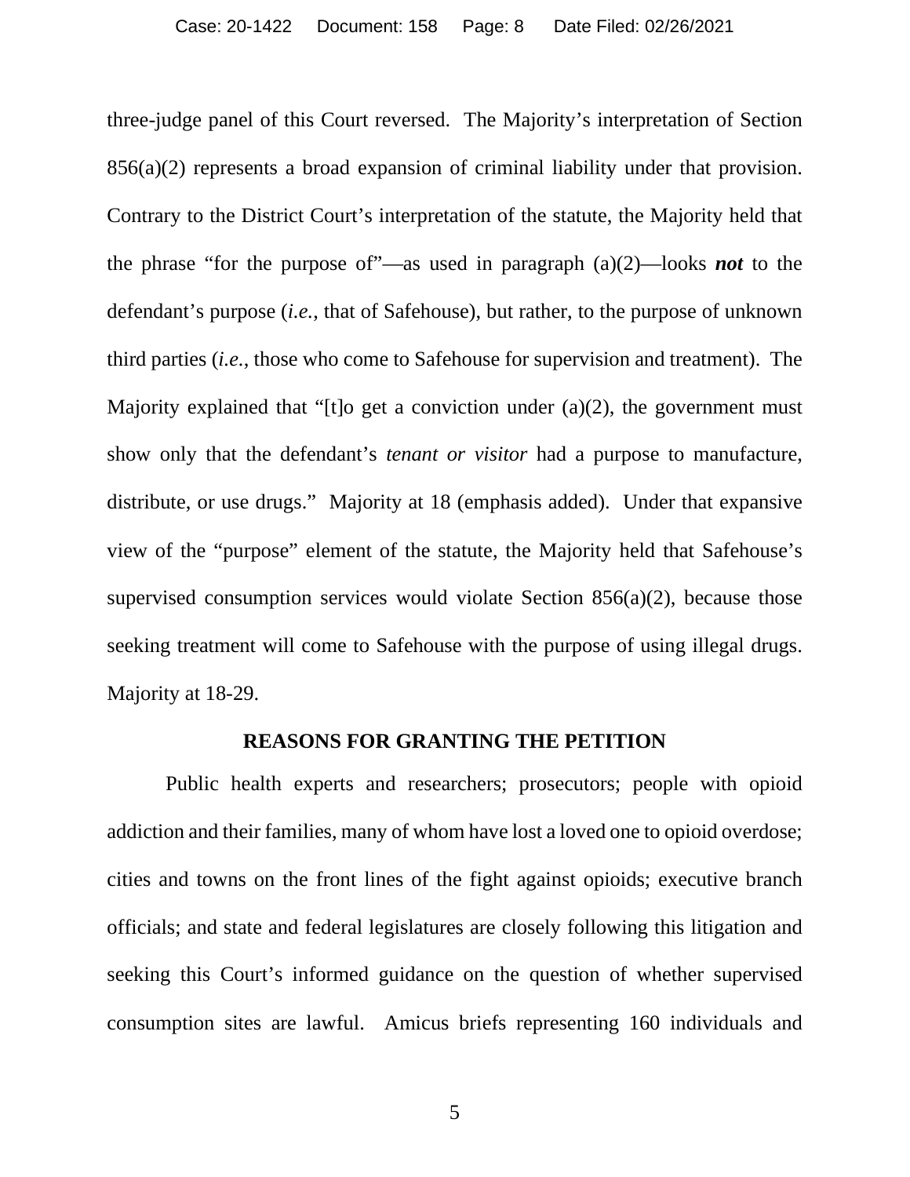three-judge panel of this Court reversed. The Majority's interpretation of Section 856(a)(2) represents a broad expansion of criminal liability under that provision. Contrary to the District Court's interpretation of the statute, the Majority held that the phrase "for the purpose of"—as used in paragraph (a)(2)—looks ***not*** to the defendant's purpose (*i.e.*, that of Safehouse), but rather, to the purpose of unknown third parties (*i.e.*, those who come to Safehouse for supervision and treatment). The Majority explained that "[t]o get a conviction under (a)(2), the government must show only that the defendant's *tenant or visitor* had a purpose to manufacture, distribute, or use drugs." Majority at 18 (emphasis added). Under that expansive view of the "purpose" element of the statute, the Majority held that Safehouse's supervised consumption services would violate Section 856(a)(2), because those seeking treatment will come to Safehouse with the purpose of using illegal drugs. Majority at 18-29.

## REASONS FOR GRANTING THE PETITION

Public health experts and researchers; prosecutors; people with opioid addiction and their families, many of whom have lost a loved one to opioid overdose; cities and towns on the front lines of the fight against opioids; executive branch officials; and state and federal legislatures are closely following this litigation and seeking this Court's informed guidance on the question of whether supervised consumption sites are lawful. Amicus briefs representing 160 individuals and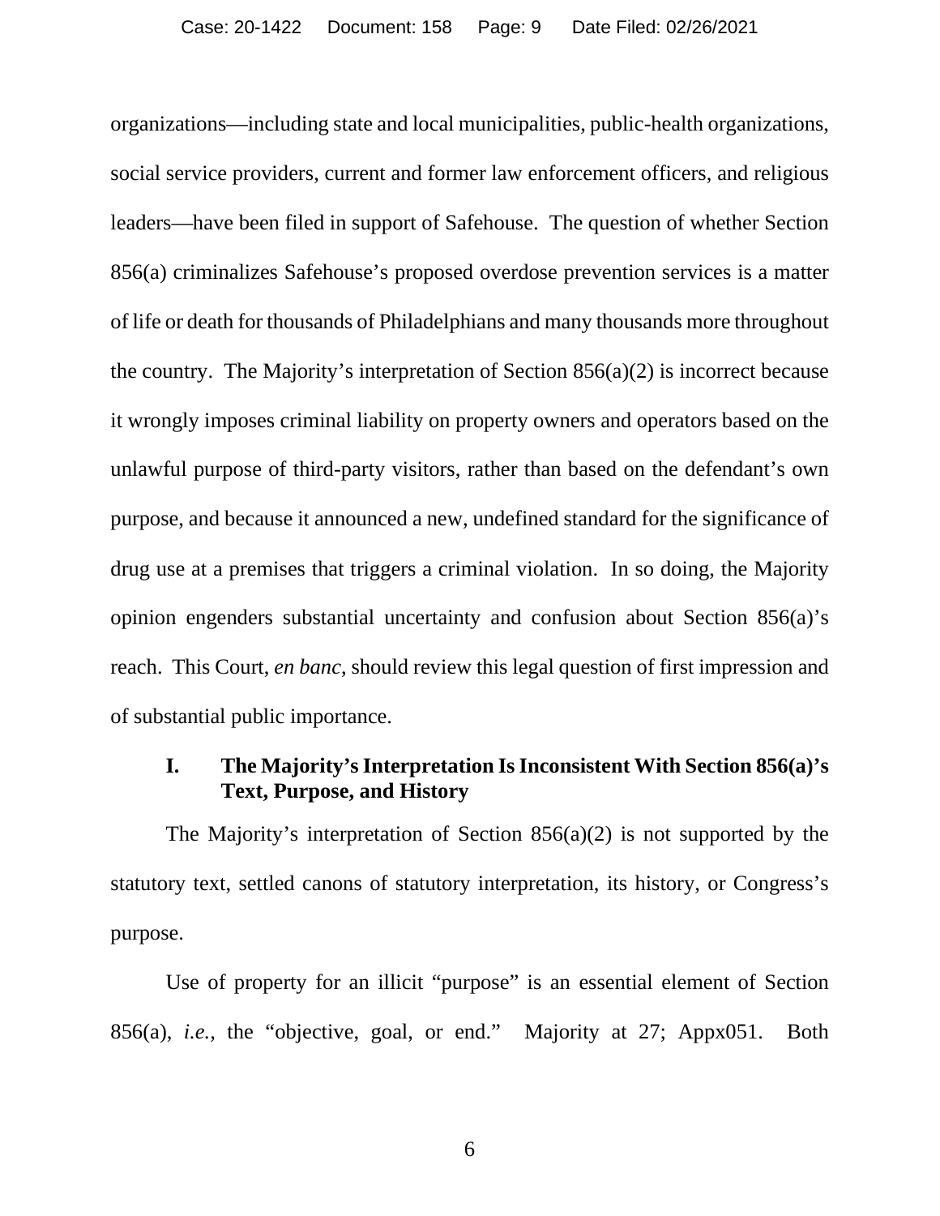organizations—including state and local municipalities, public-health organizations, social service providers, current and former law enforcement officers, and religious leaders—have been filed in support of Safehouse. The question of whether Section 856(a) criminalizes Safehouse's proposed overdose prevention services is a matter of life or death for thousands of Philadelphians and many thousands more throughout the country. The Majority's interpretation of Section 856(a)(2) is incorrect because it wrongly imposes criminal liability on property owners and operators based on the unlawful purpose of third-party visitors, rather than based on the defendant's own purpose, and because it announced a new, undefined standard for the significance of drug use at a premises that triggers a criminal violation. In so doing, the Majority opinion engenders substantial uncertainty and confusion about Section 856(a)'s reach. This Court, *en banc*, should review this legal question of first impression and of substantial public importance.

## I. The Majority's Interpretation Is Inconsistent With Section 856(a)'s Text, Purpose, and History

The Majority's interpretation of Section 856(a)(2) is not supported by the statutory text, settled canons of statutory interpretation, its history, or Congress's purpose.

Use of property for an illicit "purpose" is an essential element of Section 856(a), *i.e.*, the "objective, goal, or end." Majority at 27; Appx051. Both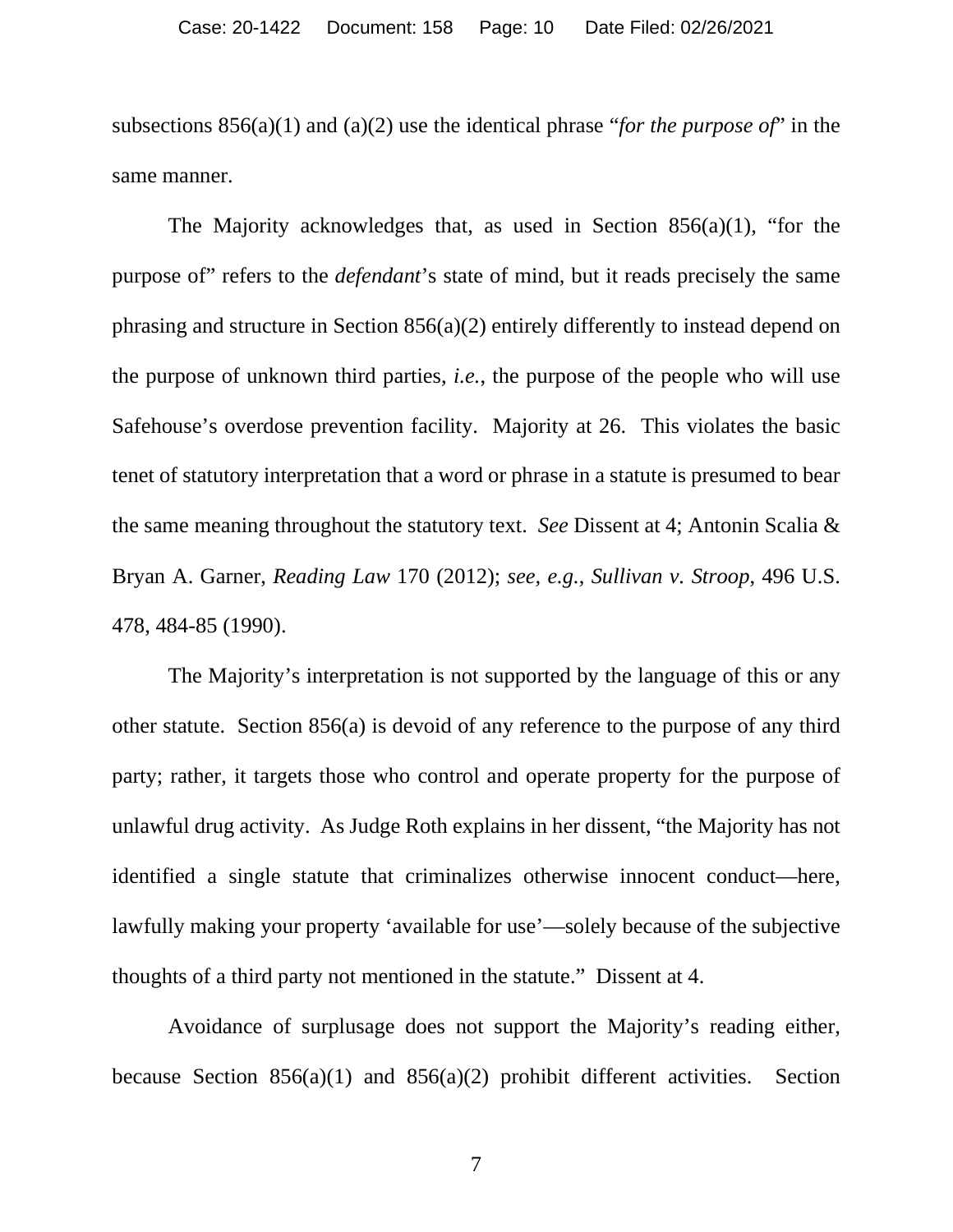subsections 856(a)(1) and (a)(2) use the identical phrase "*for the purpose of*" in the same manner.

The Majority acknowledges that, as used in Section 856(a)(1), "for the purpose of" refers to the *defendant*'s state of mind, but it reads precisely the same phrasing and structure in Section 856(a)(2) entirely differently to instead depend on the purpose of unknown third parties, *i.e.*, the purpose of the people who will use Safehouse's overdose prevention facility. Majority at 26. This violates the basic tenet of statutory interpretation that a word or phrase in a statute is presumed to bear the same meaning throughout the statutory text. *See* Dissent at 4; Antonin Scalia & Bryan A. Garner, *Reading Law* 170 (2012); *see, e.g.*, *Sullivan v. Stroop*, 496 U.S. 478, 484-85 (1990).

The Majority's interpretation is not supported by the language of this or any other statute. Section 856(a) is devoid of any reference to the purpose of any third party; rather, it targets those who control and operate property for the purpose of unlawful drug activity. As Judge Roth explains in her dissent, "the Majority has not identified a single statute that criminalizes otherwise innocent conduct—here, lawfully making your property 'available for use'—solely because of the subjective thoughts of a third party not mentioned in the statute." Dissent at 4.

Avoidance of surplusage does not support the Majority's reading either, because Section 856(a)(1) and 856(a)(2) prohibit different activities. Section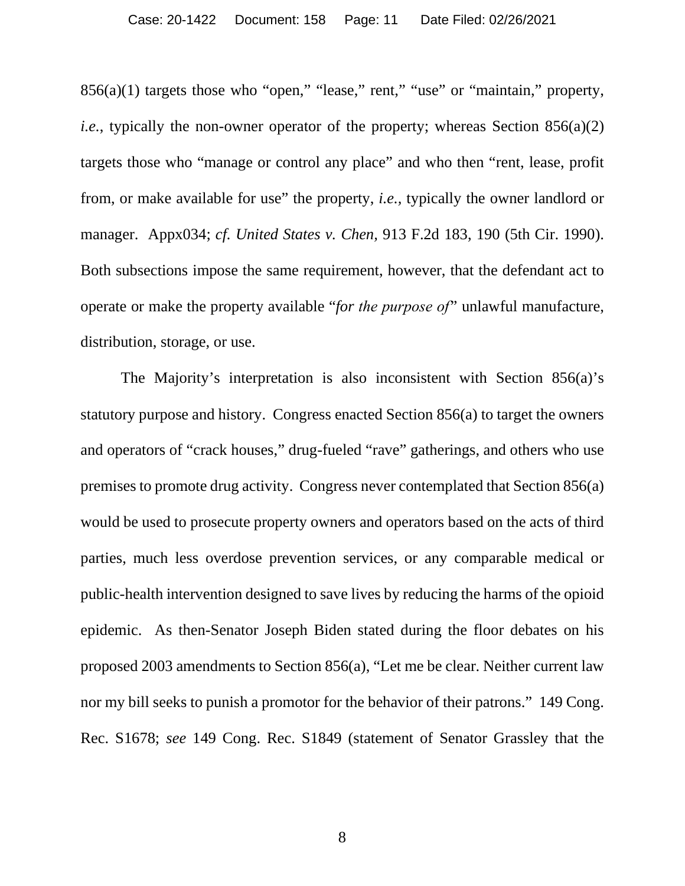856(a)(1) targets those who "open," "lease," rent," "use" or "maintain," property, *i.e.*, typically the non-owner operator of the property; whereas Section 856(a)(2) targets those who "manage or control any place" and who then "rent, lease, profit from, or make available for use" the property, *i.e.*, typically the owner landlord or manager. Appx034; *cf. United States v. Chen*, 913 F.2d 183, 190 (5th Cir. 1990). Both subsections impose the same requirement, however, that the defendant act to operate or make the property available "*for the purpose of*" unlawful manufacture, distribution, storage, or use.

The Majority's interpretation is also inconsistent with Section 856(a)'s statutory purpose and history. Congress enacted Section 856(a) to target the owners and operators of "crack houses," drug-fueled "rave" gatherings, and others who use premises to promote drug activity. Congress never contemplated that Section 856(a) would be used to prosecute property owners and operators based on the acts of third parties, much less overdose prevention services, or any comparable medical or public-health intervention designed to save lives by reducing the harms of the opioid epidemic. As then-Senator Joseph Biden stated during the floor debates on his proposed 2003 amendments to Section 856(a), "Let me be clear. Neither current law nor my bill seeks to punish a promotor for the behavior of their patrons." 149 Cong. Rec. S1678; *see* 149 Cong. Rec. S1849 (statement of Senator Grassley that the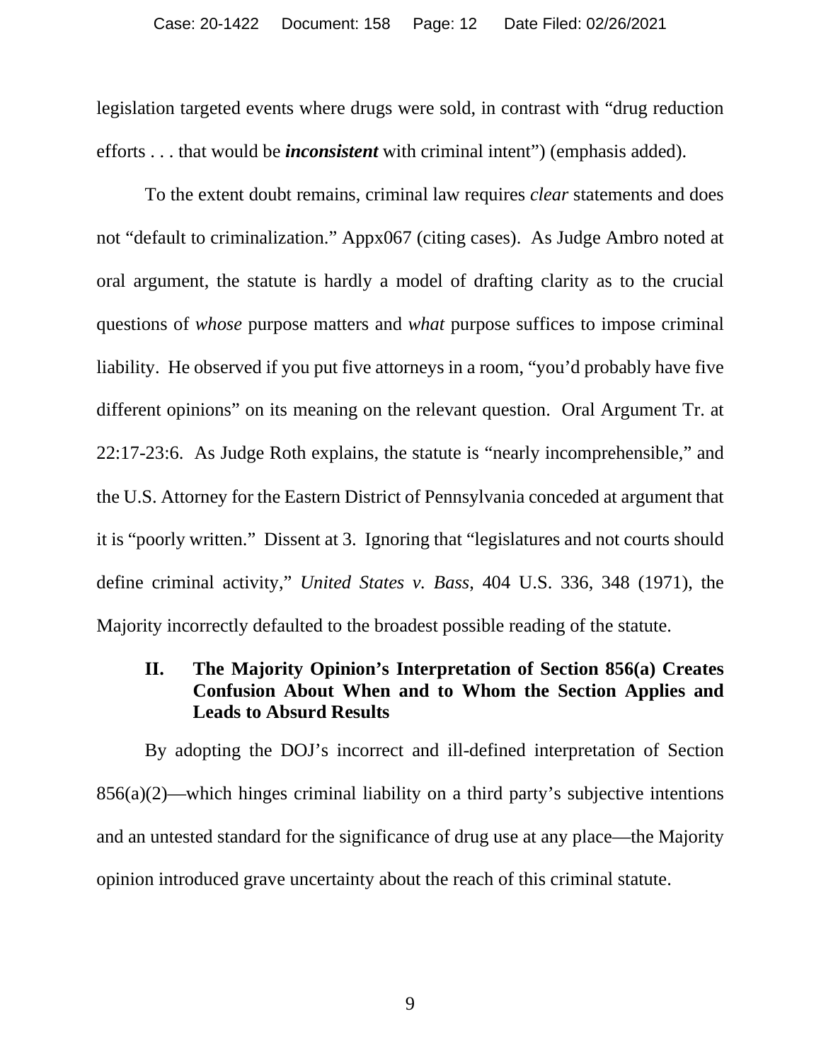legislation targeted events where drugs were sold, in contrast with "drug reduction efforts . . . that would be ***inconsistent*** with criminal intent") (emphasis added).

To the extent doubt remains, criminal law requires *clear* statements and does not "default to criminalization." Appx067 (citing cases). As Judge Ambro noted at oral argument, the statute is hardly a model of drafting clarity as to the crucial questions of *whose* purpose matters and *what* purpose suffices to impose criminal liability. He observed if you put five attorneys in a room, "you'd probably have five different opinions" on its meaning on the relevant question. Oral Argument Tr. at 22:17-23:6. As Judge Roth explains, the statute is "nearly incomprehensible," and the U.S. Attorney for the Eastern District of Pennsylvania conceded at argument that it is "poorly written." Dissent at 3. Ignoring that "legislatures and not courts should define criminal activity," *United States v. Bass*, 404 U.S. 336, 348 (1971), the Majority incorrectly defaulted to the broadest possible reading of the statute.

## II. The Majority Opinion's Interpretation of Section 856(a) Creates Confusion About When and to Whom the Section Applies and Leads to Absurd Results

By adopting the DOJ's incorrect and ill-defined interpretation of Section 856(a)(2)—which hinges criminal liability on a third party's subjective intentions and an untested standard for the significance of drug use at any place—the Majority opinion introduced grave uncertainty about the reach of this criminal statute.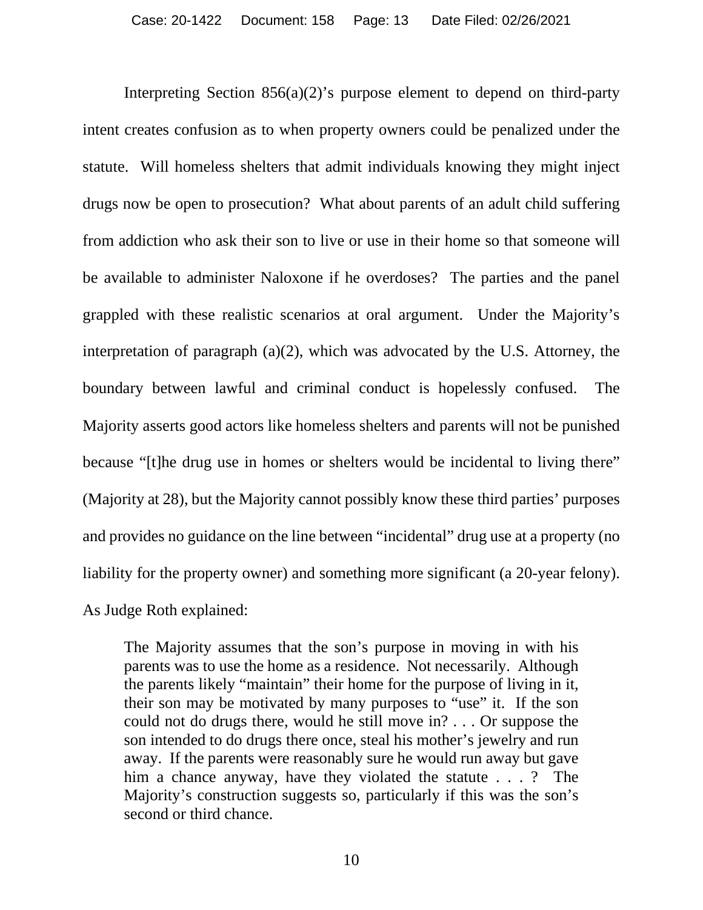Interpreting Section 856(a)(2)'s purpose element to depend on third-party intent creates confusion as to when property owners could be penalized under the statute. Will homeless shelters that admit individuals knowing they might inject drugs now be open to prosecution? What about parents of an adult child suffering from addiction who ask their son to live or use in their home so that someone will be available to administer Naloxone if he overdoses? The parties and the panel grappled with these realistic scenarios at oral argument. Under the Majority's interpretation of paragraph (a)(2), which was advocated by the U.S. Attorney, the boundary between lawful and criminal conduct is hopelessly confused. The Majority asserts good actors like homeless shelters and parents will not be punished because "[t]he drug use in homes or shelters would be incidental to living there" (Majority at 28), but the Majority cannot possibly know these third parties' purposes and provides no guidance on the line between "incidental" drug use at a property (no liability for the property owner) and something more significant (a 20-year felony). As Judge Roth explained:

> The Majority assumes that the son's purpose in moving in with his parents was to use the home as a residence. Not necessarily. Although the parents likely "maintain" their home for the purpose of living in it, their son may be motivated by many purposes to "use" it. If the son could not do drugs there, would he still move in? . . . Or suppose the son intended to do drugs there once, steal his mother's jewelry and run away. If the parents were reasonably sure he would run away but gave him a chance anyway, have they violated the statute . . . ? The Majority's construction suggests so, particularly if this was the son's second or third chance.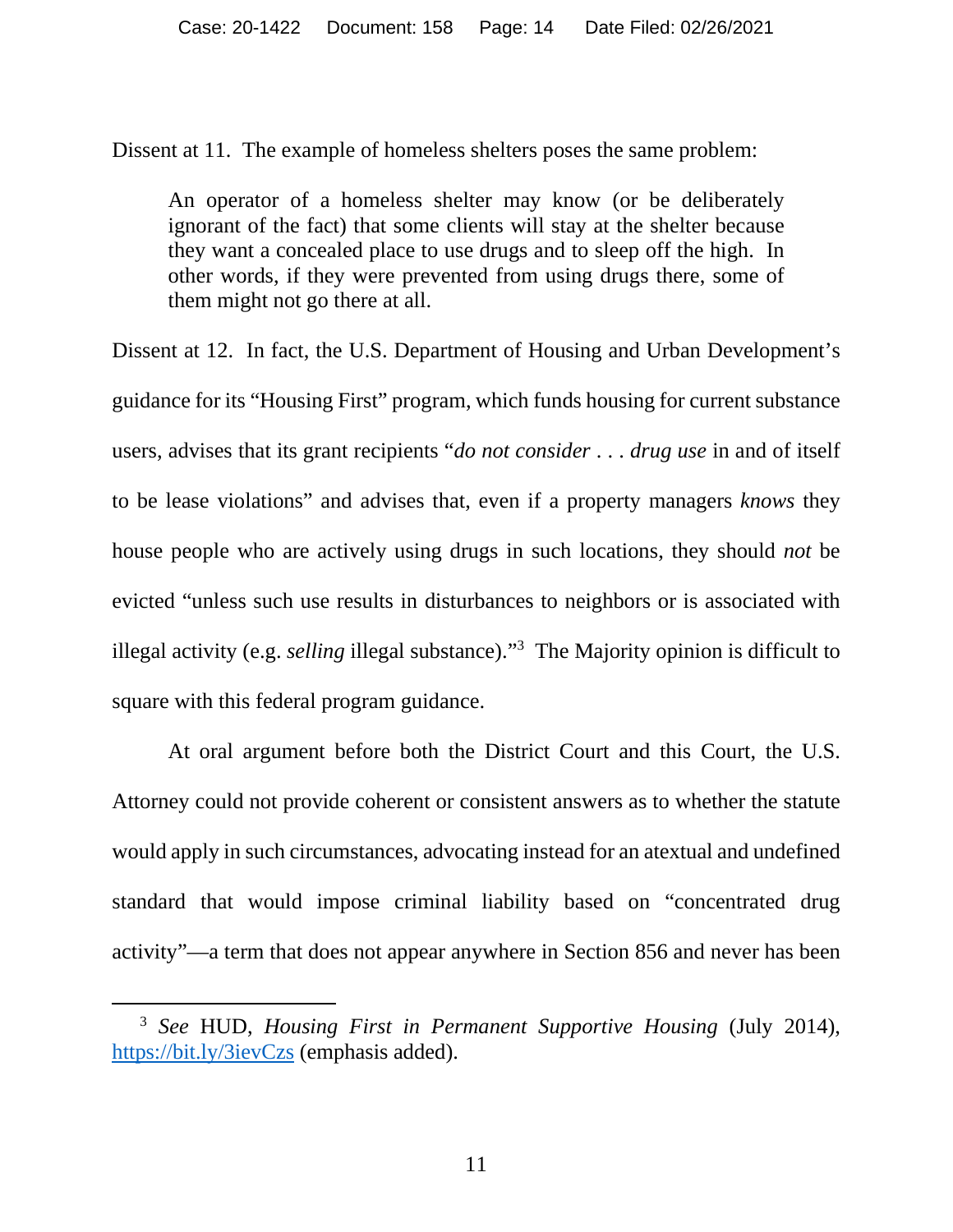Dissent at 11. The example of homeless shelters poses the same problem:

> An operator of a homeless shelter may know (or be deliberately ignorant of the fact) that some clients will stay at the shelter because they want a concealed place to use drugs and to sleep off the high. In other words, if they were prevented from using drugs there, some of them might not go there at all.

Dissent at 12. In fact, the U.S. Department of Housing and Urban Development's guidance for its "Housing First" program, which funds housing for current substance users, advises that its grant recipients "*do not consider* . . . *drug use* in and of itself to be lease violations" and advises that, even if a property managers *knows* they house people who are actively using drugs in such locations, they should *not* be evicted "unless such use results in disturbances to neighbors or is associated with illegal activity (e.g. *selling* illegal substance)."[3] The Majority opinion is difficult to square with this federal program guidance.

At oral argument before both the District Court and this Court, the U.S. Attorney could not provide coherent or consistent answers as to whether the statute would apply in such circumstances, advocating instead for an atextual and undefined standard that would impose criminal liability based on "concentrated drug activity"—a term that does not appear anywhere in Section 856 and never has been

[3] *See* HUD, *Housing First in Permanent Supportive Housing* (July 2014), https://bit.ly/3ievCzs (emphasis added).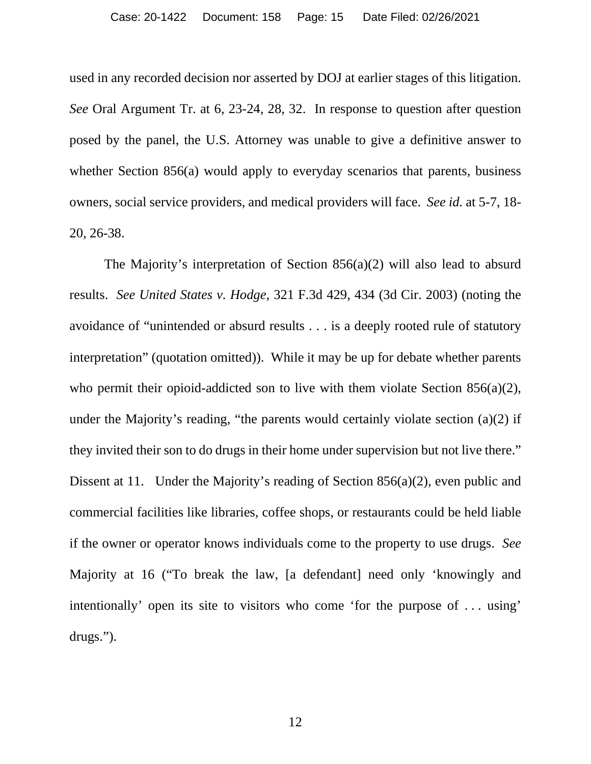used in any recorded decision nor asserted by DOJ at earlier stages of this litigation. *See* Oral Argument Tr. at 6, 23-24, 28, 32. In response to question after question posed by the panel, the U.S. Attorney was unable to give a definitive answer to whether Section 856(a) would apply to everyday scenarios that parents, business owners, social service providers, and medical providers will face. *See id.* at 5-7, 18-20, 26-38.

The Majority's interpretation of Section 856(a)(2) will also lead to absurd results. *See United States v. Hodge*, 321 F.3d 429, 434 (3d Cir. 2003) (noting the avoidance of "unintended or absurd results . . . is a deeply rooted rule of statutory interpretation" (quotation omitted)). While it may be up for debate whether parents who permit their opioid-addicted son to live with them violate Section 856(a)(2), under the Majority's reading, "the parents would certainly violate section (a)(2) if they invited their son to do drugs in their home under supervision but not live there." Dissent at 11. Under the Majority's reading of Section 856(a)(2), even public and commercial facilities like libraries, coffee shops, or restaurants could be held liable if the owner or operator knows individuals come to the property to use drugs. *See* Majority at 16 ("To break the law, [a defendant] need only 'knowingly and intentionally' open its site to visitors who come 'for the purpose of . . . using' drugs.").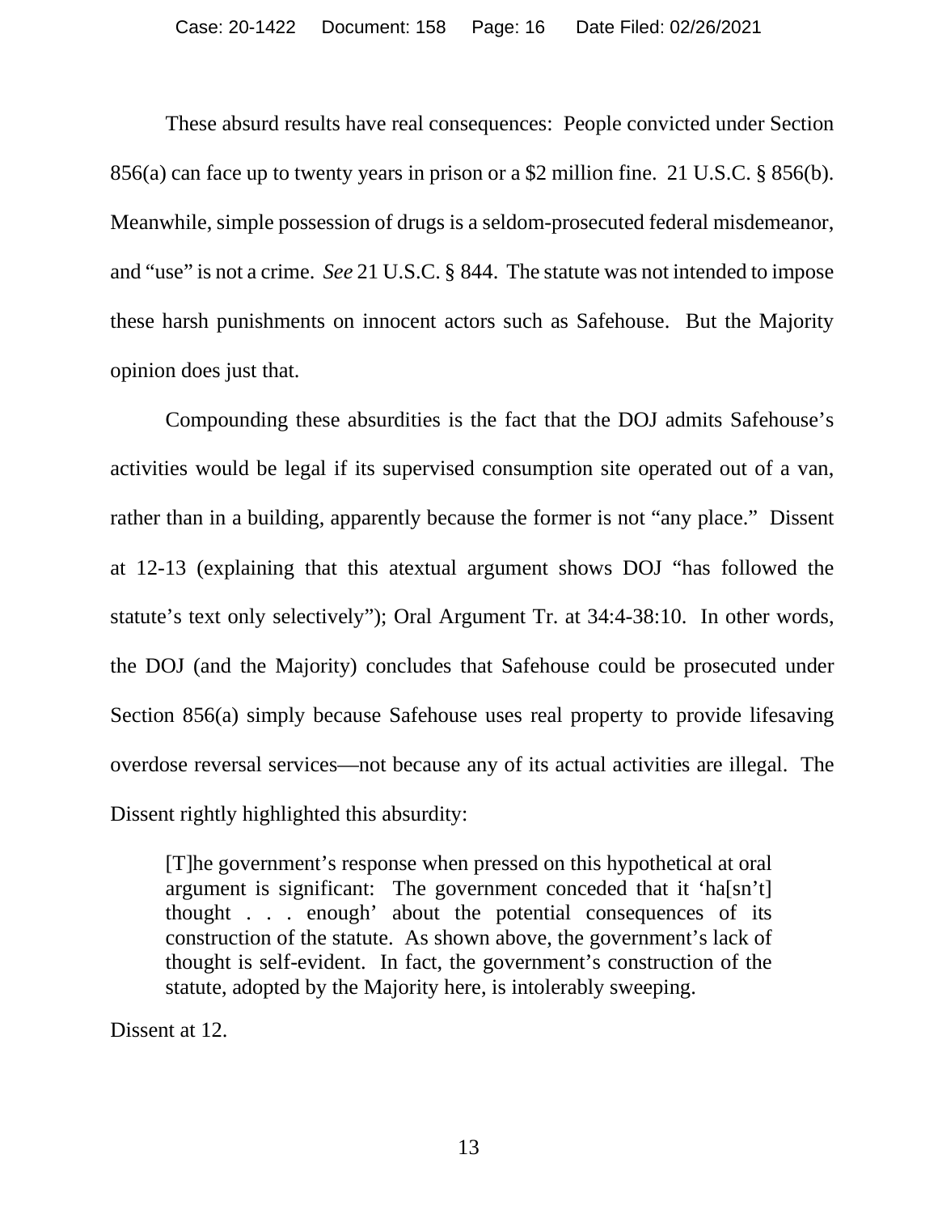These absurd results have real consequences: People convicted under Section 856(a) can face up to twenty years in prison or a $2 million fine. 21 U.S.C. § 856(b). Meanwhile, simple possession of drugs is a seldom-prosecuted federal misdemeanor, and "use" is not a crime. *See* 21 U.S.C. § 844. The statute was not intended to impose these harsh punishments on innocent actors such as Safehouse. But the Majority opinion does just that.

Compounding these absurdities is the fact that the DOJ admits Safehouse's activities would be legal if its supervised consumption site operated out of a van, rather than in a building, apparently because the former is not "any place." Dissent at 12-13 (explaining that this atextual argument shows DOJ "has followed the statute's text only selectively"); Oral Argument Tr. at 34:4-38:10. In other words, the DOJ (and the Majority) concludes that Safehouse could be prosecuted under Section 856(a) simply because Safehouse uses real property to provide lifesaving overdose reversal services—not because any of its actual activities are illegal. The Dissent rightly highlighted this absurdity:

> [T]he government's response when pressed on this hypothetical at oral argument is significant: The government conceded that it 'ha[sn't] thought . . . enough' about the potential consequences of its construction of the statute. As shown above, the government's lack of thought is self-evident. In fact, the government's construction of the statute, adopted by the Majority here, is intolerably sweeping.

Dissent at 12.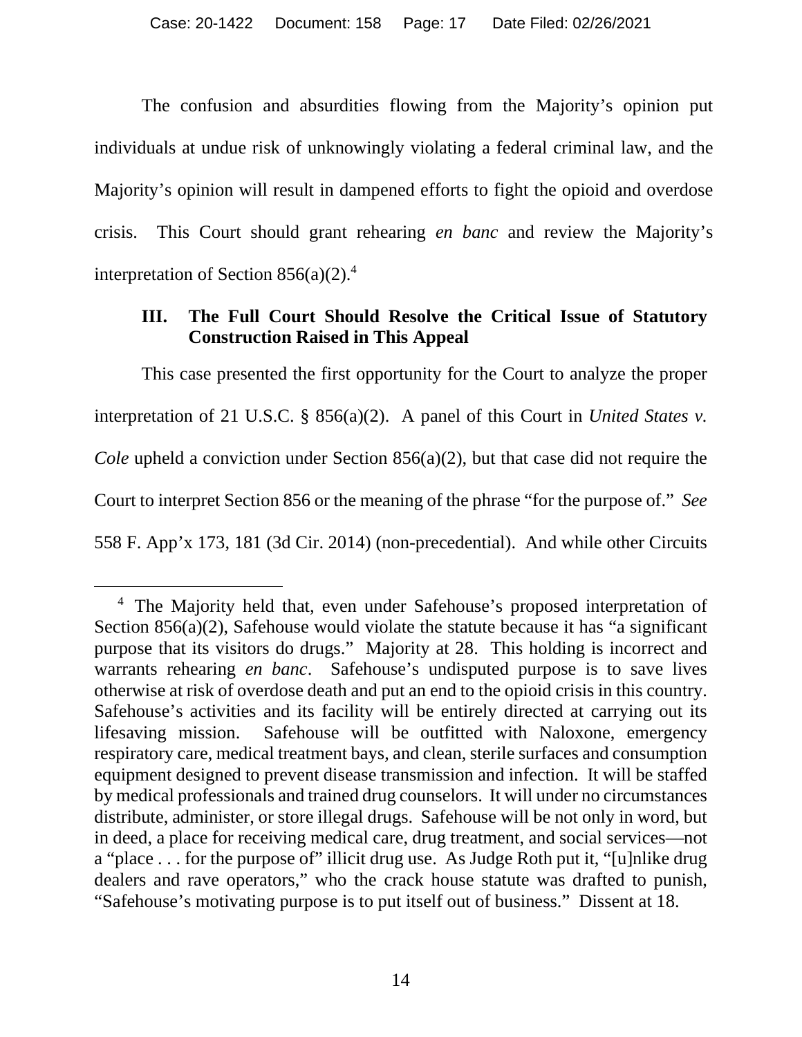The confusion and absurdities flowing from the Majority's opinion put individuals at undue risk of unknowingly violating a federal criminal law, and the Majority's opinion will result in dampened efforts to fight the opioid and overdose crisis. This Court should grant rehearing *en banc* and review the Majority's interpretation of Section 856(a)(2).[4]

### III. The Full Court Should Resolve the Critical Issue of Statutory Construction Raised in This Appeal

This case presented the first opportunity for the Court to analyze the proper interpretation of 21 U.S.C. § 856(a)(2). A panel of this Court in *United States v. Cole* upheld a conviction under Section 856(a)(2), but that case did not require the Court to interpret Section 856 or the meaning of the phrase "for the purpose of." *See* 558 F. App'x 173, 181 (3d Cir. 2014) (non-precedential). And while other Circuits

---

[4] The Majority held that, even under Safehouse's proposed interpretation of Section 856(a)(2), Safehouse would violate the statute because it has "a significant purpose that its visitors do drugs." Majority at 28. This holding is incorrect and warrants rehearing *en banc*. Safehouse's undisputed purpose is to save lives otherwise at risk of overdose death and put an end to the opioid crisis in this country. Safehouse's activities and its facility will be entirely directed at carrying out its lifesaving mission. Safehouse will be outfitted with Naloxone, emergency respiratory care, medical treatment bays, and clean, sterile surfaces and consumption equipment designed to prevent disease transmission and infection. It will be staffed by medical professionals and trained drug counselors. It will under no circumstances distribute, administer, or store illegal drugs. Safehouse will be not only in word, but in deed, a place for receiving medical care, drug treatment, and social services—not a "place . . . for the purpose of" illicit drug use. As Judge Roth put it, "[u]nlike drug dealers and rave operators," who the crack house statute was drafted to punish, "Safehouse's motivating purpose is to put itself out of business." Dissent at 18.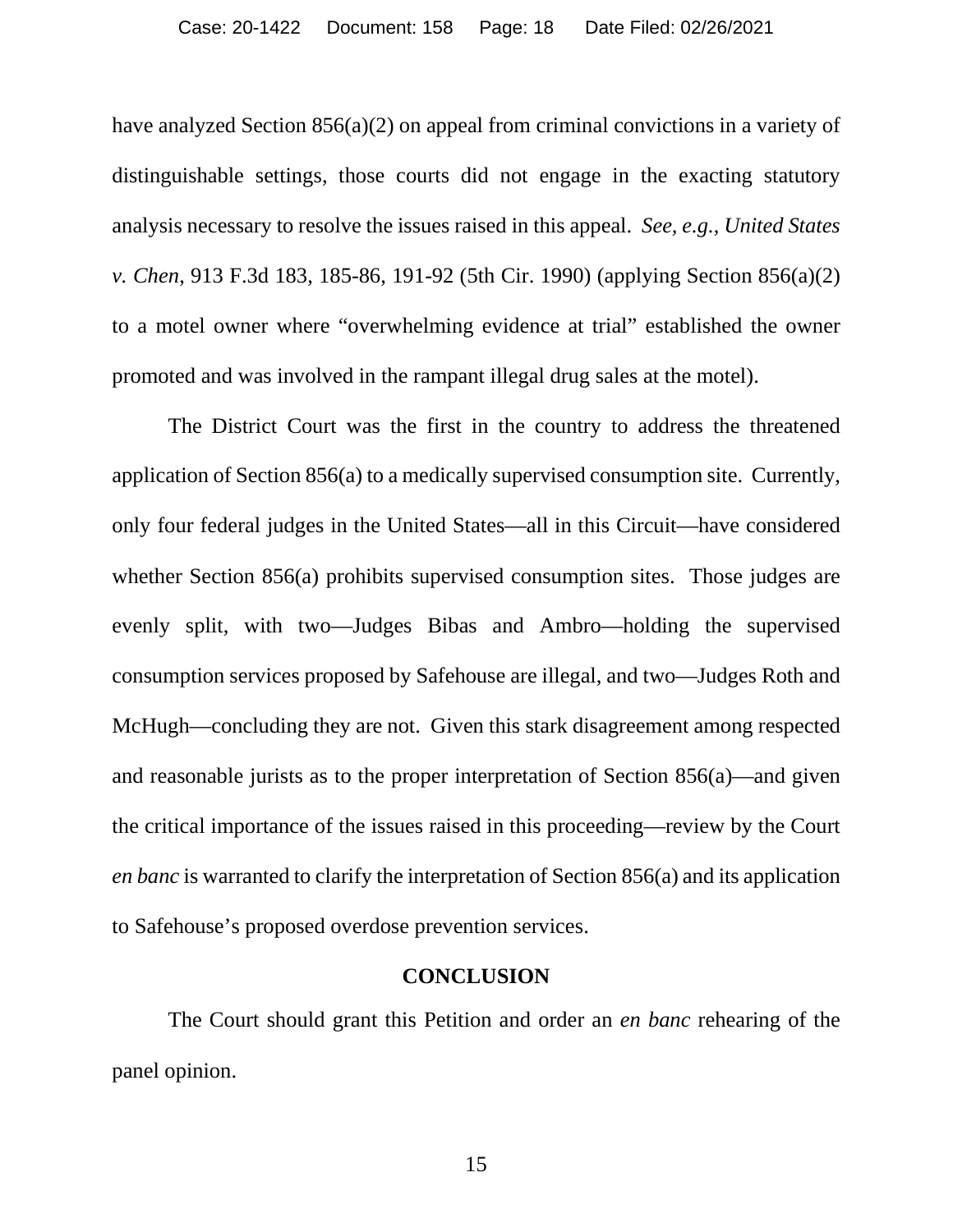have analyzed Section 856(a)(2) on appeal from criminal convictions in a variety of distinguishable settings, those courts did not engage in the exacting statutory analysis necessary to resolve the issues raised in this appeal. *See, e.g.*, *United States v. Chen*, 913 F.3d 183, 185-86, 191-92 (5th Cir. 1990) (applying Section 856(a)(2) to a motel owner where "overwhelming evidence at trial" established the owner promoted and was involved in the rampant illegal drug sales at the motel).

The District Court was the first in the country to address the threatened application of Section 856(a) to a medically supervised consumption site. Currently, only four federal judges in the United States—all in this Circuit—have considered whether Section 856(a) prohibits supervised consumption sites. Those judges are evenly split, with two—Judges Bibas and Ambro—holding the supervised consumption services proposed by Safehouse are illegal, and two—Judges Roth and McHugh—concluding they are not. Given this stark disagreement among respected and reasonable jurists as to the proper interpretation of Section 856(a)—and given the critical importance of the issues raised in this proceeding—review by the Court *en banc* is warranted to clarify the interpretation of Section 856(a) and its application to Safehouse's proposed overdose prevention services.

## CONCLUSION

The Court should grant this Petition and order an *en banc* rehearing of the panel opinion.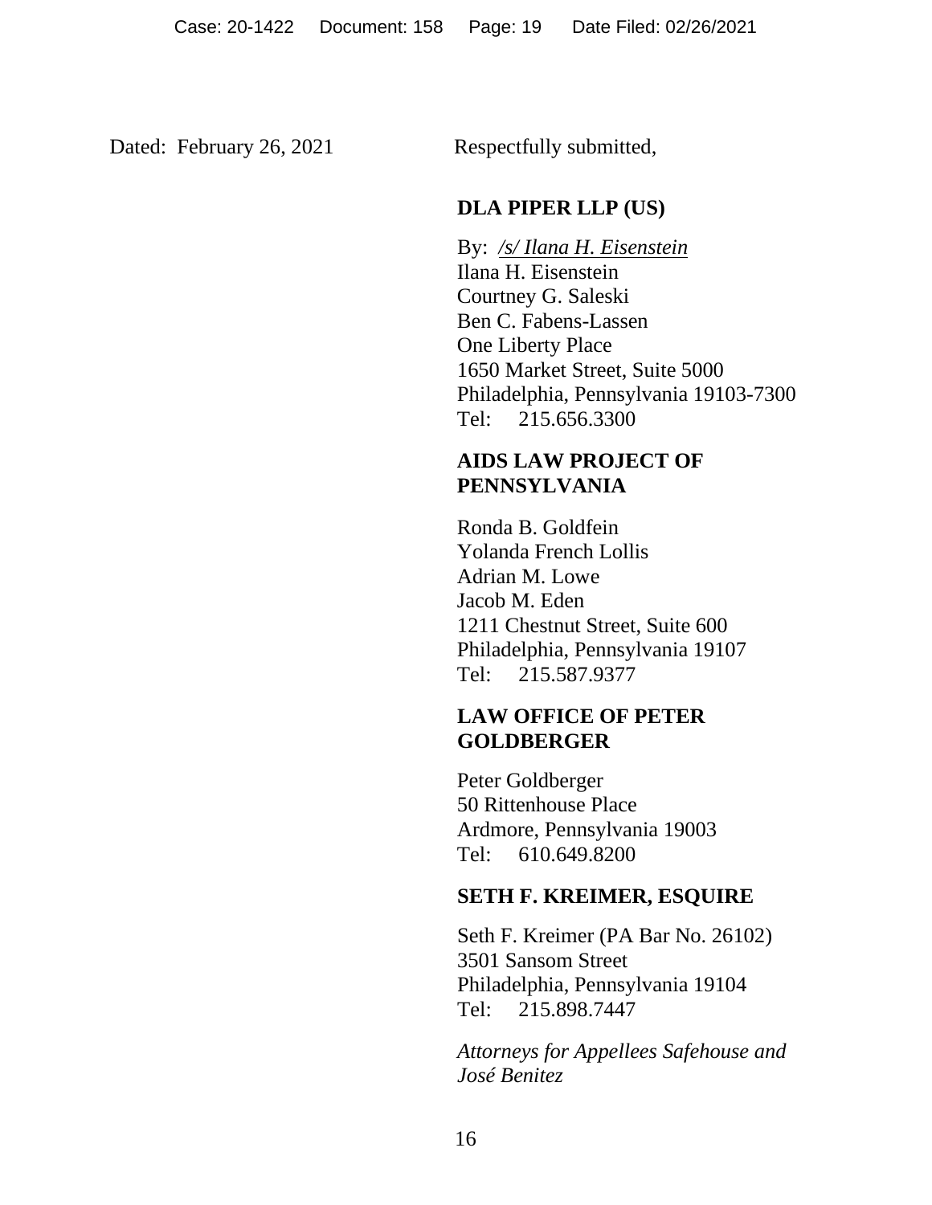Dated: February 26, 2021

Respectfully submitted,

**DLA PIPER LLP (US)**

By: */s/ Ilana H. Eisenstein*
Ilana H. Eisenstein
Courtney G. Saleski
Ben C. Fabens-Lassen
One Liberty Place
1650 Market Street, Suite 5000
Philadelphia, Pennsylvania 19103-7300
Tel: 215.656.3300

**AIDS LAW PROJECT OF PENNSYLVANIA**

Ronda B. Goldfein
Yolanda French Lollis
Adrian M. Lowe
Jacob M. Eden
1211 Chestnut Street, Suite 600
Philadelphia, Pennsylvania 19107
Tel: 215.587.9377

**LAW OFFICE OF PETER GOLDBERGER**

Peter Goldberger
50 Rittenhouse Place
Ardmore, Pennsylvania 19003
Tel: 610.649.8200

**SETH F. KREIMER, ESQUIRE**

Seth F. Kreimer (PA Bar No. 26102)
3501 Sansom Street
Philadelphia, Pennsylvania 19104
Tel: 215.898.7447

*Attorneys for Appellees Safehouse and José Benitez*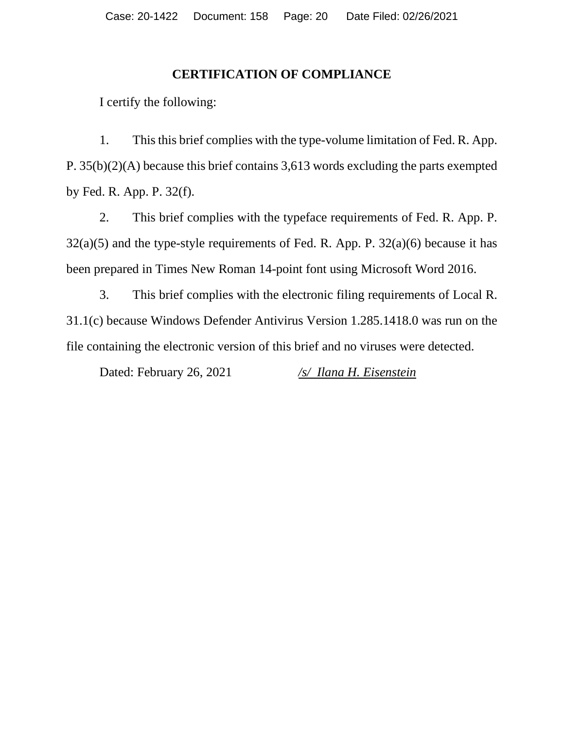## CERTIFICATION OF COMPLIANCE

I certify the following:

1. This this brief complies with the type-volume limitation of Fed. R. App. P. 35(b)(2)(A) because this brief contains 3,613 words excluding the parts exempted by Fed. R. App. P. 32(f).

2. This brief complies with the typeface requirements of Fed. R. App. P. 32(a)(5) and the type-style requirements of Fed. R. App. P. 32(a)(6) because it has been prepared in Times New Roman 14-point font using Microsoft Word 2016.

3. This brief complies with the electronic filing requirements of Local R. 31.1(c) because Windows Defender Antivirus Version 1.285.1418.0 was run on the file containing the electronic version of this brief and no viruses were detected.

Dated: February 26, 2021 *_/s/ Ilana H. Eisenstein_*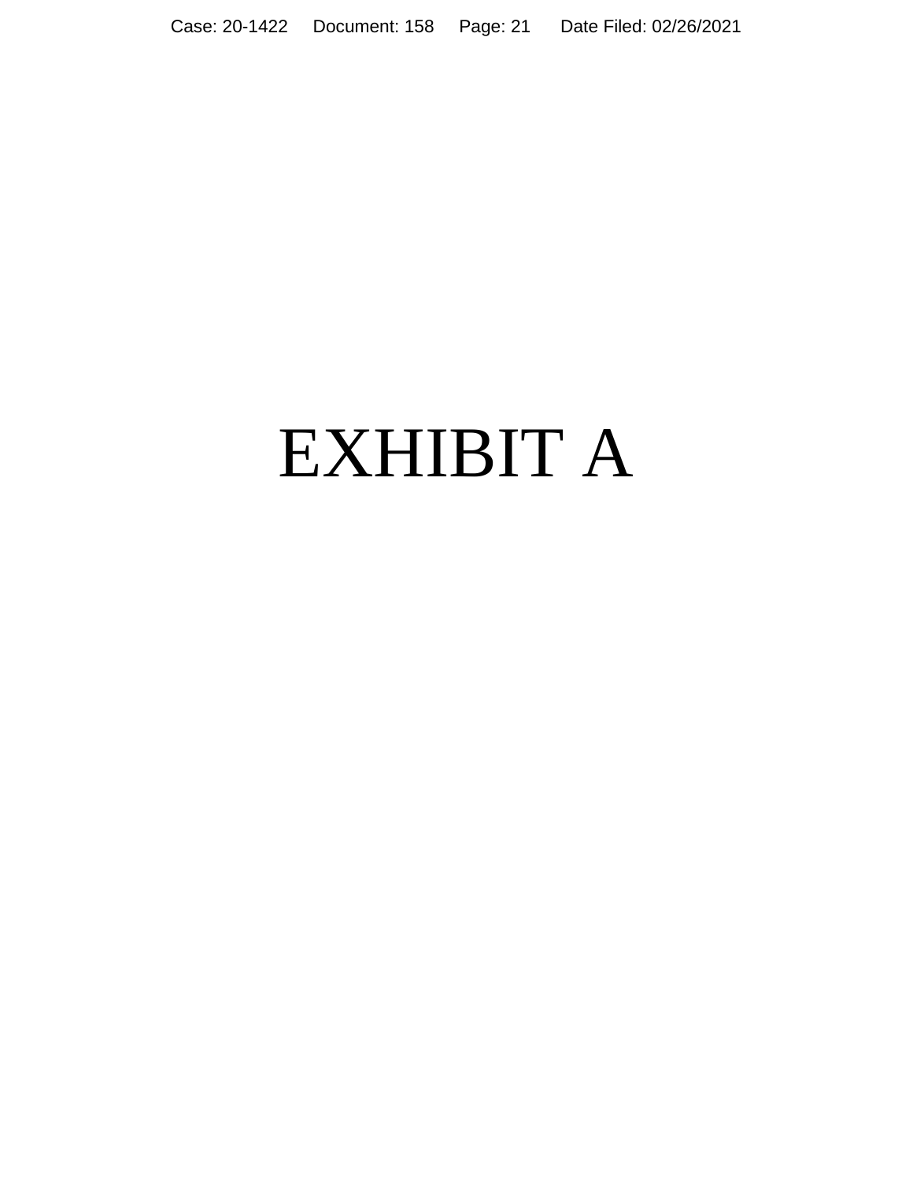# EXHIBIT A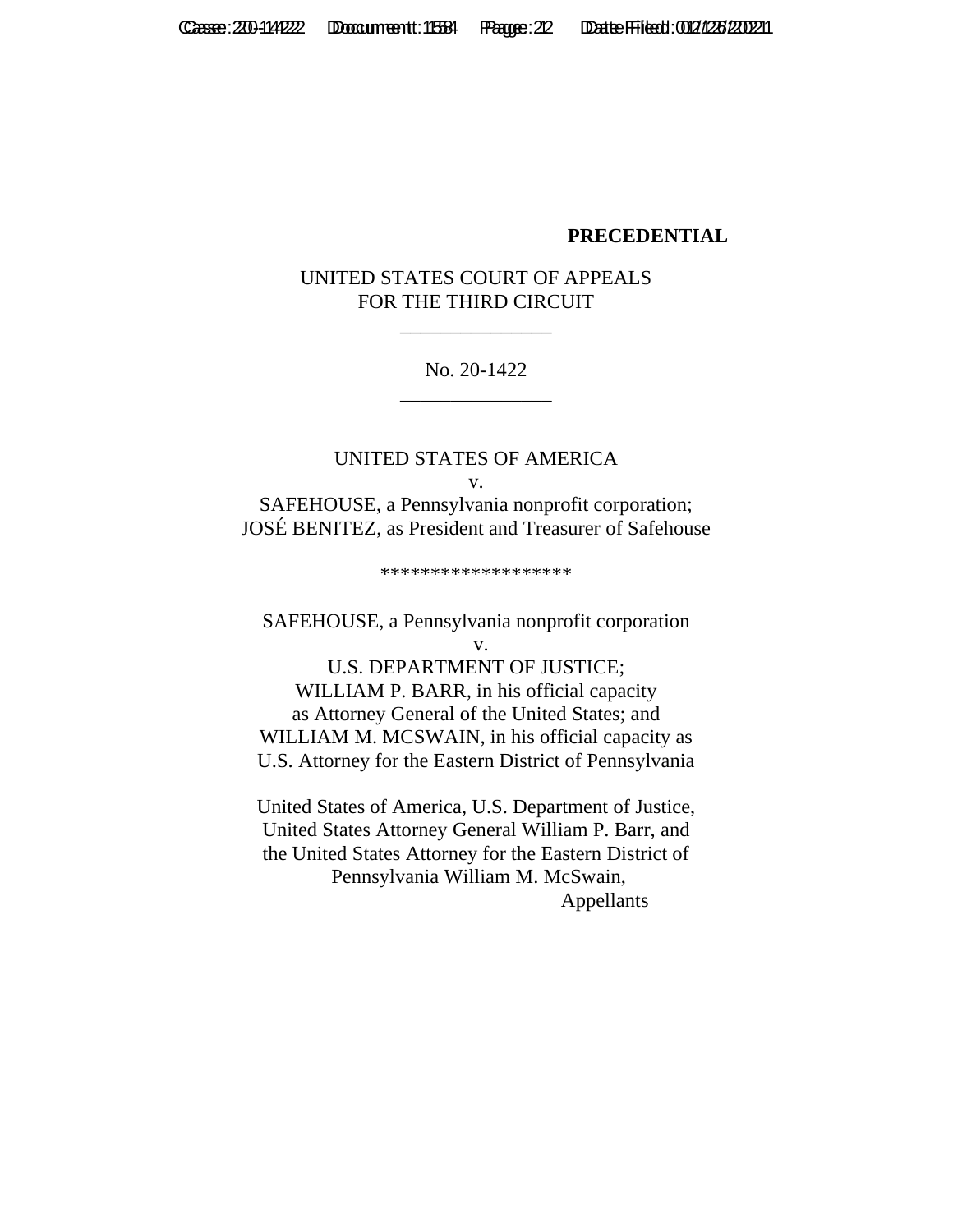**PRECEDENTIAL**

UNITED STATES COURT OF APPEALS
FOR THE THIRD CIRCUIT

\_\_\_\_\_\_\_\_\_\_\_\_\_\_\_

No. 20-1422

\_\_\_\_\_\_\_\_\_\_\_\_\_\_\_

UNITED STATES OF AMERICA
v.
SAFEHOUSE, a Pennsylvania nonprofit corporation;
JOSÉ BENITEZ, as President and Treasurer of Safehouse

*******************

SAFEHOUSE, a Pennsylvania nonprofit corporation
v.
U.S. DEPARTMENT OF JUSTICE;
WILLIAM P. BARR, in his official capacity
as Attorney General of the United States; and
WILLIAM M. MCSWAIN, in his official capacity as
U.S. Attorney for the Eastern District of Pennsylvania

United States of America, U.S. Department of Justice,
United States Attorney General William P. Barr, and
the United States Attorney for the Eastern District of
Pennsylvania William M. McSwain,
Appellants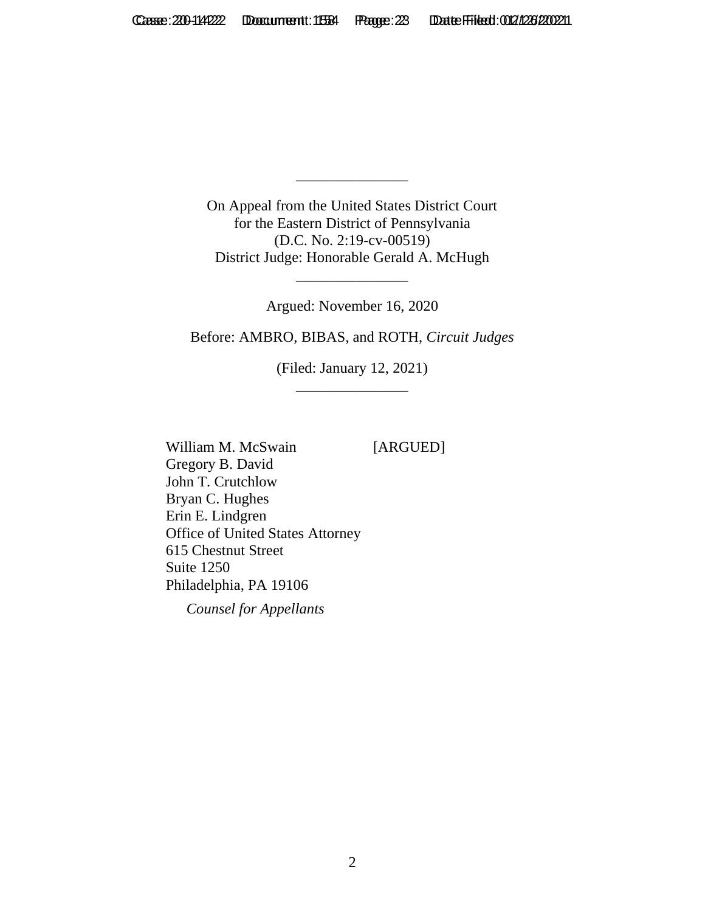\_\_\_\_\_\_\_\_\_\_\_\_\_\_\_

On Appeal from the United States District Court
for the Eastern District of Pennsylvania
(D.C. No. 2:19-cv-00519)
District Judge: Honorable Gerald A. McHugh

\_\_\_\_\_\_\_\_\_\_\_\_\_\_\_

Argued: November 16, 2020

Before: AMBRO, BIBAS, and ROTH, *Circuit Judges*

(Filed: January 12, 2021)

\_\_\_\_\_\_\_\_\_\_\_\_\_\_\_

William M. McSwain [ARGUED]
Gregory B. David
John T. Crutchlow
Bryan C. Hughes
Erin E. Lindgren
Office of United States Attorney
615 Chestnut Street
Suite 1250
Philadelphia, PA 19106

*Counsel for Appellants*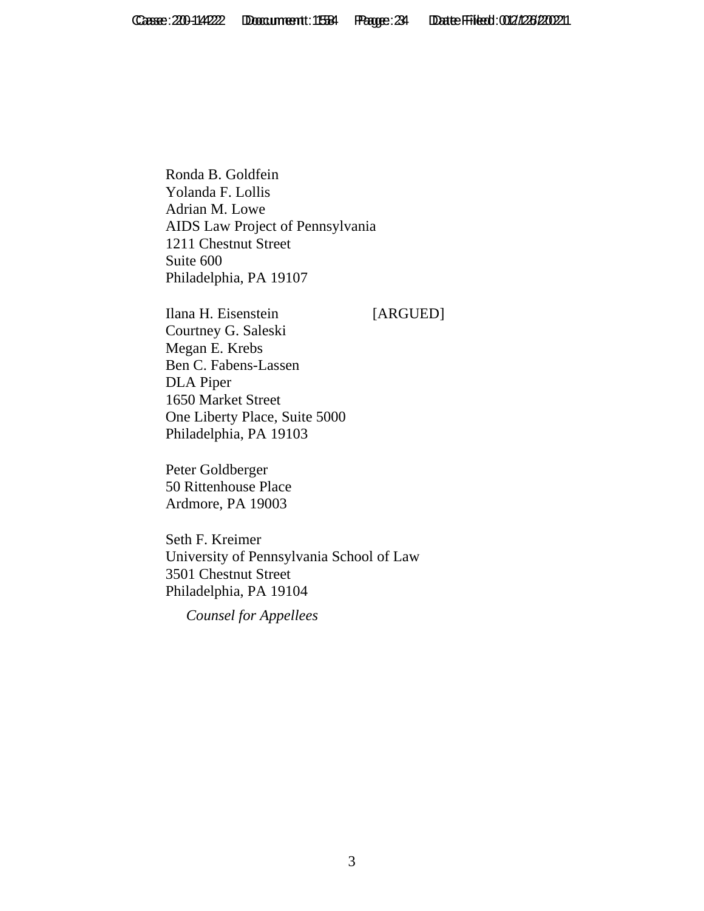Ronda B. Goldfein
Yolanda F. Lollis
Adrian M. Lowe
AIDS Law Project of Pennsylvania
1211 Chestnut Street
Suite 600
Philadelphia, PA 19107

Ilana H. Eisenstein [ARGUED]
Courtney G. Saleski
Megan E. Krebs
Ben C. Fabens-Lassen
DLA Piper
1650 Market Street
One Liberty Place, Suite 5000
Philadelphia, PA 19103

Peter Goldberger
50 Rittenhouse Place
Ardmore, PA 19003

Seth F. Kreimer
University of Pennsylvania School of Law
3501 Chestnut Street
Philadelphia, PA 19104

*Counsel for Appellees*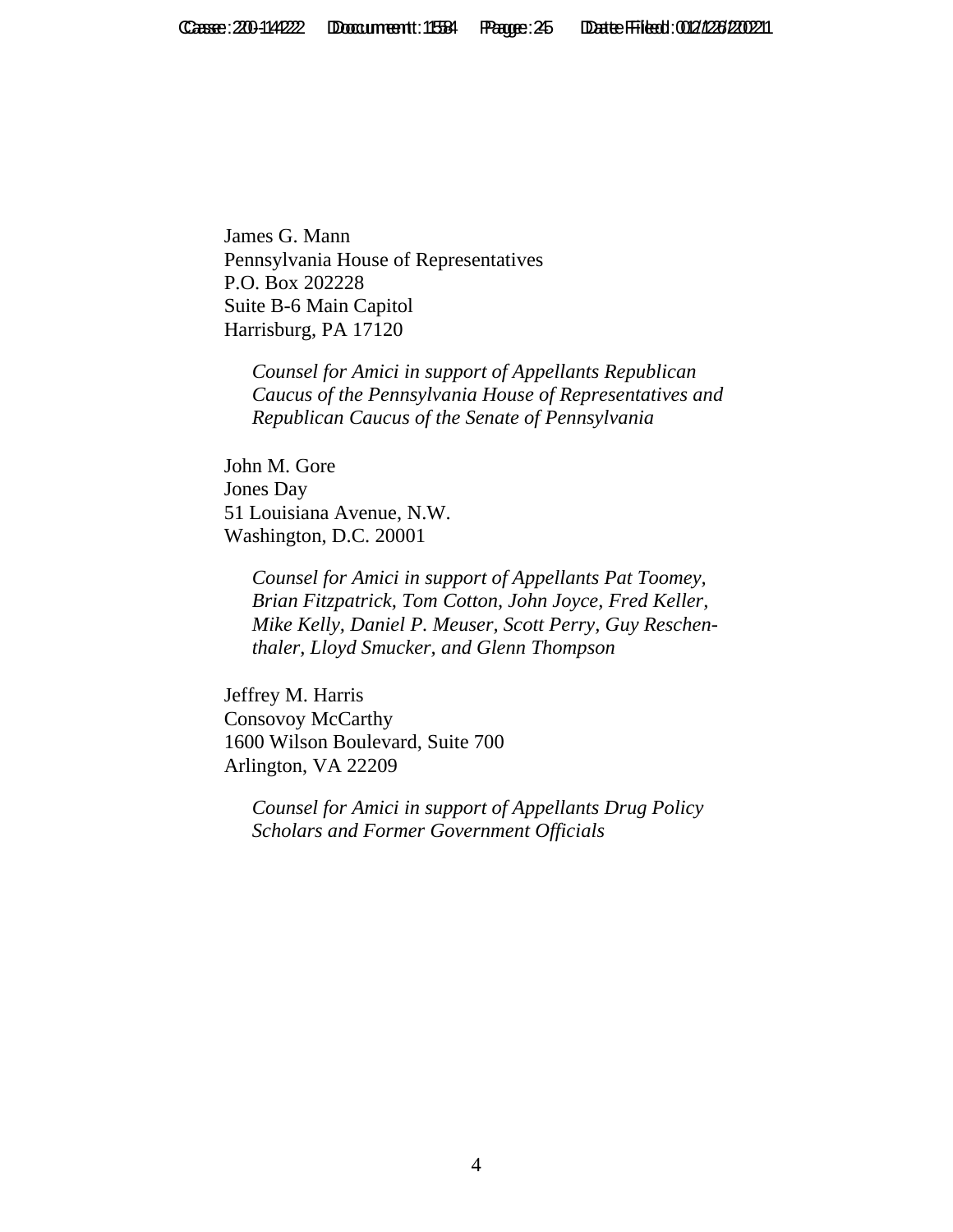James G. Mann
Pennsylvania House of Representatives
P.O. Box 202228
Suite B-6 Main Capitol
Harrisburg, PA 17120

*Counsel for Amici in support of Appellants Republican Caucus of the Pennsylvania House of Representatives and Republican Caucus of the Senate of Pennsylvania*

John M. Gore
Jones Day
51 Louisiana Avenue, N.W.
Washington, D.C. 20001

*Counsel for Amici in support of Appellants Pat Toomey, Brian Fitzpatrick, Tom Cotton, John Joyce, Fred Keller, Mike Kelly, Daniel P. Meuser, Scott Perry, Guy Reschenthaler, Lloyd Smucker, and Glenn Thompson*

Jeffrey M. Harris
Consovoy McCarthy
1600 Wilson Boulevard, Suite 700
Arlington, VA 22209

*Counsel for Amici in support of Appellants Drug Policy Scholars and Former Government Officials*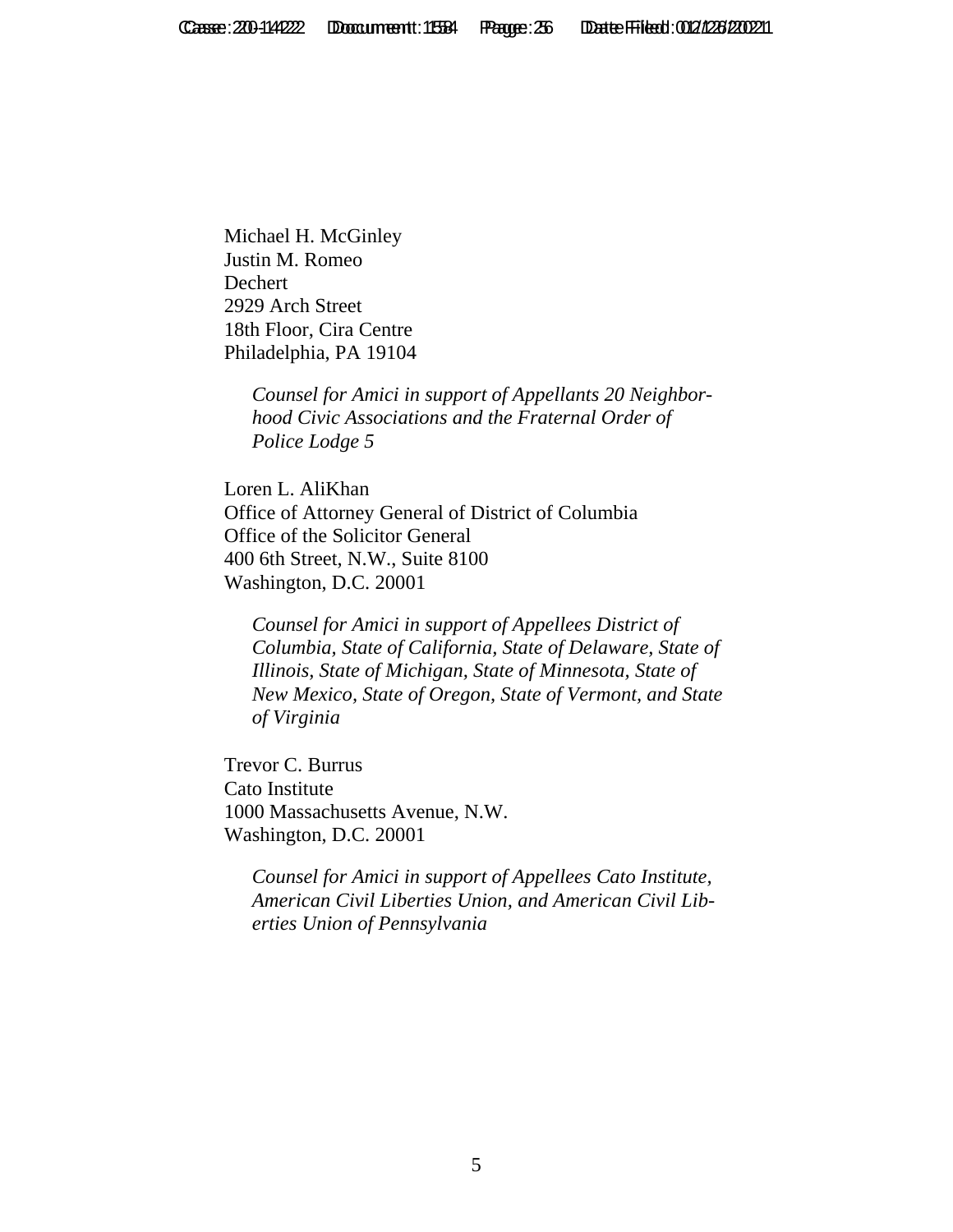Michael H. McGinley
Justin M. Romeo
Dechert
2929 Arch Street
18th Floor, Cira Centre
Philadelphia, PA 19104

*Counsel for Amici in support of Appellants 20 Neighborhood Civic Associations and the Fraternal Order of Police Lodge 5*

Loren L. AliKhan
Office of Attorney General of District of Columbia
Office of the Solicitor General
400 6th Street, N.W., Suite 8100
Washington, D.C. 20001

*Counsel for Amici in support of Appellees District of Columbia, State of California, State of Delaware, State of Illinois, State of Michigan, State of Minnesota, State of New Mexico, State of Oregon, State of Vermont, and State of Virginia*

Trevor C. Burrus
Cato Institute
1000 Massachusetts Avenue, N.W.
Washington, D.C. 20001

*Counsel for Amici in support of Appellees Cato Institute, American Civil Liberties Union, and American Civil Liberties Union of Pennsylvania*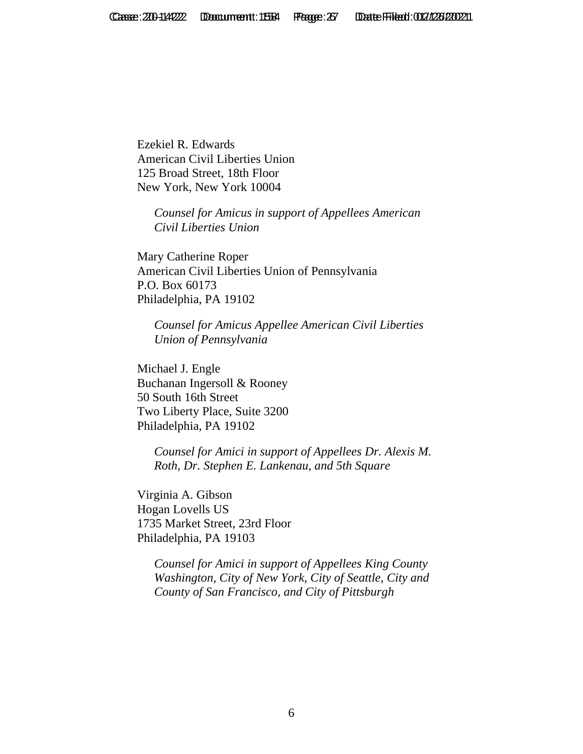Ezekiel R. Edwards
American Civil Liberties Union
125 Broad Street, 18th Floor
New York, New York 10004

*Counsel for Amicus in support of Appellees American Civil Liberties Union*

Mary Catherine Roper
American Civil Liberties Union of Pennsylvania
P.O. Box 60173
Philadelphia, PA 19102

*Counsel for Amicus Appellee American Civil Liberties Union of Pennsylvania*

Michael J. Engle
Buchanan Ingersoll & Rooney
50 South 16th Street
Two Liberty Place, Suite 3200
Philadelphia, PA 19102

*Counsel for Amici in support of Appellees Dr. Alexis M. Roth, Dr. Stephen E. Lankenau, and 5th Square*

Virginia A. Gibson
Hogan Lovells US
1735 Market Street, 23rd Floor
Philadelphia, PA 19103

*Counsel for Amici in support of Appellees King County Washington, City of New York, City of Seattle, City and County of San Francisco, and City of Pittsburgh*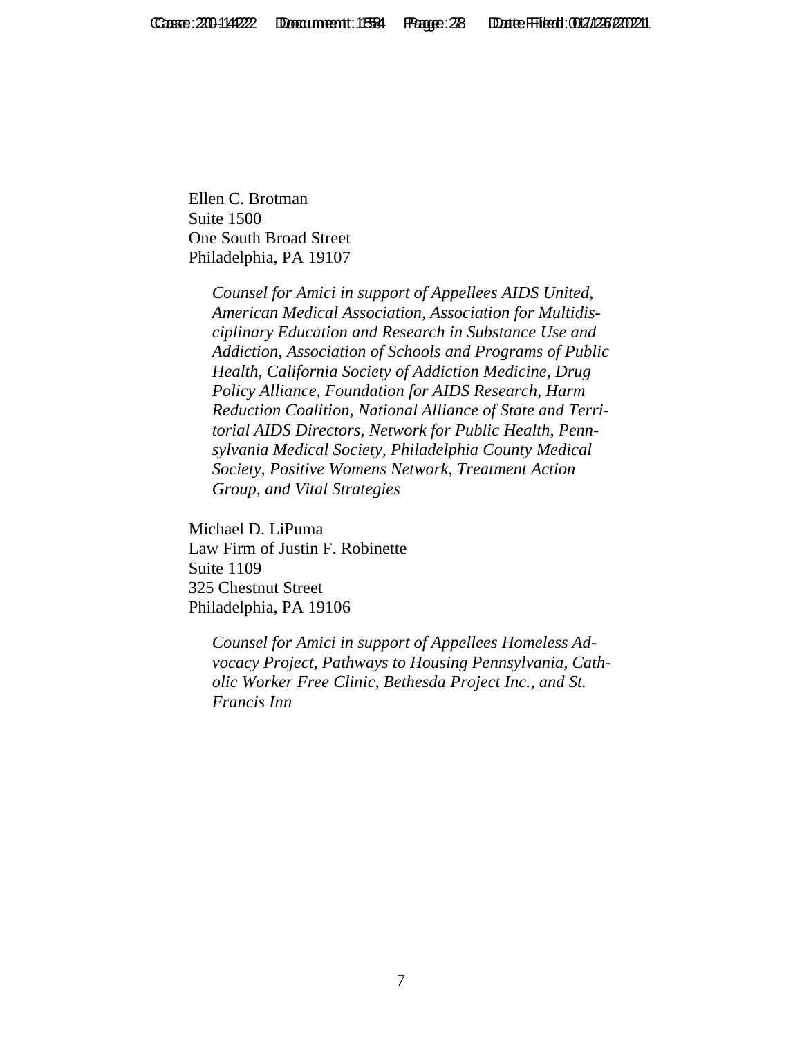Ellen C. Brotman
Suite 1500
One South Broad Street
Philadelphia, PA 19107

*Counsel for Amici in support of Appellees AIDS United, American Medical Association, Association for Multidisciplinary Education and Research in Substance Use and Addiction, Association of Schools and Programs of Public Health, California Society of Addiction Medicine, Drug Policy Alliance, Foundation for AIDS Research, Harm Reduction Coalition, National Alliance of State and Territorial AIDS Directors, Network for Public Health, Pennsylvania Medical Society, Philadelphia County Medical Society, Positive Womens Network, Treatment Action Group, and Vital Strategies*

Michael D. LiPuma
Law Firm of Justin F. Robinette
Suite 1109
325 Chestnut Street
Philadelphia, PA 19106

*Counsel for Amici in support of Appellees Homeless Advocacy Project, Pathways to Housing Pennsylvania, Catholic Worker Free Clinic, Bethesda Project Inc., and St. Francis Inn*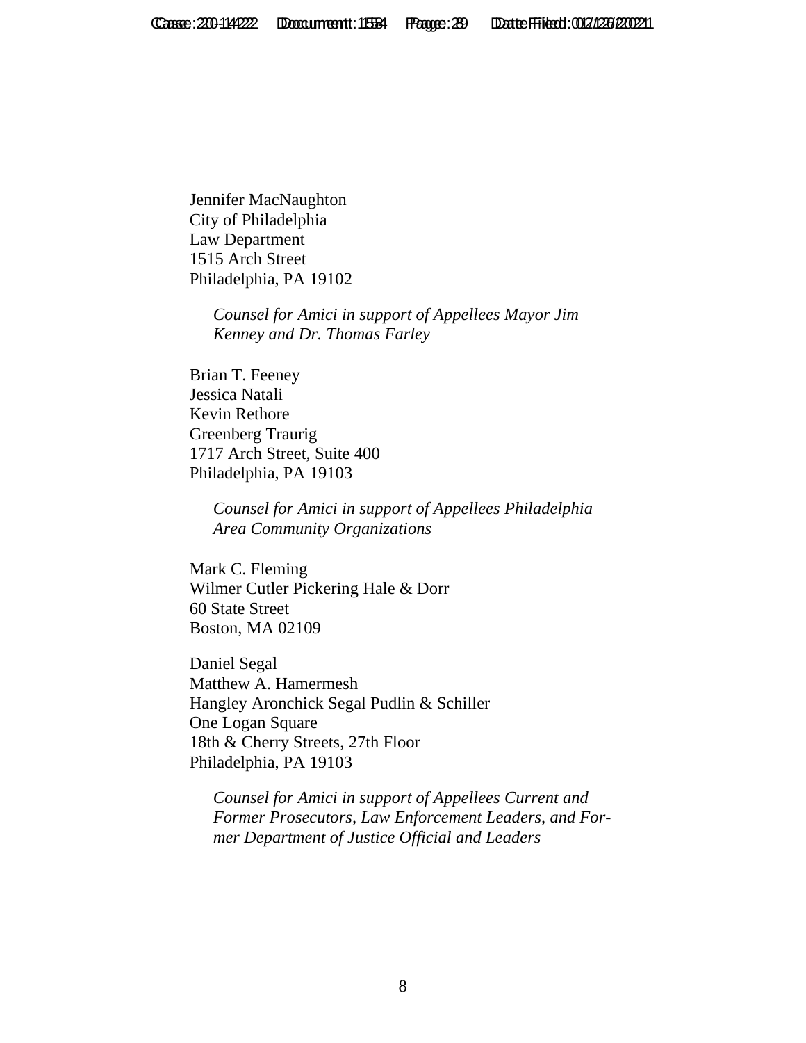Jennifer MacNaughton
City of Philadelphia
Law Department
1515 Arch Street
Philadelphia, PA 19102

*Counsel for Amici in support of Appellees Mayor Jim Kenney and Dr. Thomas Farley*

Brian T. Feeney
Jessica Natali
Kevin Rethore
Greenberg Traurig
1717 Arch Street, Suite 400
Philadelphia, PA 19103

*Counsel for Amici in support of Appellees Philadelphia Area Community Organizations*

Mark C. Fleming
Wilmer Cutler Pickering Hale & Dorr
60 State Street
Boston, MA 02109

Daniel Segal
Matthew A. Hamermesh
Hangley Aronchick Segal Pudlin & Schiller
One Logan Square
18th & Cherry Streets, 27th Floor
Philadelphia, PA 19103

*Counsel for Amici in support of Appellees Current and Former Prosecutors, Law Enforcement Leaders, and Former Department of Justice Official and Leaders*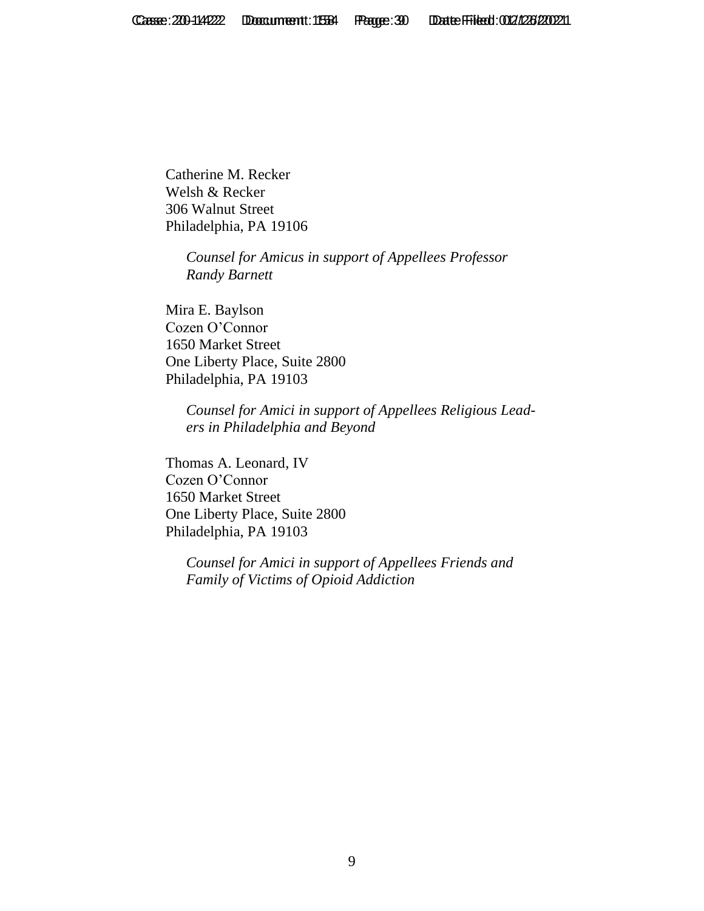Catherine M. Recker
Welsh & Recker
306 Walnut Street
Philadelphia, PA 19106

*Counsel for Amicus in support of Appellees Professor Randy Barnett*

Mira E. Baylson
Cozen O'Connor
1650 Market Street
One Liberty Place, Suite 2800
Philadelphia, PA 19103

*Counsel for Amici in support of Appellees Religious Leaders in Philadelphia and Beyond*

Thomas A. Leonard, IV
Cozen O'Connor
1650 Market Street
One Liberty Place, Suite 2800
Philadelphia, PA 19103

*Counsel for Amici in support of Appellees Friends and Family of Victims of Opioid Addiction*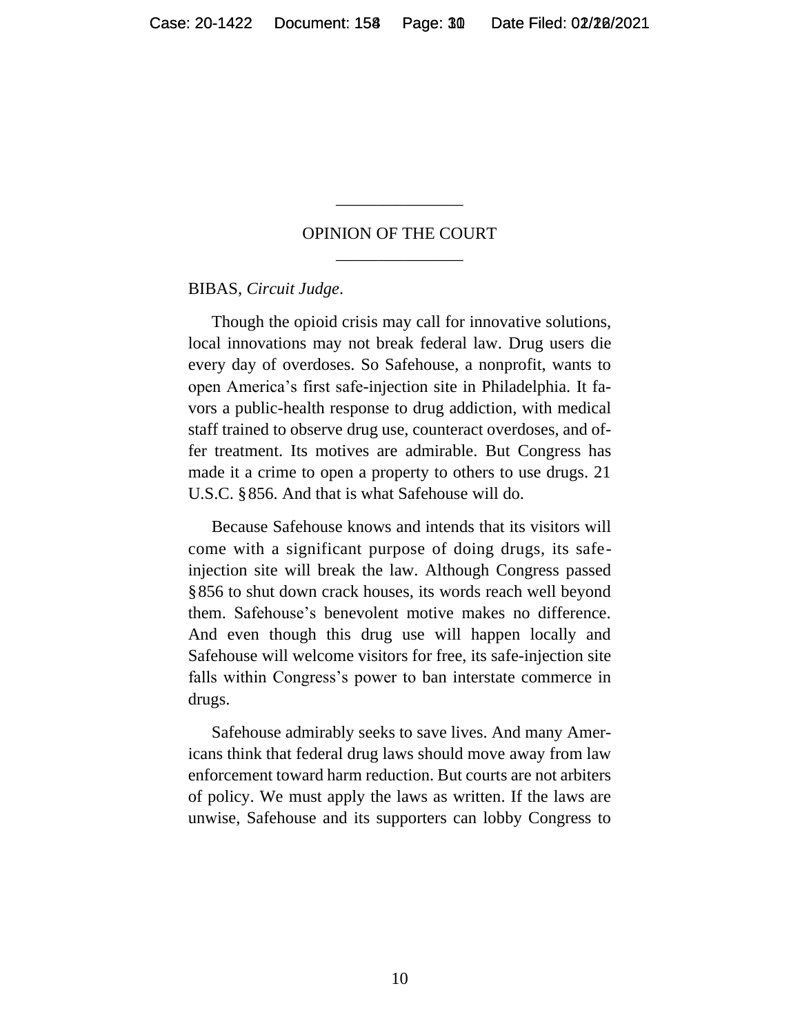## OPINION OF THE COURT

BIBAS, *Circuit Judge*.

Though the opioid crisis may call for innovative solutions, local innovations may not break federal law. Drug users die every day of overdoses. So Safehouse, a nonprofit, wants to open America's first safe-injection site in Philadelphia. It favors a public-health response to drug addiction, with medical staff trained to observe drug use, counteract overdoses, and offer treatment. Its motives are admirable. But Congress has made it a crime to open a property to others to use drugs. 21 U.S.C. § 856. And that is what Safehouse will do.

Because Safehouse knows and intends that its visitors will come with a significant purpose of doing drugs, its safe-injection site will break the law. Although Congress passed § 856 to shut down crack houses, its words reach well beyond them. Safehouse's benevolent motive makes no difference. And even though this drug use will happen locally and Safehouse will welcome visitors for free, its safe-injection site falls within Congress's power to ban interstate commerce in drugs.

Safehouse admirably seeks to save lives. And many Americans think that federal drug laws should move away from law enforcement toward harm reduction. But courts are not arbiters of policy. We must apply the laws as written. If the laws are unwise, Safehouse and its supporters can lobby Congress to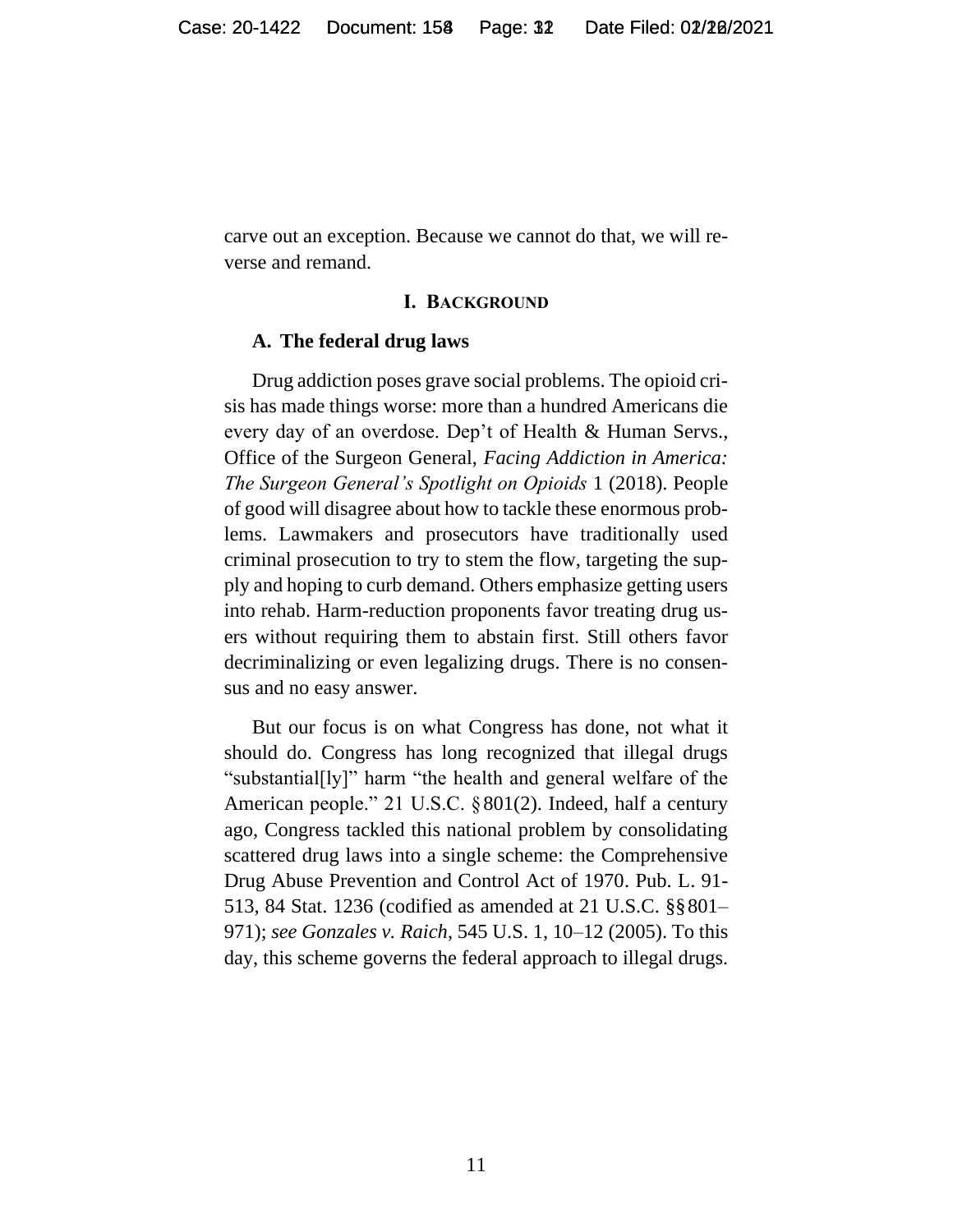carve out an exception. Because we cannot do that, we will reverse and remand.

## I. BACKGROUND

### A. The federal drug laws

Drug addiction poses grave social problems. The opioid crisis has made things worse: more than a hundred Americans die every day of an overdose. Dep't of Health & Human Servs., Office of the Surgeon General, *Facing Addiction in America: The Surgeon General's Spotlight on Opioids* 1 (2018). People of good will disagree about how to tackle these enormous problems. Lawmakers and prosecutors have traditionally used criminal prosecution to try to stem the flow, targeting the supply and hoping to curb demand. Others emphasize getting users into rehab. Harm-reduction proponents favor treating drug users without requiring them to abstain first. Still others favor decriminalizing or even legalizing drugs. There is no consensus and no easy answer.

But our focus is on what Congress has done, not what it should do. Congress has long recognized that illegal drugs "substantial[ly]" harm "the health and general welfare of the American people." 21 U.S.C. § 801(2). Indeed, half a century ago, Congress tackled this national problem by consolidating scattered drug laws into a single scheme: the Comprehensive Drug Abuse Prevention and Control Act of 1970. Pub. L. 91-513, 84 Stat. 1236 (codified as amended at 21 U.S.C. §§ 801–971); *see Gonzales v. Raich*, 545 U.S. 1, 10–12 (2005). To this day, this scheme governs the federal approach to illegal drugs.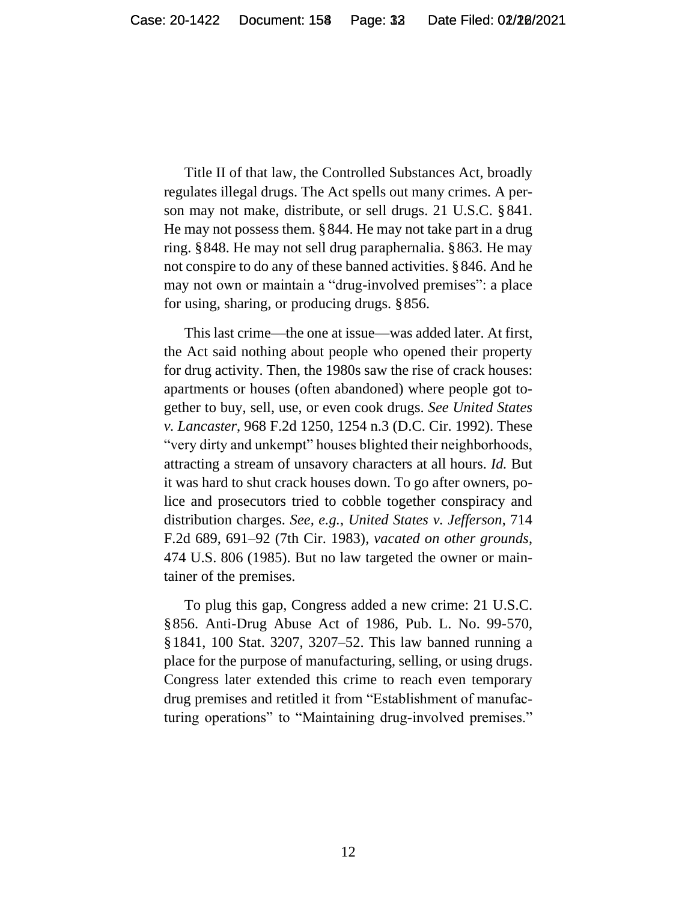Title II of that law, the Controlled Substances Act, broadly regulates illegal drugs. The Act spells out many crimes. A person may not make, distribute, or sell drugs. 21 U.S.C. § 841. He may not possess them. § 844. He may not take part in a drug ring. § 848. He may not sell drug paraphernalia. § 863. He may not conspire to do any of these banned activities. § 846. And he may not own or maintain a "drug-involved premises": a place for using, sharing, or producing drugs. § 856.

This last crime—the one at issue—was added later. At first, the Act said nothing about people who opened their property for drug activity. Then, the 1980s saw the rise of crack houses: apartments or houses (often abandoned) where people got together to buy, sell, use, or even cook drugs. *See United States v. Lancaster*, 968 F.2d 1250, 1254 n.3 (D.C. Cir. 1992). These "very dirty and unkempt" houses blighted their neighborhoods, attracting a stream of unsavory characters at all hours. *Id.* But it was hard to shut crack houses down. To go after owners, police and prosecutors tried to cobble together conspiracy and distribution charges. *See, e.g.*, *United States v. Jefferson*, 714 F.2d 689, 691–92 (7th Cir. 1983), *vacated on other grounds*, 474 U.S. 806 (1985). But no law targeted the owner or maintainer of the premises.

To plug this gap, Congress added a new crime: 21 U.S.C. § 856. Anti-Drug Abuse Act of 1986, Pub. L. No. 99-570, § 1841, 100 Stat. 3207, 3207–52. This law banned running a place for the purpose of manufacturing, selling, or using drugs. Congress later extended this crime to reach even temporary drug premises and retitled it from "Establishment of manufacturing operations" to "Maintaining drug-involved premises."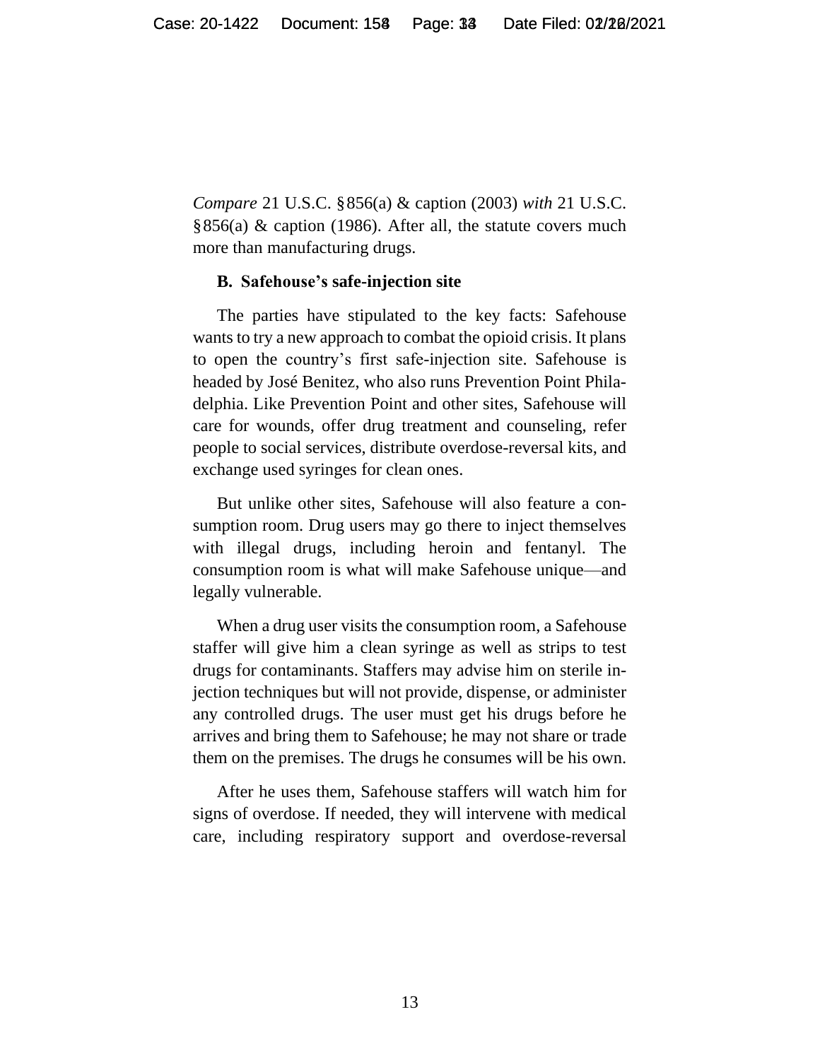*Compare* 21 U.S.C. § 856(a) & caption (2003) *with* 21 U.S.C. § 856(a) & caption (1986). After all, the statute covers much more than manufacturing drugs.

### B. Safehouse's safe-injection site

The parties have stipulated to the key facts: Safehouse wants to try a new approach to combat the opioid crisis. It plans to open the country's first safe-injection site. Safehouse is headed by José Benitez, who also runs Prevention Point Philadelphia. Like Prevention Point and other sites, Safehouse will care for wounds, offer drug treatment and counseling, refer people to social services, distribute overdose-reversal kits, and exchange used syringes for clean ones.

But unlike other sites, Safehouse will also feature a consumption room. Drug users may go there to inject themselves with illegal drugs, including heroin and fentanyl. The consumption room is what will make Safehouse unique—and legally vulnerable.

When a drug user visits the consumption room, a Safehouse staffer will give him a clean syringe as well as strips to test drugs for contaminants. Staffers may advise him on sterile injection techniques but will not provide, dispense, or administer any controlled drugs. The user must get his drugs before he arrives and bring them to Safehouse; he may not share or trade them on the premises. The drugs he consumes will be his own.

After he uses them, Safehouse staffers will watch him for signs of overdose. If needed, they will intervene with medical care, including respiratory support and overdose-reversal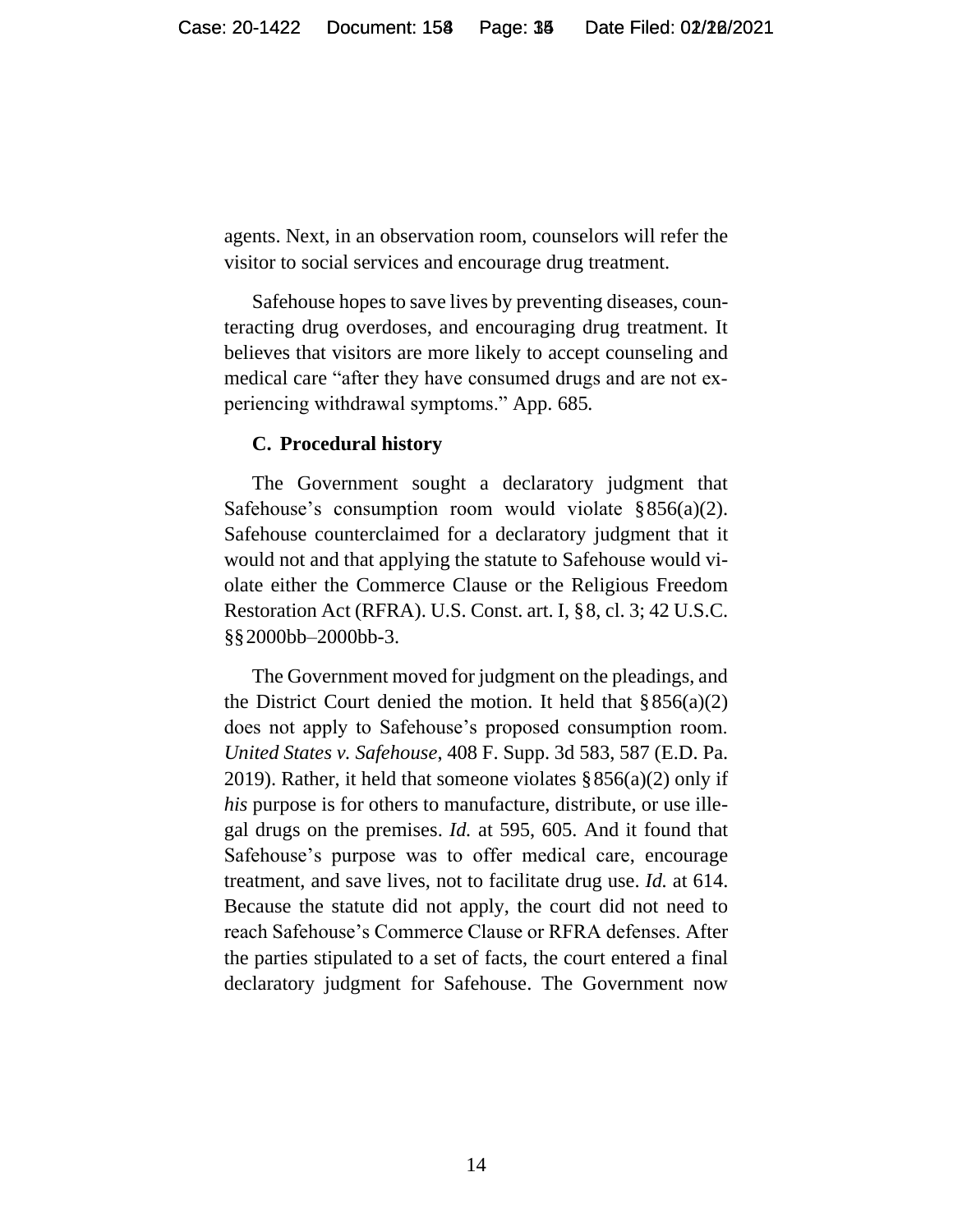agents. Next, in an observation room, counselors will refer the visitor to social services and encourage drug treatment.

Safehouse hopes to save lives by preventing diseases, counteracting drug overdoses, and encouraging drug treatment. It believes that visitors are more likely to accept counseling and medical care "after they have consumed drugs and are not experiencing withdrawal symptoms." App. 685.

### C. Procedural history

The Government sought a declaratory judgment that Safehouse's consumption room would violate § 856(a)(2). Safehouse counterclaimed for a declaratory judgment that it would not and that applying the statute to Safehouse would violate either the Commerce Clause or the Religious Freedom Restoration Act (RFRA). U.S. Const. art. I, § 8, cl. 3; 42 U.S.C. §§ 2000bb–2000bb-3.

The Government moved for judgment on the pleadings, and the District Court denied the motion. It held that § 856(a)(2) does not apply to Safehouse's proposed consumption room. *United States v. Safehouse*, 408 F. Supp. 3d 583, 587 (E.D. Pa. 2019). Rather, it held that someone violates § 856(a)(2) only if *his* purpose is for others to manufacture, distribute, or use illegal drugs on the premises. *Id.* at 595, 605. And it found that Safehouse's purpose was to offer medical care, encourage treatment, and save lives, not to facilitate drug use. *Id.* at 614. Because the statute did not apply, the court did not need to reach Safehouse's Commerce Clause or RFRA defenses. After the parties stipulated to a set of facts, the court entered a final declaratory judgment for Safehouse. The Government now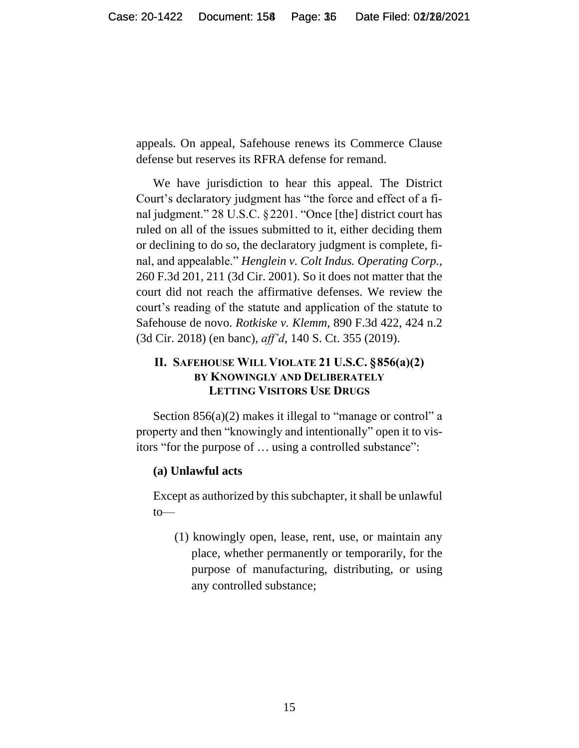appeals. On appeal, Safehouse renews its Commerce Clause defense but reserves its RFRA defense for remand.

We have jurisdiction to hear this appeal. The District Court's declaratory judgment has "the force and effect of a final judgment." 28 U.S.C. § 2201. "Once [the] district court has ruled on all of the issues submitted to it, either deciding them or declining to do so, the declaratory judgment is complete, final, and appealable." *Henglein v. Colt Indus. Operating Corp.*, 260 F.3d 201, 211 (3d Cir. 2001). So it does not matter that the court did not reach the affirmative defenses. We review the court's reading of the statute and application of the statute to Safehouse de novo. *Rotkiske v. Klemm,* 890 F.3d 422, 424 n.2 (3d Cir. 2018) (en banc), *aff'd*, 140 S. Ct. 355 (2019).

## II. SAFEHOUSE WILL VIOLATE 21 U.S.C. § 856(a)(2) BY KNOWINGLY AND DELIBERATELY LETTING VISITORS USE DRUGS

Section 856(a)(2) makes it illegal to "manage or control" a property and then "knowingly and intentionally" open it to visitors "for the purpose of … using a controlled substance":

**(a) Unlawful acts**

Except as authorized by this subchapter, it shall be unlawful to—

(1) knowingly open, lease, rent, use, or maintain any place, whether permanently or temporarily, for the purpose of manufacturing, distributing, or using any controlled substance;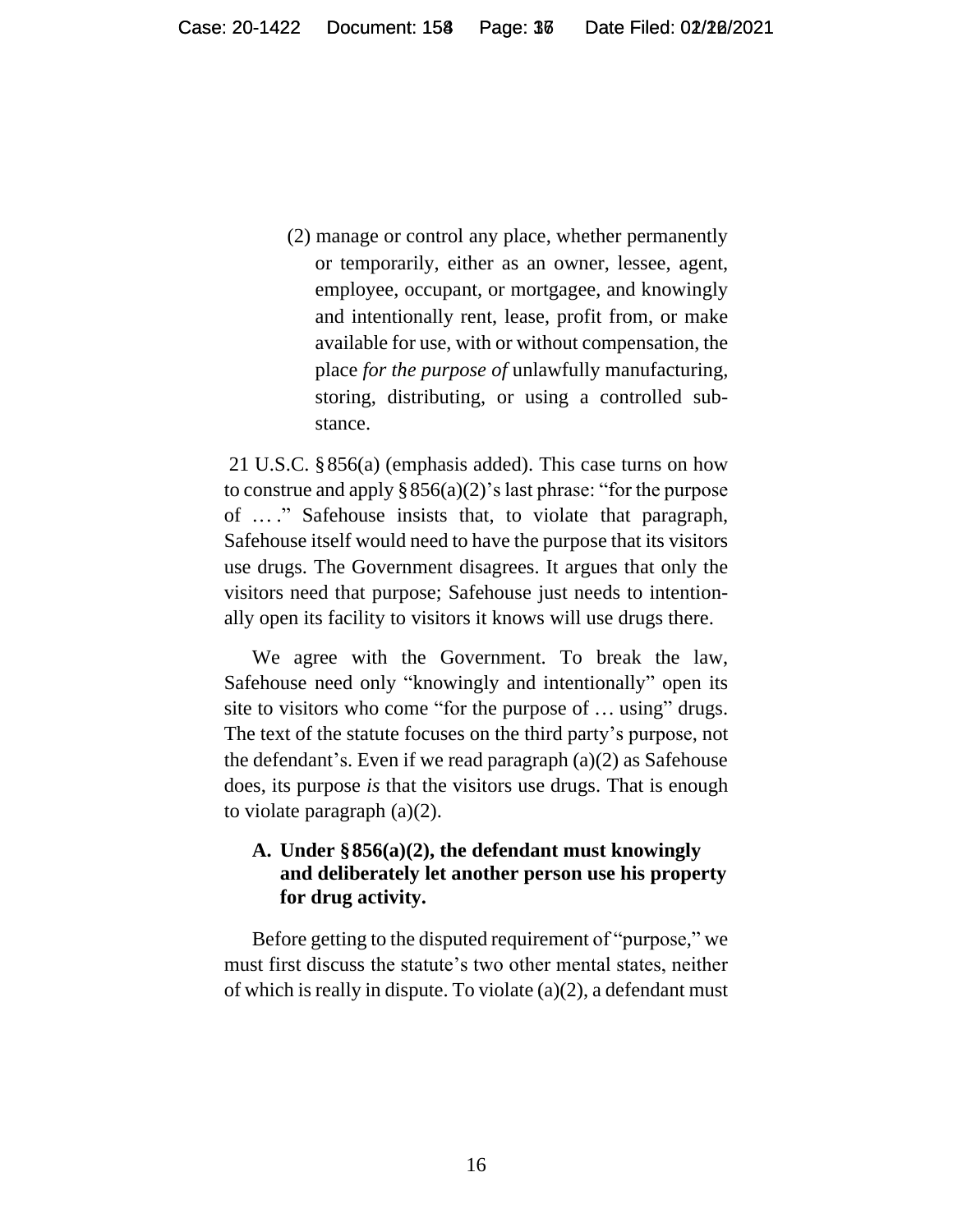> (2) manage or control any place, whether permanently or temporarily, either as an owner, lessee, agent, employee, occupant, or mortgagee, and knowingly and intentionally rent, lease, profit from, or make available for use, with or without compensation, the place *for the purpose of* unlawfully manufacturing, storing, distributing, or using a controlled substance.

21 U.S.C. § 856(a) (emphasis added). This case turns on how to construe and apply § 856(a)(2)'s last phrase: "for the purpose of … ." Safehouse insists that, to violate that paragraph, Safehouse itself would need to have the purpose that its visitors use drugs. The Government disagrees. It argues that only the visitors need that purpose; Safehouse just needs to intentionally open its facility to visitors it knows will use drugs there.

We agree with the Government. To break the law, Safehouse need only "knowingly and intentionally" open its site to visitors who come "for the purpose of … using" drugs. The text of the statute focuses on the third party's purpose, not the defendant's. Even if we read paragraph (a)(2) as Safehouse does, its purpose *is* that the visitors use drugs. That is enough to violate paragraph (a)(2).

### A. Under § 856(a)(2), the defendant must knowingly and deliberately let another person use his property for drug activity.

Before getting to the disputed requirement of "purpose," we must first discuss the statute's two other mental states, neither of which is really in dispute. To violate (a)(2), a defendant must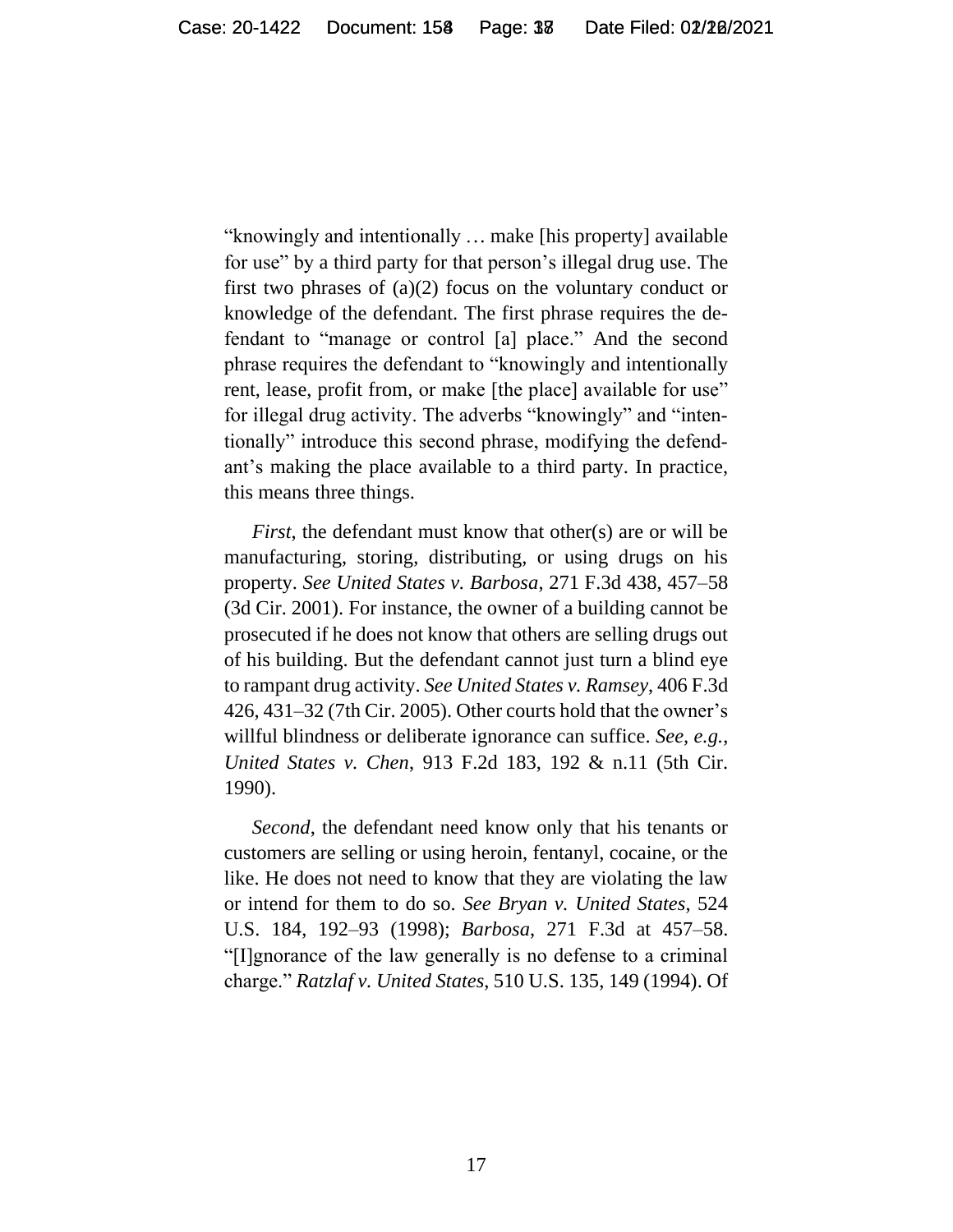"knowingly and intentionally … make [his property] available for use" by a third party for that person's illegal drug use. The first two phrases of (a)(2) focus on the voluntary conduct or knowledge of the defendant. The first phrase requires the defendant to "manage or control [a] place." And the second phrase requires the defendant to "knowingly and intentionally rent, lease, profit from, or make [the place] available for use" for illegal drug activity. The adverbs "knowingly" and "intentionally" introduce this second phrase, modifying the defendant's making the place available to a third party. In practice, this means three things.

*First*, the defendant must know that other(s) are or will be manufacturing, storing, distributing, or using drugs on his property. *See United States v. Barbosa*, 271 F.3d 438, 457–58 (3d Cir. 2001). For instance, the owner of a building cannot be prosecuted if he does not know that others are selling drugs out of his building. But the defendant cannot just turn a blind eye to rampant drug activity. *See United States v. Ramsey*, 406 F.3d 426, 431–32 (7th Cir. 2005). Other courts hold that the owner's willful blindness or deliberate ignorance can suffice. *See, e.g.*, *United States v. Chen*, 913 F.2d 183, 192 & n.11 (5th Cir. 1990).

*Second*, the defendant need know only that his tenants or customers are selling or using heroin, fentanyl, cocaine, or the like. He does not need to know that they are violating the law or intend for them to do so. *See Bryan v. United States*, 524 U.S. 184, 192–93 (1998); *Barbosa*, 271 F.3d at 457–58. "[I]gnorance of the law generally is no defense to a criminal charge." *Ratzlaf v. United States*, 510 U.S. 135, 149 (1994). Of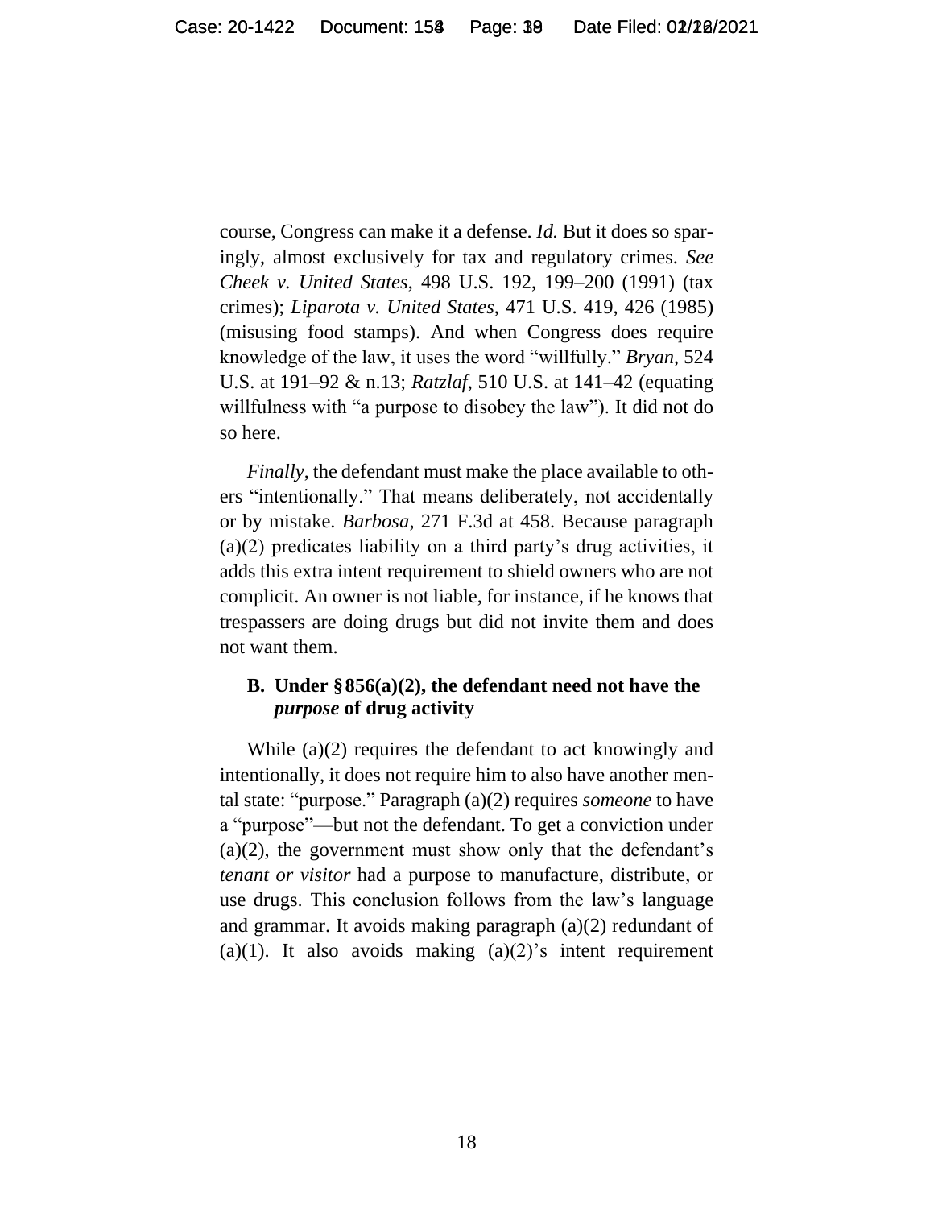course, Congress can make it a defense. *Id.* But it does so sparingly, almost exclusively for tax and regulatory crimes. *See Cheek v. United States*, 498 U.S. 192, 199–200 (1991) (tax crimes); *Liparota v. United States*, 471 U.S. 419, 426 (1985) (misusing food stamps). And when Congress does require knowledge of the law, it uses the word "willfully." *Bryan*, 524 U.S. at 191–92 & n.13; *Ratzlaf*, 510 U.S. at 141–42 (equating willfulness with "a purpose to disobey the law"). It did not do so here.

*Finally*, the defendant must make the place available to others "intentionally." That means deliberately, not accidentally or by mistake. *Barbosa*, 271 F.3d at 458. Because paragraph (a)(2) predicates liability on a third party's drug activities, it adds this extra intent requirement to shield owners who are not complicit. An owner is not liable, for instance, if he knows that trespassers are doing drugs but did not invite them and does not want them.

### B. Under § 856(a)(2), the defendant need not have the *purpose* of drug activity

While (a)(2) requires the defendant to act knowingly and intentionally, it does not require him to also have another mental state: "purpose." Paragraph (a)(2) requires *someone* to have a "purpose"—but not the defendant. To get a conviction under (a)(2), the government must show only that the defendant's *tenant or visitor* had a purpose to manufacture, distribute, or use drugs. This conclusion follows from the law's language and grammar. It avoids making paragraph (a)(2) redundant of (a)(1). It also avoids making (a)(2)'s intent requirement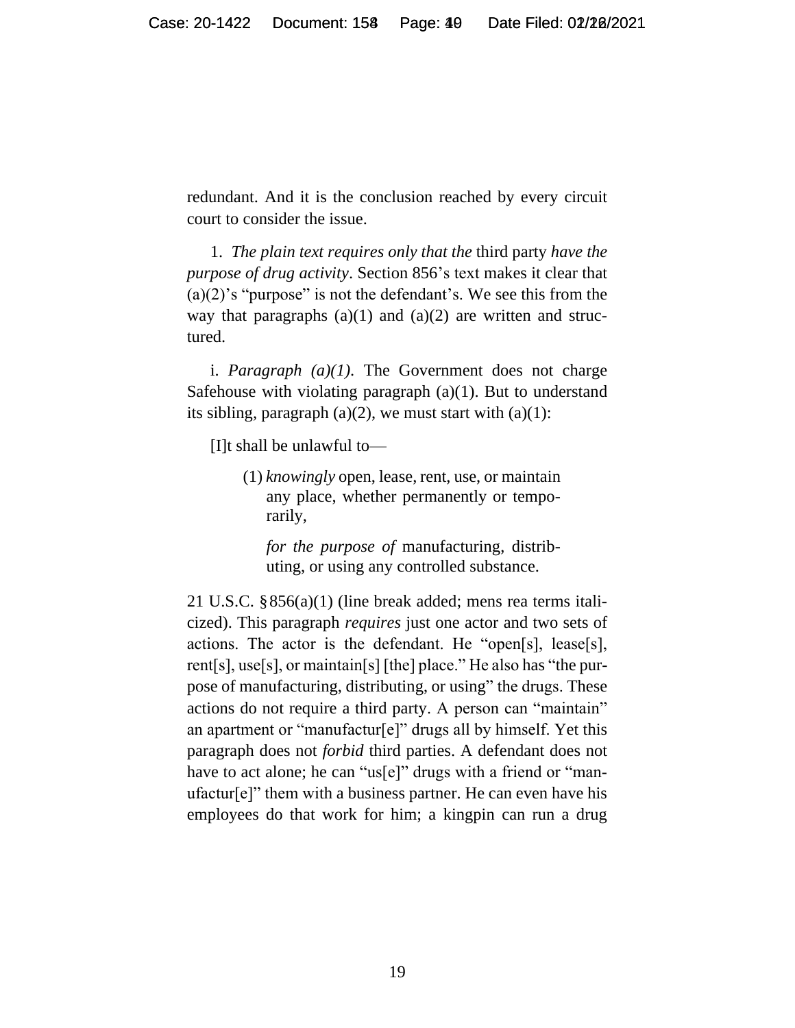redundant. And it is the conclusion reached by every circuit court to consider the issue.

1. *The plain text requires only that the* third party *have the purpose of drug activity*. Section 856's text makes it clear that (a)(2)'s "purpose" is not the defendant's. We see this from the way that paragraphs (a)(1) and (a)(2) are written and structured.

i. *Paragraph (a)(1)*. The Government does not charge Safehouse with violating paragraph (a)(1). But to understand its sibling, paragraph (a)(2), we must start with (a)(1):

> [I]t shall be unlawful to—
>
> > (1) *knowingly* open, lease, rent, use, or maintain any place, whether permanently or temporarily,
> >
> > *for the purpose of* manufacturing, distributing, or using any controlled substance.

21 U.S.C. § 856(a)(1) (line break added; mens rea terms italicized). This paragraph *requires* just one actor and two sets of actions. The actor is the defendant. He "open[s], lease[s], rent[s], use[s], or maintain[s] [the] place." He also has "the purpose of manufacturing, distributing, or using" the drugs. These actions do not require a third party. A person can "maintain" an apartment or "manufactur[e]" drugs all by himself. Yet this paragraph does not *forbid* third parties. A defendant does not have to act alone; he can "us[e]" drugs with a friend or "manufactur[e]" them with a business partner. He can even have his employees do that work for him; a kingpin can run a drug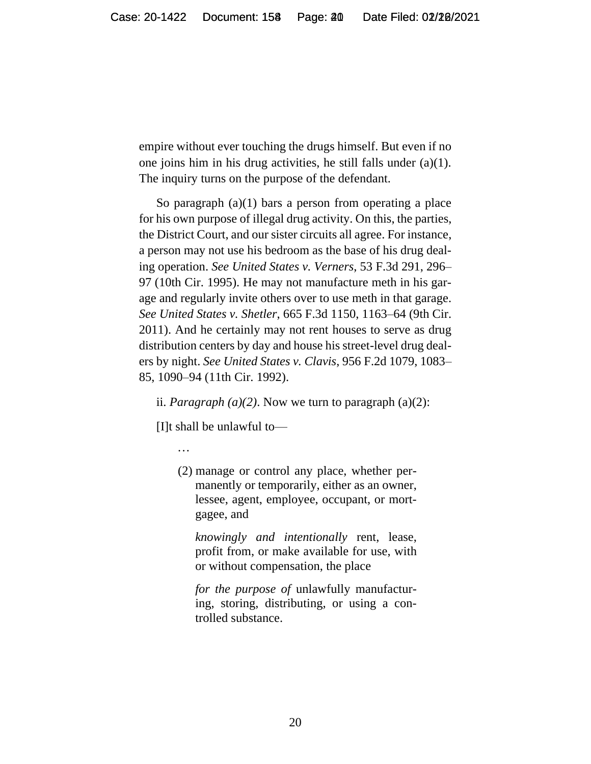empire without ever touching the drugs himself. But even if no one joins him in his drug activities, he still falls under (a)(1). The inquiry turns on the purpose of the defendant.

So paragraph (a)(1) bars a person from operating a place for his own purpose of illegal drug activity. On this, the parties, the District Court, and our sister circuits all agree. For instance, a person may not use his bedroom as the base of his drug dealing operation. *See United States v. Verners*, 53 F.3d 291, 296–97 (10th Cir. 1995). He may not manufacture meth in his garage and regularly invite others over to use meth in that garage. *See United States v. Shetler*, 665 F.3d 1150, 1163–64 (9th Cir. 2011). And he certainly may not rent houses to serve as drug distribution centers by day and house his street-level drug dealers by night. *See United States v. Clavis*, 956 F.2d 1079, 1083–85, 1090–94 (11th Cir. 1992).

ii. *Paragraph (a)(2)*. Now we turn to paragraph (a)(2):

> [I]t shall be unlawful to—
>
> …
>
> (2) manage or control any place, whether permanently or temporarily, either as an owner, lessee, agent, employee, occupant, or mortgagee, and
>
> *knowingly and intentionally* rent, lease, profit from, or make available for use, with or without compensation, the place
>
> *for the purpose of* unlawfully manufacturing, storing, distributing, or using a controlled substance.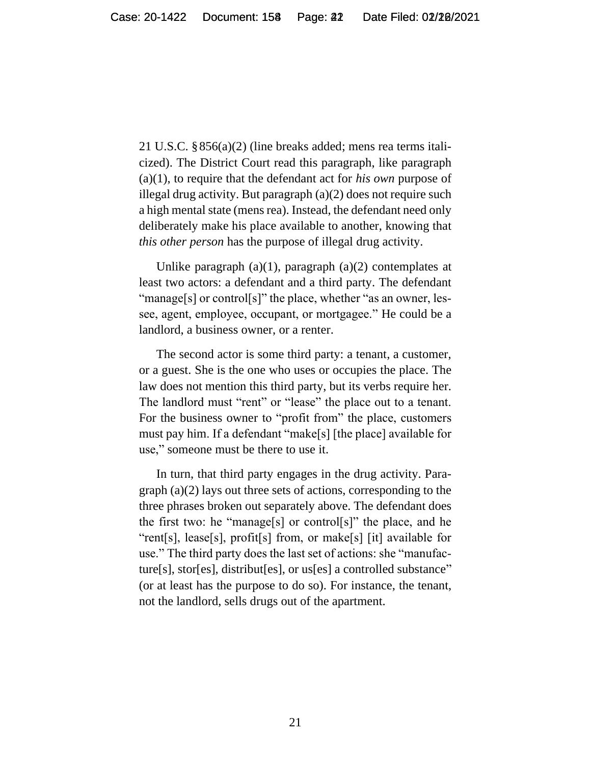21 U.S.C. § 856(a)(2) (line breaks added; mens rea terms italicized). The District Court read this paragraph, like paragraph (a)(1), to require that the defendant act for *his own* purpose of illegal drug activity. But paragraph (a)(2) does not require such a high mental state (mens rea). Instead, the defendant need only deliberately make his place available to another, knowing that *this other person* has the purpose of illegal drug activity.

Unlike paragraph (a)(1), paragraph (a)(2) contemplates at least two actors: a defendant and a third party. The defendant "manage[s] or control[s]" the place, whether "as an owner, lessee, agent, employee, occupant, or mortgagee." He could be a landlord, a business owner, or a renter.

The second actor is some third party: a tenant, a customer, or a guest. She is the one who uses or occupies the place. The law does not mention this third party, but its verbs require her. The landlord must "rent" or "lease" the place out to a tenant. For the business owner to "profit from" the place, customers must pay him. If a defendant "make[s] [the place] available for use," someone must be there to use it.

In turn, that third party engages in the drug activity. Paragraph (a)(2) lays out three sets of actions, corresponding to the three phrases broken out separately above. The defendant does the first two: he "manage[s] or control[s]" the place, and he "rent[s], lease[s], profit[s] from, or make[s] [it] available for use." The third party does the last set of actions: she "manufacture[s], stor[es], distribut[es], or us[es] a controlled substance" (or at least has the purpose to do so). For instance, the tenant, not the landlord, sells drugs out of the apartment.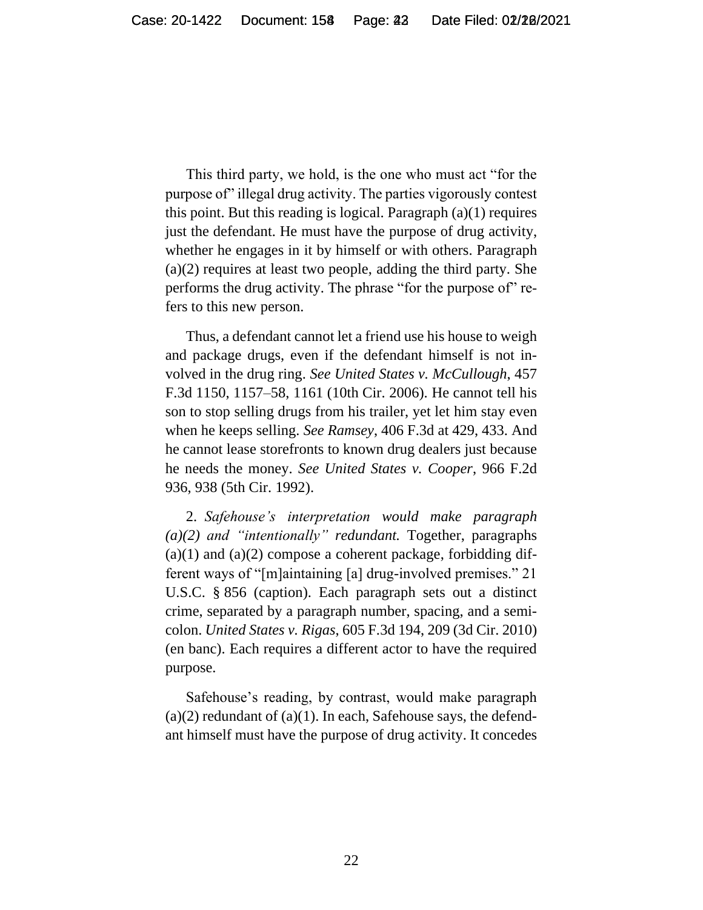This third party, we hold, is the one who must act "for the purpose of" illegal drug activity. The parties vigorously contest this point. But this reading is logical. Paragraph (a)(1) requires just the defendant. He must have the purpose of drug activity, whether he engages in it by himself or with others. Paragraph (a)(2) requires at least two people, adding the third party. She performs the drug activity. The phrase "for the purpose of" refers to this new person.

Thus, a defendant cannot let a friend use his house to weigh and package drugs, even if the defendant himself is not involved in the drug ring. *See United States v. McCullough*, 457 F.3d 1150, 1157–58, 1161 (10th Cir. 2006). He cannot tell his son to stop selling drugs from his trailer, yet let him stay even when he keeps selling. *See Ramsey*, 406 F.3d at 429, 433. And he cannot lease storefronts to known drug dealers just because he needs the money. *See United States v. Cooper*, 966 F.2d 936, 938 (5th Cir. 1992).

2. *Safehouse's interpretation would make paragraph (a)(2) and "intentionally" redundant.* Together, paragraphs (a)(1) and (a)(2) compose a coherent package, forbidding different ways of "[m]aintaining [a] drug-involved premises." 21 U.S.C. § 856 (caption). Each paragraph sets out a distinct crime, separated by a paragraph number, spacing, and a semicolon. *United States v. Rigas*, 605 F.3d 194, 209 (3d Cir. 2010) (en banc). Each requires a different actor to have the required purpose.

Safehouse's reading, by contrast, would make paragraph (a)(2) redundant of (a)(1). In each, Safehouse says, the defendant himself must have the purpose of drug activity. It concedes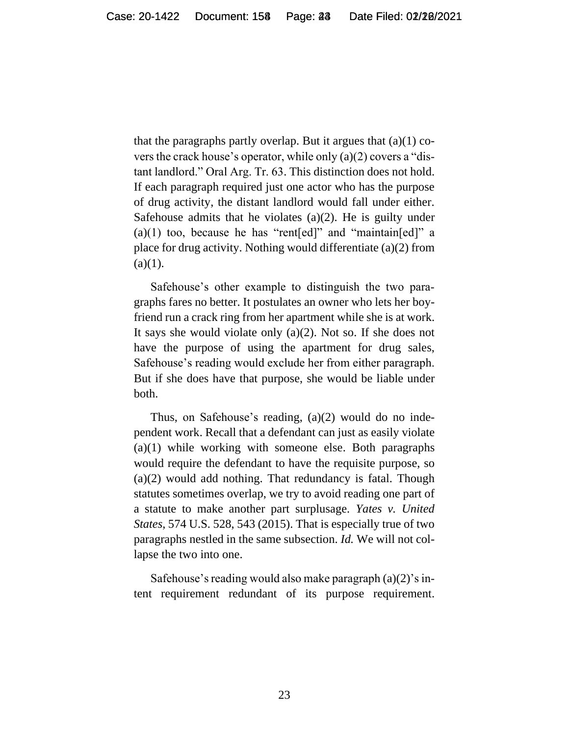that the paragraphs partly overlap. But it argues that (a)(1) covers the crack house's operator, while only (a)(2) covers a "distant landlord." Oral Arg. Tr. 63. This distinction does not hold. If each paragraph required just one actor who has the purpose of drug activity, the distant landlord would fall under either. Safehouse admits that he violates (a)(2). He is guilty under (a)(1) too, because he has "rent[ed]" and "maintain[ed]" a place for drug activity. Nothing would differentiate (a)(2) from (a)(1).

Safehouse's other example to distinguish the two paragraphs fares no better. It postulates an owner who lets her boyfriend run a crack ring from her apartment while she is at work. It says she would violate only (a)(2). Not so. If she does not have the purpose of using the apartment for drug sales, Safehouse's reading would exclude her from either paragraph. But if she does have that purpose, she would be liable under both.

Thus, on Safehouse's reading, (a)(2) would do no independent work. Recall that a defendant can just as easily violate (a)(1) while working with someone else. Both paragraphs would require the defendant to have the requisite purpose, so (a)(2) would add nothing. That redundancy is fatal. Though statutes sometimes overlap, we try to avoid reading one part of a statute to make another part surplusage. *Yates v. United States*, 574 U.S. 528, 543 (2015). That is especially true of two paragraphs nestled in the same subsection. *Id.* We will not collapse the two into one.

Safehouse's reading would also make paragraph (a)(2)'s intent requirement redundant of its purpose requirement.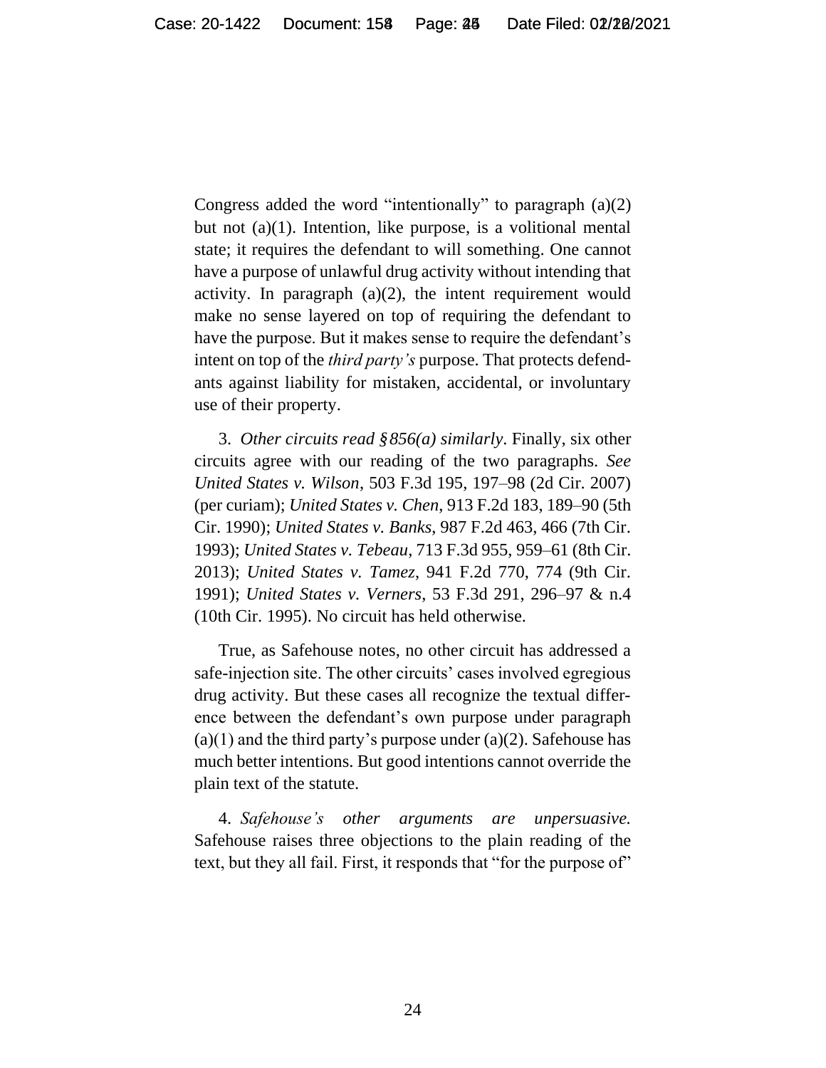Congress added the word "intentionally" to paragraph (a)(2) but not (a)(1). Intention, like purpose, is a volitional mental state; it requires the defendant to will something. One cannot have a purpose of unlawful drug activity without intending that activity. In paragraph (a)(2), the intent requirement would make no sense layered on top of requiring the defendant to have the purpose. But it makes sense to require the defendant's intent on top of the *third party's* purpose. That protects defendants against liability for mistaken, accidental, or involuntary use of their property.

3. *Other circuits read §856(a) similarly*. Finally, six other circuits agree with our reading of the two paragraphs. *See United States v. Wilson*, 503 F.3d 195, 197–98 (2d Cir. 2007) (per curiam); *United States v. Chen*, 913 F.2d 183, 189–90 (5th Cir. 1990); *United States v. Banks*, 987 F.2d 463, 466 (7th Cir. 1993); *United States v. Tebeau*, 713 F.3d 955, 959–61 (8th Cir. 2013); *United States v. Tamez*, 941 F.2d 770, 774 (9th Cir. 1991); *United States v. Verners*, 53 F.3d 291, 296–97 & n.4 (10th Cir. 1995). No circuit has held otherwise.

True, as Safehouse notes, no other circuit has addressed a safe-injection site. The other circuits' cases involved egregious drug activity. But these cases all recognize the textual difference between the defendant's own purpose under paragraph (a)(1) and the third party's purpose under (a)(2). Safehouse has much better intentions. But good intentions cannot override the plain text of the statute.

4. *Safehouse's other arguments are unpersuasive.* Safehouse raises three objections to the plain reading of the text, but they all fail. First, it responds that "for the purpose of"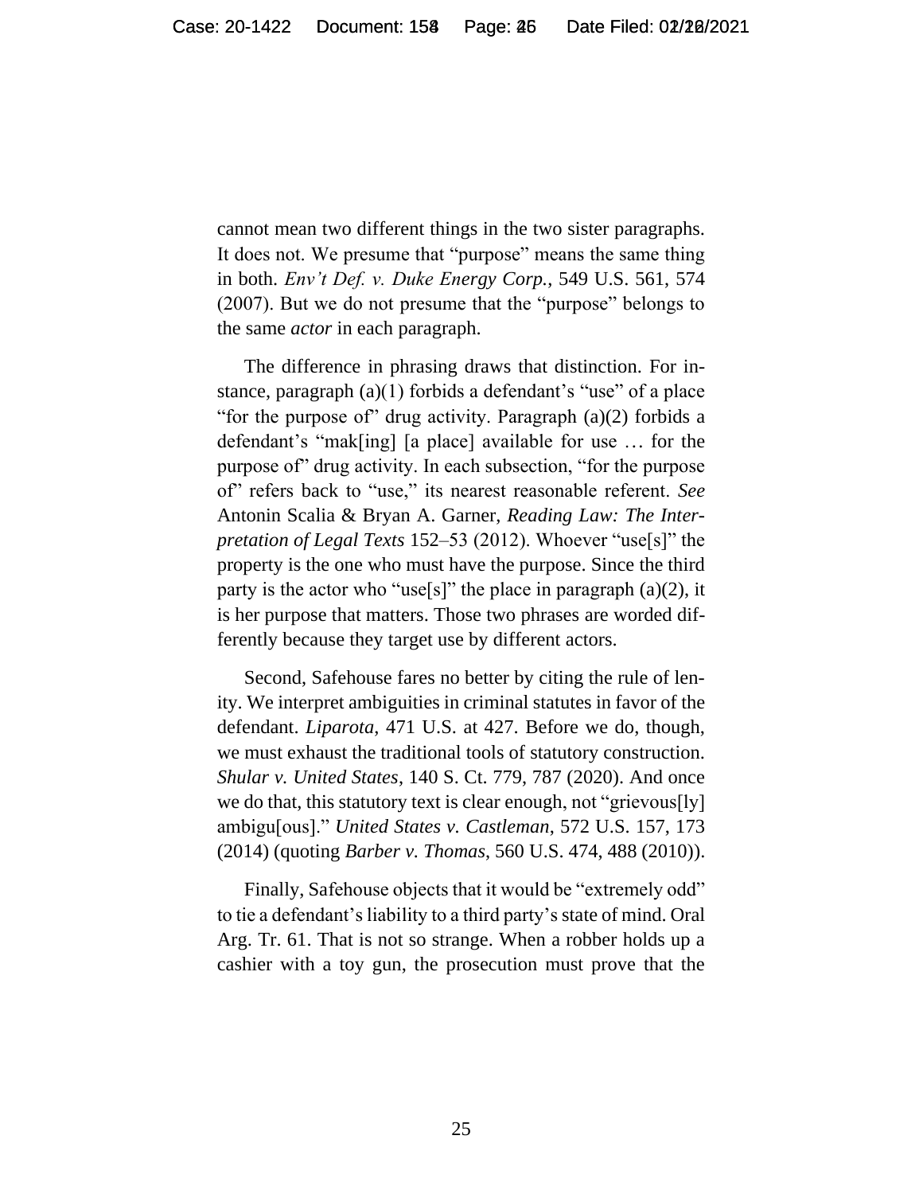cannot mean two different things in the two sister paragraphs. It does not. We presume that "purpose" means the same thing in both. *Env't Def. v. Duke Energy Corp.*, 549 U.S. 561, 574 (2007). But we do not presume that the "purpose" belongs to the same *actor* in each paragraph.

The difference in phrasing draws that distinction. For instance, paragraph (a)(1) forbids a defendant's "use" of a place "for the purpose of" drug activity. Paragraph (a)(2) forbids a defendant's "mak[ing] [a place] available for use … for the purpose of" drug activity. In each subsection, "for the purpose of" refers back to "use," its nearest reasonable referent. *See* Antonin Scalia & Bryan A. Garner, *Reading Law: The Interpretation of Legal Texts* 152–53 (2012). Whoever "use[s]" the property is the one who must have the purpose. Since the third party is the actor who "use[s]" the place in paragraph (a)(2), it is her purpose that matters. Those two phrases are worded differently because they target use by different actors.

Second, Safehouse fares no better by citing the rule of lenity. We interpret ambiguities in criminal statutes in favor of the defendant. *Liparota*, 471 U.S. at 427. Before we do, though, we must exhaust the traditional tools of statutory construction. *Shular v. United States*, 140 S. Ct. 779, 787 (2020). And once we do that, this statutory text is clear enough, not "grievous[ly] ambigu[ous]." *United States v. Castleman*, 572 U.S. 157, 173 (2014) (quoting *Barber v. Thomas*, 560 U.S. 474, 488 (2010)).

Finally, Safehouse objects that it would be "extremely odd" to tie a defendant's liability to a third party's state of mind. Oral Arg. Tr. 61. That is not so strange. When a robber holds up a cashier with a toy gun, the prosecution must prove that the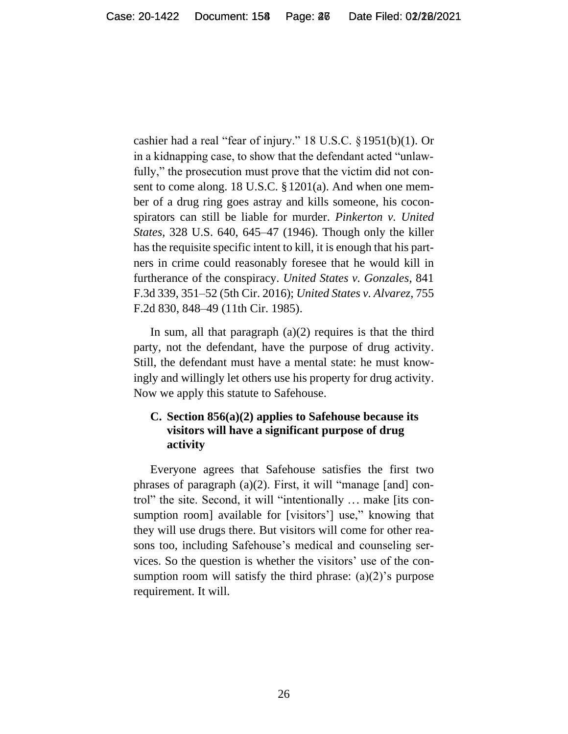cashier had a real "fear of injury." 18 U.S.C. § 1951(b)(1). Or in a kidnapping case, to show that the defendant acted "unlawfully," the prosecution must prove that the victim did not consent to come along. 18 U.S.C. § 1201(a). And when one member of a drug ring goes astray and kills someone, his coconspirators can still be liable for murder. *Pinkerton v. United States*, 328 U.S. 640, 645–47 (1946). Though only the killer has the requisite specific intent to kill, it is enough that his partners in crime could reasonably foresee that he would kill in furtherance of the conspiracy. *United States v. Gonzales*, 841 F.3d 339, 351–52 (5th Cir. 2016); *United States v. Alvarez*, 755 F.2d 830, 848–49 (11th Cir. 1985).

In sum, all that paragraph (a)(2) requires is that the third party, not the defendant, have the purpose of drug activity. Still, the defendant must have a mental state: he must knowingly and willingly let others use his property for drug activity. Now we apply this statute to Safehouse.

### C. Section 856(a)(2) applies to Safehouse because its visitors will have a significant purpose of drug activity

Everyone agrees that Safehouse satisfies the first two phrases of paragraph (a)(2). First, it will "manage [and] control" the site. Second, it will "intentionally … make [its consumption room] available for [visitors'] use," knowing that they will use drugs there. But visitors will come for other reasons too, including Safehouse's medical and counseling services. So the question is whether the visitors' use of the consumption room will satisfy the third phrase: (a)(2)'s purpose requirement. It will.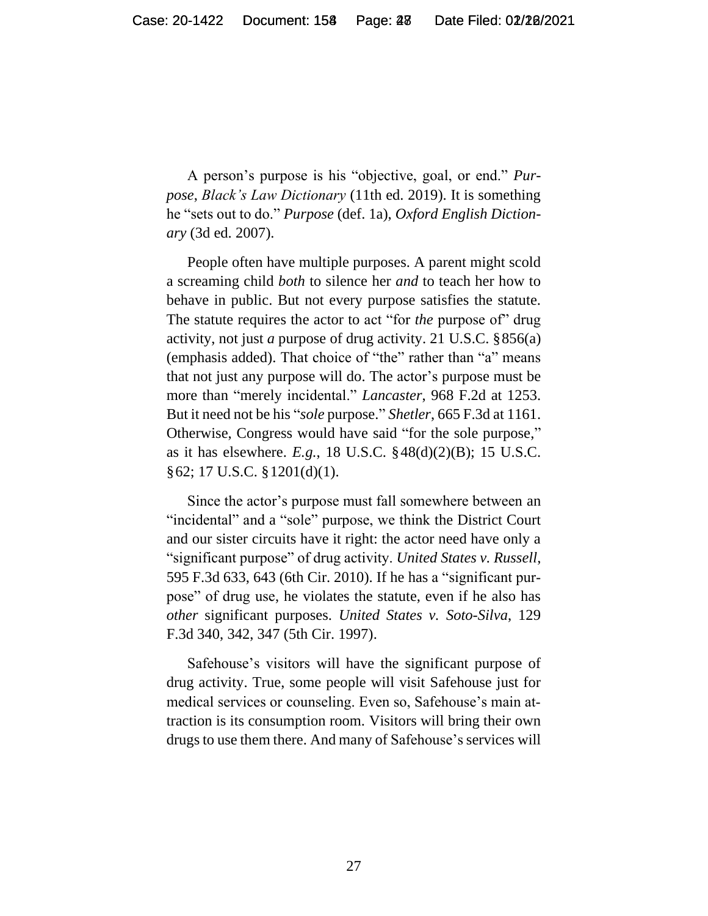A person's purpose is his "objective, goal, or end." *Purpose*, *Black's Law Dictionary* (11th ed. 2019). It is something he "sets out to do." *Purpose* (def. 1a), *Oxford English Dictionary* (3d ed. 2007).

People often have multiple purposes. A parent might scold a screaming child *both* to silence her *and* to teach her how to behave in public. But not every purpose satisfies the statute. The statute requires the actor to act "for *the* purpose of" drug activity, not just *a* purpose of drug activity. 21 U.S.C. § 856(a) (emphasis added). That choice of "the" rather than "a" means that not just any purpose will do. The actor's purpose must be more than "merely incidental." *Lancaster*, 968 F.2d at 1253. But it need not be his "*sole* purpose." *Shetler*, 665 F.3d at 1161. Otherwise, Congress would have said "for the sole purpose," as it has elsewhere. *E.g.*, 18 U.S.C. § 48(d)(2)(B); 15 U.S.C. § 62; 17 U.S.C. § 1201(d)(1).

Since the actor's purpose must fall somewhere between an "incidental" and a "sole" purpose, we think the District Court and our sister circuits have it right: the actor need have only a "significant purpose" of drug activity. *United States v. Russell*, 595 F.3d 633, 643 (6th Cir. 2010). If he has a "significant purpose" of drug use, he violates the statute, even if he also has *other* significant purposes. *United States v. Soto-Silva*, 129 F.3d 340, 342, 347 (5th Cir. 1997).

Safehouse's visitors will have the significant purpose of drug activity. True, some people will visit Safehouse just for medical services or counseling. Even so, Safehouse's main attraction is its consumption room. Visitors will bring their own drugs to use them there. And many of Safehouse's services will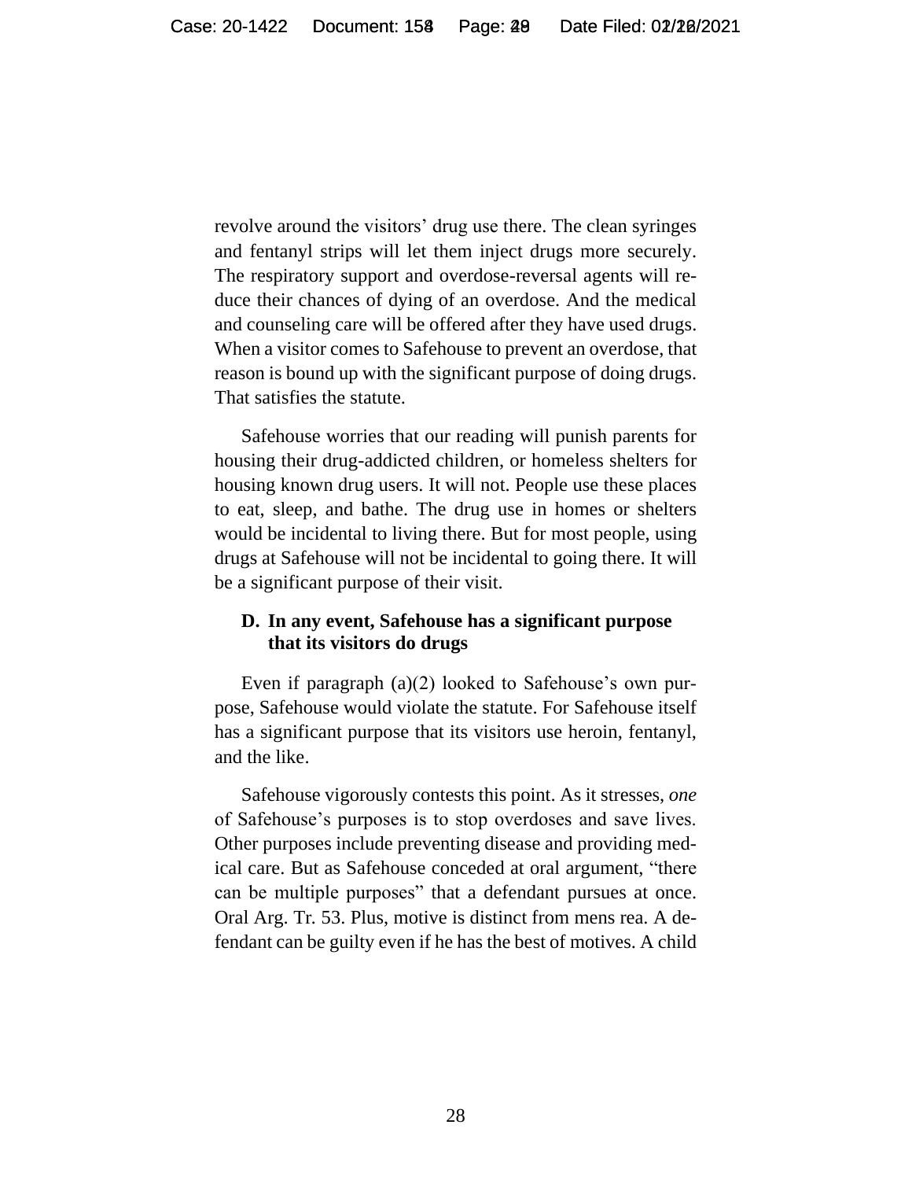revolve around the visitors' drug use there. The clean syringes and fentanyl strips will let them inject drugs more securely. The respiratory support and overdose-reversal agents will reduce their chances of dying of an overdose. And the medical and counseling care will be offered after they have used drugs. When a visitor comes to Safehouse to prevent an overdose, that reason is bound up with the significant purpose of doing drugs. That satisfies the statute.

Safehouse worries that our reading will punish parents for housing their drug-addicted children, or homeless shelters for housing known drug users. It will not. People use these places to eat, sleep, and bathe. The drug use in homes or shelters would be incidental to living there. But for most people, using drugs at Safehouse will not be incidental to going there. It will be a significant purpose of their visit.

### D. In any event, Safehouse has a significant purpose that its visitors do drugs

Even if paragraph (a)(2) looked to Safehouse's own purpose, Safehouse would violate the statute. For Safehouse itself has a significant purpose that its visitors use heroin, fentanyl, and the like.

Safehouse vigorously contests this point. As it stresses, *one* of Safehouse's purposes is to stop overdoses and save lives. Other purposes include preventing disease and providing medical care. But as Safehouse conceded at oral argument, "there can be multiple purposes" that a defendant pursues at once. Oral Arg. Tr. 53. Plus, motive is distinct from mens rea. A defendant can be guilty even if he has the best of motives. A child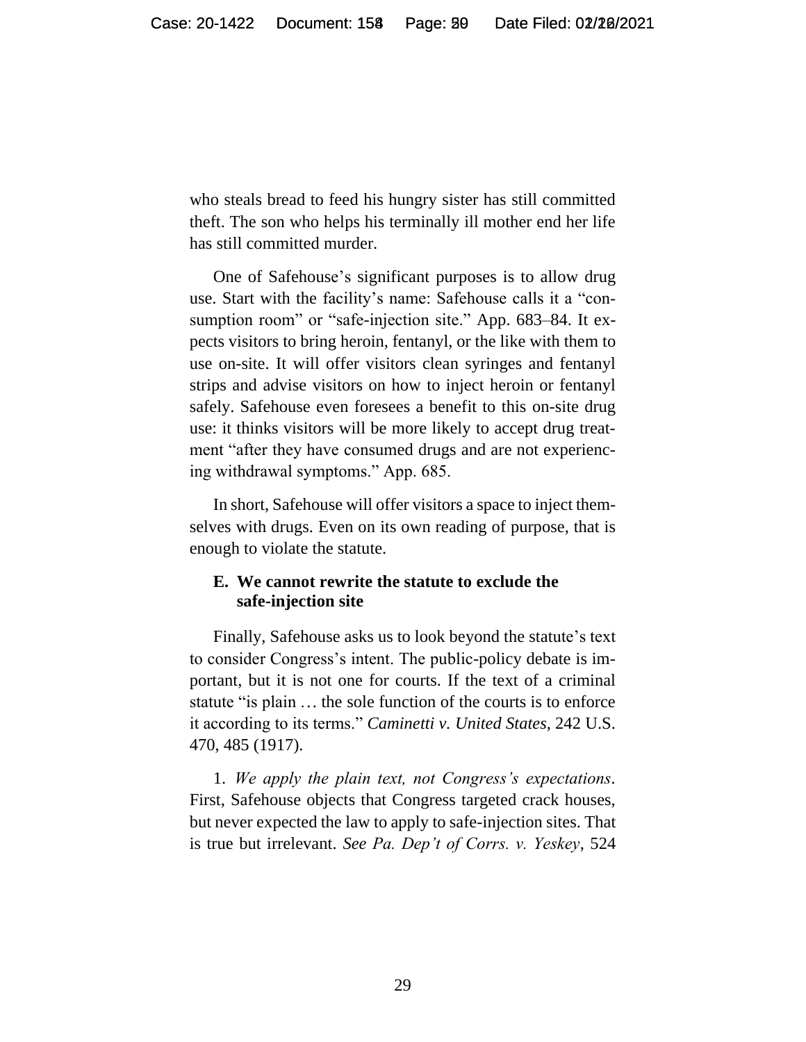who steals bread to feed his hungry sister has still committed theft. The son who helps his terminally ill mother end her life has still committed murder.

One of Safehouse's significant purposes is to allow drug use. Start with the facility's name: Safehouse calls it a "consumption room" or "safe-injection site." App. 683–84. It expects visitors to bring heroin, fentanyl, or the like with them to use on-site. It will offer visitors clean syringes and fentanyl strips and advise visitors on how to inject heroin or fentanyl safely. Safehouse even foresees a benefit to this on-site drug use: it thinks visitors will be more likely to accept drug treatment "after they have consumed drugs and are not experiencing withdrawal symptoms." App. 685.

In short, Safehouse will offer visitors a space to inject themselves with drugs. Even on its own reading of purpose, that is enough to violate the statute.

### E. We cannot rewrite the statute to exclude the safe-injection site

Finally, Safehouse asks us to look beyond the statute's text to consider Congress's intent. The public-policy debate is important, but it is not one for courts. If the text of a criminal statute "is plain … the sole function of the courts is to enforce it according to its terms." *Caminetti v. United States*, 242 U.S. 470, 485 (1917).

1. *We apply the plain text, not Congress's expectations*. First, Safehouse objects that Congress targeted crack houses, but never expected the law to apply to safe-injection sites. That is true but irrelevant. *See Pa. Dep't of Corrs. v. Yeskey*, 524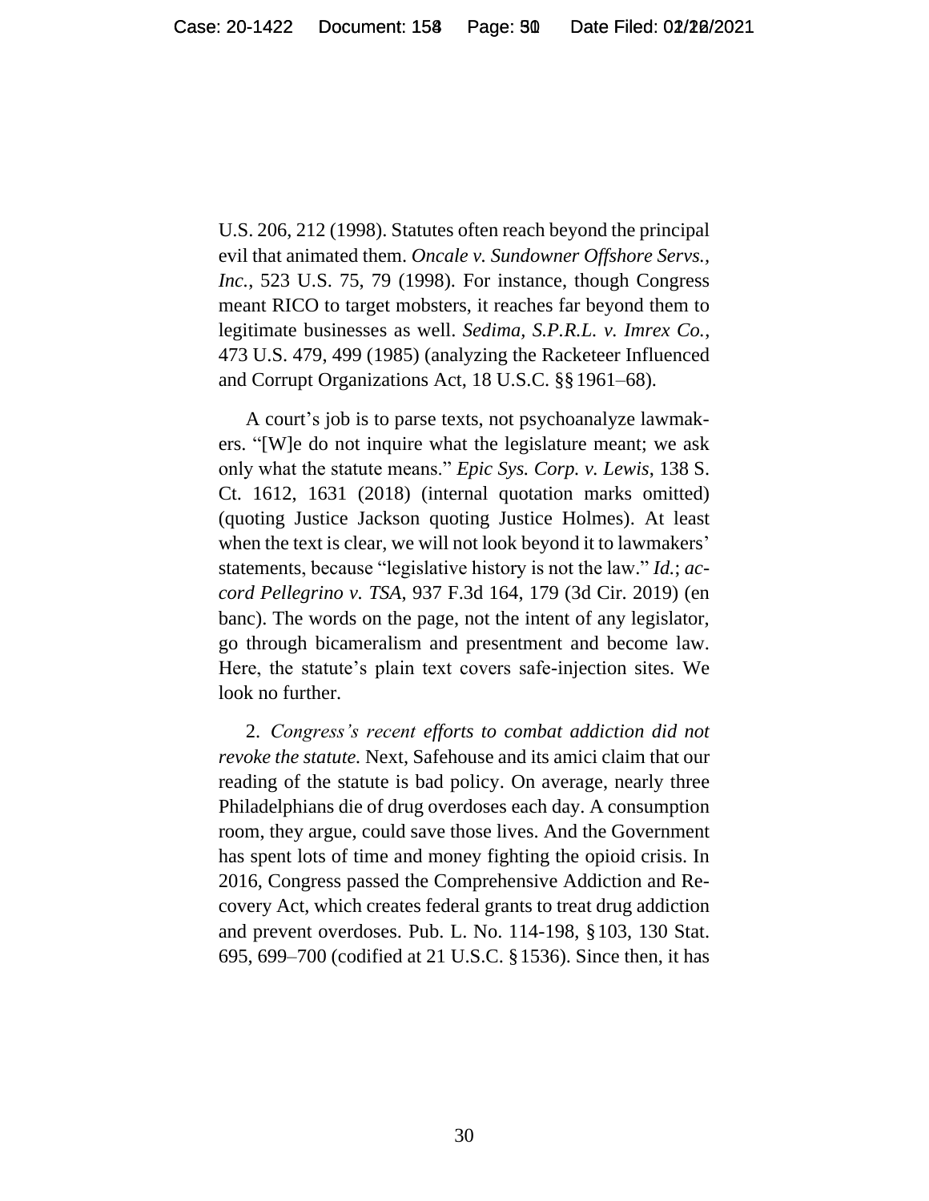U.S. 206, 212 (1998). Statutes often reach beyond the principal evil that animated them. *Oncale v. Sundowner Offshore Servs., Inc.*, 523 U.S. 75, 79 (1998). For instance, though Congress meant RICO to target mobsters, it reaches far beyond them to legitimate businesses as well. *Sedima, S.P.R.L. v. Imrex Co.*, 473 U.S. 479, 499 (1985) (analyzing the Racketeer Influenced and Corrupt Organizations Act, 18 U.S.C. §§ 1961–68).

A court's job is to parse texts, not psychoanalyze lawmakers. "[W]e do not inquire what the legislature meant; we ask only what the statute means." *Epic Sys. Corp. v. Lewis*, 138 S. Ct. 1612, 1631 (2018) (internal quotation marks omitted) (quoting Justice Jackson quoting Justice Holmes). At least when the text is clear, we will not look beyond it to lawmakers' statements, because "legislative history is not the law." *Id.*; *accord Pellegrino v. TSA*, 937 F.3d 164, 179 (3d Cir. 2019) (en banc). The words on the page, not the intent of any legislator, go through bicameralism and presentment and become law. Here, the statute's plain text covers safe-injection sites. We look no further.

2. *Congress's recent efforts to combat addiction did not revoke the statute.* Next, Safehouse and its amici claim that our reading of the statute is bad policy. On average, nearly three Philadelphians die of drug overdoses each day. A consumption room, they argue, could save those lives. And the Government has spent lots of time and money fighting the opioid crisis. In 2016, Congress passed the Comprehensive Addiction and Recovery Act, which creates federal grants to treat drug addiction and prevent overdoses. Pub. L. No. 114-198, § 103, 130 Stat. 695, 699–700 (codified at 21 U.S.C. § 1536). Since then, it has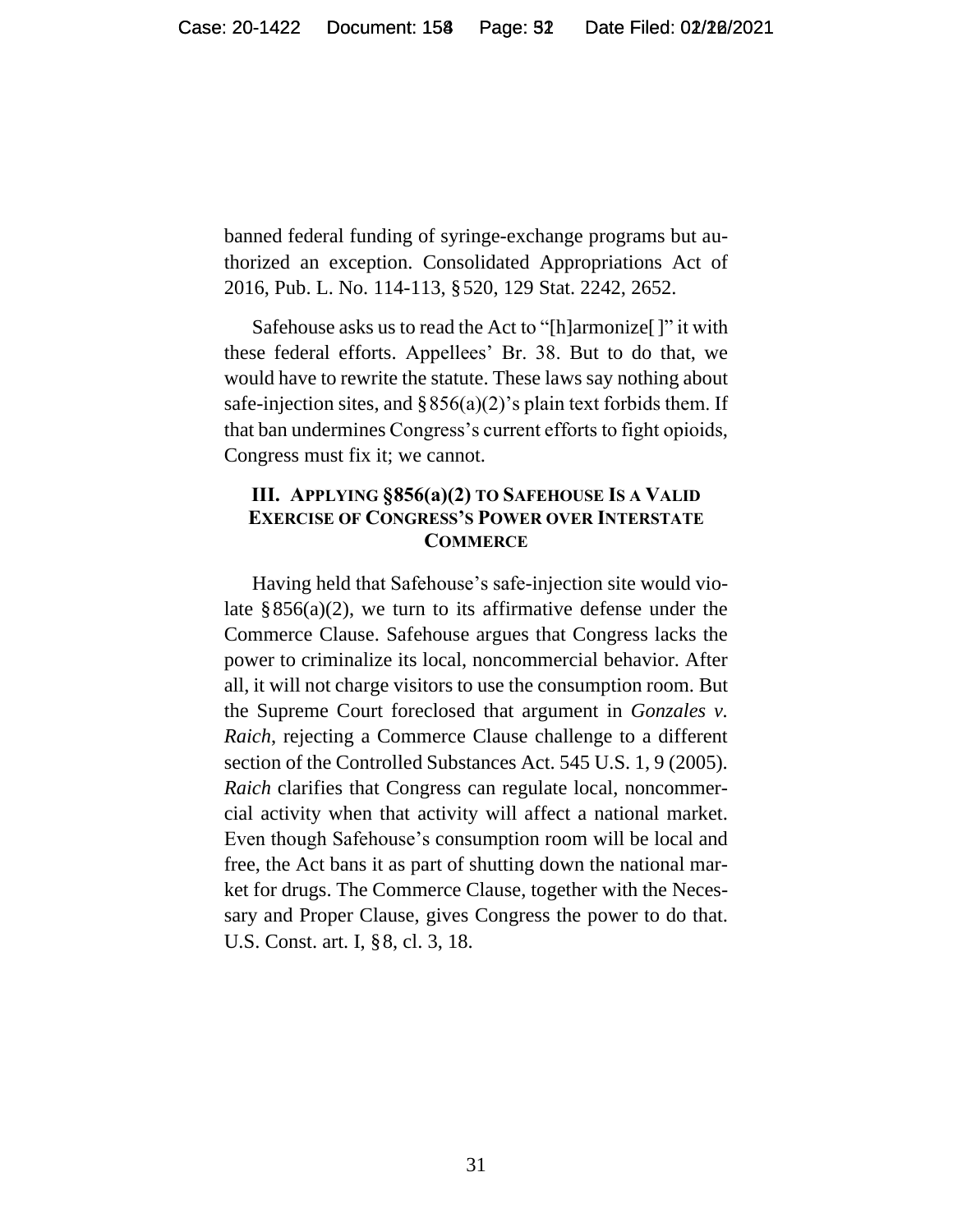banned federal funding of syringe-exchange programs but authorized an exception. Consolidated Appropriations Act of 2016, Pub. L. No. 114-113, § 520, 129 Stat. 2242, 2652.

Safehouse asks us to read the Act to "[h]armonize[ ]" it with these federal efforts. Appellees' Br. 38. But to do that, we would have to rewrite the statute. These laws say nothing about safe-injection sites, and § 856(a)(2)'s plain text forbids them. If that ban undermines Congress's current efforts to fight opioids, Congress must fix it; we cannot.

## III. APPLYING §856(a)(2) TO SAFEHOUSE IS A VALID EXERCISE OF CONGRESS'S POWER OVER INTERSTATE COMMERCE

Having held that Safehouse's safe-injection site would violate § 856(a)(2), we turn to its affirmative defense under the Commerce Clause. Safehouse argues that Congress lacks the power to criminalize its local, noncommercial behavior. After all, it will not charge visitors to use the consumption room. But the Supreme Court foreclosed that argument in *Gonzales v. Raich*, rejecting a Commerce Clause challenge to a different section of the Controlled Substances Act. 545 U.S. 1, 9 (2005). *Raich* clarifies that Congress can regulate local, noncommercial activity when that activity will affect a national market. Even though Safehouse's consumption room will be local and free, the Act bans it as part of shutting down the national market for drugs. The Commerce Clause, together with the Necessary and Proper Clause, gives Congress the power to do that. U.S. Const. art. I, § 8, cl. 3, 18.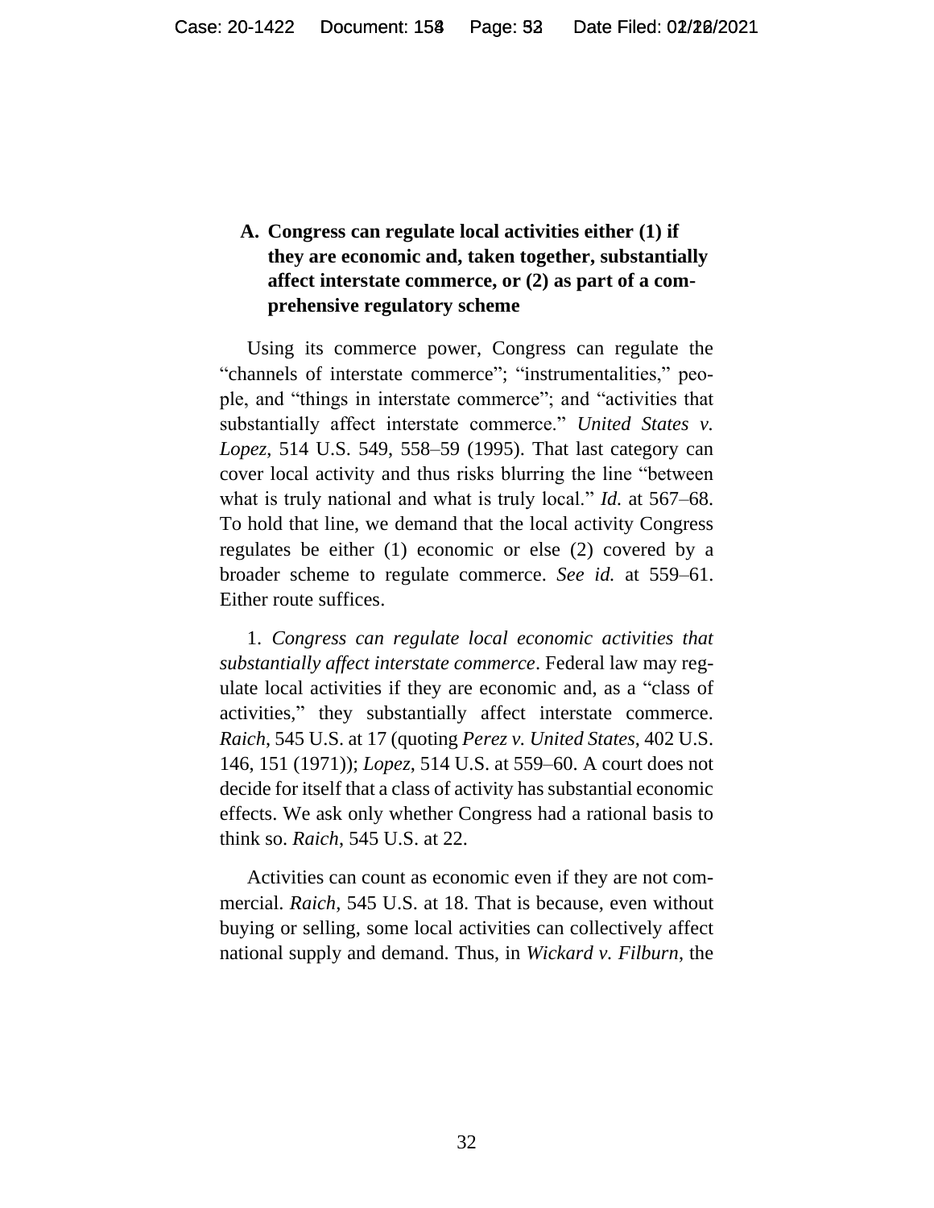### A. Congress can regulate local activities either (1) if they are economic and, taken together, substantially affect interstate commerce, or (2) as part of a comprehensive regulatory scheme

Using its commerce power, Congress can regulate the "channels of interstate commerce"; "instrumentalities," people, and "things in interstate commerce"; and "activities that substantially affect interstate commerce." *United States v. Lopez*, 514 U.S. 549, 558–59 (1995). That last category can cover local activity and thus risks blurring the line "between what is truly national and what is truly local." *Id.* at 567–68. To hold that line, we demand that the local activity Congress regulates be either (1) economic or else (2) covered by a broader scheme to regulate commerce. *See id.* at 559–61. Either route suffices.

1. *Congress can regulate local economic activities that substantially affect interstate commerce*. Federal law may regulate local activities if they are economic and, as a "class of activities," they substantially affect interstate commerce. *Raich*, 545 U.S. at 17 (quoting *Perez v. United States*, 402 U.S. 146, 151 (1971)); *Lopez*, 514 U.S. at 559–60. A court does not decide for itself that a class of activity has substantial economic effects. We ask only whether Congress had a rational basis to think so. *Raich*, 545 U.S. at 22.

Activities can count as economic even if they are not commercial. *Raich*, 545 U.S. at 18. That is because, even without buying or selling, some local activities can collectively affect national supply and demand. Thus, in *Wickard v. Filburn*, the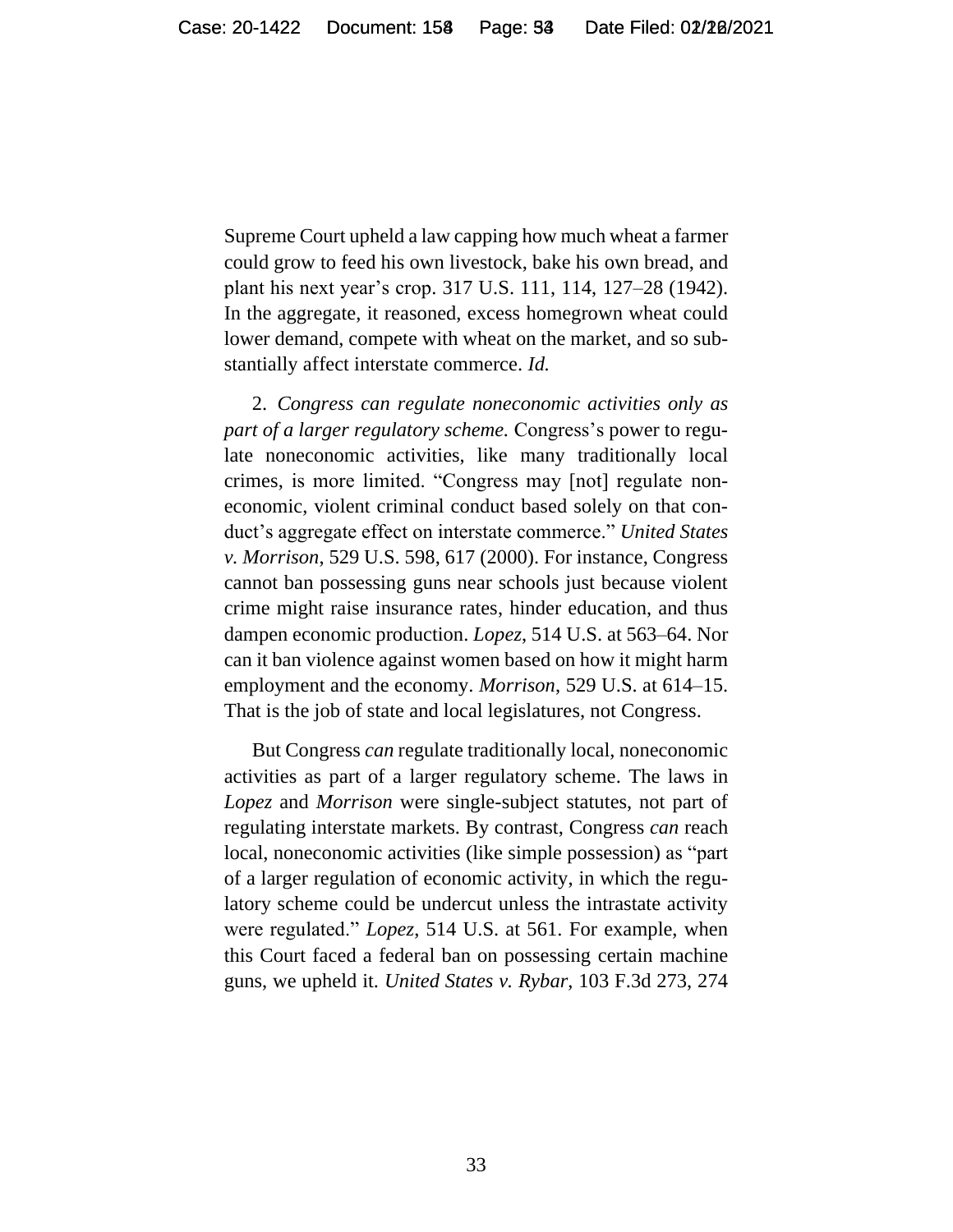Supreme Court upheld a law capping how much wheat a farmer could grow to feed his own livestock, bake his own bread, and plant his next year's crop. 317 U.S. 111, 114, 127–28 (1942). In the aggregate, it reasoned, excess homegrown wheat could lower demand, compete with wheat on the market, and so substantially affect interstate commerce. *Id.*

2. *Congress can regulate noneconomic activities only as part of a larger regulatory scheme.* Congress's power to regulate noneconomic activities, like many traditionally local crimes, is more limited. "Congress may [not] regulate noneconomic, violent criminal conduct based solely on that conduct's aggregate effect on interstate commerce." *United States v. Morrison*, 529 U.S. 598, 617 (2000). For instance, Congress cannot ban possessing guns near schools just because violent crime might raise insurance rates, hinder education, and thus dampen economic production. *Lopez*, 514 U.S. at 563–64. Nor can it ban violence against women based on how it might harm employment and the economy. *Morrison*, 529 U.S. at 614–15. That is the job of state and local legislatures, not Congress.

But Congress *can* regulate traditionally local, noneconomic activities as part of a larger regulatory scheme. The laws in *Lopez* and *Morrison* were single-subject statutes, not part of regulating interstate markets. By contrast, Congress *can* reach local, noneconomic activities (like simple possession) as "part of a larger regulation of economic activity, in which the regulatory scheme could be undercut unless the intrastate activity were regulated." *Lopez*, 514 U.S. at 561. For example, when this Court faced a federal ban on possessing certain machine guns, we upheld it. *United States v. Rybar*, 103 F.3d 273, 274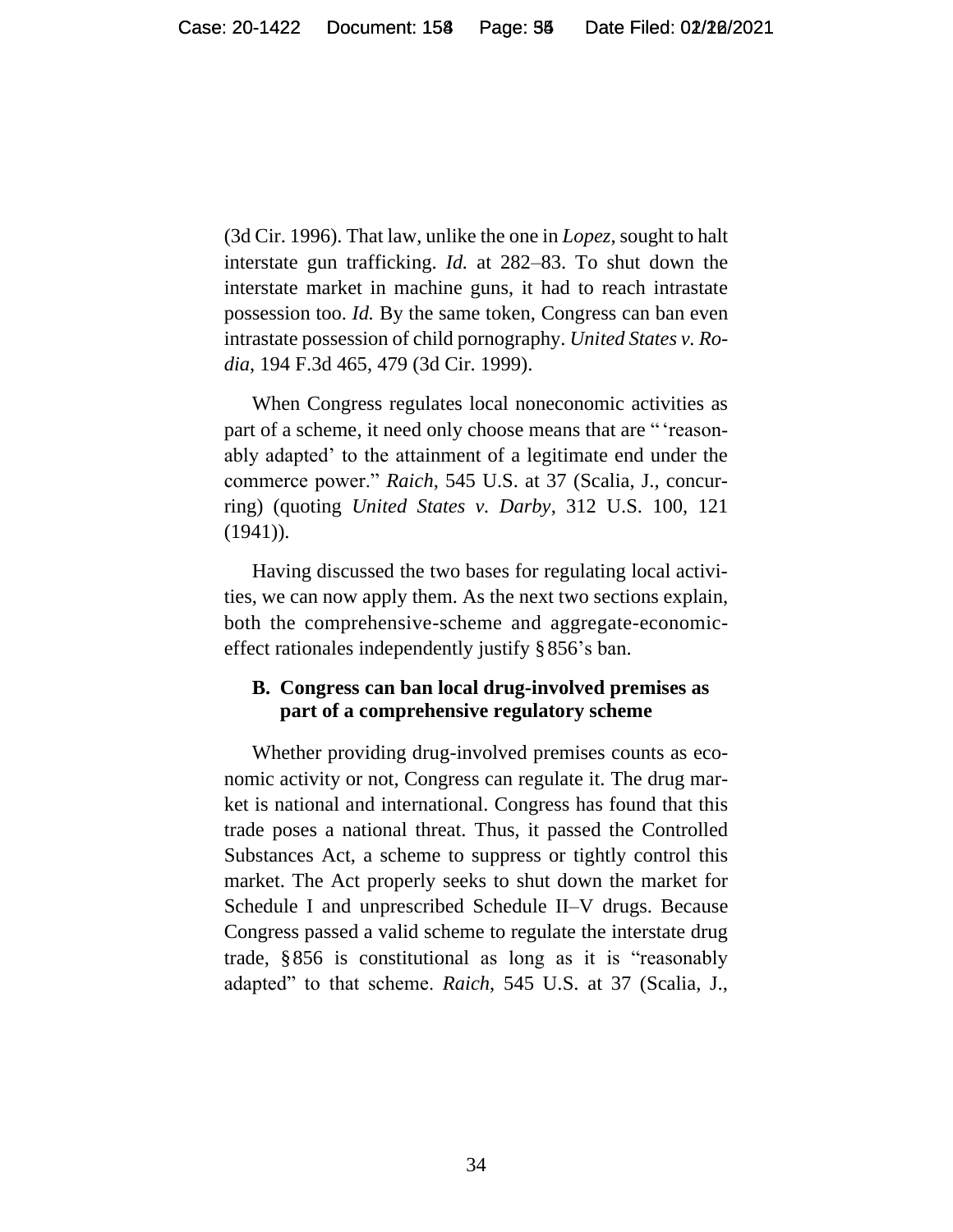(3d Cir. 1996). That law, unlike the one in *Lopez*, sought to halt interstate gun trafficking. *Id.* at 282–83. To shut down the interstate market in machine guns, it had to reach intrastate possession too. *Id.* By the same token, Congress can ban even intrastate possession of child pornography. *United States v. Rodia*, 194 F.3d 465, 479 (3d Cir. 1999).

When Congress regulates local noneconomic activities as part of a scheme, it need only choose means that are " 'reasonably adapted' to the attainment of a legitimate end under the commerce power." *Raich*, 545 U.S. at 37 (Scalia, J., concurring) (quoting *United States v. Darby*, 312 U.S. 100, 121 (1941)).

Having discussed the two bases for regulating local activities, we can now apply them. As the next two sections explain, both the comprehensive-scheme and aggregate-economic-effect rationales independently justify § 856's ban.

### B. Congress can ban local drug-involved premises as part of a comprehensive regulatory scheme

Whether providing drug-involved premises counts as economic activity or not, Congress can regulate it. The drug market is national and international. Congress has found that this trade poses a national threat. Thus, it passed the Controlled Substances Act, a scheme to suppress or tightly control this market. The Act properly seeks to shut down the market for Schedule I and unprescribed Schedule II–V drugs. Because Congress passed a valid scheme to regulate the interstate drug trade, § 856 is constitutional as long as it is "reasonably adapted" to that scheme. *Raich*, 545 U.S. at 37 (Scalia, J.,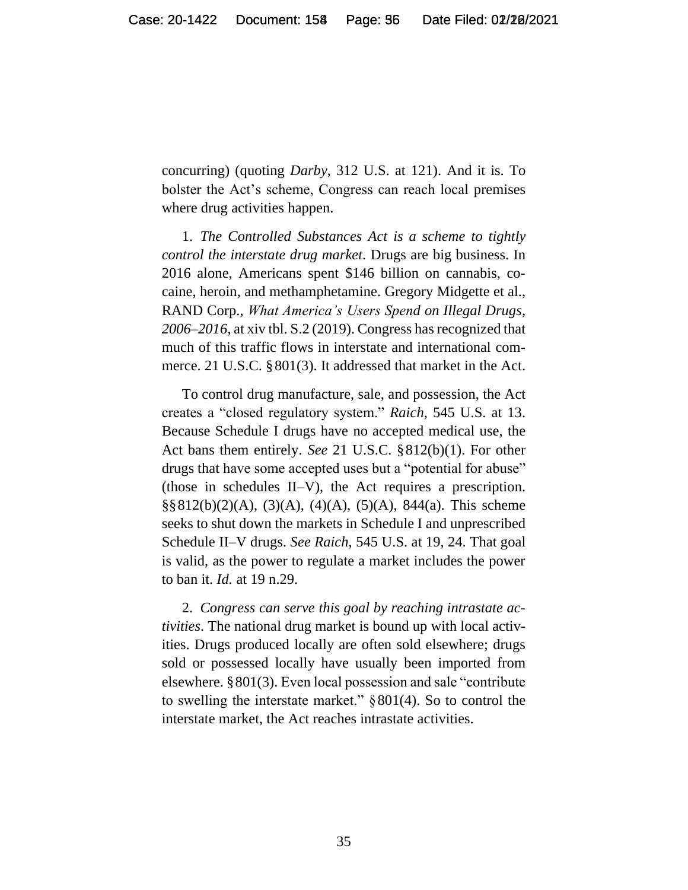concurring) (quoting *Darby*, 312 U.S. at 121). And it is. To bolster the Act's scheme, Congress can reach local premises where drug activities happen.

1. *The Controlled Substances Act is a scheme to tightly control the interstate drug market*. Drugs are big business. In 2016 alone, Americans spent $146 billion on cannabis, cocaine, heroin, and methamphetamine. Gregory Midgette et al., RAND Corp., *What America's Users Spend on Illegal Drugs, 2006–2016*, at xiv tbl. S.2 (2019). Congress has recognized that much of this traffic flows in interstate and international commerce. 21 U.S.C. § 801(3). It addressed that market in the Act.

To control drug manufacture, sale, and possession, the Act creates a "closed regulatory system." *Raich*, 545 U.S. at 13. Because Schedule I drugs have no accepted medical use, the Act bans them entirely. *See* 21 U.S.C. § 812(b)(1). For other drugs that have some accepted uses but a "potential for abuse" (those in schedules II–V), the Act requires a prescription. §§ 812(b)(2)(A), (3)(A), (4)(A), (5)(A), 844(a). This scheme seeks to shut down the markets in Schedule I and unprescribed Schedule II–V drugs. *See Raich*, 545 U.S. at 19, 24. That goal is valid, as the power to regulate a market includes the power to ban it. *Id.* at 19 n.29.

2. *Congress can serve this goal by reaching intrastate activities*. The national drug market is bound up with local activities. Drugs produced locally are often sold elsewhere; drugs sold or possessed locally have usually been imported from elsewhere. § 801(3). Even local possession and sale "contribute to swelling the interstate market." § 801(4). So to control the interstate market, the Act reaches intrastate activities.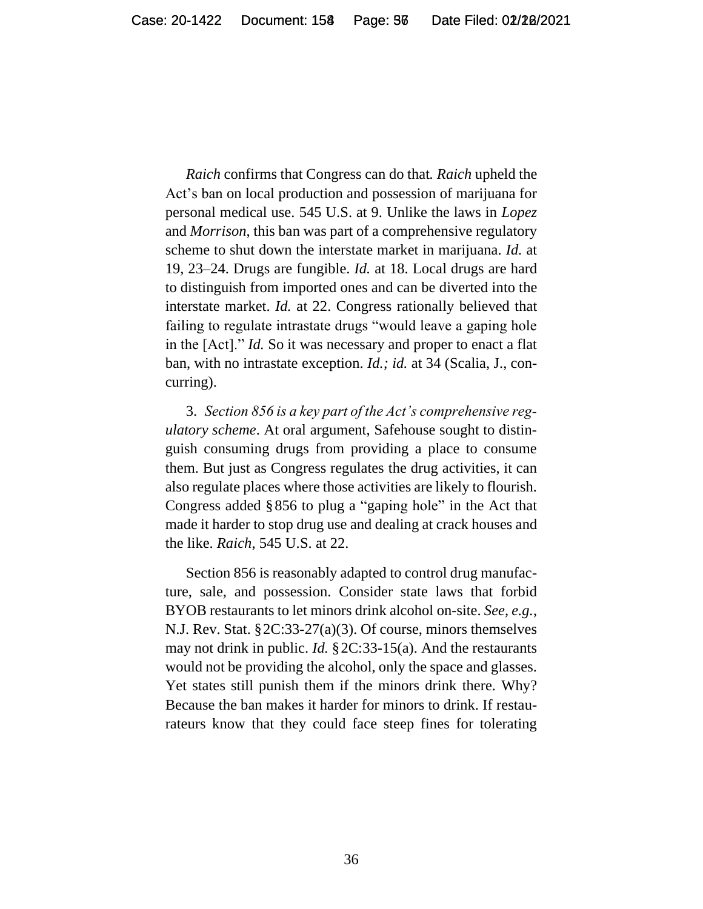*Raich* confirms that Congress can do that. *Raich* upheld the Act's ban on local production and possession of marijuana for personal medical use. 545 U.S. at 9. Unlike the laws in *Lopez* and *Morrison*, this ban was part of a comprehensive regulatory scheme to shut down the interstate market in marijuana. *Id.* at 19, 23–24. Drugs are fungible. *Id.* at 18. Local drugs are hard to distinguish from imported ones and can be diverted into the interstate market. *Id.* at 22. Congress rationally believed that failing to regulate intrastate drugs "would leave a gaping hole in the [Act]." *Id.* So it was necessary and proper to enact a flat ban, with no intrastate exception. *Id.; id.* at 34 (Scalia, J., concurring).

3. *Section 856 is a key part of the Act's comprehensive regulatory scheme*. At oral argument, Safehouse sought to distinguish consuming drugs from providing a place to consume them. But just as Congress regulates the drug activities, it can also regulate places where those activities are likely to flourish. Congress added § 856 to plug a "gaping hole" in the Act that made it harder to stop drug use and dealing at crack houses and the like. *Raich*, 545 U.S. at 22.

Section 856 is reasonably adapted to control drug manufacture, sale, and possession. Consider state laws that forbid BYOB restaurants to let minors drink alcohol on-site. *See, e.g.*, N.J. Rev. Stat. § 2C:33-27(a)(3). Of course, minors themselves may not drink in public. *Id.* § 2C:33-15(a). And the restaurants would not be providing the alcohol, only the space and glasses. Yet states still punish them if the minors drink there. Why? Because the ban makes it harder for minors to drink. If restaurateurs know that they could face steep fines for tolerating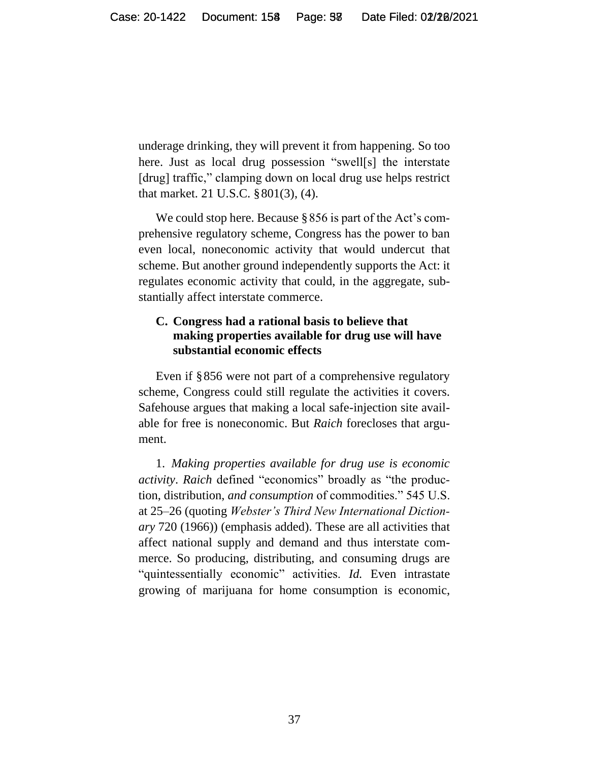underage drinking, they will prevent it from happening. So too here. Just as local drug possession "swell[s] the interstate [drug] traffic," clamping down on local drug use helps restrict that market. 21 U.S.C. § 801(3), (4).

We could stop here. Because § 856 is part of the Act's comprehensive regulatory scheme, Congress has the power to ban even local, noneconomic activity that would undercut that scheme. But another ground independently supports the Act: it regulates economic activity that could, in the aggregate, substantially affect interstate commerce.

### C. Congress had a rational basis to believe that making properties available for drug use will have substantial economic effects

Even if § 856 were not part of a comprehensive regulatory scheme, Congress could still regulate the activities it covers. Safehouse argues that making a local safe-injection site available for free is noneconomic. But *Raich* forecloses that argument.

1. *Making properties available for drug use is economic activity*. *Raich* defined "economics" broadly as "the production, distribution, *and consumption* of commodities." 545 U.S. at 25–26 (quoting *Webster's Third New International Dictionary* 720 (1966)) (emphasis added). These are all activities that affect national supply and demand and thus interstate commerce. So producing, distributing, and consuming drugs are "quintessentially economic" activities. *Id.* Even intrastate growing of marijuana for home consumption is economic,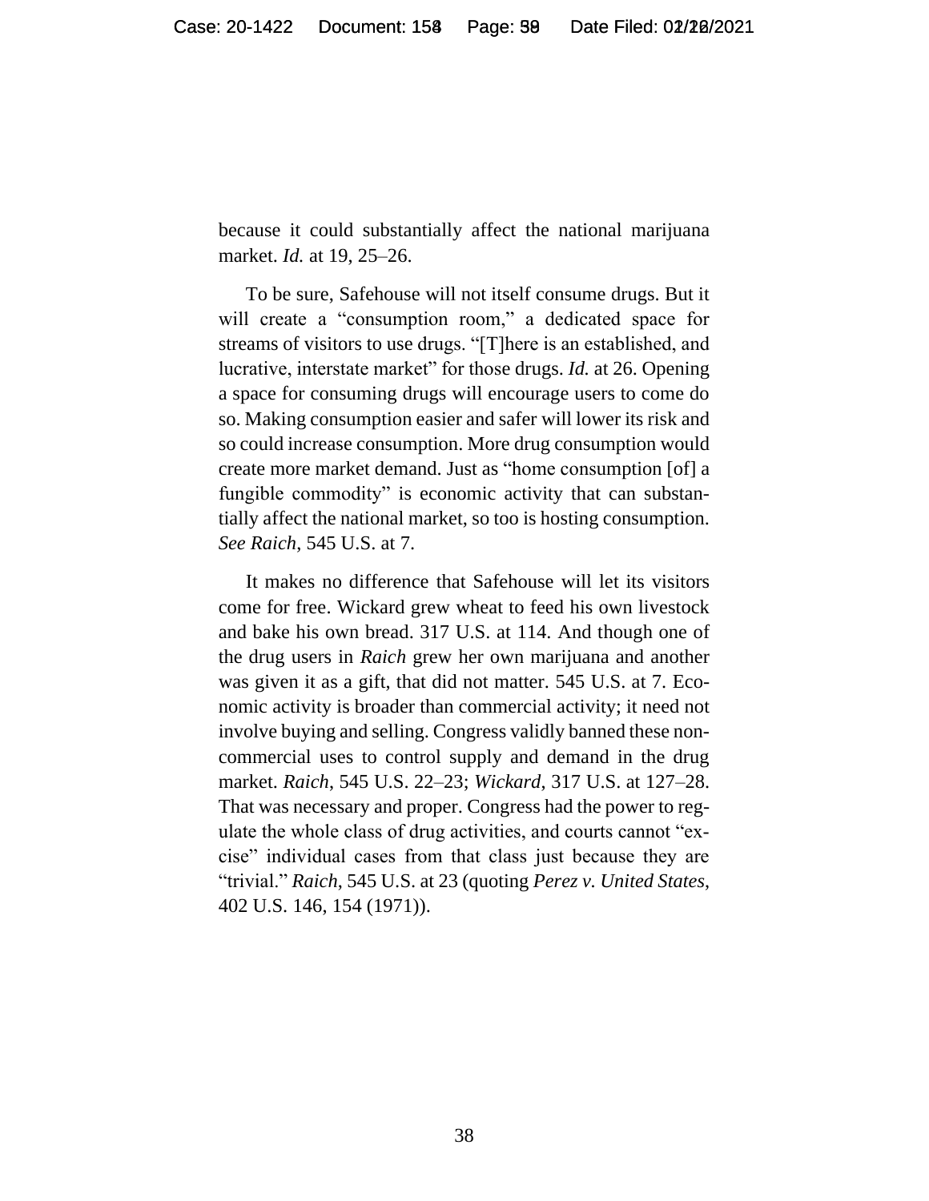because it could substantially affect the national marijuana market. *Id.* at 19, 25–26.

To be sure, Safehouse will not itself consume drugs. But it will create a "consumption room," a dedicated space for streams of visitors to use drugs. "[T]here is an established, and lucrative, interstate market" for those drugs. *Id.* at 26. Opening a space for consuming drugs will encourage users to come do so. Making consumption easier and safer will lower its risk and so could increase consumption. More drug consumption would create more market demand. Just as "home consumption [of] a fungible commodity" is economic activity that can substantially affect the national market, so too is hosting consumption. *See Raich*, 545 U.S. at 7.

It makes no difference that Safehouse will let its visitors come for free. Wickard grew wheat to feed his own livestock and bake his own bread. 317 U.S. at 114. And though one of the drug users in *Raich* grew her own marijuana and another was given it as a gift, that did not matter. 545 U.S. at 7. Economic activity is broader than commercial activity; it need not involve buying and selling. Congress validly banned these non-commercial uses to control supply and demand in the drug market. *Raich*, 545 U.S. 22–23; *Wickard*, 317 U.S. at 127–28. That was necessary and proper. Congress had the power to regulate the whole class of drug activities, and courts cannot "excise" individual cases from that class just because they are "trivial." *Raich*, 545 U.S. at 23 (quoting *Perez v. United States*, 402 U.S. 146, 154 (1971)).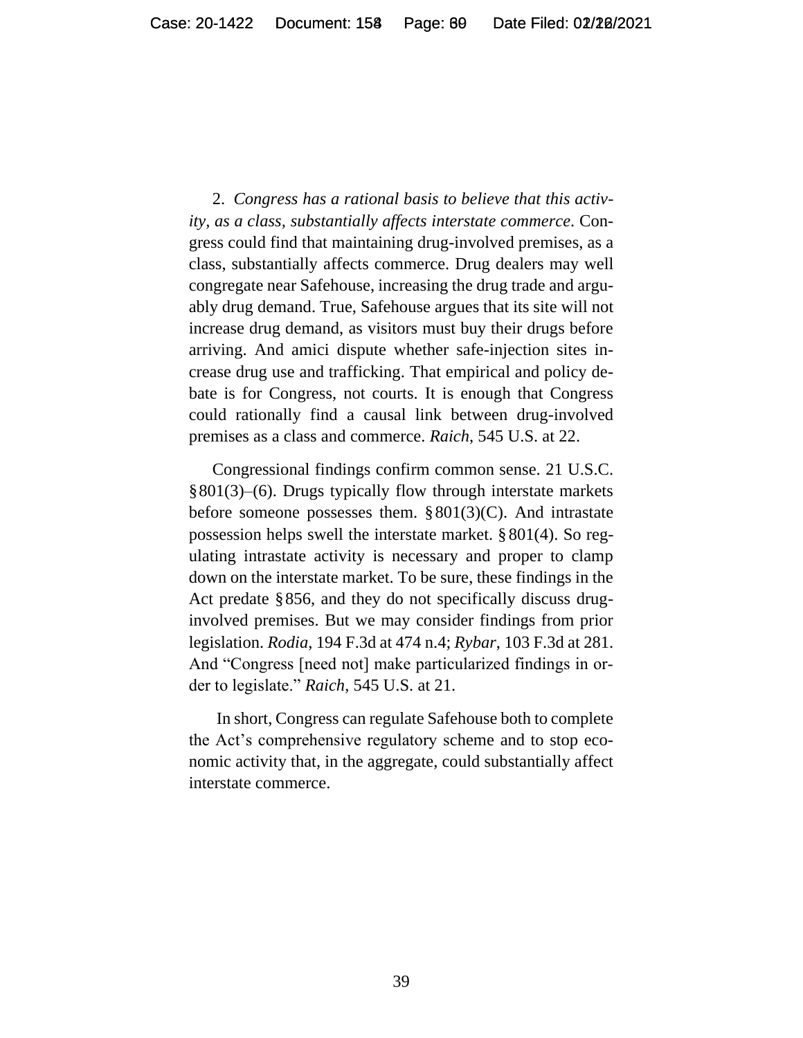2. *Congress has a rational basis to believe that this activity, as a class, substantially affects interstate commerce*. Congress could find that maintaining drug-involved premises, as a class, substantially affects commerce. Drug dealers may well congregate near Safehouse, increasing the drug trade and arguably drug demand. True, Safehouse argues that its site will not increase drug demand, as visitors must buy their drugs before arriving. And amici dispute whether safe-injection sites increase drug use and trafficking. That empirical and policy debate is for Congress, not courts. It is enough that Congress could rationally find a causal link between drug-involved premises as a class and commerce. *Raich*, 545 U.S. at 22.

Congressional findings confirm common sense. 21 U.S.C. § 801(3)–(6). Drugs typically flow through interstate markets before someone possesses them. § 801(3)(C). And intrastate possession helps swell the interstate market. § 801(4). So regulating intrastate activity is necessary and proper to clamp down on the interstate market. To be sure, these findings in the Act predate § 856, and they do not specifically discuss drug-involved premises. But we may consider findings from prior legislation. *Rodia*, 194 F.3d at 474 n.4; *Rybar*, 103 F.3d at 281. And "Congress [need not] make particularized findings in order to legislate." *Raich*, 545 U.S. at 21.

In short, Congress can regulate Safehouse both to complete the Act's comprehensive regulatory scheme and to stop economic activity that, in the aggregate, could substantially affect interstate commerce.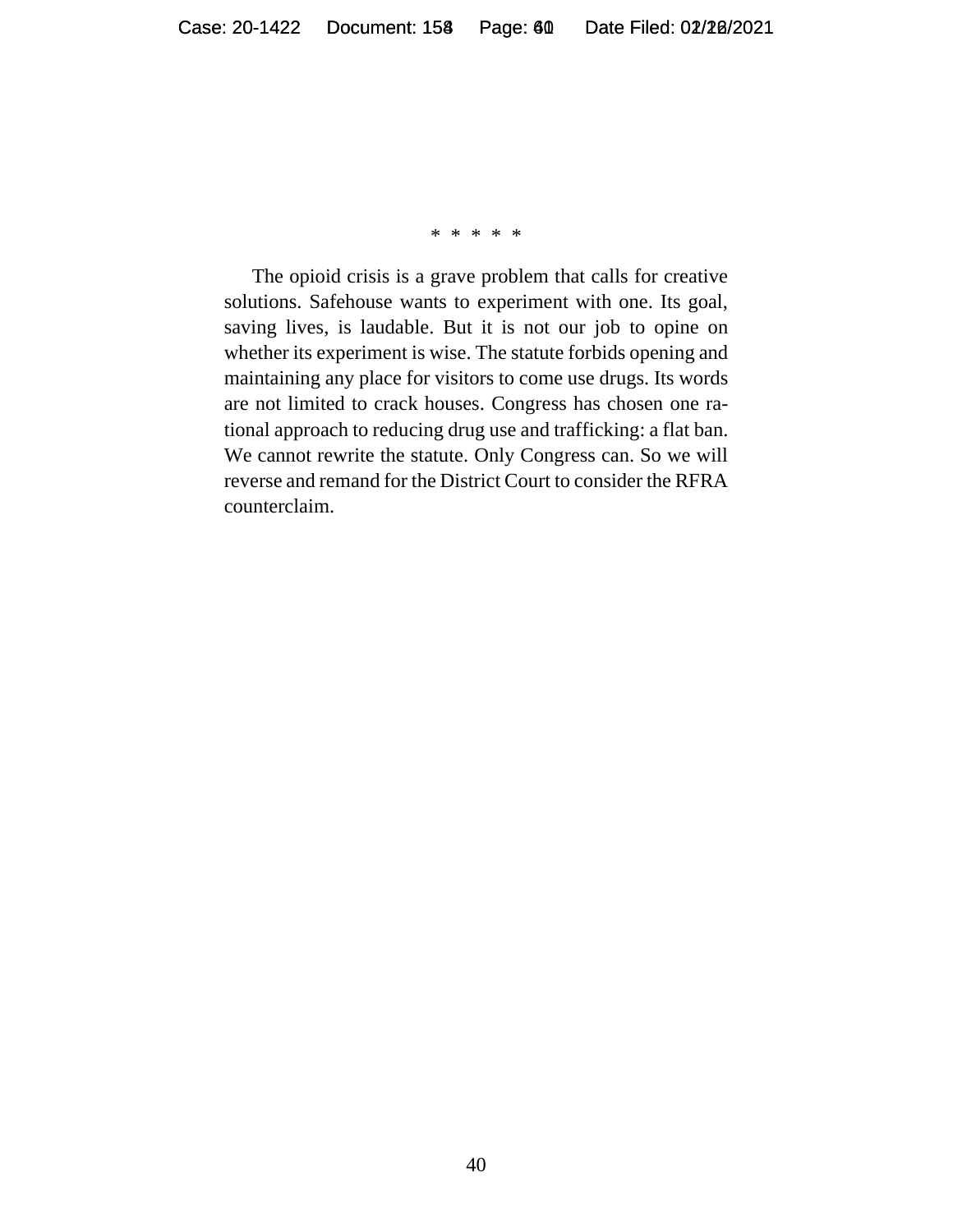\* \* \* \* \*

The opioid crisis is a grave problem that calls for creative solutions. Safehouse wants to experiment with one. Its goal, saving lives, is laudable. But it is not our job to opine on whether its experiment is wise. The statute forbids opening and maintaining any place for visitors to come use drugs. Its words are not limited to crack houses. Congress has chosen one rational approach to reducing drug use and trafficking: a flat ban. We cannot rewrite the statute. Only Congress can. So we will reverse and remand for the District Court to consider the RFRA counterclaim.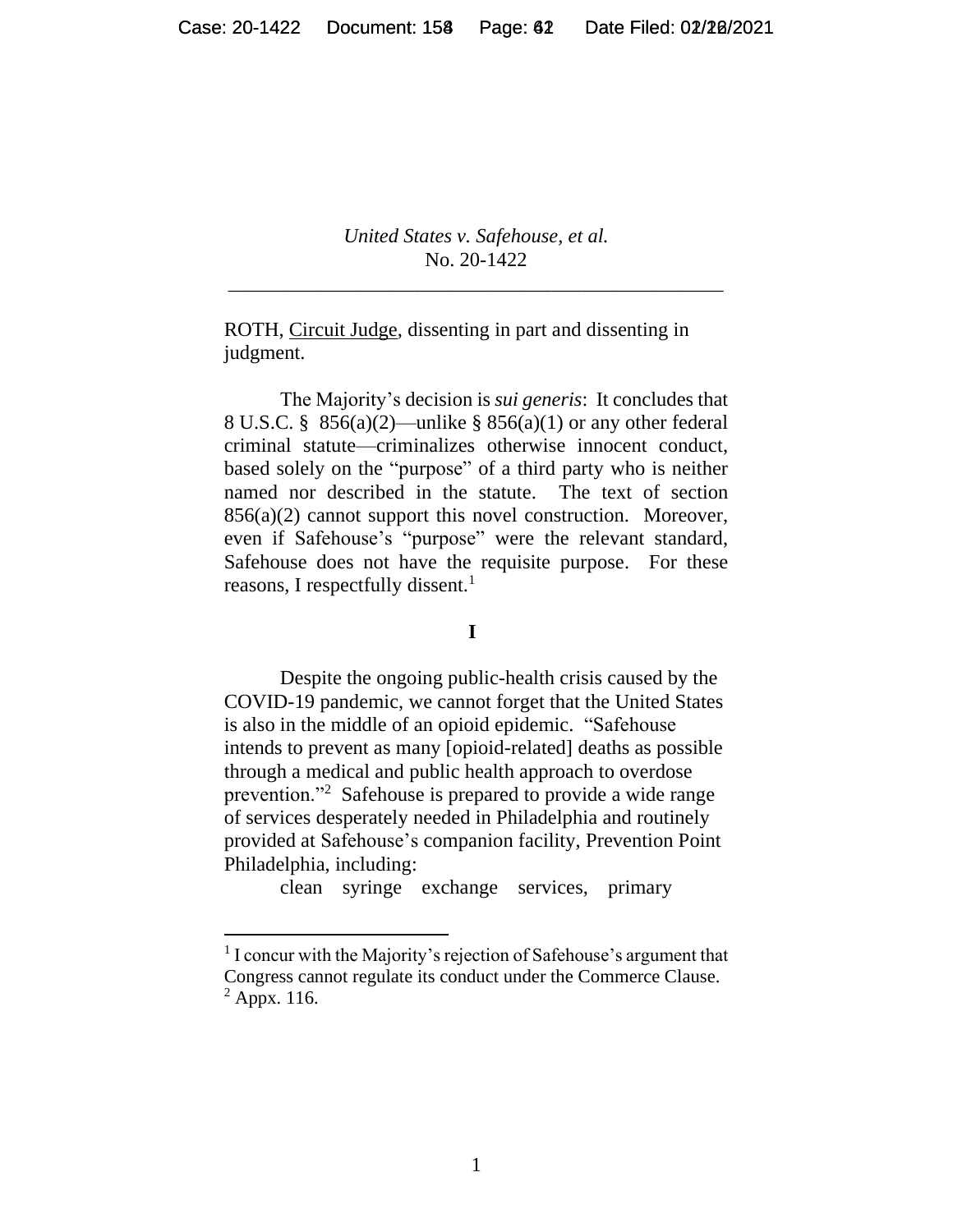*United States v. Safehouse, et al.*
No. 20-1422

---

ROTH, Circuit Judge, dissenting in part and dissenting in judgment.

The Majority's decision is *sui generis*: It concludes that 8 U.S.C. § 856(a)(2)—unlike § 856(a)(1) or any other federal criminal statute—criminalizes otherwise innocent conduct, based solely on the "purpose" of a third party who is neither named nor described in the statute. The text of section 856(a)(2) cannot support this novel construction. Moreover, even if Safehouse's "purpose" were the relevant standard, Safehouse does not have the requisite purpose. For these reasons, I respectfully dissent.[1]

**I**

Despite the ongoing public-health crisis caused by the COVID-19 pandemic, we cannot forget that the United States is also in the middle of an opioid epidemic. "Safehouse intends to prevent as many [opioid-related] deaths as possible through a medical and public health approach to overdose prevention."[2] Safehouse is prepared to provide a wide range of services desperately needed in Philadelphia and routinely provided at Safehouse's companion facility, Prevention Point Philadelphia, including:

clean syringe exchange services, primary

---

[1] I concur with the Majority's rejection of Safehouse's argument that Congress cannot regulate its conduct under the Commerce Clause.

[2] Appx. 116.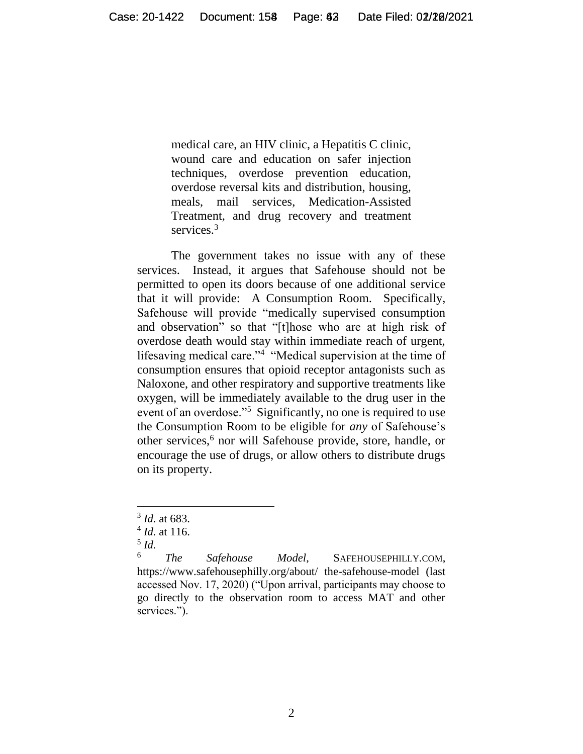> medical care, an HIV clinic, a Hepatitis C clinic, wound care and education on safer injection techniques, overdose prevention education, overdose reversal kits and distribution, housing, meals, mail services, Medication-Assisted Treatment, and drug recovery and treatment services.[3]

The government takes no issue with any of these services. Instead, it argues that Safehouse should not be permitted to open its doors because of one additional service that it will provide: A Consumption Room. Specifically, Safehouse will provide "medically supervised consumption and observation" so that "[t]hose who are at high risk of overdose death would stay within immediate reach of urgent, lifesaving medical care."[4] "Medical supervision at the time of consumption ensures that opioid receptor antagonists such as Naloxone, and other respiratory and supportive treatments like oxygen, will be immediately available to the drug user in the event of an overdose."[5] Significantly, no one is required to use the Consumption Room to be eligible for *any* of Safehouse's other services,[6] nor will Safehouse provide, store, handle, or encourage the use of drugs, or allow others to distribute drugs on its property.

---

[3] *Id.* at 683.

[4] *Id.* at 116.

[5] *Id.*

[6] *The Safehouse Model*, SAFEHOUSEPHILLY.COM, https://www.safehousephilly.org/about/ the-safehouse-model (last accessed Nov. 17, 2020) ("Upon arrival, participants may choose to go directly to the observation room to access MAT and other services.").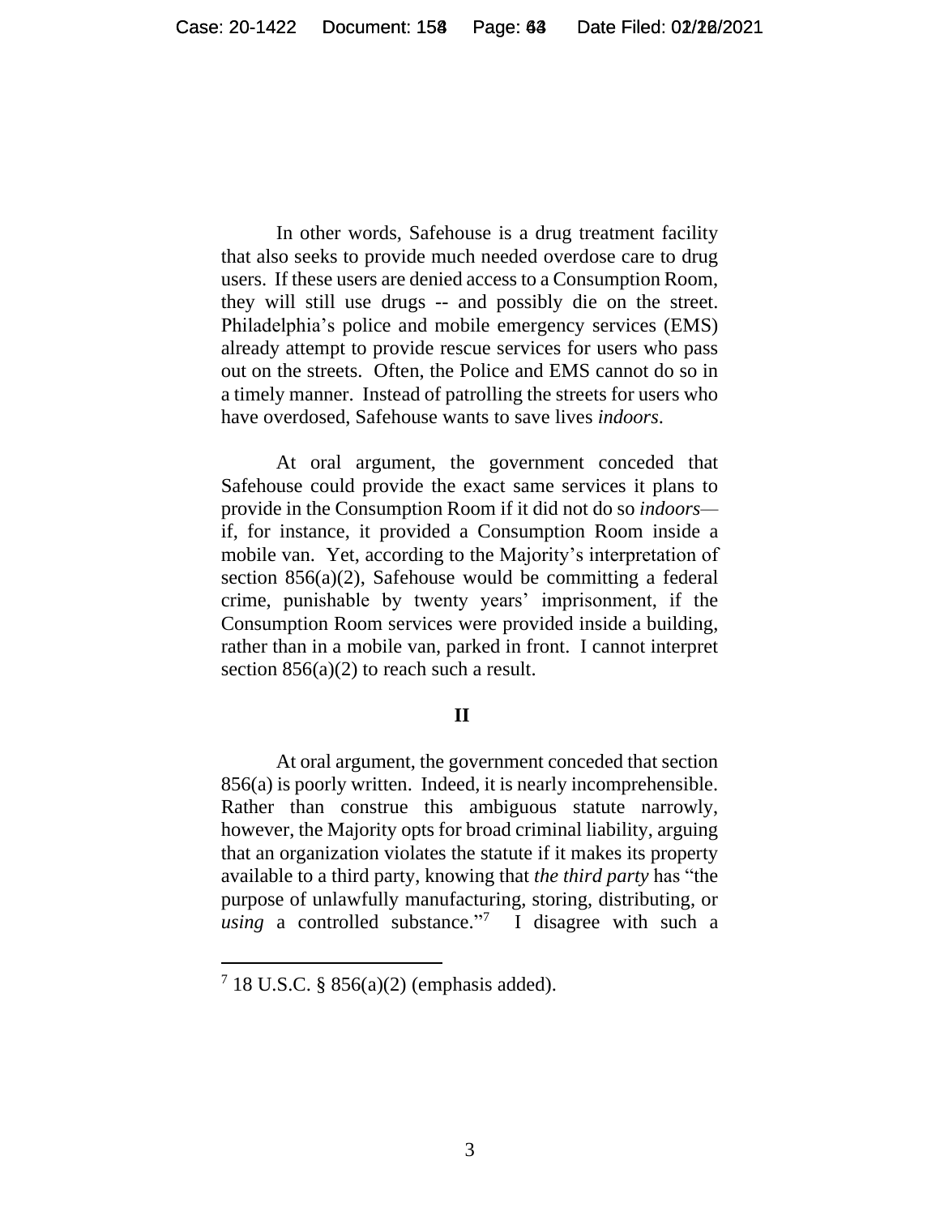In other words, Safehouse is a drug treatment facility that also seeks to provide much needed overdose care to drug users. If these users are denied access to a Consumption Room, they will still use drugs -- and possibly die on the street. Philadelphia's police and mobile emergency services (EMS) already attempt to provide rescue services for users who pass out on the streets. Often, the Police and EMS cannot do so in a timely manner. Instead of patrolling the streets for users who have overdosed, Safehouse wants to save lives *indoors*.

At oral argument, the government conceded that Safehouse could provide the exact same services it plans to provide in the Consumption Room if it did not do so *indoors*—if, for instance, it provided a Consumption Room inside a mobile van. Yet, according to the Majority's interpretation of section 856(a)(2), Safehouse would be committing a federal crime, punishable by twenty years' imprisonment, if the Consumption Room services were provided inside a building, rather than in a mobile van, parked in front. I cannot interpret section 856(a)(2) to reach such a result.

## II

At oral argument, the government conceded that section 856(a) is poorly written. Indeed, it is nearly incomprehensible. Rather than construe this ambiguous statute narrowly, however, the Majority opts for broad criminal liability, arguing that an organization violates the statute if it makes its property available to a third party, knowing that *the third party* has "the purpose of unlawfully manufacturing, storing, distributing, or *using* a controlled substance."[7] I disagree with such a

---

[7] 18 U.S.C. § 856(a)(2) (emphasis added).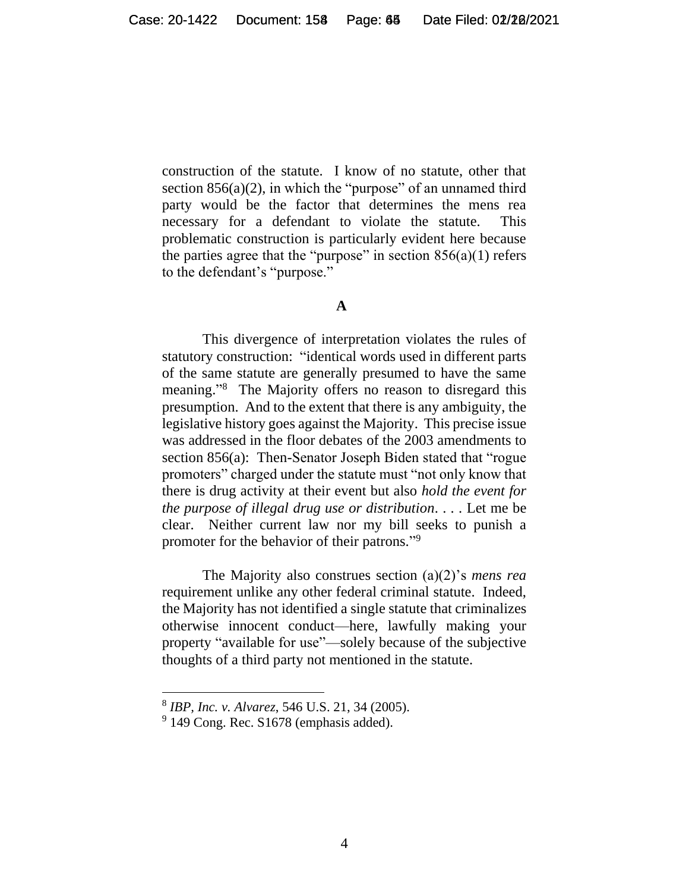construction of the statute. I know of no statute, other that section 856(a)(2), in which the "purpose" of an unnamed third party would be the factor that determines the mens rea necessary for a defendant to violate the statute. This problematic construction is particularly evident here because the parties agree that the "purpose" in section 856(a)(1) refers to the defendant's "purpose."

**A**

This divergence of interpretation violates the rules of statutory construction: "identical words used in different parts of the same statute are generally presumed to have the same meaning."[8] The Majority offers no reason to disregard this presumption. And to the extent that there is any ambiguity, the legislative history goes against the Majority. This precise issue was addressed in the floor debates of the 2003 amendments to section 856(a): Then-Senator Joseph Biden stated that "rogue promoters" charged under the statute must "not only know that there is drug activity at their event but also *hold the event for the purpose of illegal drug use or distribution*. . . . Let me be clear. Neither current law nor my bill seeks to punish a promoter for the behavior of their patrons."[9]

The Majority also construes section (a)(2)'s *mens rea* requirement unlike any other federal criminal statute. Indeed, the Majority has not identified a single statute that criminalizes otherwise innocent conduct—here, lawfully making your property "available for use"—solely because of the subjective thoughts of a third party not mentioned in the statute.

---

[8] *IBP, Inc. v. Alvarez*, 546 U.S. 21, 34 (2005).

[9] 149 Cong. Rec. S1678 (emphasis added).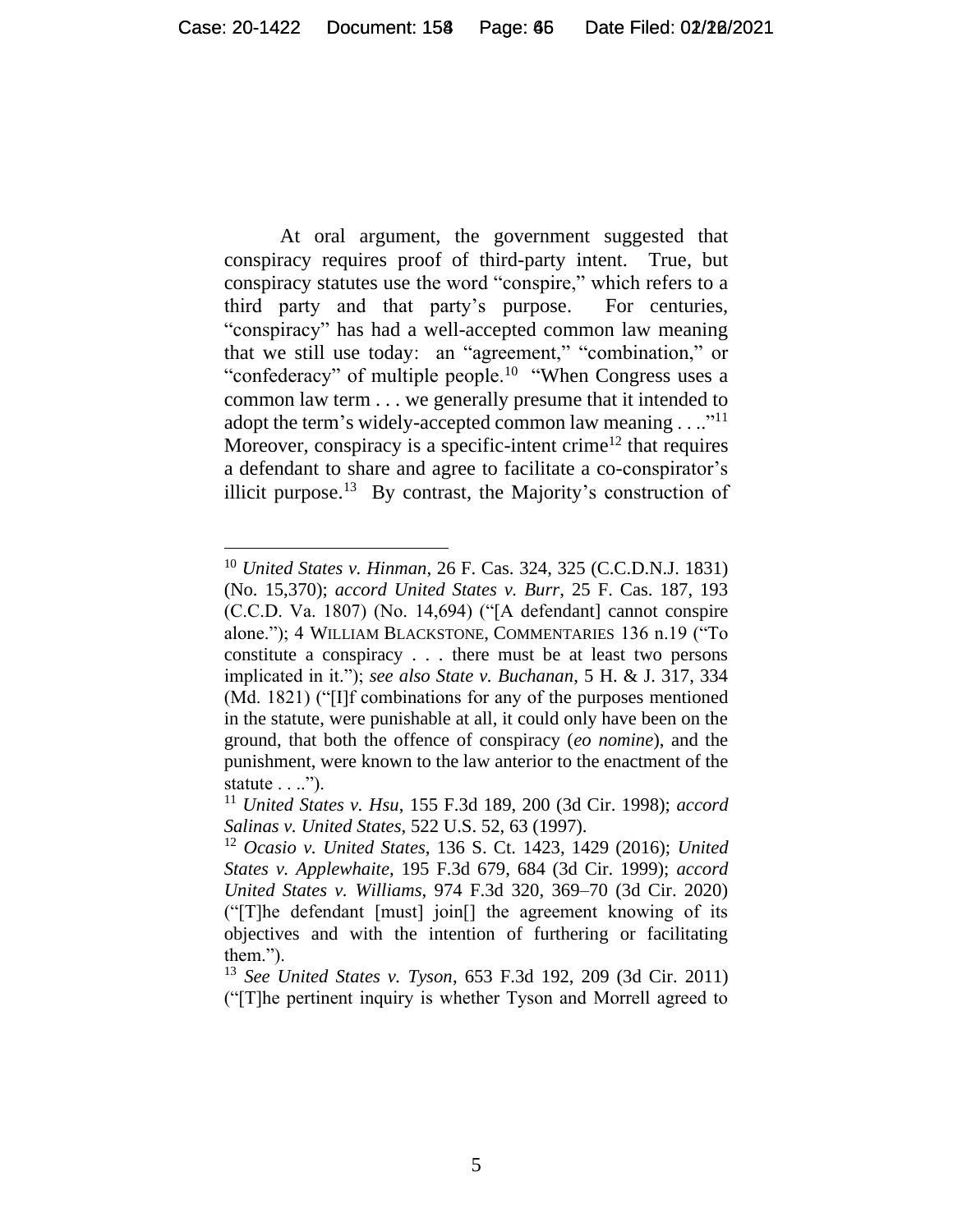At oral argument, the government suggested that conspiracy requires proof of third-party intent. True, but conspiracy statutes use the word "conspire," which refers to a third party and that party's purpose. For centuries, "conspiracy" has had a well-accepted common law meaning that we still use today: an "agreement," "combination," or "confederacy" of multiple people.[10] "When Congress uses a common law term . . . we generally presume that it intended to adopt the term's widely-accepted common law meaning . . .."[11] Moreover, conspiracy is a specific-intent crime[12] that requires a defendant to share and agree to facilitate a co-conspirator's illicit purpose.[13] By contrast, the Majority's construction of

---

[10] *United States v. Hinman*, 26 F. Cas. 324, 325 (C.C.D.N.J. 1831) (No. 15,370); *accord United States v. Burr*, 25 F. Cas. 187, 193 (C.C.D. Va. 1807) (No. 14,694) ("[A defendant] cannot conspire alone."); 4 WILLIAM BLACKSTONE, COMMENTARIES 136 n.19 ("To constitute a conspiracy . . . there must be at least two persons implicated in it."); *see also State v. Buchanan*, 5 H. & J. 317, 334 (Md. 1821) ("[I]f combinations for any of the purposes mentioned in the statute, were punishable at all, it could only have been on the ground, that both the offence of conspiracy (*eo nomine*), and the punishment, were known to the law anterior to the enactment of the statute . . ..").

[11] *United States v. Hsu*, 155 F.3d 189, 200 (3d Cir. 1998); *accord Salinas v. United States*, 522 U.S. 52, 63 (1997).

[12] *Ocasio v. United States*, 136 S. Ct. 1423, 1429 (2016); *United States v. Applewhaite*, 195 F.3d 679, 684 (3d Cir. 1999); *accord United States v. Williams*, 974 F.3d 320, 369–70 (3d Cir. 2020) ("[T]he defendant [must] join[] the agreement knowing of its objectives and with the intention of furthering or facilitating them.").

[13] *See United States v. Tyson*, 653 F.3d 192, 209 (3d Cir. 2011) ("[T]he pertinent inquiry is whether Tyson and Morrell agreed to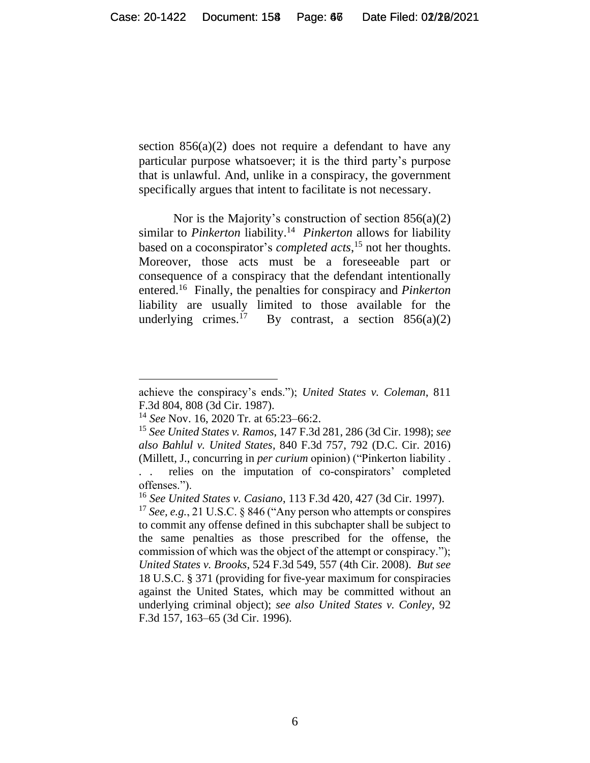section 856(a)(2) does not require a defendant to have any particular purpose whatsoever; it is the third party's purpose that is unlawful. And, unlike in a conspiracy, the government specifically argues that intent to facilitate is not necessary.

Nor is the Majority's construction of section 856(a)(2) similar to *Pinkerton* liability.[14] *Pinkerton* allows for liability based on a coconspirator's *completed acts*,[15] not her thoughts. Moreover, those acts must be a foreseeable part or consequence of a conspiracy that the defendant intentionally entered.[16] Finally, the penalties for conspiracy and *Pinkerton* liability are usually limited to those available for the underlying crimes.[17] By contrast, a section 856(a)(2)

---

achieve the conspiracy's ends."); *United States v. Coleman*, 811 F.3d 804, 808 (3d Cir. 1987).

[14] *See* Nov. 16, 2020 Tr. at 65:23–66:2.

[15] *See United States v. Ramos*, 147 F.3d 281, 286 (3d Cir. 1998); *see also Bahlul v. United States*, 840 F.3d 757, 792 (D.C. Cir. 2016) (Millett, J., concurring in *per curium* opinion) ("Pinkerton liability . . . relies on the imputation of co-conspirators' completed offenses.").

[16] *See United States v. Casiano*, 113 F.3d 420, 427 (3d Cir. 1997).

[17] *See, e.g.*, 21 U.S.C. § 846 ("Any person who attempts or conspires to commit any offense defined in this subchapter shall be subject to the same penalties as those prescribed for the offense, the commission of which was the object of the attempt or conspiracy."); *United States v. Brooks*, 524 F.3d 549, 557 (4th Cir. 2008). *But see* 18 U.S.C. § 371 (providing for five-year maximum for conspiracies against the United States, which may be committed without an underlying criminal object); *see also United States v. Conley*, 92 F.3d 157, 163–65 (3d Cir. 1996).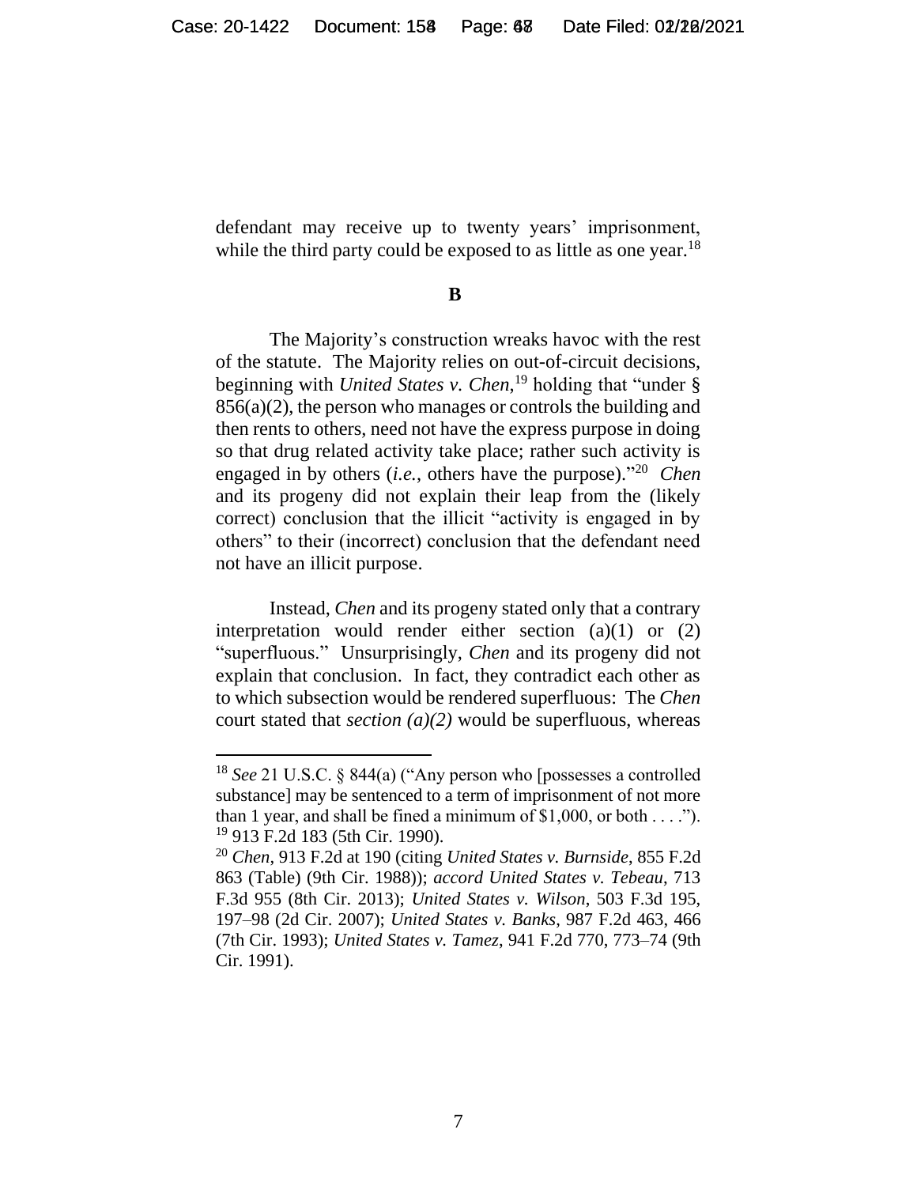defendant may receive up to twenty years' imprisonment, while the third party could be exposed to as little as one year.[18]

**B**

The Majority's construction wreaks havoc with the rest of the statute. The Majority relies on out-of-circuit decisions, beginning with *United States v. Chen*,[19] holding that "under § 856(a)(2), the person who manages or controls the building and then rents to others, need not have the express purpose in doing so that drug related activity take place; rather such activity is engaged in by others (*i.e.*, others have the purpose)."[20] *Chen* and its progeny did not explain their leap from the (likely correct) conclusion that the illicit "activity is engaged in by others" to their (incorrect) conclusion that the defendant need not have an illicit purpose.

Instead, *Chen* and its progeny stated only that a contrary interpretation would render either section (a)(1) or (2) "superfluous." Unsurprisingly, *Chen* and its progeny did not explain that conclusion. In fact, they contradict each other as to which subsection would be rendered superfluous: The *Chen* court stated that *section (a)(2)* would be superfluous, whereas

---

[18] *See* 21 U.S.C. § 844(a) ("Any person who [possesses a controlled substance] may be sentenced to a term of imprisonment of not more than 1 year, and shall be fined a minimum of $1,000, or both . . . .").

[19] 913 F.2d 183 (5th Cir. 1990).

[20] *Chen*, 913 F.2d at 190 (citing *United States v. Burnside*, 855 F.2d 863 (Table) (9th Cir. 1988)); *accord United States v. Tebeau*, 713 F.3d 955 (8th Cir. 2013); *United States v. Wilson*, 503 F.3d 195, 197–98 (2d Cir. 2007); *United States v. Banks*, 987 F.2d 463, 466 (7th Cir. 1993); *United States v. Tamez*, 941 F.2d 770, 773–74 (9th Cir. 1991).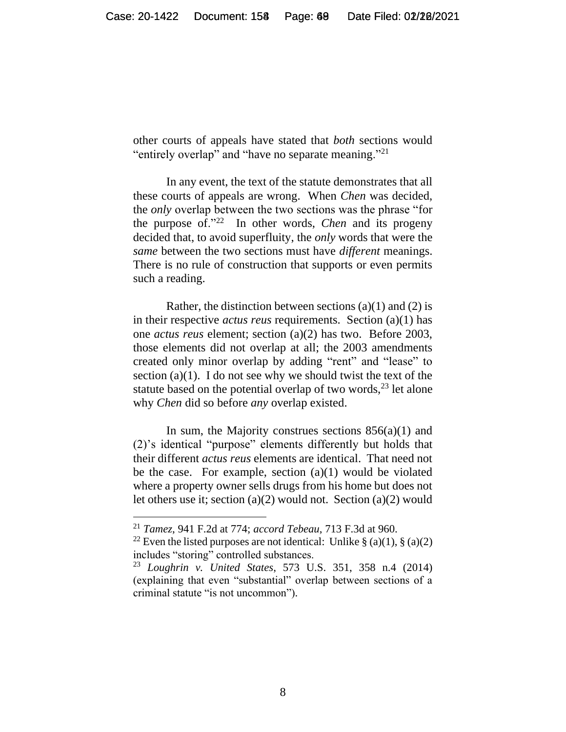other courts of appeals have stated that *both* sections would "entirely overlap" and "have no separate meaning."[21]

In any event, the text of the statute demonstrates that all these courts of appeals are wrong. When *Chen* was decided, the *only* overlap between the two sections was the phrase "for the purpose of."[22] In other words, *Chen* and its progeny decided that, to avoid superfluity, the *only* words that were the *same* between the two sections must have *different* meanings. There is no rule of construction that supports or even permits such a reading.

Rather, the distinction between sections (a)(1) and (2) is in their respective *actus reus* requirements. Section (a)(1) has one *actus reus* element; section (a)(2) has two. Before 2003, those elements did not overlap at all; the 2003 amendments created only minor overlap by adding "rent" and "lease" to section (a)(1). I do not see why we should twist the text of the statute based on the potential overlap of two words,[23] let alone why *Chen* did so before *any* overlap existed.

In sum, the Majority construes sections 856(a)(1) and (2)'s identical "purpose" elements differently but holds that their different *actus reus* elements are identical. That need not be the case. For example, section (a)(1) would be violated where a property owner sells drugs from his home but does not let others use it; section (a)(2) would not. Section (a)(2) would

---

[21] *Tamez*, 941 F.2d at 774; *accord Tebeau*, 713 F.3d at 960.

[22] Even the listed purposes are not identical: Unlike § (a)(1), § (a)(2) includes "storing" controlled substances.

[23] *Loughrin v. United States*, 573 U.S. 351, 358 n.4 (2014) (explaining that even "substantial" overlap between sections of a criminal statute "is not uncommon").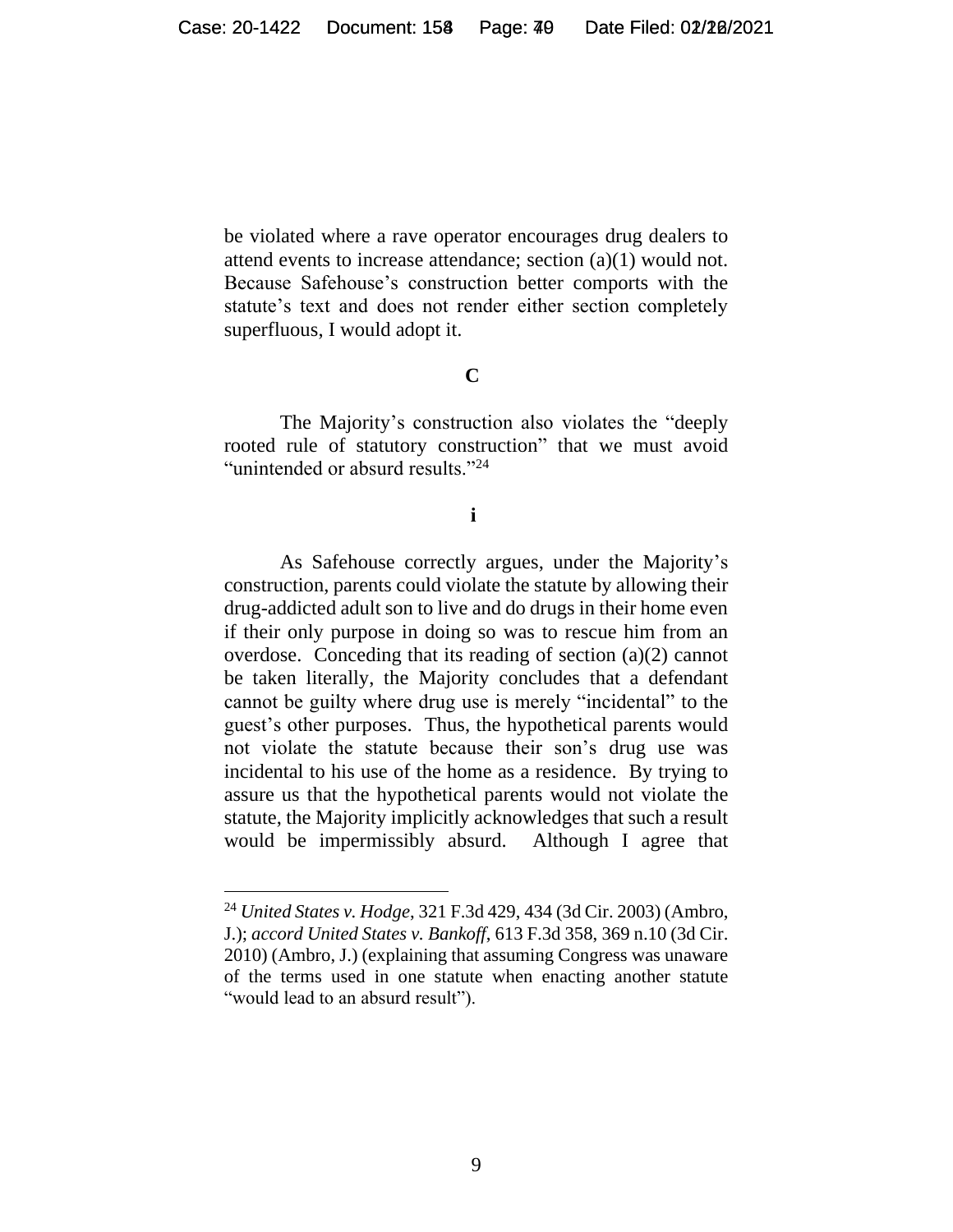be violated where a rave operator encourages drug dealers to attend events to increase attendance; section (a)(1) would not. Because Safehouse's construction better comports with the statute's text and does not render either section completely superfluous, I would adopt it.

**C**

The Majority's construction also violates the "deeply rooted rule of statutory construction" that we must avoid "unintended or absurd results."[24]

**i**

As Safehouse correctly argues, under the Majority's construction, parents could violate the statute by allowing their drug-addicted adult son to live and do drugs in their home even if their only purpose in doing so was to rescue him from an overdose. Conceding that its reading of section (a)(2) cannot be taken literally, the Majority concludes that a defendant cannot be guilty where drug use is merely "incidental" to the guest's other purposes. Thus, the hypothetical parents would not violate the statute because their son's drug use was incidental to his use of the home as a residence. By trying to assure us that the hypothetical parents would not violate the statute, the Majority implicitly acknowledges that such a result would be impermissibly absurd. Although I agree that

---

[24] *United States v. Hodge*, 321 F.3d 429, 434 (3d Cir. 2003) (Ambro, J.); *accord United States v. Bankoff*, 613 F.3d 358, 369 n.10 (3d Cir. 2010) (Ambro, J.) (explaining that assuming Congress was unaware of the terms used in one statute when enacting another statute "would lead to an absurd result").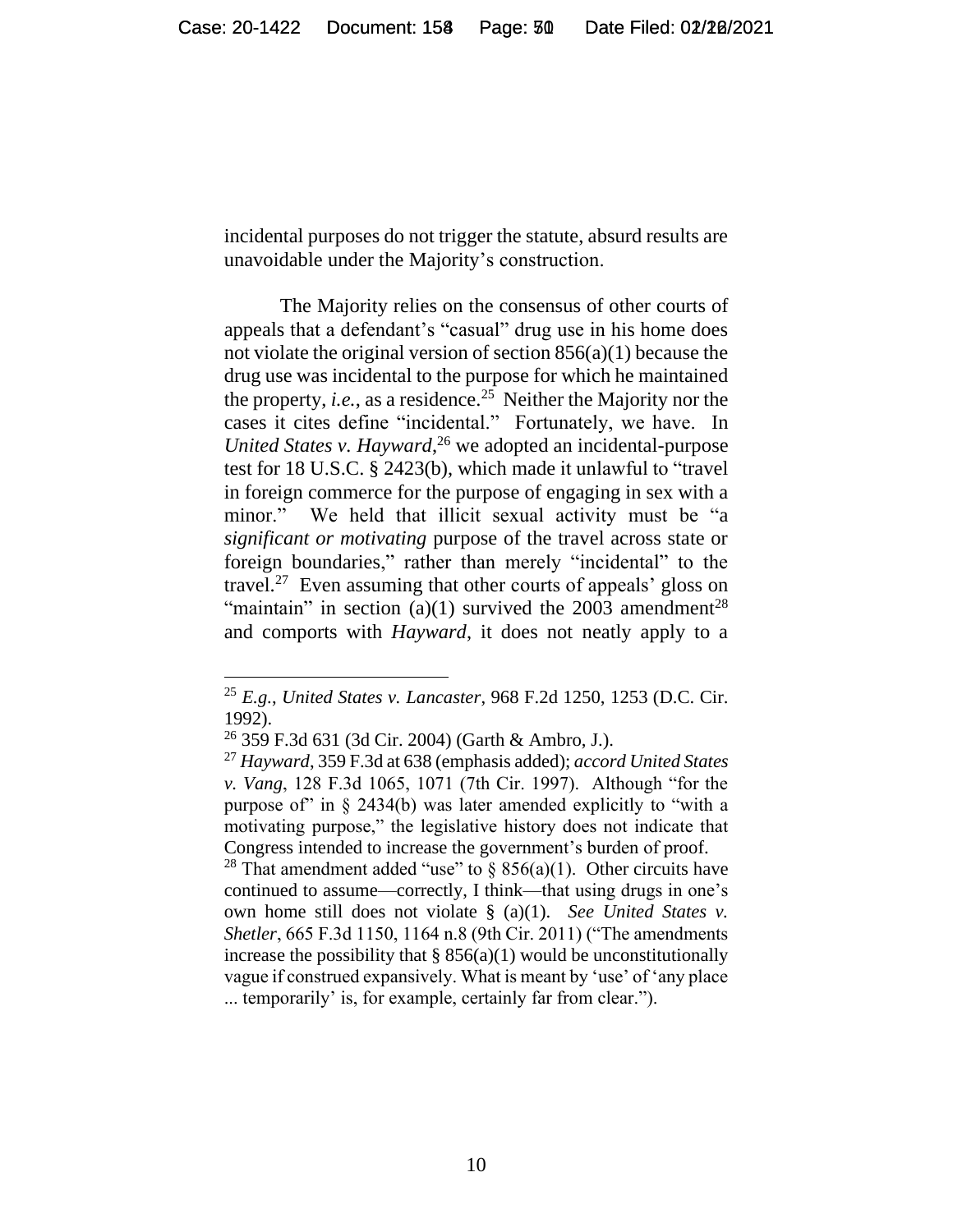incidental purposes do not trigger the statute, absurd results are unavoidable under the Majority's construction.

The Majority relies on the consensus of other courts of appeals that a defendant's "casual" drug use in his home does not violate the original version of section 856(a)(1) because the drug use was incidental to the purpose for which he maintained the property, *i.e.*, as a residence.[25] Neither the Majority nor the cases it cites define "incidental." Fortunately, we have. In *United States v. Hayward*,[26] we adopted an incidental-purpose test for 18 U.S.C. § 2423(b), which made it unlawful to "travel in foreign commerce for the purpose of engaging in sex with a minor." We held that illicit sexual activity must be "a *significant or motivating* purpose of the travel across state or foreign boundaries," rather than merely "incidental" to the travel.[27] Even assuming that other courts of appeals' gloss on "maintain" in section (a)(1) survived the 2003 amendment[28] and comports with *Hayward*, it does not neatly apply to a

---

[25] *E.g.*, *United States v. Lancaster*, 968 F.2d 1250, 1253 (D.C. Cir. 1992).

[26] 359 F.3d 631 (3d Cir. 2004) (Garth & Ambro, J.).

[27] *Hayward*, 359 F.3d at 638 (emphasis added); *accord United States v. Vang*, 128 F.3d 1065, 1071 (7th Cir. 1997). Although "for the purpose of" in § 2434(b) was later amended explicitly to "with a motivating purpose," the legislative history does not indicate that Congress intended to increase the government's burden of proof.

[28] That amendment added "use" to § 856(a)(1). Other circuits have continued to assume—correctly, I think—that using drugs in one's own home still does not violate § (a)(1). *See United States v. Shetler*, 665 F.3d 1150, 1164 n.8 (9th Cir. 2011) ("The amendments increase the possibility that § 856(a)(1) would be unconstitutionally vague if construed expansively. What is meant by 'use' of 'any place ... temporarily' is, for example, certainly far from clear.").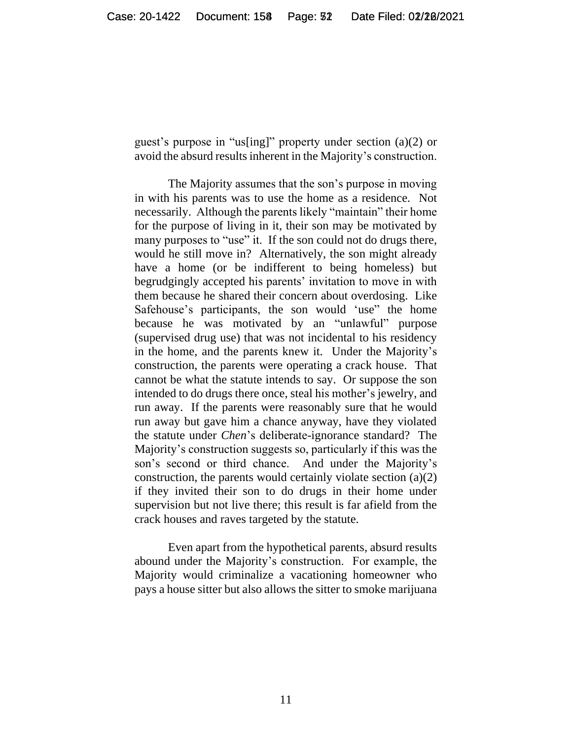guest's purpose in "us[ing]" property under section (a)(2) or avoid the absurd results inherent in the Majority's construction.

The Majority assumes that the son's purpose in moving in with his parents was to use the home as a residence. Not necessarily. Although the parents likely "maintain" their home for the purpose of living in it, their son may be motivated by many purposes to "use" it. If the son could not do drugs there, would he still move in? Alternatively, the son might already have a home (or be indifferent to being homeless) but begrudgingly accepted his parents' invitation to move in with them because he shared their concern about overdosing. Like Safehouse's participants, the son would 'use" the home because he was motivated by an "unlawful" purpose (supervised drug use) that was not incidental to his residency in the home, and the parents knew it. Under the Majority's construction, the parents were operating a crack house. That cannot be what the statute intends to say. Or suppose the son intended to do drugs there once, steal his mother's jewelry, and run away. If the parents were reasonably sure that he would run away but gave him a chance anyway, have they violated the statute under *Chen*'s deliberate-ignorance standard? The Majority's construction suggests so, particularly if this was the son's second or third chance. And under the Majority's construction, the parents would certainly violate section (a)(2) if they invited their son to do drugs in their home under supervision but not live there; this result is far afield from the crack houses and raves targeted by the statute.

Even apart from the hypothetical parents, absurd results abound under the Majority's construction. For example, the Majority would criminalize a vacationing homeowner who pays a house sitter but also allows the sitter to smoke marijuana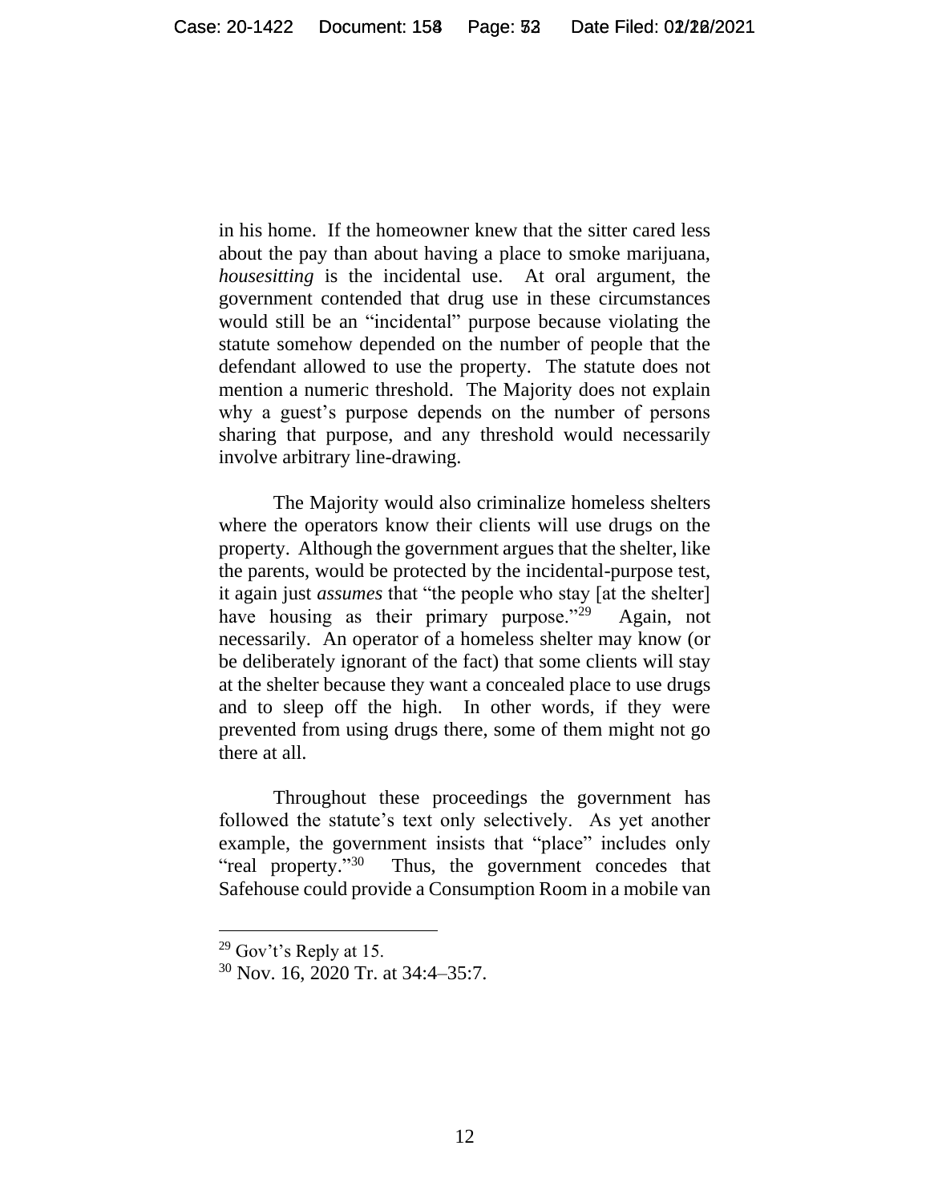in his home. If the homeowner knew that the sitter cared less about the pay than about having a place to smoke marijuana, *housesitting* is the incidental use. At oral argument, the government contended that drug use in these circumstances would still be an "incidental" purpose because violating the statute somehow depended on the number of people that the defendant allowed to use the property. The statute does not mention a numeric threshold. The Majority does not explain why a guest's purpose depends on the number of persons sharing that purpose, and any threshold would necessarily involve arbitrary line-drawing.

The Majority would also criminalize homeless shelters where the operators know their clients will use drugs on the property. Although the government argues that the shelter, like the parents, would be protected by the incidental-purpose test, it again just *assumes* that "the people who stay [at the shelter] have housing as their primary purpose."[29] Again, not necessarily. An operator of a homeless shelter may know (or be deliberately ignorant of the fact) that some clients will stay at the shelter because they want a concealed place to use drugs and to sleep off the high. In other words, if they were prevented from using drugs there, some of them might not go there at all.

Throughout these proceedings the government has followed the statute's text only selectively. As yet another example, the government insists that "place" includes only "real property."[30] Thus, the government concedes that Safehouse could provide a Consumption Room in a mobile van

---

[29] Gov't's Reply at 15.

[30] Nov. 16, 2020 Tr. at 34:4–35:7.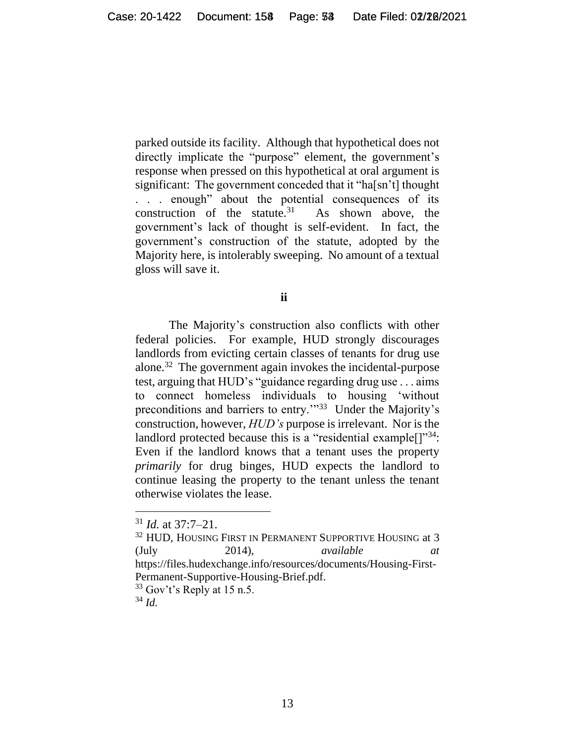parked outside its facility. Although that hypothetical does not directly implicate the "purpose" element, the government's response when pressed on this hypothetical at oral argument is significant: The government conceded that it "ha[sn't] thought . . . enough" about the potential consequences of its construction of the statute.[31] As shown above, the government's lack of thought is self-evident. In fact, the government's construction of the statute, adopted by the Majority here, is intolerably sweeping. No amount of a textual gloss will save it.

**ii**

The Majority's construction also conflicts with other federal policies. For example, HUD strongly discourages landlords from evicting certain classes of tenants for drug use alone.[32] The government again invokes the incidental-purpose test, arguing that HUD's "guidance regarding drug use . . . aims to connect homeless individuals to housing 'without preconditions and barriers to entry.'"[33] Under the Majority's construction, however, *HUD's* purpose is irrelevant. Nor is the landlord protected because this is a "residential example[]"[34]: Even if the landlord knows that a tenant uses the property *primarily* for drug binges, HUD expects the landlord to continue leasing the property to the tenant unless the tenant otherwise violates the lease.

---

[31] *Id.* at 37:7–21.

[32] HUD, HOUSING FIRST IN PERMANENT SUPPORTIVE HOUSING at 3 (July 2014), *available at* https://files.hudexchange.info/resources/documents/Housing-First-Permanent-Supportive-Housing-Brief.pdf.

[33] Gov't's Reply at 15 n.5.

[34] *Id.*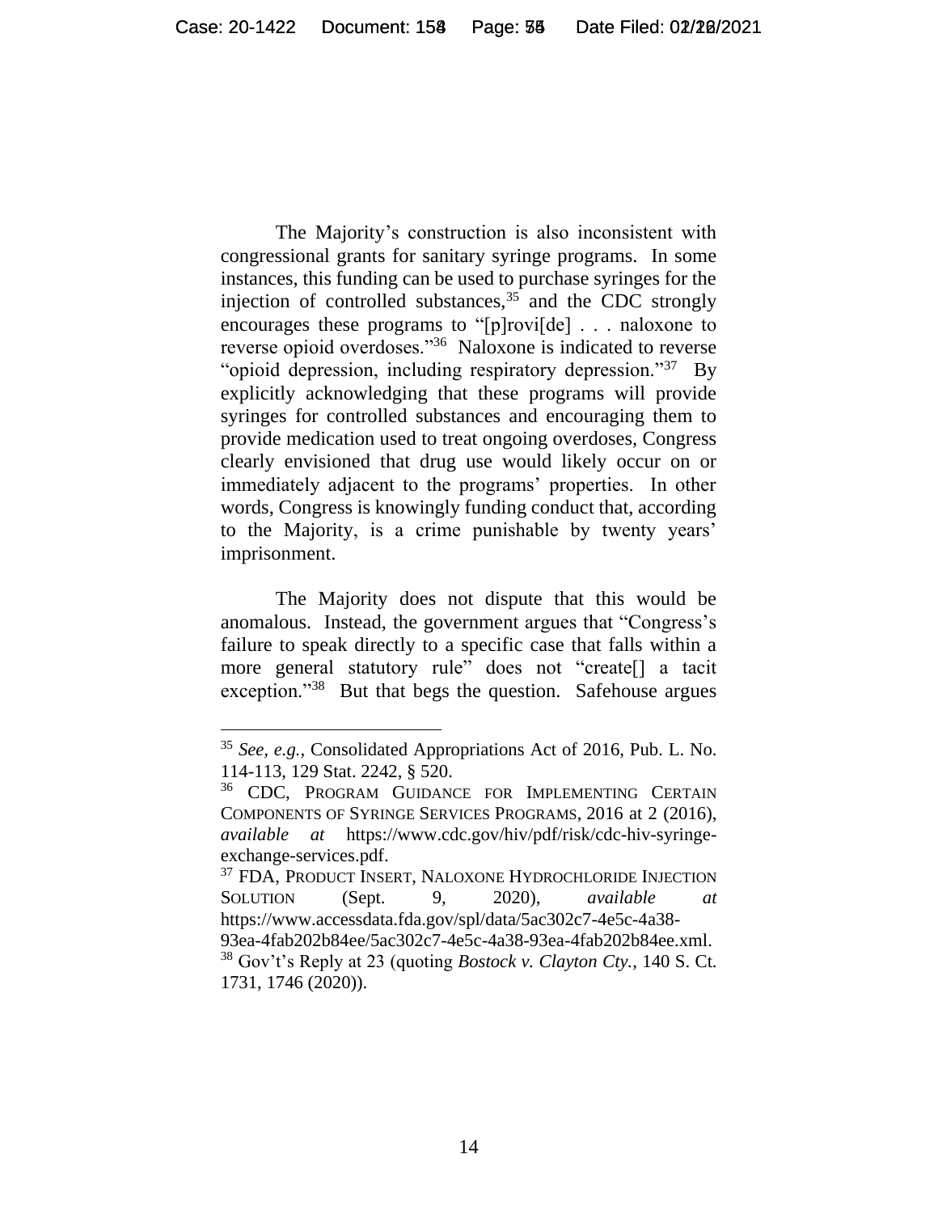The Majority's construction is also inconsistent with congressional grants for sanitary syringe programs. In some instances, this funding can be used to purchase syringes for the injection of controlled substances,[35] and the CDC strongly encourages these programs to "[p]rovi[de] . . . naloxone to reverse opioid overdoses."[36] Naloxone is indicated to reverse "opioid depression, including respiratory depression."[37] By explicitly acknowledging that these programs will provide syringes for controlled substances and encouraging them to provide medication used to treat ongoing overdoses, Congress clearly envisioned that drug use would likely occur on or immediately adjacent to the programs' properties. In other words, Congress is knowingly funding conduct that, according to the Majority, is a crime punishable by twenty years' imprisonment.

The Majority does not dispute that this would be anomalous. Instead, the government argues that "Congress's failure to speak directly to a specific case that falls within a more general statutory rule" does not "create[] a tacit exception."[38] But that begs the question. Safehouse argues

---

[35] *See, e.g.*, Consolidated Appropriations Act of 2016, Pub. L. No. 114-113, 129 Stat. 2242, § 520.

[36] CDC, PROGRAM GUIDANCE FOR IMPLEMENTING CERTAIN COMPONENTS OF SYRINGE SERVICES PROGRAMS, 2016 at 2 (2016), *available at* https://www.cdc.gov/hiv/pdf/risk/cdc-hiv-syringe-exchange-services.pdf.

[37] FDA, PRODUCT INSERT, NALOXONE HYDROCHLORIDE INJECTION SOLUTION (Sept. 9, 2020), *available at* https://www.accessdata.fda.gov/spl/data/5ac302c7-4e5c-4a38-93ea-4fab202b84ee/5ac302c7-4e5c-4a38-93ea-4fab202b84ee.xml.

[38] Gov't's Reply at 23 (quoting *Bostock v. Clayton Cty.*, 140 S. Ct. 1731, 1746 (2020)).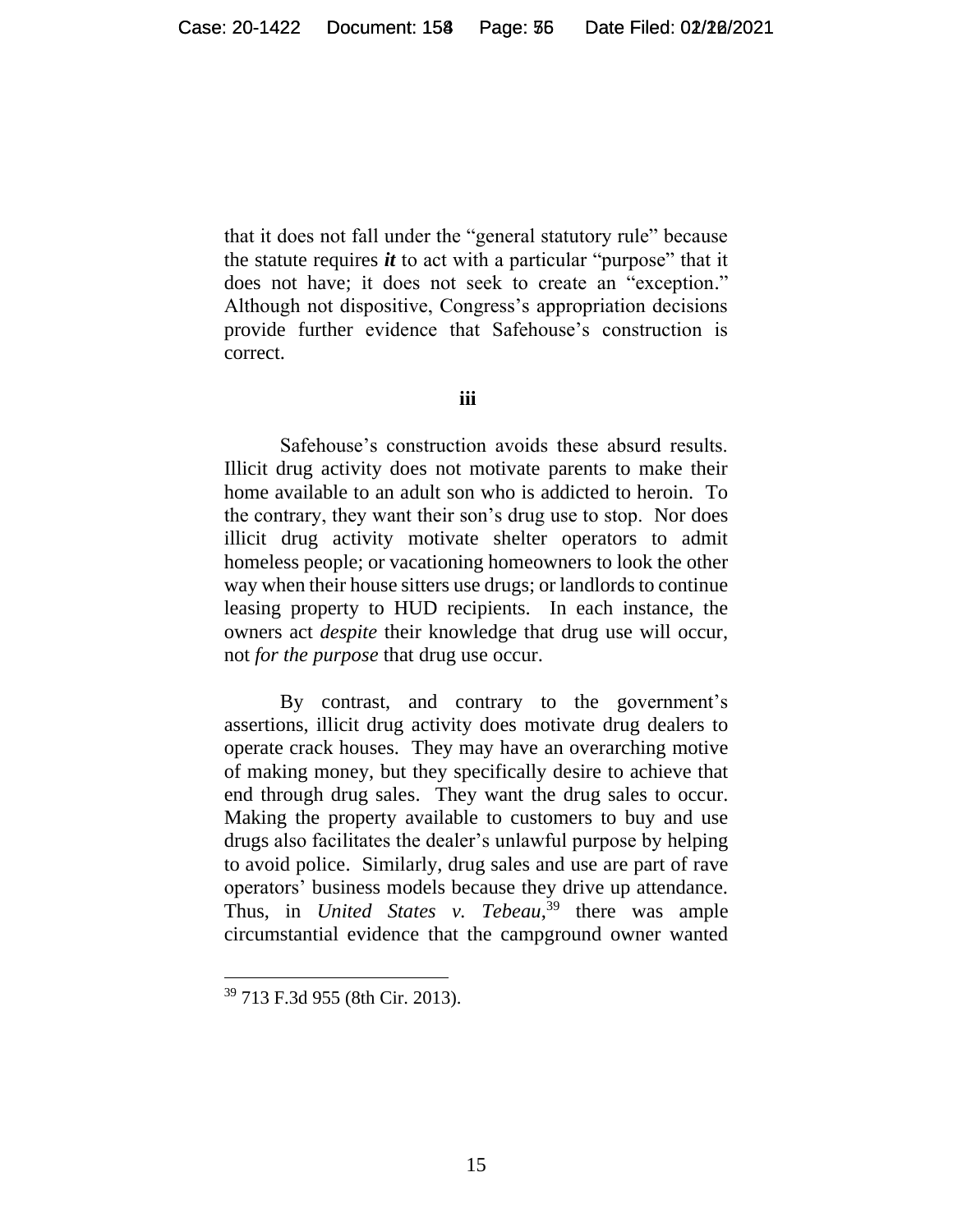that it does not fall under the "general statutory rule" because the statute requires ***it*** to act with a particular "purpose" that it does not have; it does not seek to create an "exception." Although not dispositive, Congress's appropriation decisions provide further evidence that Safehouse's construction is correct.

**iii**

Safehouse's construction avoids these absurd results. Illicit drug activity does not motivate parents to make their home available to an adult son who is addicted to heroin. To the contrary, they want their son's drug use to stop. Nor does illicit drug activity motivate shelter operators to admit homeless people; or vacationing homeowners to look the other way when their house sitters use drugs; or landlords to continue leasing property to HUD recipients. In each instance, the owners act *despite* their knowledge that drug use will occur, not *for the purpose* that drug use occur.

By contrast, and contrary to the government's assertions, illicit drug activity does motivate drug dealers to operate crack houses. They may have an overarching motive of making money, but they specifically desire to achieve that end through drug sales. They want the drug sales to occur. Making the property available to customers to buy and use drugs also facilitates the dealer's unlawful purpose by helping to avoid police. Similarly, drug sales and use are part of rave operators' business models because they drive up attendance. Thus, in *United States v. Tebeau*,[39] there was ample circumstantial evidence that the campground owner wanted

[39] 713 F.3d 955 (8th Cir. 2013).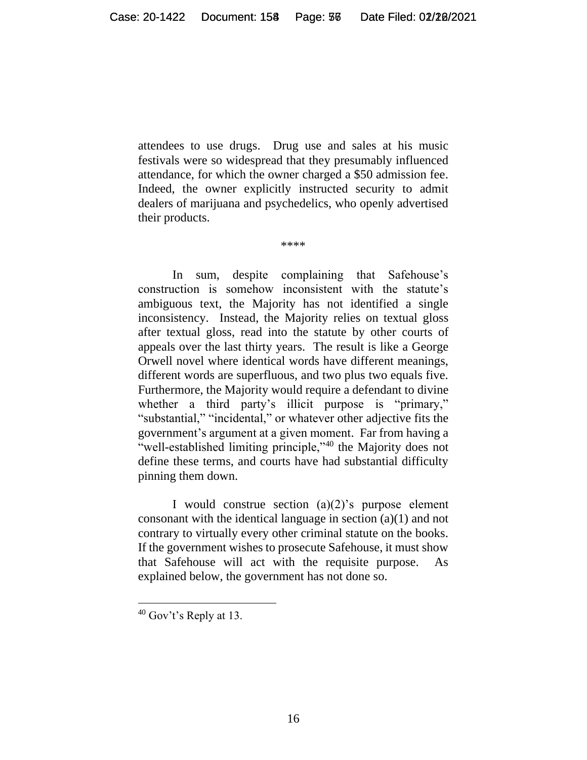attendees to use drugs. Drug use and sales at his music festivals were so widespread that they presumably influenced attendance, for which the owner charged a $50 admission fee. Indeed, the owner explicitly instructed security to admit dealers of marijuana and psychedelics, who openly advertised their products.

****

In sum, despite complaining that Safehouse's construction is somehow inconsistent with the statute's ambiguous text, the Majority has not identified a single inconsistency. Instead, the Majority relies on textual gloss after textual gloss, read into the statute by other courts of appeals over the last thirty years. The result is like a George Orwell novel where identical words have different meanings, different words are superfluous, and two plus two equals five. Furthermore, the Majority would require a defendant to divine whether a third party's illicit purpose is "primary," "substantial," "incidental," or whatever other adjective fits the government's argument at a given moment. Far from having a "well-established limiting principle,"[40] the Majority does not define these terms, and courts have had substantial difficulty pinning them down.

I would construe section (a)(2)'s purpose element consonant with the identical language in section (a)(1) and not contrary to virtually every other criminal statute on the books. If the government wishes to prosecute Safehouse, it must show that Safehouse will act with the requisite purpose. As explained below, the government has not done so.

[40] Gov't's Reply at 13.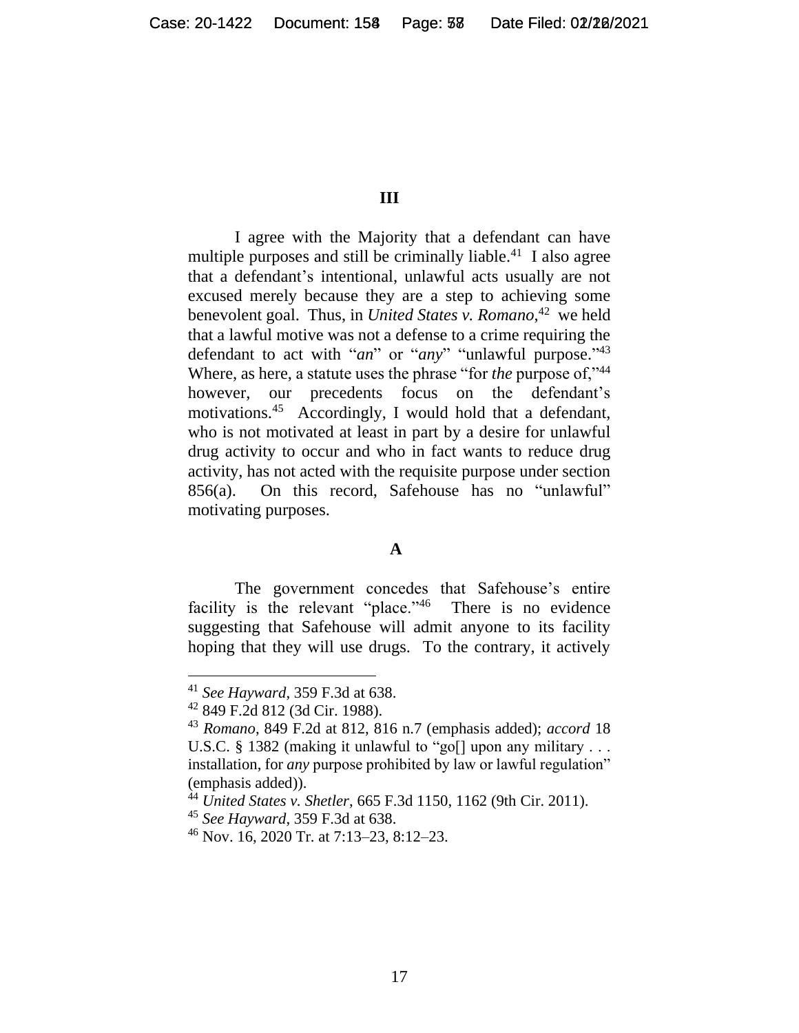### III

I agree with the Majority that a defendant can have multiple purposes and still be criminally liable.[41] I also agree that a defendant's intentional, unlawful acts usually are not excused merely because they are a step to achieving some benevolent goal. Thus, in *United States v. Romano*,[42] we held that a lawful motive was not a defense to a crime requiring the defendant to act with "*an*" or "*any*" "unlawful purpose."[43] Where, as here, a statute uses the phrase "for *the* purpose of,"[44] however, our precedents focus on the defendant's motivations.[45] Accordingly, I would hold that a defendant, who is not motivated at least in part by a desire for unlawful drug activity to occur and who in fact wants to reduce drug activity, has not acted with the requisite purpose under section 856(a). On this record, Safehouse has no "unlawful" motivating purposes.

#### A

The government concedes that Safehouse's entire facility is the relevant "place."[46] There is no evidence suggesting that Safehouse will admit anyone to its facility hoping that they will use drugs. To the contrary, it actively

---

[41] *See Hayward*, 359 F.3d at 638.

[42] 849 F.2d 812 (3d Cir. 1988).

[43] *Romano*, 849 F.2d at 812, 816 n.7 (emphasis added); *accord* 18 U.S.C. § 1382 (making it unlawful to "go[] upon any military . . . installation, for *any* purpose prohibited by law or lawful regulation" (emphasis added)).

[44] *United States v. Shetler*, 665 F.3d 1150, 1162 (9th Cir. 2011).

[45] *See Hayward*, 359 F.3d at 638.

[46] Nov. 16, 2020 Tr. at 7:13–23, 8:12–23.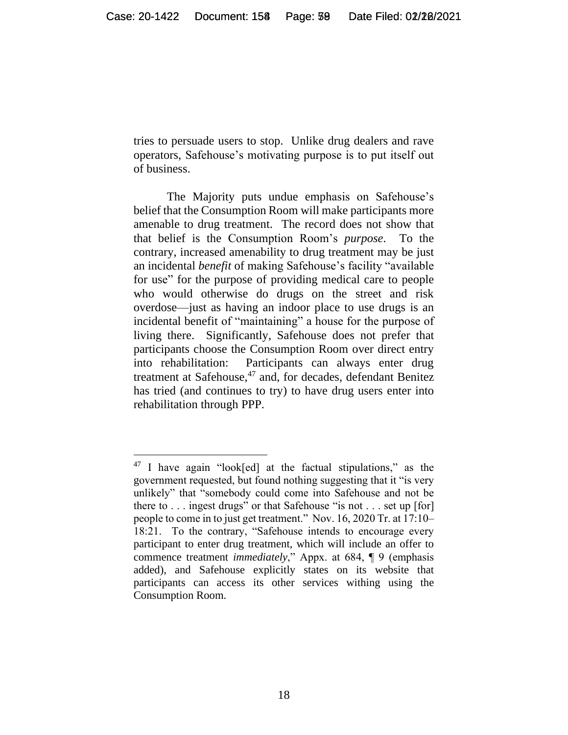tries to persuade users to stop. Unlike drug dealers and rave operators, Safehouse's motivating purpose is to put itself out of business.

The Majority puts undue emphasis on Safehouse's belief that the Consumption Room will make participants more amenable to drug treatment. The record does not show that that belief is the Consumption Room's *purpose*. To the contrary, increased amenability to drug treatment may be just an incidental *benefit* of making Safehouse's facility "available for use" for the purpose of providing medical care to people who would otherwise do drugs on the street and risk overdose—just as having an indoor place to use drugs is an incidental benefit of "maintaining" a house for the purpose of living there. Significantly, Safehouse does not prefer that participants choose the Consumption Room over direct entry into rehabilitation: Participants can always enter drug treatment at Safehouse,[47] and, for decades, defendant Benitez has tried (and continues to try) to have drug users enter into rehabilitation through PPP.

---

[47] I have again "look[ed] at the factual stipulations," as the government requested, but found nothing suggesting that it "is very unlikely" that "somebody could come into Safehouse and not be there to . . . ingest drugs" or that Safehouse "is not . . . set up [for] people to come in to just get treatment." Nov. 16, 2020 Tr. at 17:10–18:21. To the contrary, "Safehouse intends to encourage every participant to enter drug treatment, which will include an offer to commence treatment *immediately*," Appx. at 684, ¶ 9 (emphasis added), and Safehouse explicitly states on its website that participants can access its other services withing using the Consumption Room.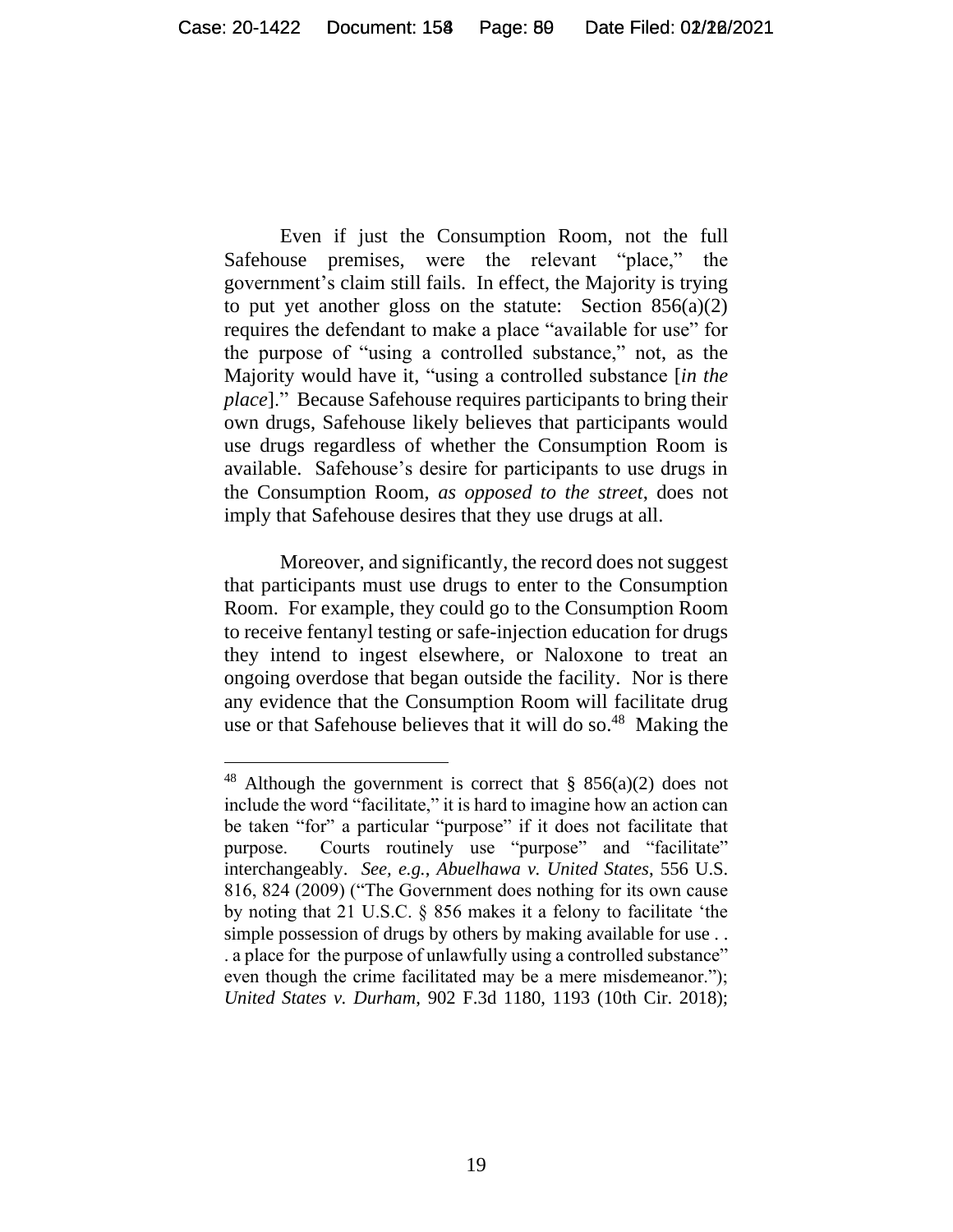Even if just the Consumption Room, not the full Safehouse premises, were the relevant "place," the government's claim still fails. In effect, the Majority is trying to put yet another gloss on the statute: Section 856(a)(2) requires the defendant to make a place "available for use" for the purpose of "using a controlled substance," not, as the Majority would have it, "using a controlled substance [*in the place*]." Because Safehouse requires participants to bring their own drugs, Safehouse likely believes that participants would use drugs regardless of whether the Consumption Room is available. Safehouse's desire for participants to use drugs in the Consumption Room, *as opposed to the street*, does not imply that Safehouse desires that they use drugs at all.

Moreover, and significantly, the record does not suggest that participants must use drugs to enter to the Consumption Room. For example, they could go to the Consumption Room to receive fentanyl testing or safe-injection education for drugs they intend to ingest elsewhere, or Naloxone to treat an ongoing overdose that began outside the facility. Nor is there any evidence that the Consumption Room will facilitate drug use or that Safehouse believes that it will do so.[48] Making the

[48] Although the government is correct that § 856(a)(2) does not include the word "facilitate," it is hard to imagine how an action can be taken "for" a particular "purpose" if it does not facilitate that purpose. Courts routinely use "purpose" and "facilitate" interchangeably. *See, e.g.*, *Abuelhawa v. United States*, 556 U.S. 816, 824 (2009) ("The Government does nothing for its own cause by noting that 21 U.S.C. § 856 makes it a felony to facilitate 'the simple possession of drugs by others by making available for use . . . a place for the purpose of unlawfully using a controlled substance" even though the crime facilitated may be a mere misdemeanor."); *United States v. Durham*, 902 F.3d 1180, 1193 (10th Cir. 2018);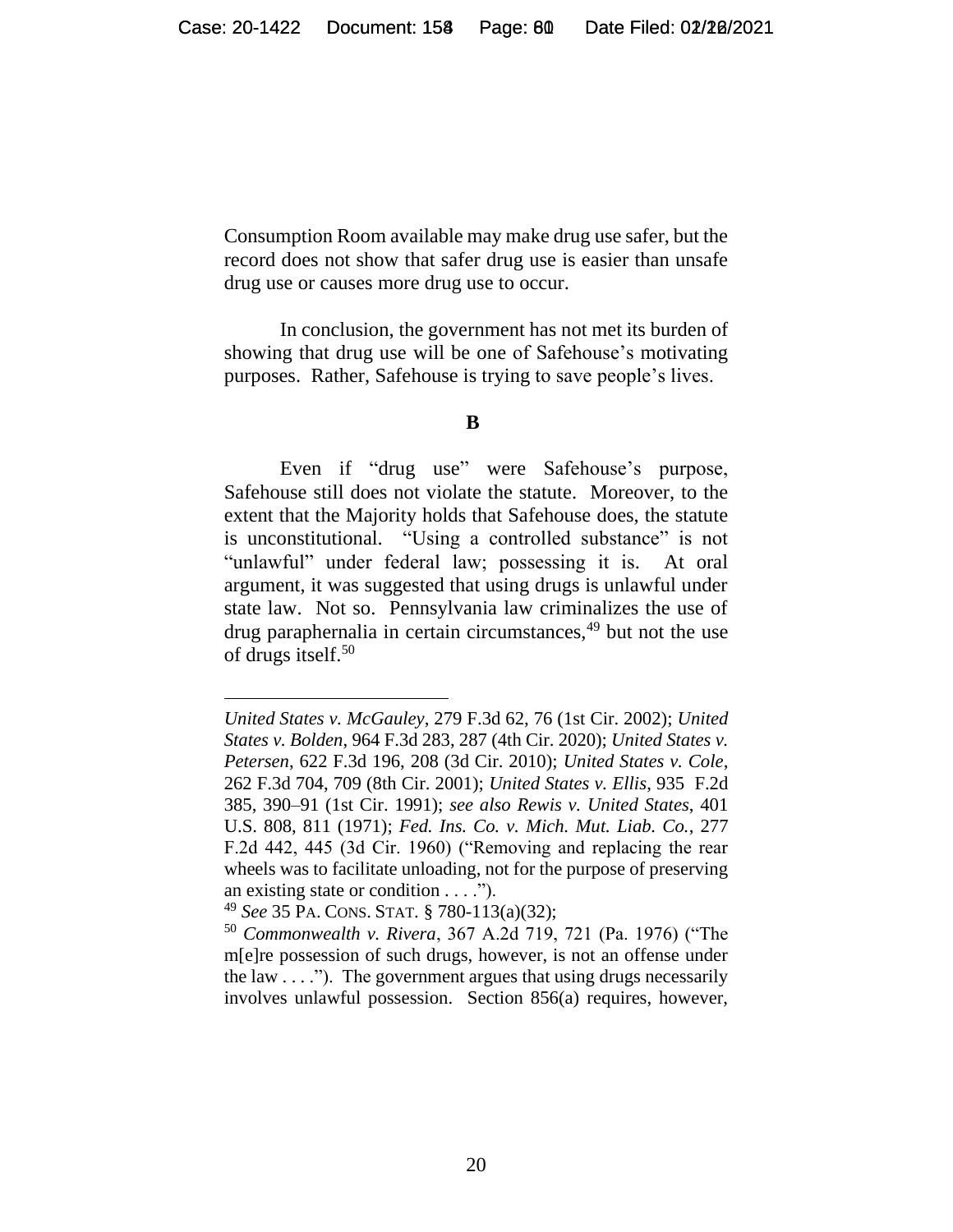Consumption Room available may make drug use safer, but the record does not show that safer drug use is easier than unsafe drug use or causes more drug use to occur.

In conclusion, the government has not met its burden of showing that drug use will be one of Safehouse's motivating purposes. Rather, Safehouse is trying to save people's lives.

### B

Even if "drug use" were Safehouse's purpose, Safehouse still does not violate the statute. Moreover, to the extent that the Majority holds that Safehouse does, the statute is unconstitutional. "Using a controlled substance" is not "unlawful" under federal law; possessing it is. At oral argument, it was suggested that using drugs is unlawful under state law. Not so. Pennsylvania law criminalizes the use of drug paraphernalia in certain circumstances,[49] but not the use of drugs itself.[50]

---

*United States v. McGauley*, 279 F.3d 62, 76 (1st Cir. 2002); *United States v. Bolden*, 964 F.3d 283, 287 (4th Cir. 2020); *United States v. Petersen*, 622 F.3d 196, 208 (3d Cir. 2010); *United States v. Cole*, 262 F.3d 704, 709 (8th Cir. 2001); *United States v. Ellis*, 935 F.2d 385, 390–91 (1st Cir. 1991); *see also Rewis v. United States*, 401 U.S. 808, 811 (1971); *Fed. Ins. Co. v. Mich. Mut. Liab. Co.*, 277 F.2d 442, 445 (3d Cir. 1960) ("Removing and replacing the rear wheels was to facilitate unloading, not for the purpose of preserving an existing state or condition . . . .").

[49] *See* 35 PA. CONS. STAT. § 780-113(a)(32);

[50] *Commonwealth v. Rivera*, 367 A.2d 719, 721 (Pa. 1976) ("The m[e]re possession of such drugs, however, is not an offense under the law . . . ."). The government argues that using drugs necessarily involves unlawful possession. Section 856(a) requires, however,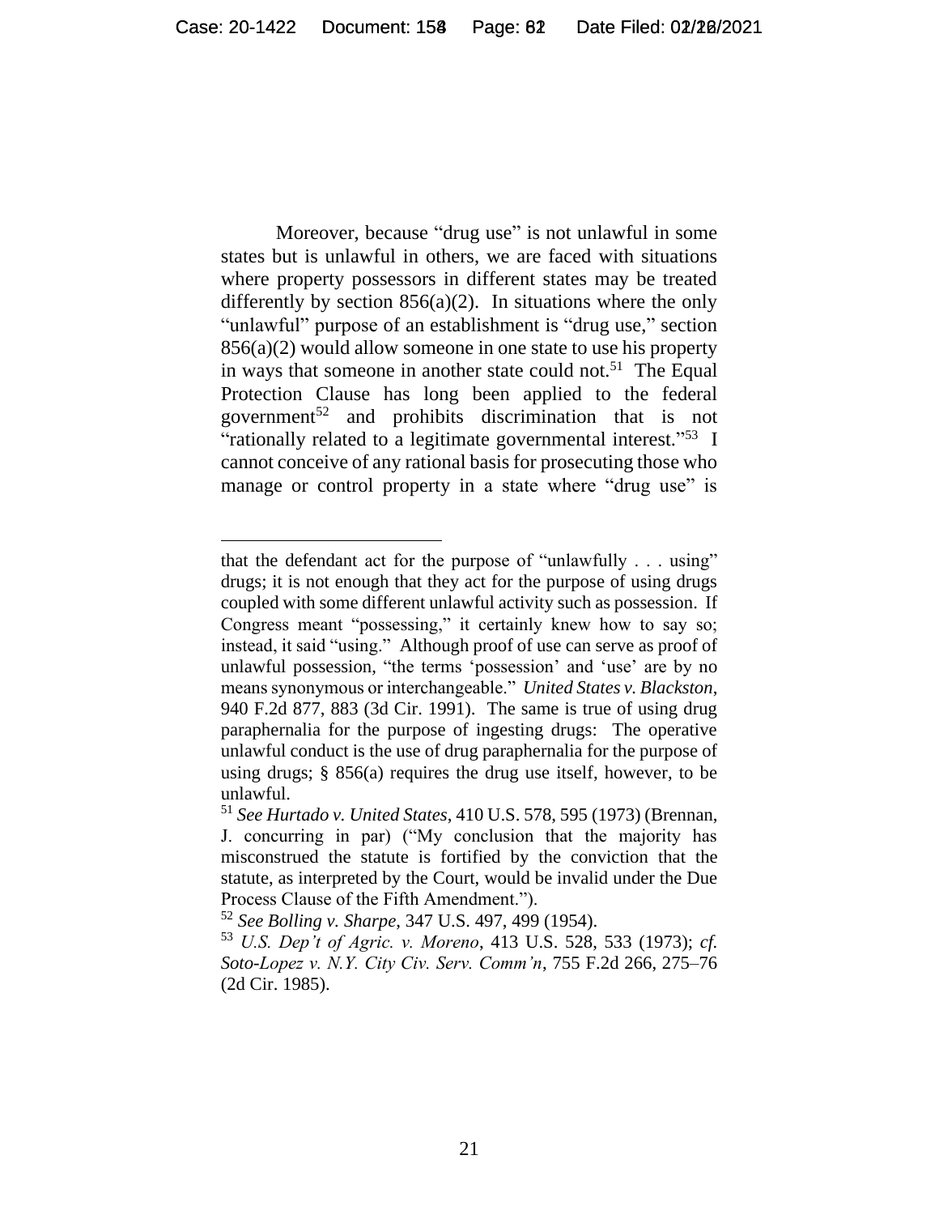Moreover, because "drug use" is not unlawful in some states but is unlawful in others, we are faced with situations where property possessors in different states may be treated differently by section 856(a)(2). In situations where the only "unlawful" purpose of an establishment is "drug use," section 856(a)(2) would allow someone in one state to use his property in ways that someone in another state could not.[51] The Equal Protection Clause has long been applied to the federal government[52] and prohibits discrimination that is not "rationally related to a legitimate governmental interest."[53] I cannot conceive of any rational basis for prosecuting those who manage or control property in a state where "drug use" is

---

that the defendant act for the purpose of "unlawfully . . . using" drugs; it is not enough that they act for the purpose of using drugs coupled with some different unlawful activity such as possession. If Congress meant "possessing," it certainly knew how to say so; instead, it said "using." Although proof of use can serve as proof of unlawful possession, "the terms 'possession' and 'use' are by no means synonymous or interchangeable." *United States v. Blackston*, 940 F.2d 877, 883 (3d Cir. 1991). The same is true of using drug paraphernalia for the purpose of ingesting drugs: The operative unlawful conduct is the use of drug paraphernalia for the purpose of using drugs; § 856(a) requires the drug use itself, however, to be unlawful.

[51] *See Hurtado v. United States*, 410 U.S. 578, 595 (1973) (Brennan, J. concurring in par) ("My conclusion that the majority has misconstrued the statute is fortified by the conviction that the statute, as interpreted by the Court, would be invalid under the Due Process Clause of the Fifth Amendment.").

[52] *See Bolling v. Sharpe*, 347 U.S. 497, 499 (1954).

[53] *U.S. Dep't of Agric. v. Moreno*, 413 U.S. 528, 533 (1973); *cf. Soto-Lopez v. N.Y. City Civ. Serv. Comm'n*, 755 F.2d 266, 275–76 (2d Cir. 1985).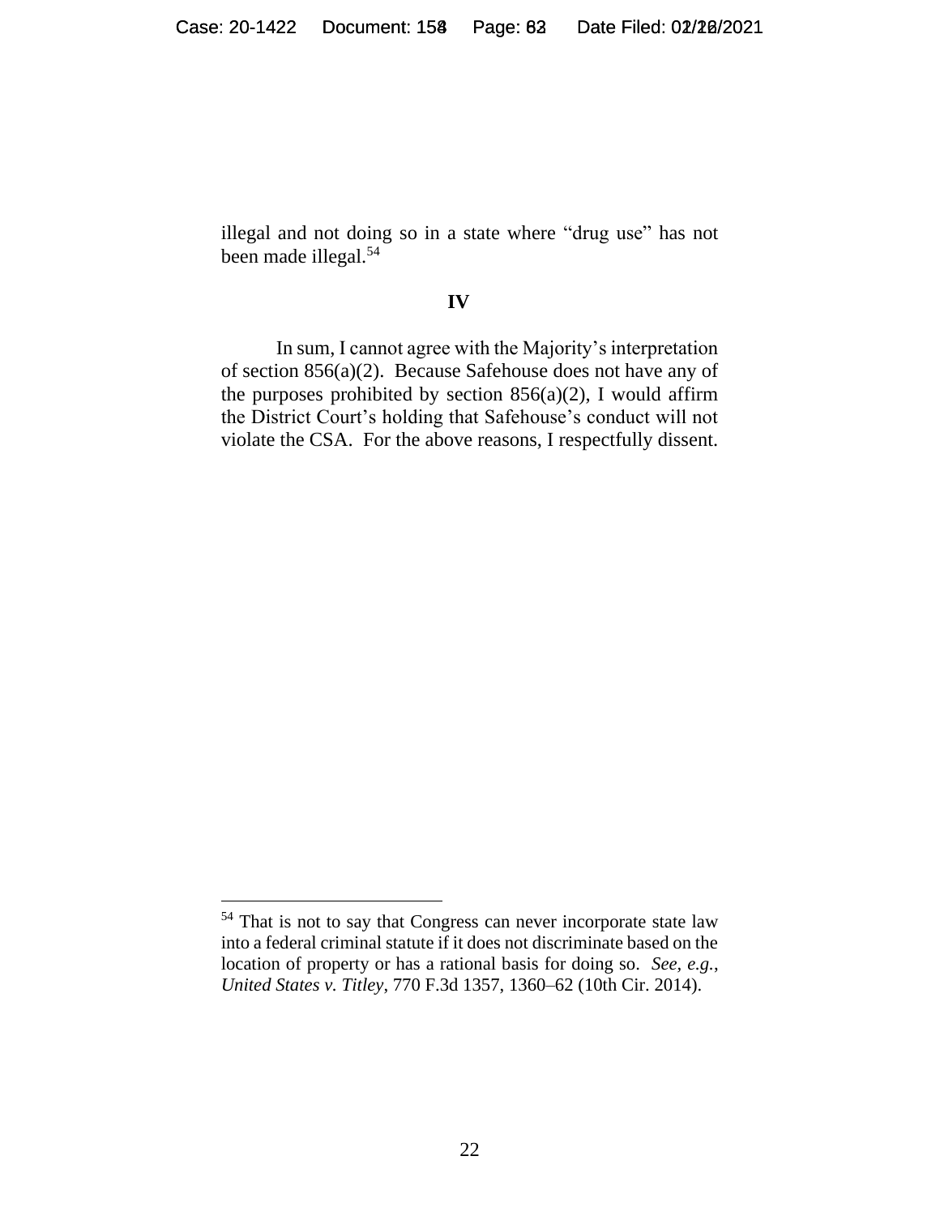illegal and not doing so in a state where "drug use" has not been made illegal.[54]

## IV

In sum, I cannot agree with the Majority's interpretation of section 856(a)(2). Because Safehouse does not have any of the purposes prohibited by section 856(a)(2), I would affirm the District Court's holding that Safehouse's conduct will not violate the CSA. For the above reasons, I respectfully dissent.

---

[54] That is not to say that Congress can never incorporate state law into a federal criminal statute if it does not discriminate based on the location of property or has a rational basis for doing so. *See, e.g.*, *United States v. Titley*, 770 F.3d 1357, 1360–62 (10th Cir. 2014).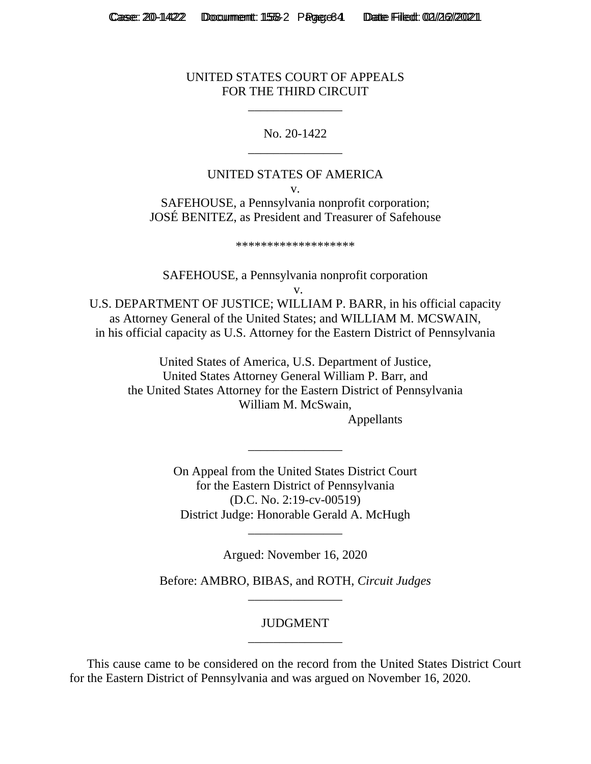UNITED STATES COURT OF APPEALS
FOR THE THIRD CIRCUIT

---

No. 20-1422

---

UNITED STATES OF AMERICA
v.
SAFEHOUSE, a Pennsylvania nonprofit corporation;
JOSÉ BENITEZ, as President and Treasurer of Safehouse

*******************

SAFEHOUSE, a Pennsylvania nonprofit corporation
v.
U.S. DEPARTMENT OF JUSTICE; WILLIAM P. BARR, in his official capacity as Attorney General of the United States; and WILLIAM M. MCSWAIN, in his official capacity as U.S. Attorney for the Eastern District of Pennsylvania

United States of America, U.S. Department of Justice,
United States Attorney General William P. Barr, and
the United States Attorney for the Eastern District of Pennsylvania
William M. McSwain,
Appellants

---

On Appeal from the United States District Court
for the Eastern District of Pennsylvania
(D.C. No. 2:19-cv-00519)
District Judge: Honorable Gerald A. McHugh

---

Argued: November 16, 2020

Before: AMBRO, BIBAS, and ROTH, *Circuit Judges*

---

JUDGMENT

---

This cause came to be considered on the record from the United States District Court for the Eastern District of Pennsylvania and was argued on November 16, 2020.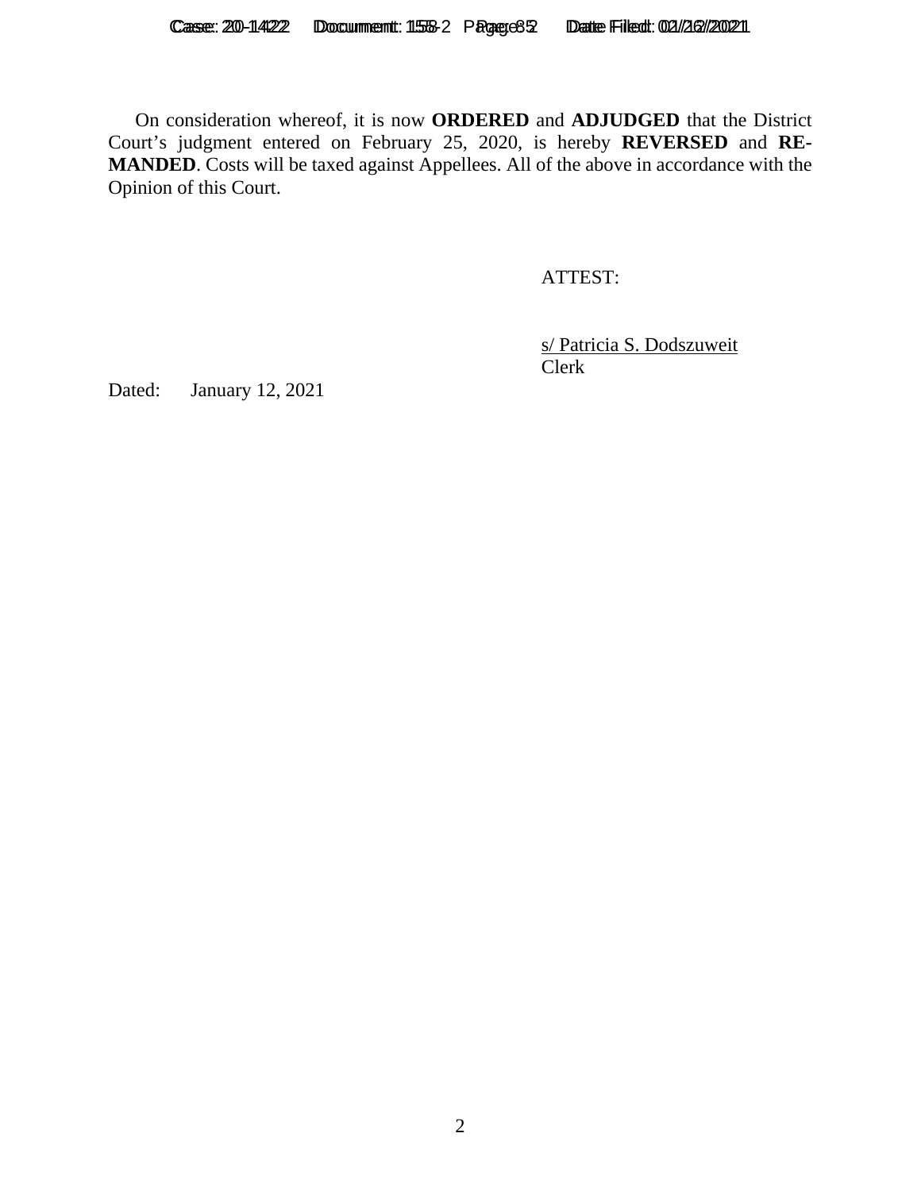On consideration whereof, it is now **ORDERED** and **ADJUDGED** that the District Court's judgment entered on February 25, 2020, is hereby **REVERSED** and **REMANDED**. Costs will be taxed against Appellees. All of the above in accordance with the Opinion of this Court.

ATTEST:

s/ Patricia S. Dodszuweit
Clerk

Dated: January 12, 2021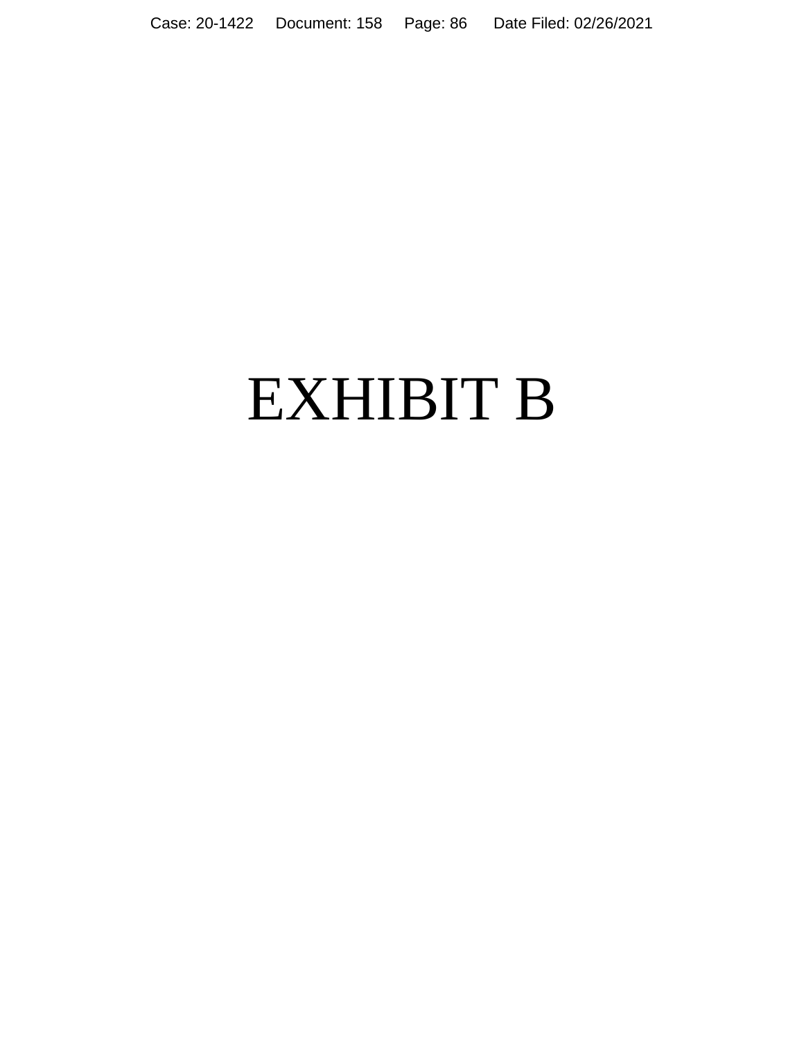# EXHIBIT B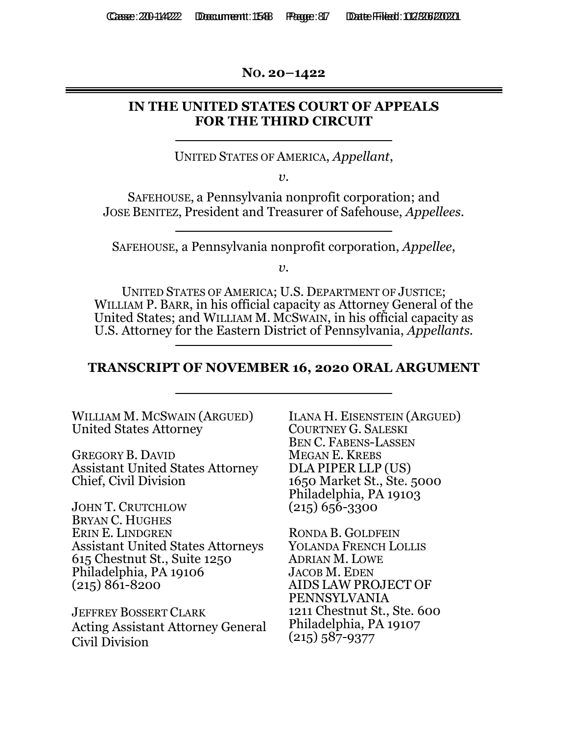**No. 20–1422**

---

## IN THE UNITED STATES COURT OF APPEALS FOR THE THIRD CIRCUIT

---

UNITED STATES OF AMERICA, *Appellant*,

*v.*

SAFEHOUSE, a Pennsylvania nonprofit corporation; and JOSE BENITEZ, President and Treasurer of Safehouse, *Appellees*.

---

SAFEHOUSE, a Pennsylvania nonprofit corporation, *Appellee*,

*v.*

UNITED STATES OF AMERICA; U.S. DEPARTMENT OF JUSTICE; WILLIAM P. BARR, in his official capacity as Attorney General of the United States; and WILLIAM M. MCSWAIN, in his official capacity as U.S. Attorney for the Eastern District of Pennsylvania, *Appellants*.

---

## TRANSCRIPT OF NOVEMBER 16, 2020 ORAL ARGUMENT

---

WILLIAM M. MCSWAIN (ARGUED)
United States Attorney

GREGORY B. DAVID
Assistant United States Attorney
Chief, Civil Division

JOHN T. CRUTCHLOW
BRYAN C. HUGHES
ERIN E. LINDGREN
Assistant United States Attorneys
615 Chestnut St., Suite 1250
Philadelphia, PA 19106
(215) 861-8200

JEFFREY BOSSERT CLARK
Acting Assistant Attorney General
Civil Division

ILANA H. EISENSTEIN (ARGUED)
COURTNEY G. SALESKI
BEN C. FABENS-LASSEN
MEGAN E. KREBS
DLA PIPER LLP (US)
1650 Market St., Ste. 5000
Philadelphia, PA 19103
(215) 656-3300

RONDA B. GOLDFEIN
YOLANDA FRENCH LOLLIS
ADRIAN M. LOWE
JACOB M. EDEN
AIDS LAW PROJECT OF PENNSYLVANIA
1211 Chestnut St., Ste. 600
Philadelphia, PA 19107
(215) 587-9377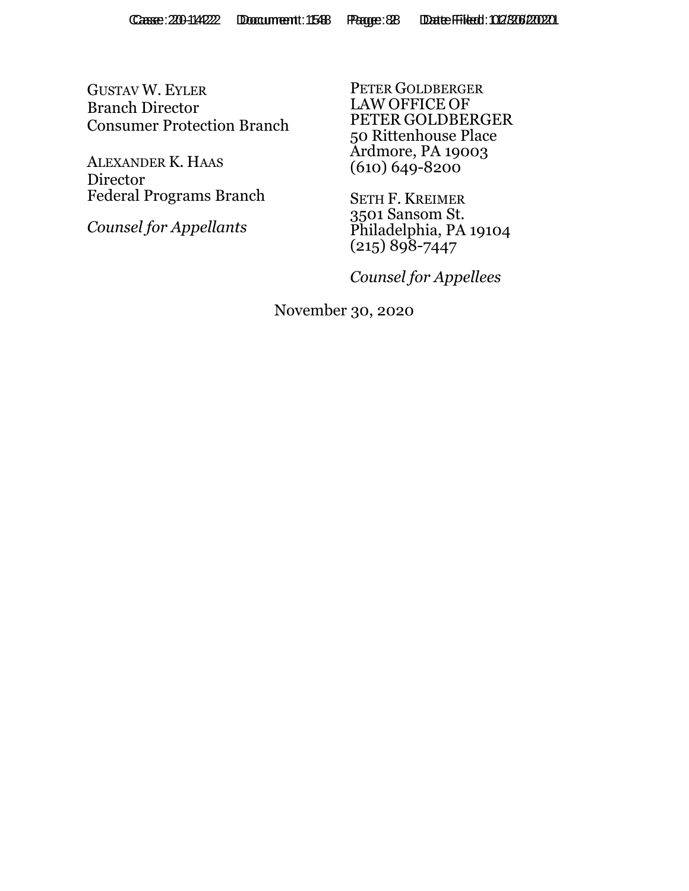GUSTAV W. EYLER
Branch Director
Consumer Protection Branch

ALEXANDER K. HAAS
Director
Federal Programs Branch

*Counsel for Appellants*

PETER GOLDBERGER
LAW OFFICE OF
PETER GOLDBERGER
50 Rittenhouse Place
Ardmore, PA 19003
(610) 649-8200

SETH F. KREIMER
3501 Sansom St.
Philadelphia, PA 19104
(215) 898-7447

*Counsel for Appellees*

November 30, 2020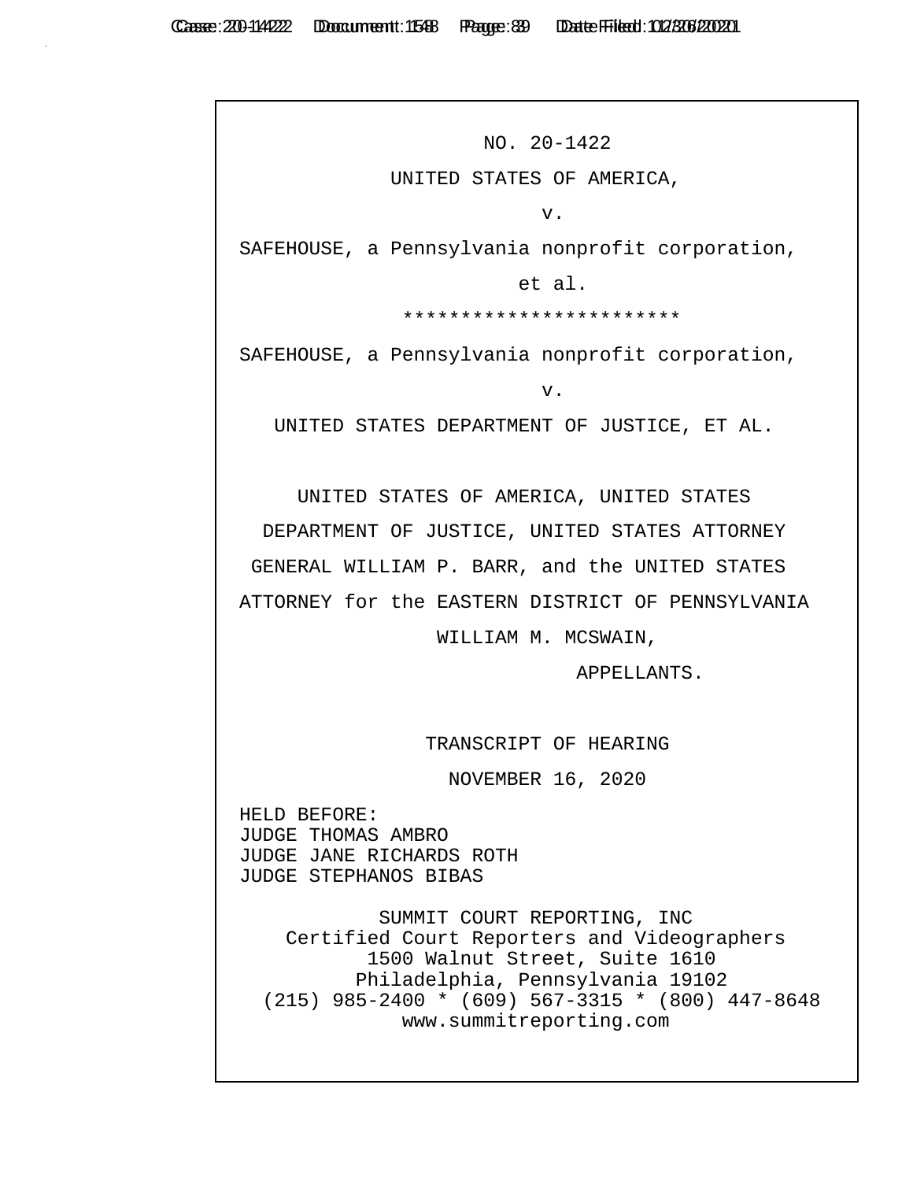NO. 20-1422

UNITED STATES OF AMERICA,

v.

SAFEHOUSE, a Pennsylvania nonprofit corporation,

et al.

************************

SAFEHOUSE, a Pennsylvania nonprofit corporation,

v.

UNITED STATES DEPARTMENT OF JUSTICE, ET AL.

UNITED STATES OF AMERICA, UNITED STATES DEPARTMENT OF JUSTICE, UNITED STATES ATTORNEY GENERAL WILLIAM P. BARR, and the UNITED STATES ATTORNEY for the EASTERN DISTRICT OF PENNSYLVANIA WILLIAM M. MCSWAIN,

APPELLANTS.

TRANSCRIPT OF HEARING

NOVEMBER 16, 2020

HELD BEFORE:
JUDGE THOMAS AMBRO
JUDGE JANE RICHARDS ROTH
JUDGE STEPHANOS BIBAS

SUMMIT COURT REPORTING, INC
Certified Court Reporters and Videographers
1500 Walnut Street, Suite 1610
Philadelphia, Pennsylvania 19102
(215) 985-2400 * (609) 567-3315 * (800) 447-8648
www.summitreporting.com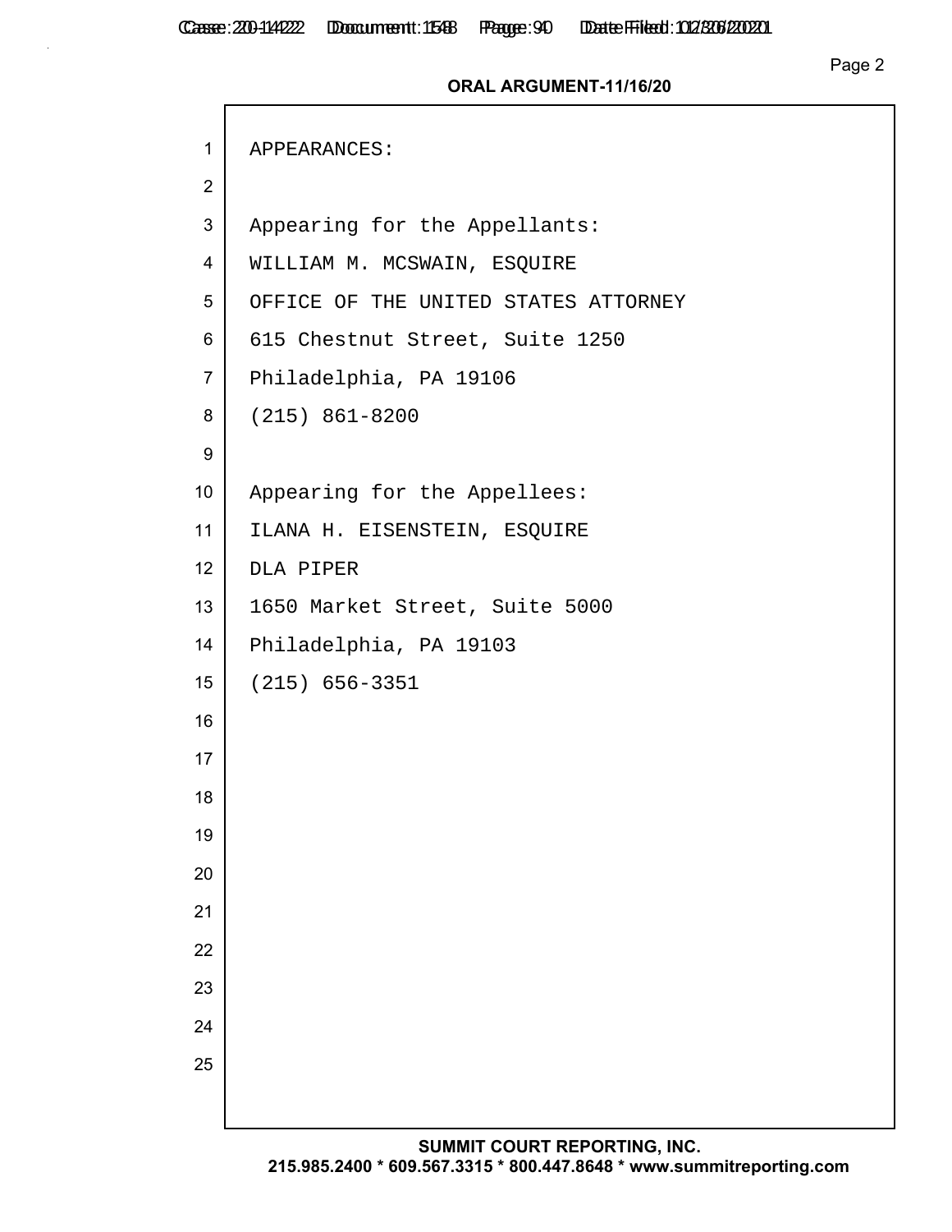APPEARANCES:

Appearing for the Appellants:
WILLIAM M. MCSWAIN, ESQUIRE
OFFICE OF THE UNITED STATES ATTORNEY
615 Chestnut Street, Suite 1250
Philadelphia, PA 19106
(215) 861-8200

Appearing for the Appellees:
ILANA H. EISENSTEIN, ESQUIRE
DLA PIPER
1650 Market Street, Suite 5000
Philadelphia, PA 19103
(215) 656-3351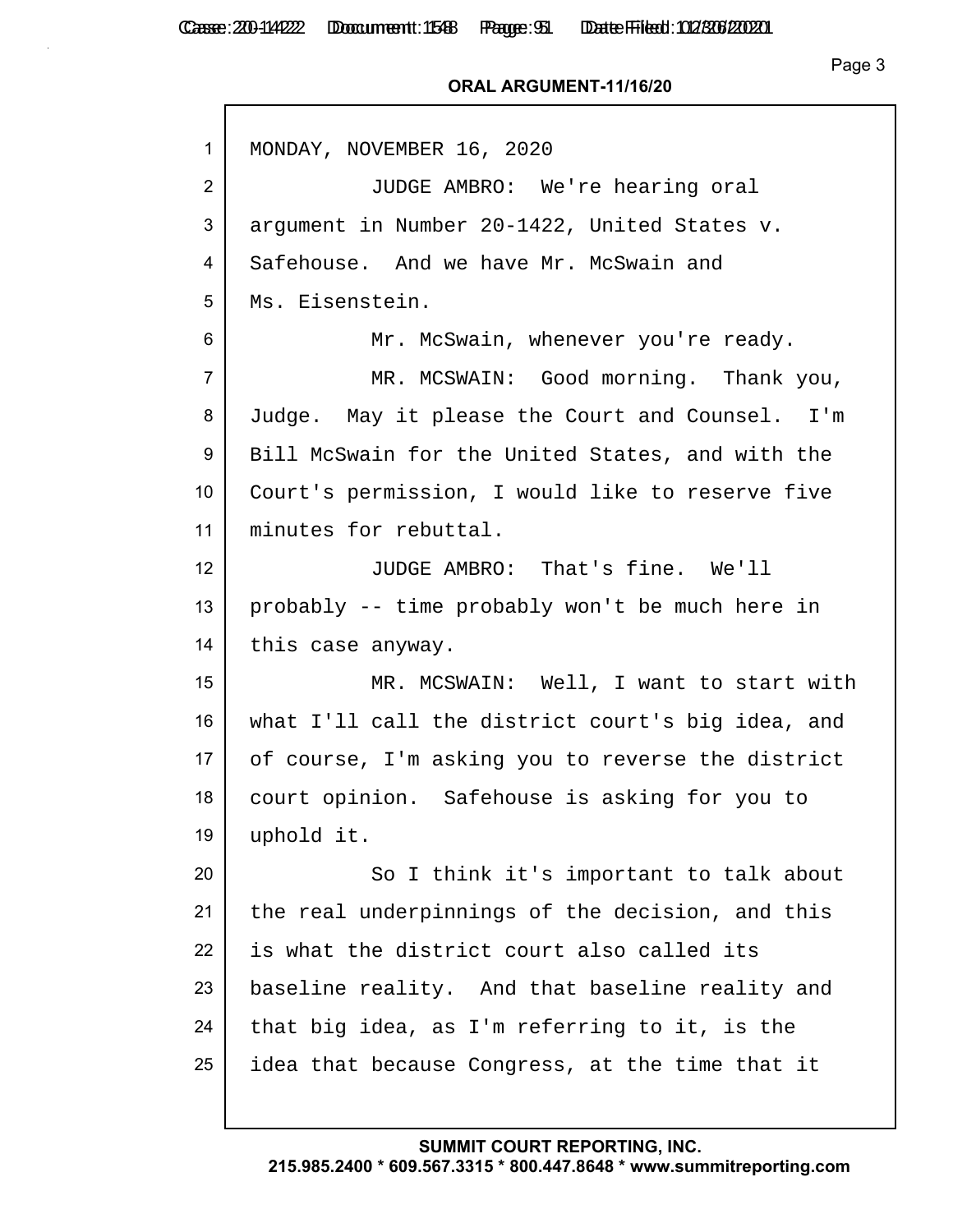MONDAY, NOVEMBER 16, 2020

JUDGE AMBRO: We're hearing oral argument in Number 20-1422, United States v. Safehouse. And we have Mr. McSwain and Ms. Eisenstein.

Mr. McSwain, whenever you're ready.

MR. MCSWAIN: Good morning. Thank you, Judge. May it please the Court and Counsel. I'm Bill McSwain for the United States, and with the Court's permission, I would like to reserve five minutes for rebuttal.

JUDGE AMBRO: That's fine. We'll probably -- time probably won't be much here in this case anyway.

MR. MCSWAIN: Well, I want to start with what I'll call the district court's big idea, and of course, I'm asking you to reverse the district court opinion. Safehouse is asking for you to uphold it.

So I think it's important to talk about the real underpinnings of the decision, and this is what the district court also called its baseline reality. And that baseline reality and that big idea, as I'm referring to it, is the idea that because Congress, at the time that it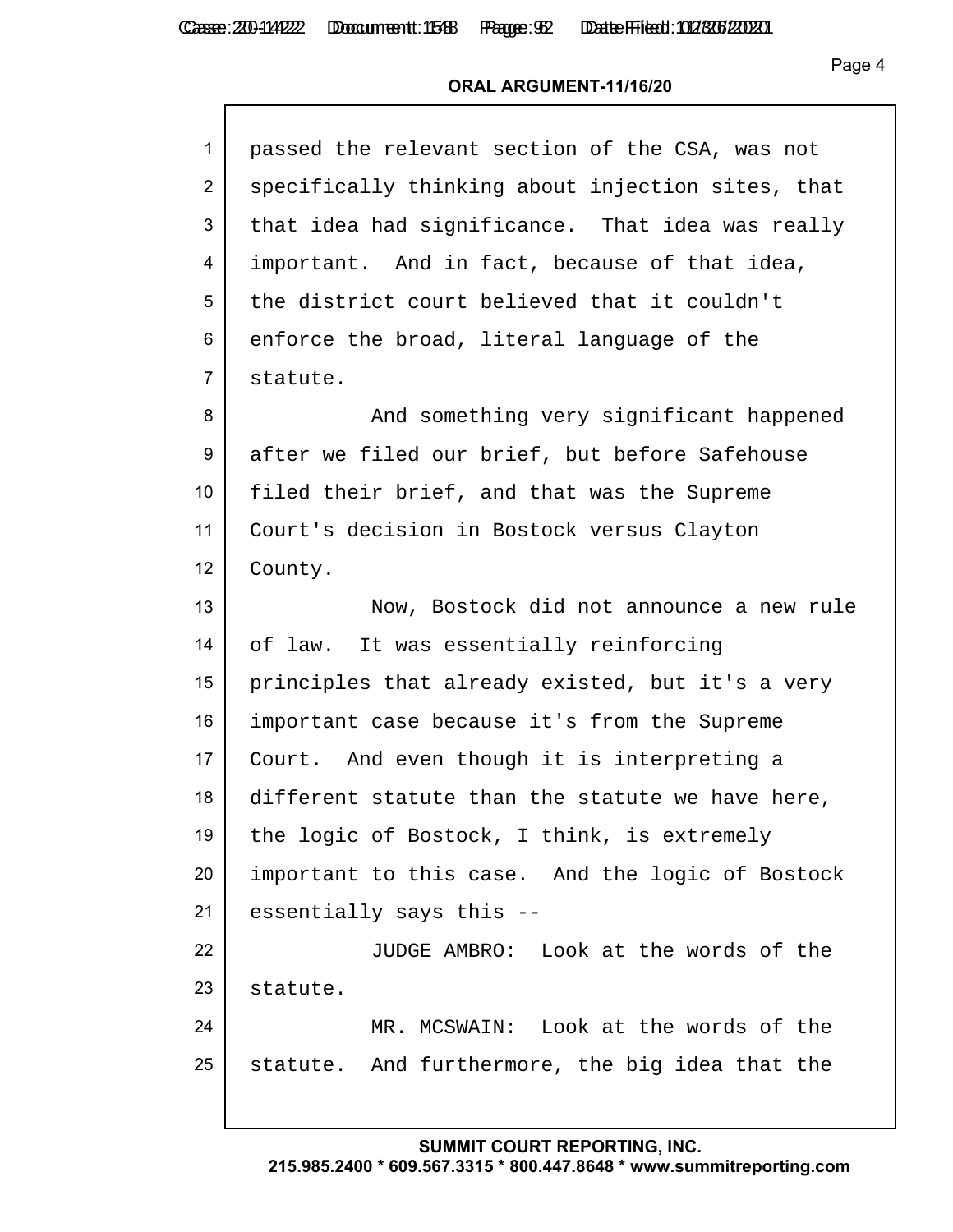ORAL ARGUMENT-11/16/20

1 passed the relevant section of the CSA, was not
2 specifically thinking about injection sites, that
3 that idea had significance. That idea was really
4 important. And in fact, because of that idea,
5 the district court believed that it couldn't
6 enforce the broad, literal language of the
7 statute.
8 And something very significant happened
9 after we filed our brief, but before Safehouse
10 filed their brief, and that was the Supreme
11 Court's decision in Bostock versus Clayton
12 County.
13 Now, Bostock did not announce a new rule
14 of law. It was essentially reinforcing
15 principles that already existed, but it's a very
16 important case because it's from the Supreme
17 Court. And even though it is interpreting a
18 different statute than the statute we have here,
19 the logic of Bostock, I think, is extremely
20 important to this case. And the logic of Bostock
21 essentially says this --
22 JUDGE AMBRO: Look at the words of the
23 statute.
24 MR. MCSWAIN: Look at the words of the
25 statute. And furthermore, the big idea that the

SUMMIT COURT REPORTING, INC.
215.985.2400 * 609.567.3315 * 800.447.8648 * www.summitreporting.com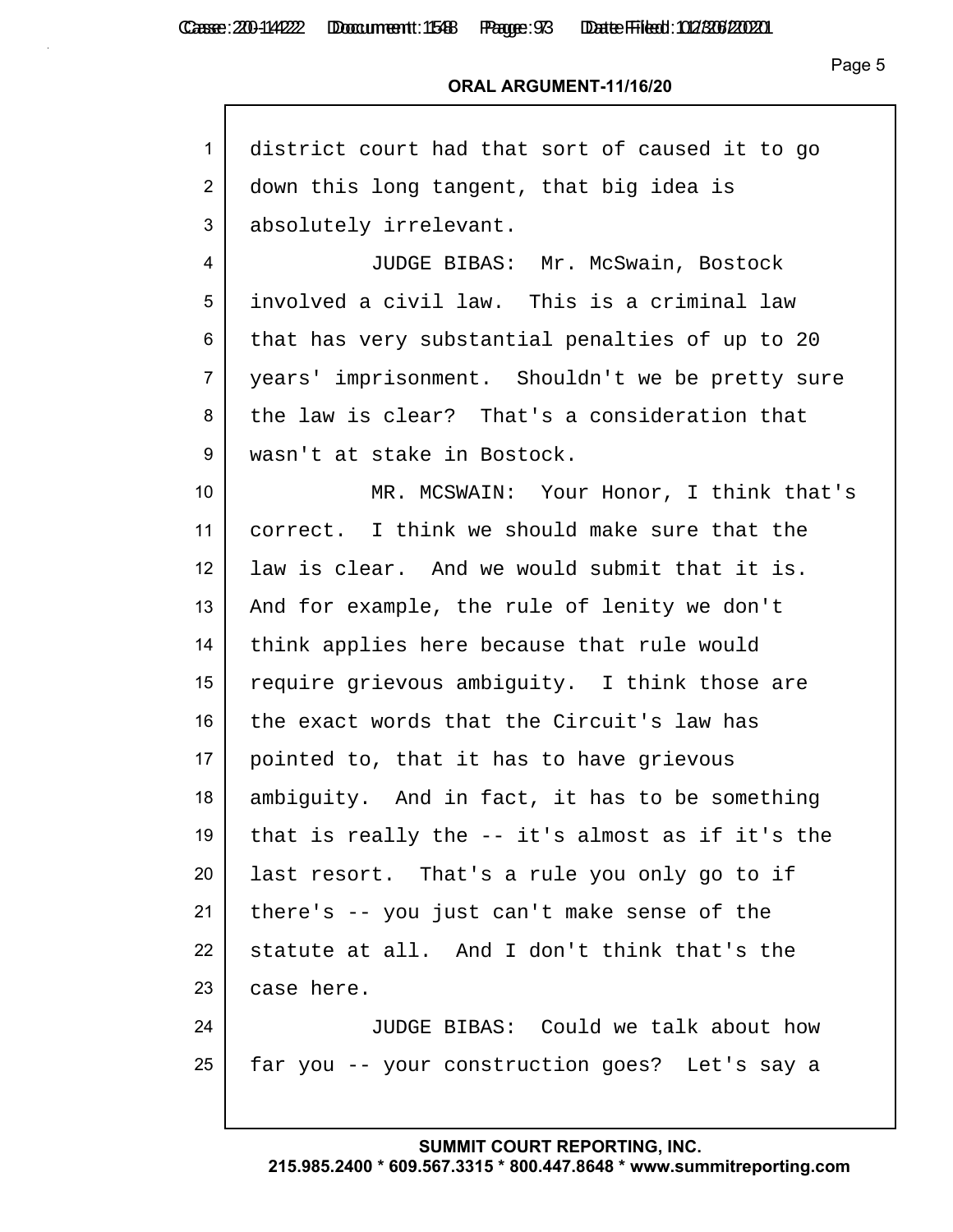district court had that sort of caused it to go down this long tangent, that big idea is absolutely irrelevant.

JUDGE BIBAS: Mr. McSwain, Bostock involved a civil law. This is a criminal law that has very substantial penalties of up to 20 years' imprisonment. Shouldn't we be pretty sure the law is clear? That's a consideration that wasn't at stake in Bostock.

MR. MCSWAIN: Your Honor, I think that's correct. I think we should make sure that the law is clear. And we would submit that it is. And for example, the rule of lenity we don't think applies here because that rule would require grievous ambiguity. I think those are the exact words that the Circuit's law has pointed to, that it has to have grievous ambiguity. And in fact, it has to be something that is really the -- it's almost as if it's the last resort. That's a rule you only go to if there's -- you just can't make sense of the statute at all. And I don't think that's the case here.

JUDGE BIBAS: Could we talk about how far you -- your construction goes? Let's say a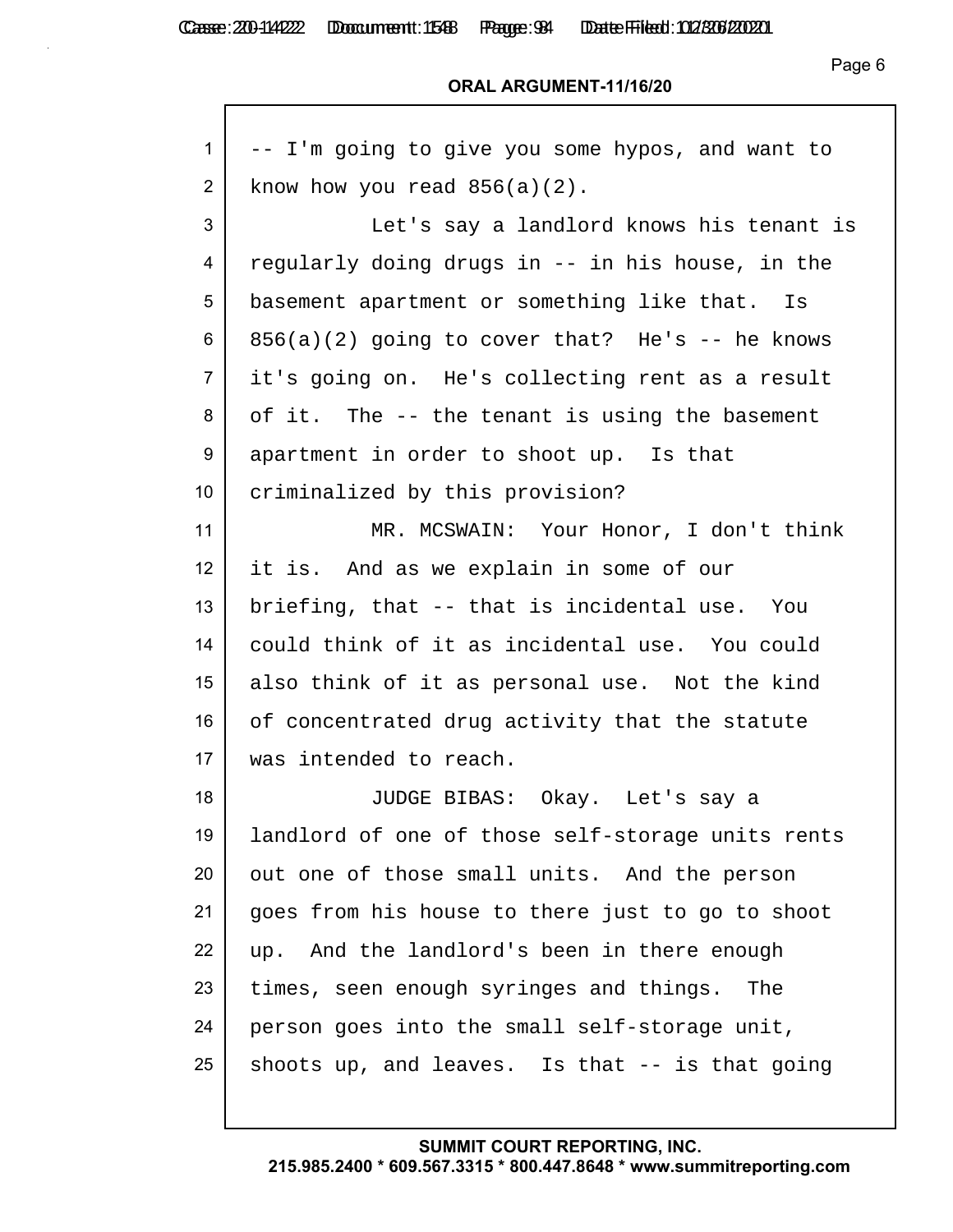ORAL ARGUMENT-11/16/20

1 -- I'm going to give you some hypos, and want to
2 know how you read 856(a)(2).
3 Let's say a landlord knows his tenant is
4 regularly doing drugs in -- in his house, in the
5 basement apartment or something like that. Is
6 856(a)(2) going to cover that? He's -- he knows
7 it's going on. He's collecting rent as a result
8 of it. The -- the tenant is using the basement
9 apartment in order to shoot up. Is that
10 criminalized by this provision?
11 MR. MCSWAIN: Your Honor, I don't think
12 it is. And as we explain in some of our
13 briefing, that -- that is incidental use. You
14 could think of it as incidental use. You could
15 also think of it as personal use. Not the kind
16 of concentrated drug activity that the statute
17 was intended to reach.
18 JUDGE BIBAS: Okay. Let's say a
19 landlord of one of those self-storage units rents
20 out one of those small units. And the person
21 goes from his house to there just to go to shoot
22 up. And the landlord's been in there enough
23 times, seen enough syringes and things. The
24 person goes into the small self-storage unit,
25 shoots up, and leaves. Is that -- is that going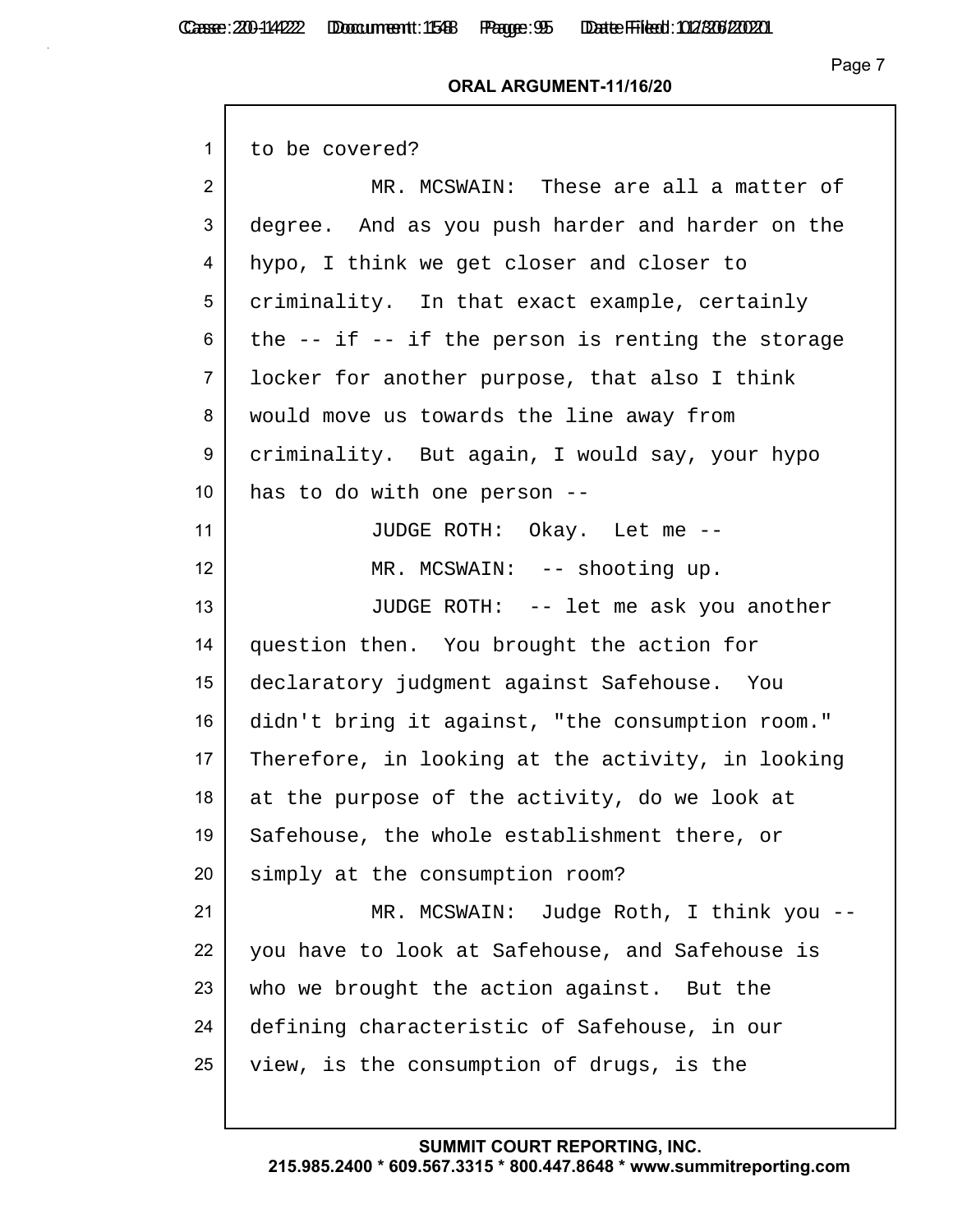to be covered?

MR. MCSWAIN: These are all a matter of degree. And as you push harder and harder on the hypo, I think we get closer and closer to criminality. In that exact example, certainly the -- if -- if the person is renting the storage locker for another purpose, that also I think would move us towards the line away from criminality. But again, I would say, your hypo has to do with one person --

JUDGE ROTH: Okay. Let me --

MR. MCSWAIN: -- shooting up.

JUDGE ROTH: -- let me ask you another question then. You brought the action for declaratory judgment against Safehouse. You didn't bring it against, "the consumption room." Therefore, in looking at the activity, in looking at the purpose of the activity, do we look at Safehouse, the whole establishment there, or simply at the consumption room?

MR. MCSWAIN: Judge Roth, I think you -- you have to look at Safehouse, and Safehouse is who we brought the action against. But the defining characteristic of Safehouse, in our view, is the consumption of drugs, is the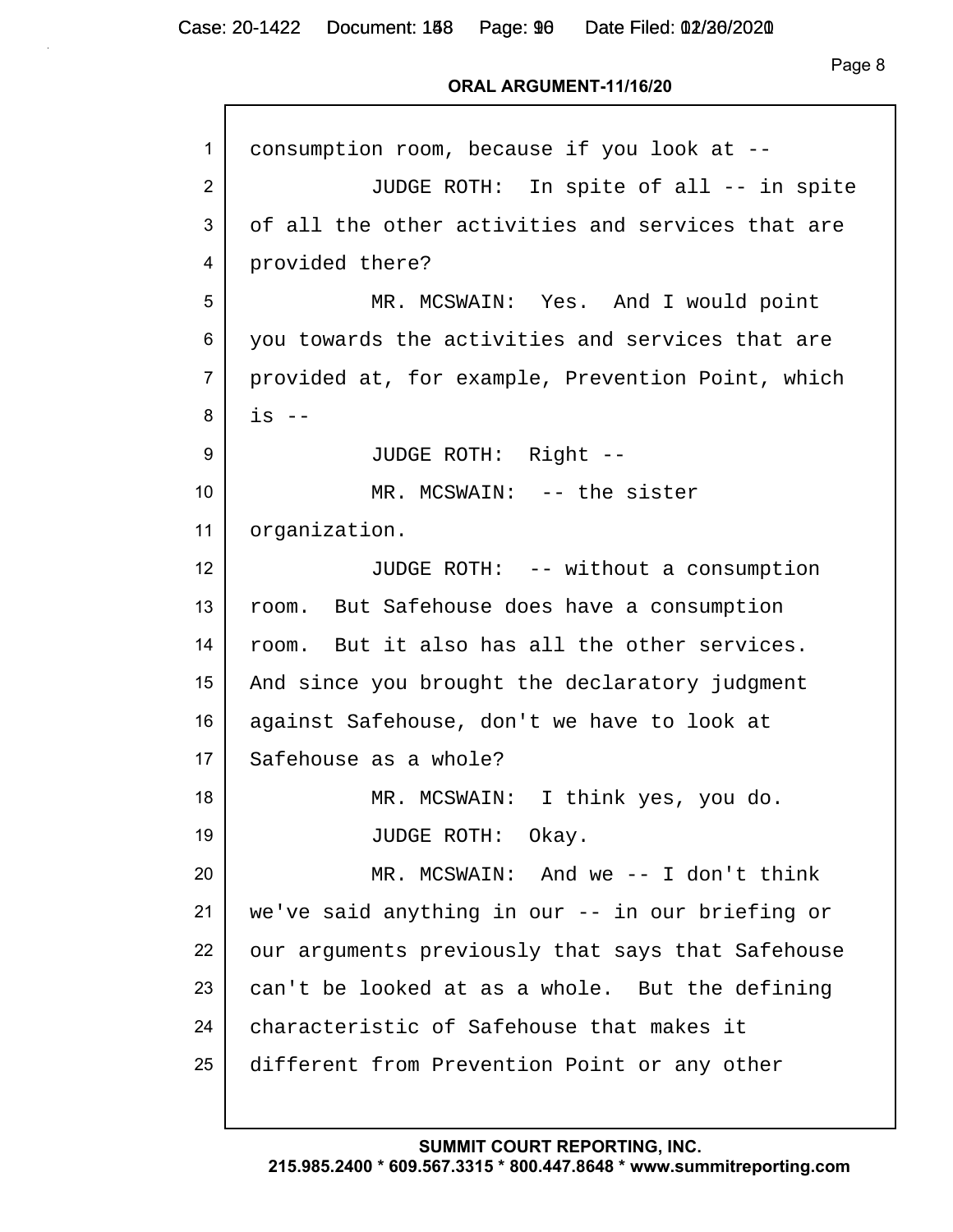consumption room, because if you look at --

JUDGE ROTH: In spite of all -- in spite of all the other activities and services that are provided there?

MR. MCSWAIN: Yes. And I would point you towards the activities and services that are provided at, for example, Prevention Point, which is --

JUDGE ROTH: Right --

MR. MCSWAIN: -- the sister organization.

JUDGE ROTH: -- without a consumption room. But Safehouse does have a consumption room. But it also has all the other services. And since you brought the declaratory judgment against Safehouse, don't we have to look at Safehouse as a whole?

MR. MCSWAIN: I think yes, you do.

JUDGE ROTH: Okay.

MR. MCSWAIN: And we -- I don't think we've said anything in our -- in our briefing or our arguments previously that says that Safehouse can't be looked at as a whole. But the defining characteristic of Safehouse that makes it different from Prevention Point or any other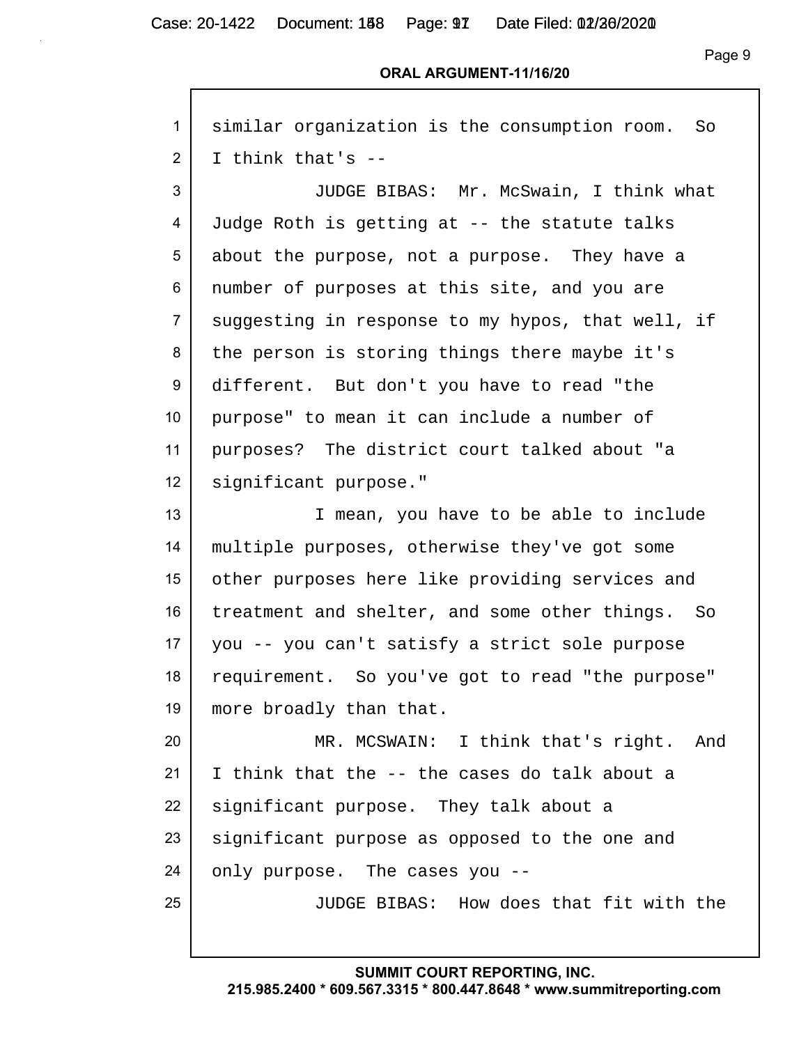similar organization is the consumption room. So I think that's --

JUDGE BIBAS: Mr. McSwain, I think what Judge Roth is getting at -- the statute talks about the purpose, not a purpose. They have a number of purposes at this site, and you are suggesting in response to my hypos, that well, if the person is storing things there maybe it's different. But don't you have to read "the purpose" to mean it can include a number of purposes? The district court talked about "a significant purpose."

I mean, you have to be able to include multiple purposes, otherwise they've got some other purposes here like providing services and treatment and shelter, and some other things. So you -- you can't satisfy a strict sole purpose requirement. So you've got to read "the purpose" more broadly than that.

MR. MCSWAIN: I think that's right. And I think that the -- the cases do talk about a significant purpose. They talk about a significant purpose as opposed to the one and only purpose. The cases you --

JUDGE BIBAS: How does that fit with the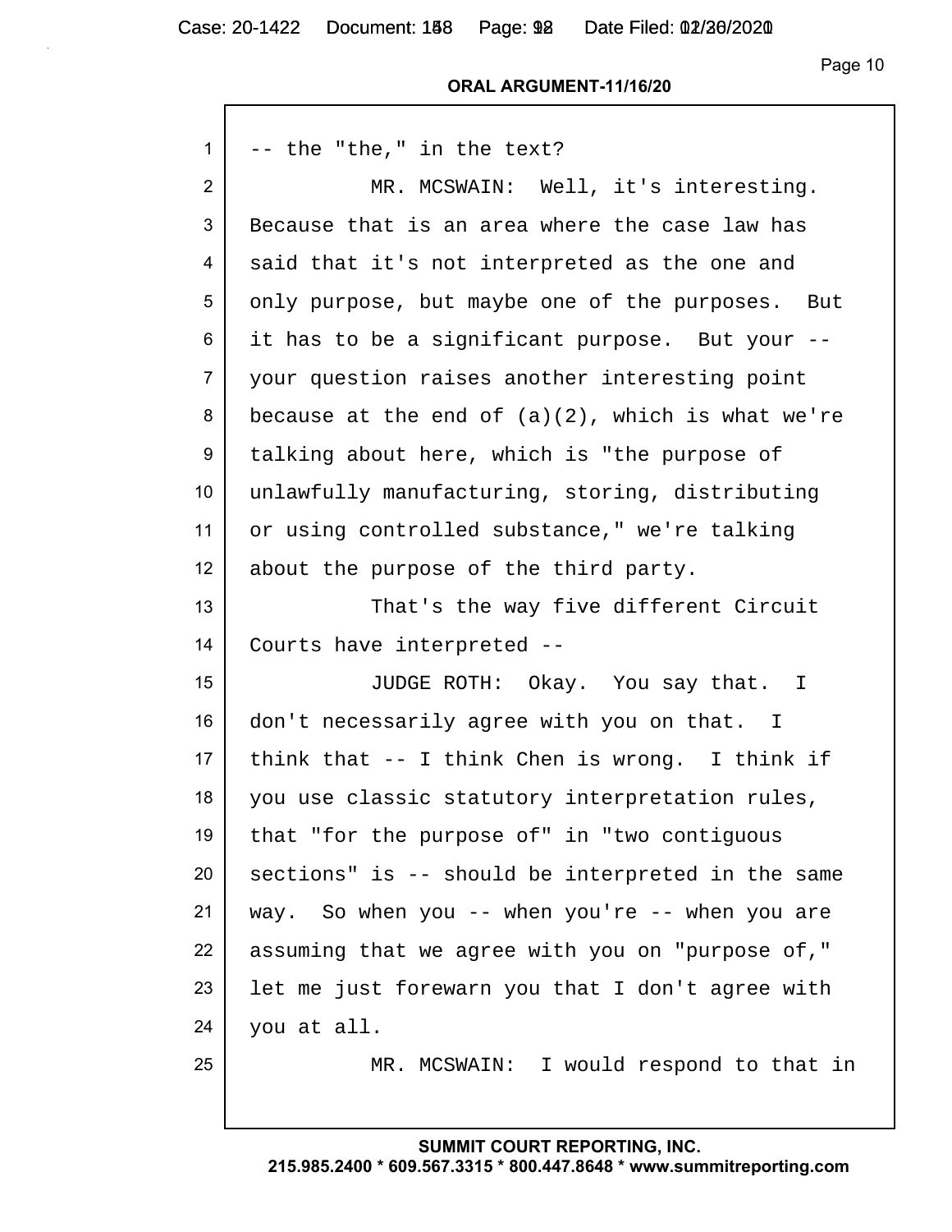**ORAL ARGUMENT-11/16/20**

1 -- the "the," in the text?

2 MR. MCSWAIN: Well, it's interesting.

3 Because that is an area where the case law has

4 said that it's not interpreted as the one and

5 only purpose, but maybe one of the purposes. But

6 it has to be a significant purpose. But your --

7 your question raises another interesting point

8 because at the end of (a)(2), which is what we're

9 talking about here, which is "the purpose of

10 unlawfully manufacturing, storing, distributing

11 or using controlled substance," we're talking

12 about the purpose of the third party.

13 That's the way five different Circuit

14 Courts have interpreted --

15 JUDGE ROTH: Okay. You say that. I

16 don't necessarily agree with you on that. I

17 think that -- I think Chen is wrong. I think if

18 you use classic statutory interpretation rules,

19 that "for the purpose of" in "two contiguous

20 sections" is -- should be interpreted in the same

21 way. So when you -- when you're -- when you are

22 assuming that we agree with you on "purpose of,"

23 let me just forewarn you that I don't agree with

24 you at all.

25 MR. MCSWAIN: I would respond to that in

**SUMMIT COURT REPORTING, INC.**
**215.985.2400 * 609.567.3315 * 800.447.8648 * www.summitreporting.com**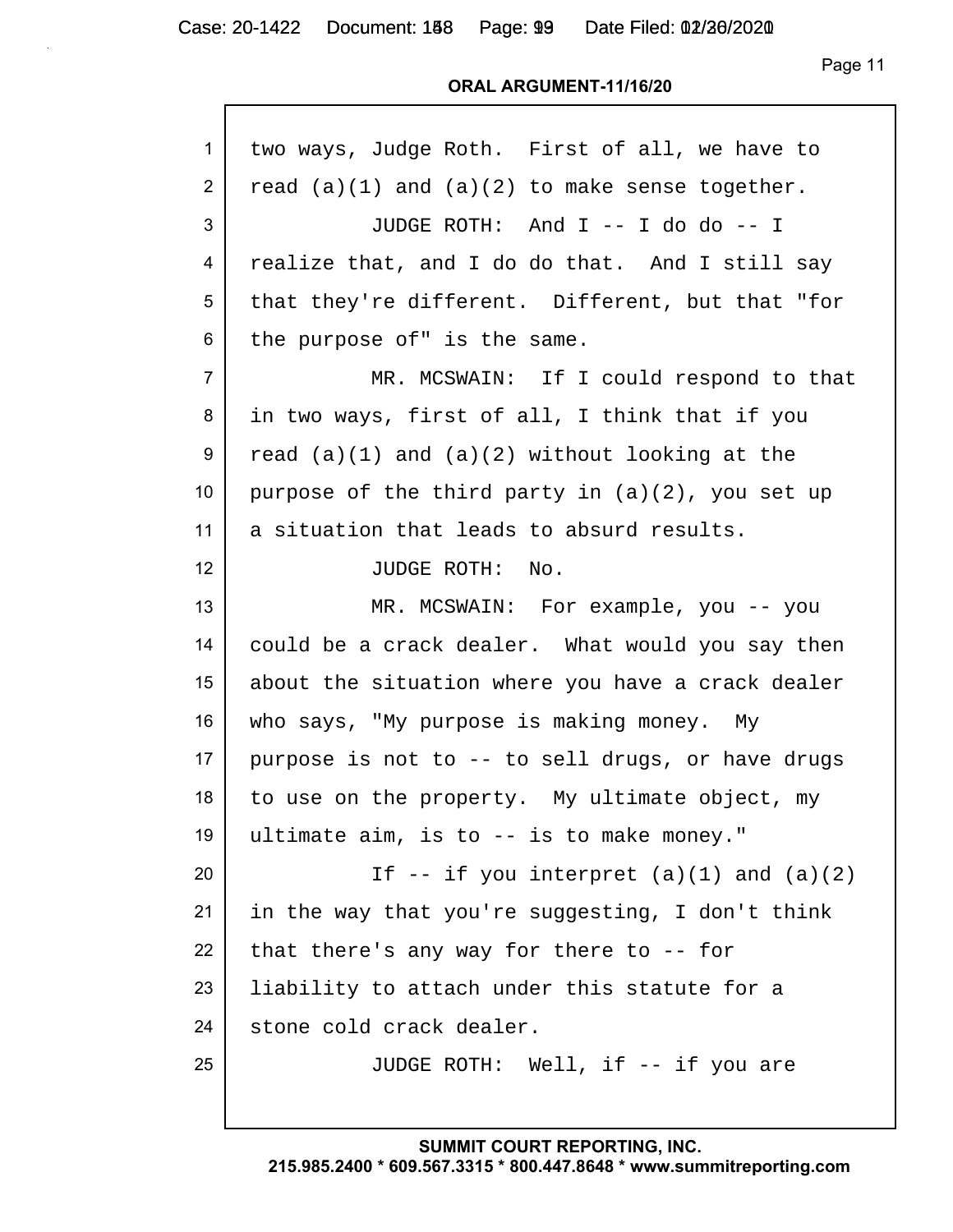two ways, Judge Roth. First of all, we have to read (a)(1) and (a)(2) to make sense together.

JUDGE ROTH: And I -- I do do -- I realize that, and I do do that. And I still say that they're different. Different, but that "for the purpose of" is the same.

MR. MCSWAIN: If I could respond to that in two ways, first of all, I think that if you read (a)(1) and (a)(2) without looking at the purpose of the third party in (a)(2), you set up a situation that leads to absurd results.

JUDGE ROTH: No.

MR. MCSWAIN: For example, you -- you could be a crack dealer. What would you say then about the situation where you have a crack dealer who says, "My purpose is making money. My purpose is not to -- to sell drugs, or have drugs to use on the property. My ultimate object, my ultimate aim, is to -- is to make money."

If -- if you interpret (a)(1) and (a)(2) in the way that you're suggesting, I don't think that there's any way for there to -- for liability to attach under this statute for a stone cold crack dealer.

JUDGE ROTH: Well, if -- if you are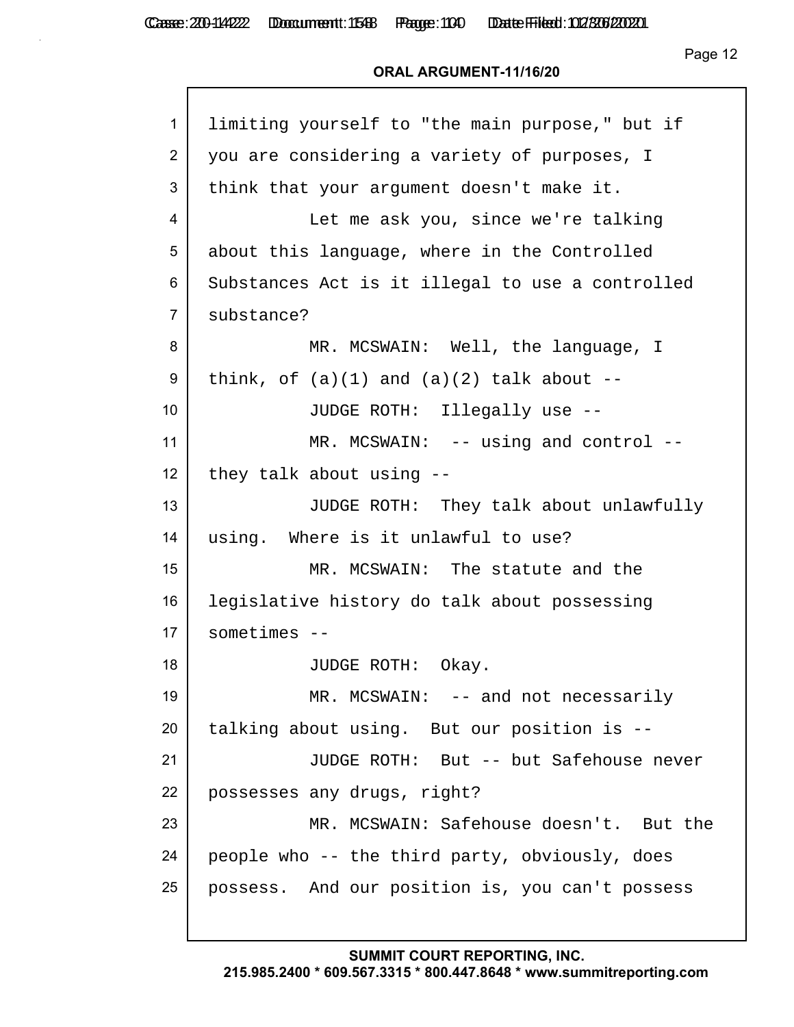limiting yourself to "the main purpose," but if you are considering a variety of purposes, I think that your argument doesn't make it.

Let me ask you, since we're talking about this language, where in the Controlled Substances Act is it illegal to use a controlled substance?

MR. MCSWAIN: Well, the language, I think, of (a)(1) and (a)(2) talk about --

JUDGE ROTH: Illegally use --

MR. MCSWAIN: -- using and control -- they talk about using --

JUDGE ROTH: They talk about unlawfully using. Where is it unlawful to use?

MR. MCSWAIN: The statute and the legislative history do talk about possessing sometimes --

JUDGE ROTH: Okay.

MR. MCSWAIN: -- and not necessarily talking about using. But our position is --

JUDGE ROTH: But -- but Safehouse never possesses any drugs, right?

MR. MCSWAIN: Safehouse doesn't. But the people who -- the third party, obviously, does possess. And our position is, you can't possess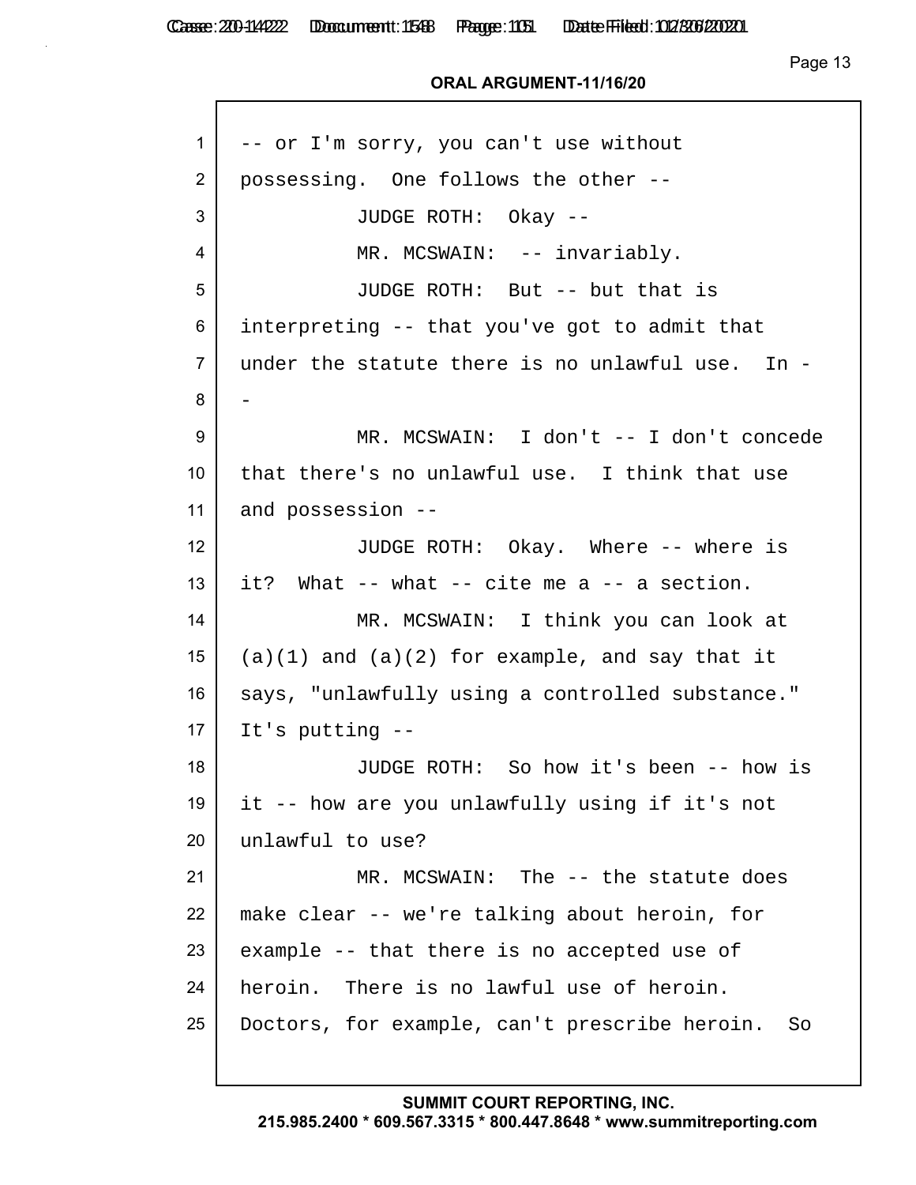-- or I'm sorry, you can't use without possessing. One follows the other --

JUDGE ROTH: Okay --

MR. MCSWAIN: -- invariably.

JUDGE ROTH: But -- but that is interpreting -- that you've got to admit that under the statute there is no unlawful use. In --

MR. MCSWAIN: I don't -- I don't concede that there's no unlawful use. I think that use and possession --

JUDGE ROTH: Okay. Where -- where is it? What -- what -- cite me a -- a section.

MR. MCSWAIN: I think you can look at (a)(1) and (a)(2) for example, and say that it says, "unlawfully using a controlled substance." It's putting --

JUDGE ROTH: So how it's been -- how is it -- how are you unlawfully using if it's not unlawful to use?

MR. MCSWAIN: The -- the statute does make clear -- we're talking about heroin, for example -- that there is no accepted use of heroin. There is no lawful use of heroin. Doctors, for example, can't prescribe heroin. So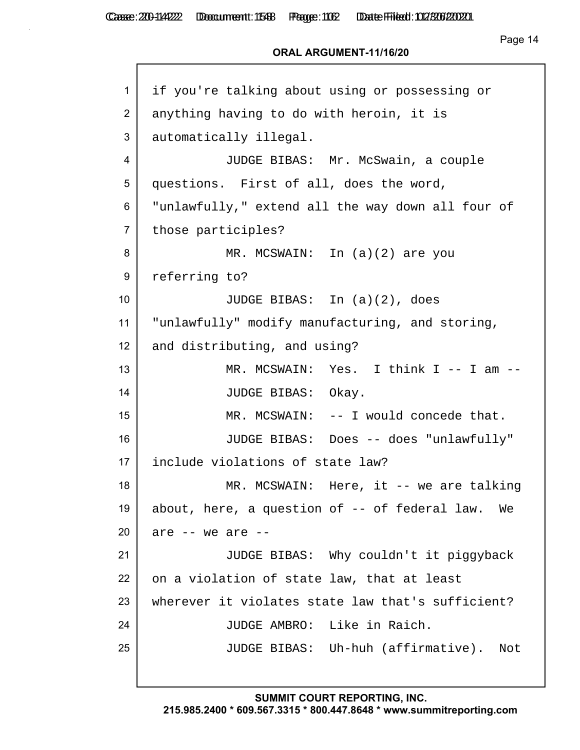1 if you're talking about using or possessing or
2 anything having to do with heroin, it is
3 automatically illegal.

4 JUDGE BIBAS: Mr. McSwain, a couple
5 questions. First of all, does the word,
6 "unlawfully," extend all the way down all four of
7 those participles?

8 MR. MCSWAIN: In (a)(2) are you
9 referring to?

10 JUDGE BIBAS: In (a)(2), does
11 "unlawfully" modify manufacturing, and storing,
12 and distributing, and using?

13 MR. MCSWAIN: Yes. I think I -- I am --

14 JUDGE BIBAS: Okay.

15 MR. MCSWAIN: -- I would concede that.

16 JUDGE BIBAS: Does -- does "unlawfully"
17 include violations of state law?

18 MR. MCSWAIN: Here, it -- we are talking
19 about, here, a question of -- of federal law. We
20 are -- we are --

21 JUDGE BIBAS: Why couldn't it piggyback
22 on a violation of state law, that at least
23 wherever it violates state law that's sufficient?

24 JUDGE AMBRO: Like in Raich.

25 JUDGE BIBAS: Uh-huh (affirmative). Not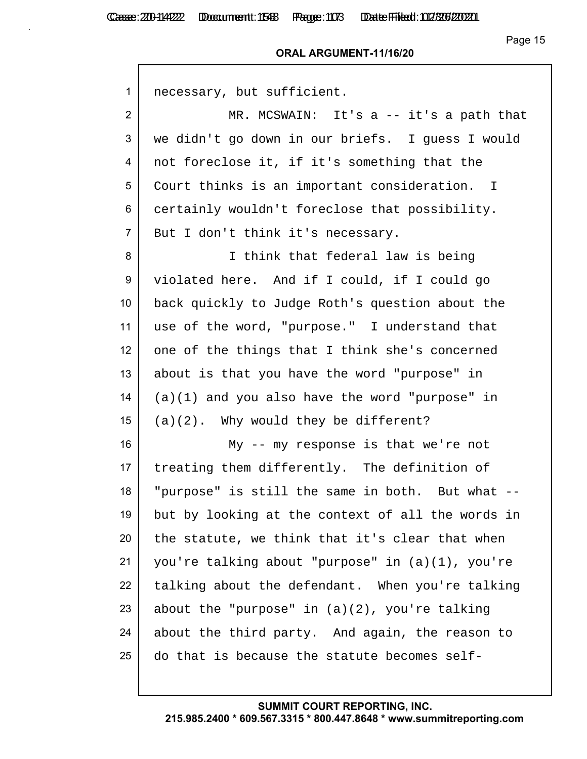necessary, but sufficient.

MR. MCSWAIN: It's a -- it's a path that we didn't go down in our briefs. I guess I would not foreclose it, if it's something that the Court thinks is an important consideration. I certainly wouldn't foreclose that possibility. But I don't think it's necessary.

I think that federal law is being violated here. And if I could, if I could go back quickly to Judge Roth's question about the use of the word, "purpose." I understand that one of the things that I think she's concerned about is that you have the word "purpose" in (a)(1) and you also have the word "purpose" in (a)(2). Why would they be different?

My -- my response is that we're not treating them differently. The definition of "purpose" is still the same in both. But what -- but by looking at the context of all the words in the statute, we think that it's clear that when you're talking about "purpose" in (a)(1), you're talking about the defendant. When you're talking about the "purpose" in (a)(2), you're talking about the third party. And again, the reason to do that is because the statute becomes self-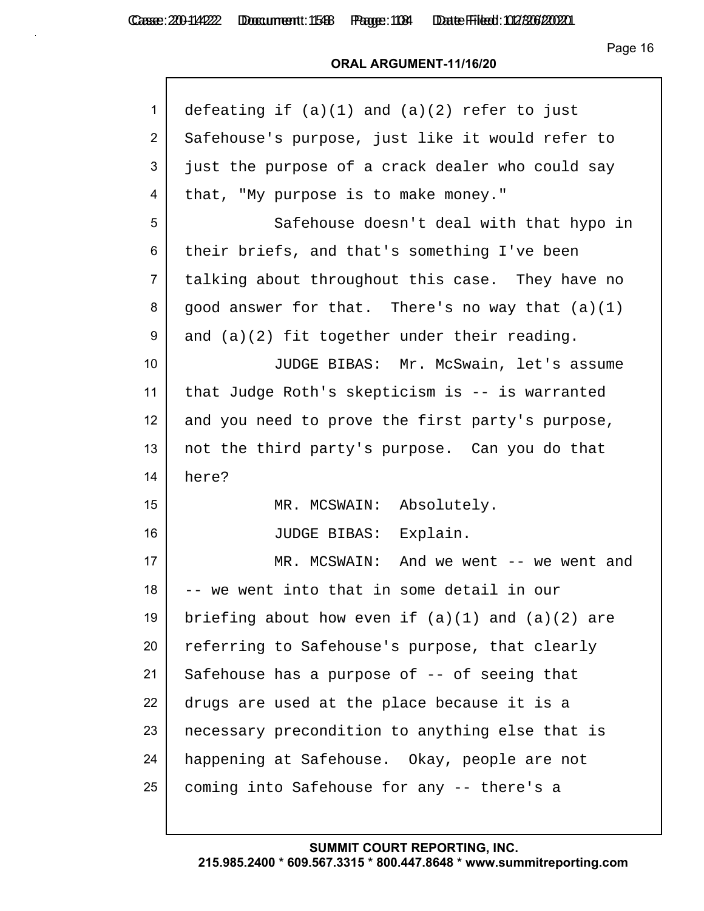defeating if (a)(1) and (a)(2) refer to just Safehouse's purpose, just like it would refer to just the purpose of a crack dealer who could say that, "My purpose is to make money."

Safehouse doesn't deal with that hypo in their briefs, and that's something I've been talking about throughout this case. They have no good answer for that. There's no way that (a)(1) and (a)(2) fit together under their reading.

JUDGE BIBAS: Mr. McSwain, let's assume that Judge Roth's skepticism is -- is warranted and you need to prove the first party's purpose, not the third party's purpose. Can you do that here?

MR. MCSWAIN: Absolutely.

JUDGE BIBAS: Explain.

MR. MCSWAIN: And we went -- we went and -- we went into that in some detail in our briefing about how even if (a)(1) and (a)(2) are referring to Safehouse's purpose, that clearly Safehouse has a purpose of -- of seeing that drugs are used at the place because it is a necessary precondition to anything else that is happening at Safehouse. Okay, people are not coming into Safehouse for any -- there's a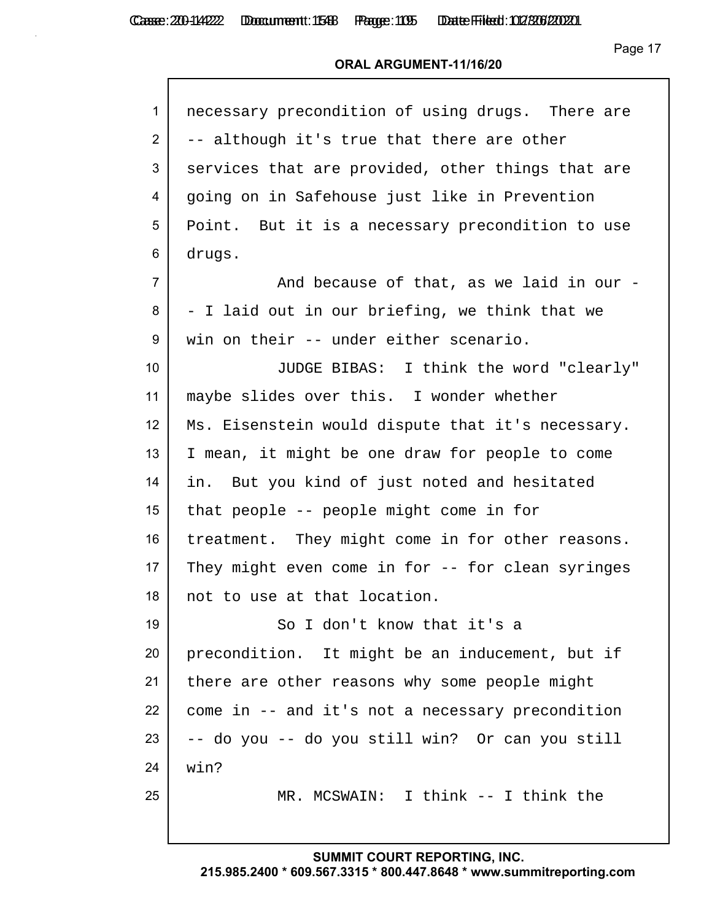necessary precondition of using drugs. There are -- although it's true that there are other services that are provided, other things that are going on in Safehouse just like in Prevention Point. But it is a necessary precondition to use drugs.

And because of that, as we laid in our -- I laid out in our briefing, we think that we win on their -- under either scenario.

JUDGE BIBAS: I think the word "clearly" maybe slides over this. I wonder whether Ms. Eisenstein would dispute that it's necessary. I mean, it might be one draw for people to come in. But you kind of just noted and hesitated that people -- people might come in for treatment. They might come in for other reasons. They might even come in for -- for clean syringes not to use at that location.

So I don't know that it's a precondition. It might be an inducement, but if there are other reasons why some people might come in -- and it's not a necessary precondition -- do you -- do you still win? Or can you still win?

MR. MCSWAIN: I think -- I think the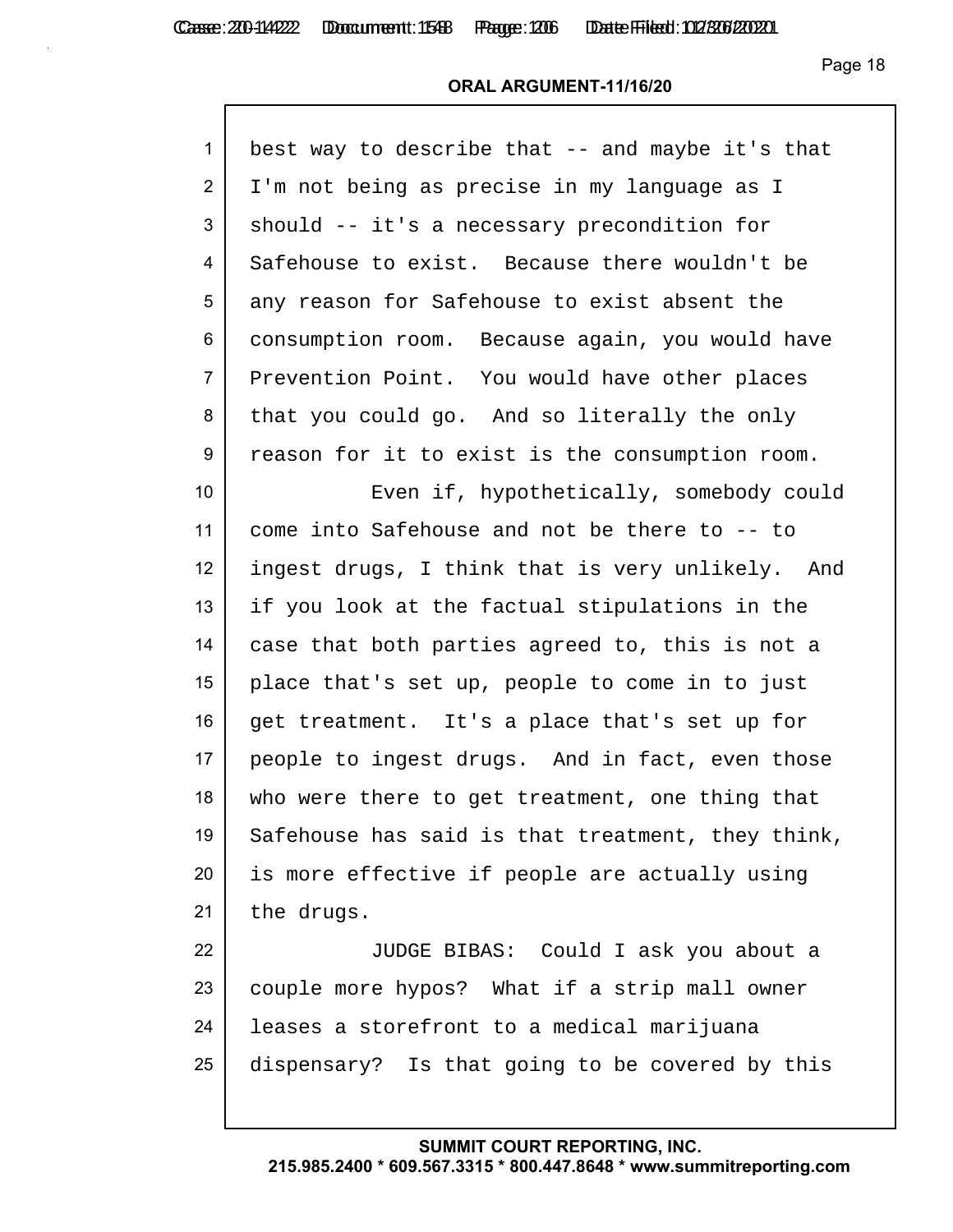best way to describe that -- and maybe it's that I'm not being as precise in my language as I should -- it's a necessary precondition for Safehouse to exist. Because there wouldn't be any reason for Safehouse to exist absent the consumption room. Because again, you would have Prevention Point. You would have other places that you could go. And so literally the only reason for it to exist is the consumption room.

Even if, hypothetically, somebody could come into Safehouse and not be there to -- to ingest drugs, I think that is very unlikely. And if you look at the factual stipulations in the case that both parties agreed to, this is not a place that's set up, people to come in to just get treatment. It's a place that's set up for people to ingest drugs. And in fact, even those who were there to get treatment, one thing that Safehouse has said is that treatment, they think, is more effective if people are actually using the drugs.

JUDGE BIBAS: Could I ask you about a couple more hypos? What if a strip mall owner leases a storefront to a medical marijuana dispensary? Is that going to be covered by this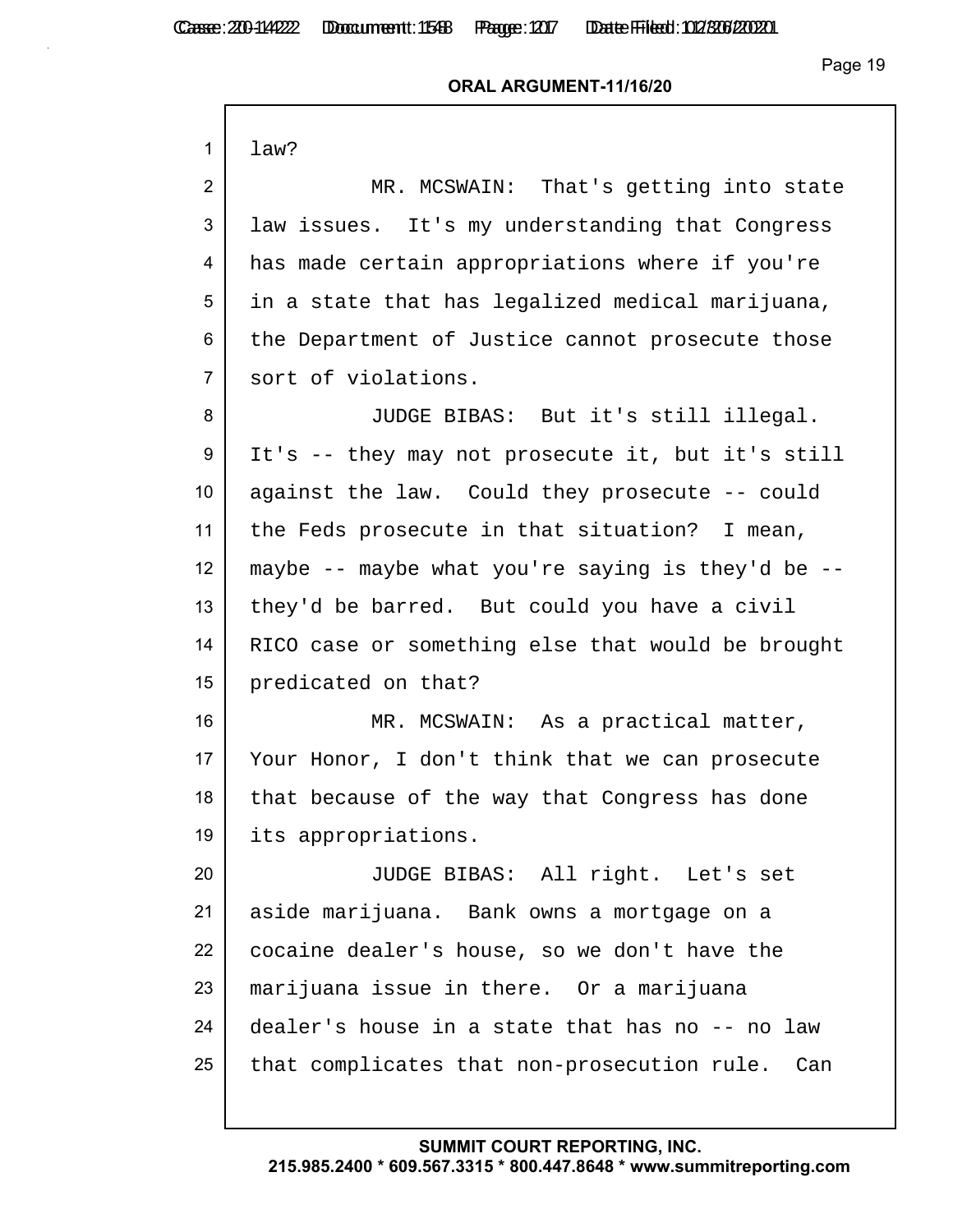law?

MR. MCSWAIN: That's getting into state law issues. It's my understanding that Congress has made certain appropriations where if you're in a state that has legalized medical marijuana, the Department of Justice cannot prosecute those sort of violations.

JUDGE BIBAS: But it's still illegal. It's -- they may not prosecute it, but it's still against the law. Could they prosecute -- could the Feds prosecute in that situation? I mean, maybe -- maybe what you're saying is they'd be -- they'd be barred. But could you have a civil RICO case or something else that would be brought predicated on that?

MR. MCSWAIN: As a practical matter, Your Honor, I don't think that we can prosecute that because of the way that Congress has done its appropriations.

JUDGE BIBAS: All right. Let's set aside marijuana. Bank owns a mortgage on a cocaine dealer's house, so we don't have the marijuana issue in there. Or a marijuana dealer's house in a state that has no -- no law that complicates that non-prosecution rule. Can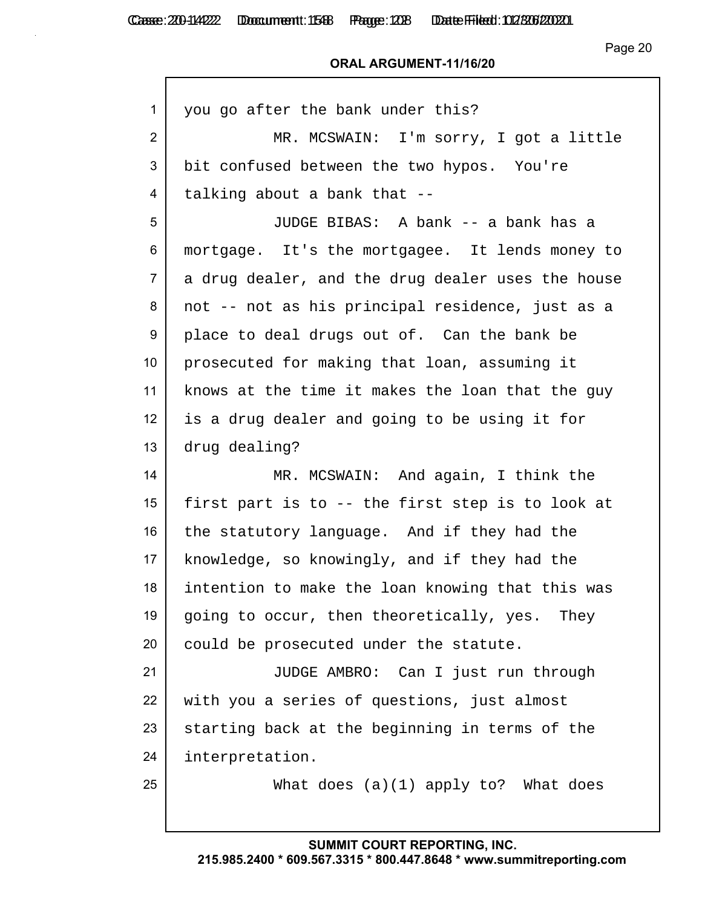you go after the bank under this?

MR. MCSWAIN: I'm sorry, I got a little bit confused between the two hypos. You're talking about a bank that --

JUDGE BIBAS: A bank -- a bank has a mortgage. It's the mortgagee. It lends money to a drug dealer, and the drug dealer uses the house not -- not as his principal residence, just as a place to deal drugs out of. Can the bank be prosecuted for making that loan, assuming it knows at the time it makes the loan that the guy is a drug dealer and going to be using it for drug dealing?

MR. MCSWAIN: And again, I think the first part is to -- the first step is to look at the statutory language. And if they had the knowledge, so knowingly, and if they had the intention to make the loan knowing that this was going to occur, then theoretically, yes. They could be prosecuted under the statute.

JUDGE AMBRO: Can I just run through with you a series of questions, just almost starting back at the beginning in terms of the interpretation.

What does (a)(1) apply to? What does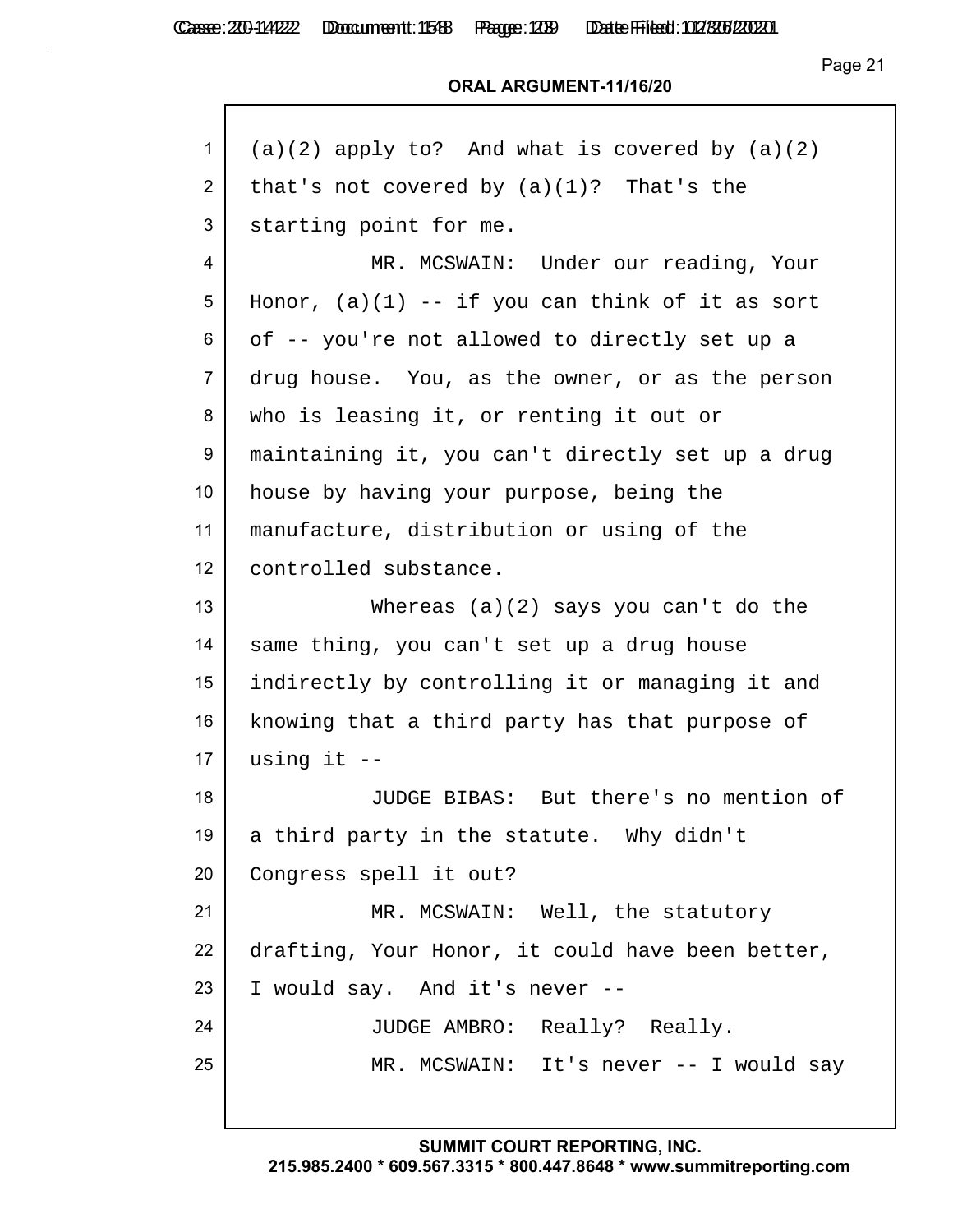**ORAL ARGUMENT-11/16/20**

(a)(2) apply to? And what is covered by (a)(2) that's not covered by (a)(1)? That's the starting point for me.

MR. MCSWAIN: Under our reading, Your Honor, (a)(1) -- if you can think of it as sort of -- you're not allowed to directly set up a drug house. You, as the owner, or as the person who is leasing it, or renting it out or maintaining it, you can't directly set up a drug house by having your purpose, being the manufacture, distribution or using of the controlled substance.

Whereas (a)(2) says you can't do the same thing, you can't set up a drug house indirectly by controlling it or managing it and knowing that a third party has that purpose of using it --

JUDGE BIBAS: But there's no mention of a third party in the statute. Why didn't Congress spell it out?

MR. MCSWAIN: Well, the statutory drafting, Your Honor, it could have been better, I would say. And it's never --

JUDGE AMBRO: Really? Really.

MR. MCSWAIN: It's never -- I would say

SUMMIT COURT REPORTING, INC.
215.985.2400 * 609.567.3315 * 800.447.8648 * www.summitreporting.com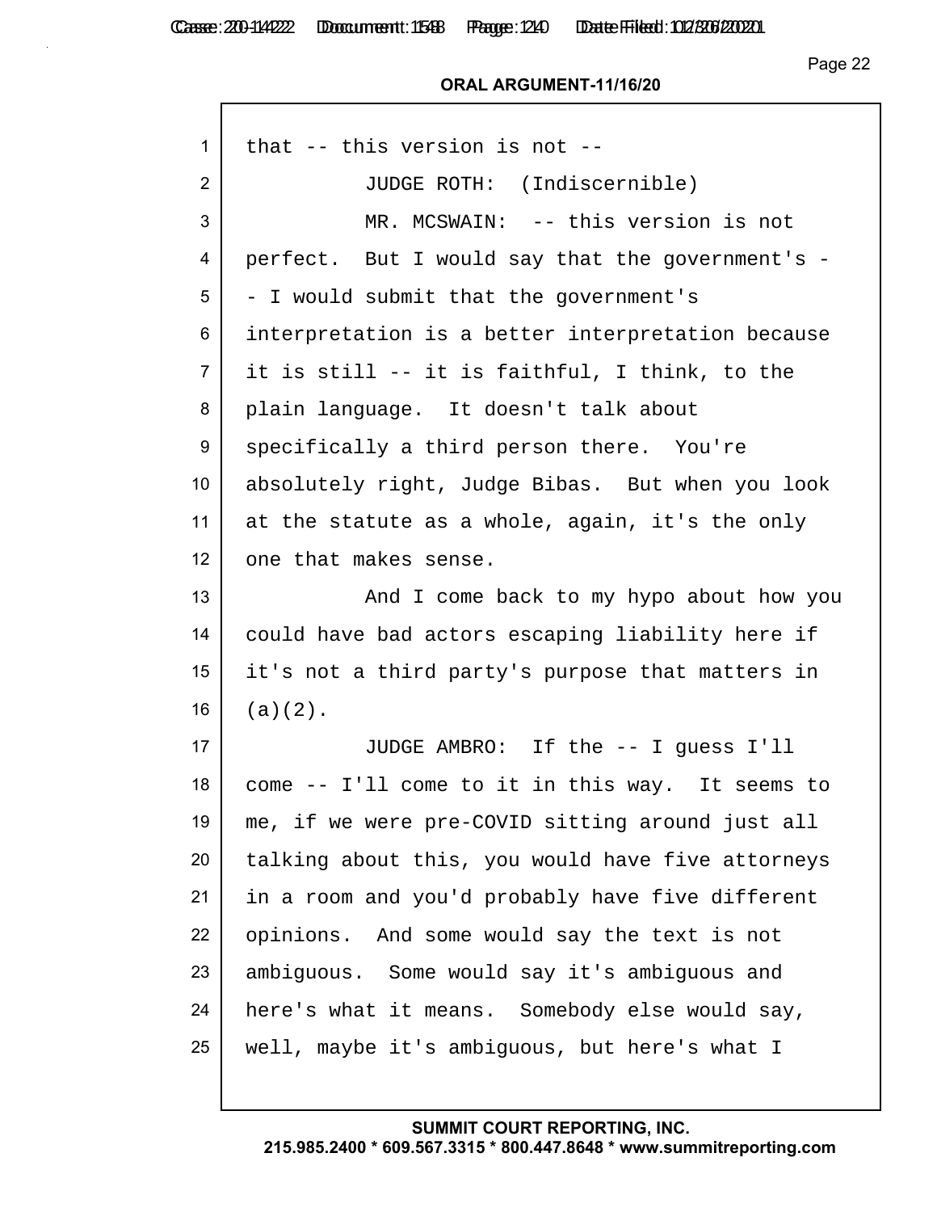that -- this version is not --

JUDGE ROTH: (Indiscernible)

MR. MCSWAIN: -- this version is not perfect. But I would say that the government's -- I would submit that the government's interpretation is a better interpretation because it is still -- it is faithful, I think, to the plain language. It doesn't talk about specifically a third person there. You're absolutely right, Judge Bibas. But when you look at the statute as a whole, again, it's the only one that makes sense.

And I come back to my hypo about how you could have bad actors escaping liability here if it's not a third party's purpose that matters in (a)(2).

JUDGE AMBRO: If the -- I guess I'll come -- I'll come to it in this way. It seems to me, if we were pre-COVID sitting around just all talking about this, you would have five attorneys in a room and you'd probably have five different opinions. And some would say the text is not ambiguous. Some would say it's ambiguous and here's what it means. Somebody else would say, well, maybe it's ambiguous, but here's what I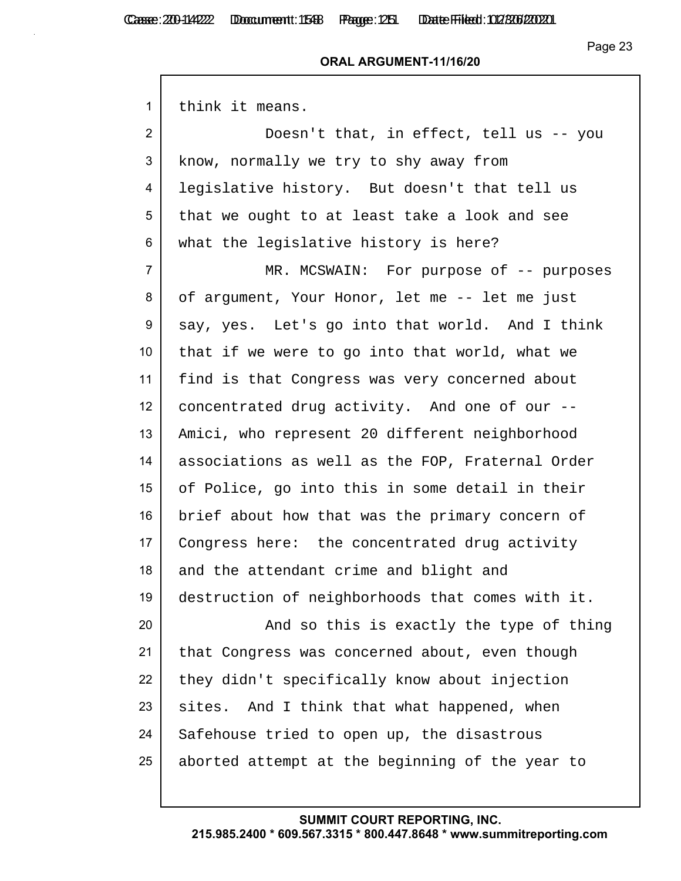think it means.

Doesn't that, in effect, tell us -- you know, normally we try to shy away from legislative history. But doesn't that tell us that we ought to at least take a look and see what the legislative history is here?

MR. MCSWAIN: For purpose of -- purposes of argument, Your Honor, let me -- let me just say, yes. Let's go into that world. And I think that if we were to go into that world, what we find is that Congress was very concerned about concentrated drug activity. And one of our -- Amici, who represent 20 different neighborhood associations as well as the FOP, Fraternal Order of Police, go into this in some detail in their brief about how that was the primary concern of Congress here: the concentrated drug activity and the attendant crime and blight and destruction of neighborhoods that comes with it.

And so this is exactly the type of thing that Congress was concerned about, even though they didn't specifically know about injection sites. And I think that what happened, when Safehouse tried to open up, the disastrous aborted attempt at the beginning of the year to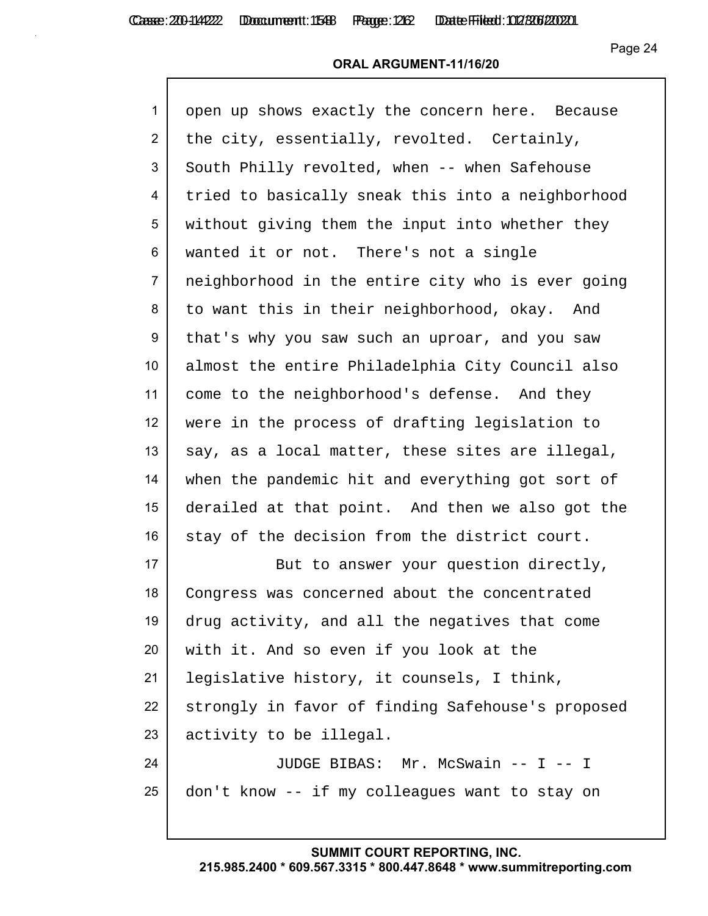open up shows exactly the concern here. Because the city, essentially, revolted. Certainly, South Philly revolted, when -- when Safehouse tried to basically sneak this into a neighborhood without giving them the input into whether they wanted it or not. There's not a single neighborhood in the entire city who is ever going to want this in their neighborhood, okay. And that's why you saw such an uproar, and you saw almost the entire Philadelphia City Council also come to the neighborhood's defense. And they were in the process of drafting legislation to say, as a local matter, these sites are illegal, when the pandemic hit and everything got sort of derailed at that point. And then we also got the stay of the decision from the district court.

But to answer your question directly, Congress was concerned about the concentrated drug activity, and all the negatives that come with it. And so even if you look at the legislative history, it counsels, I think, strongly in favor of finding Safehouse's proposed activity to be illegal.

JUDGE BIBAS: Mr. McSwain -- I -- I don't know -- if my colleagues want to stay on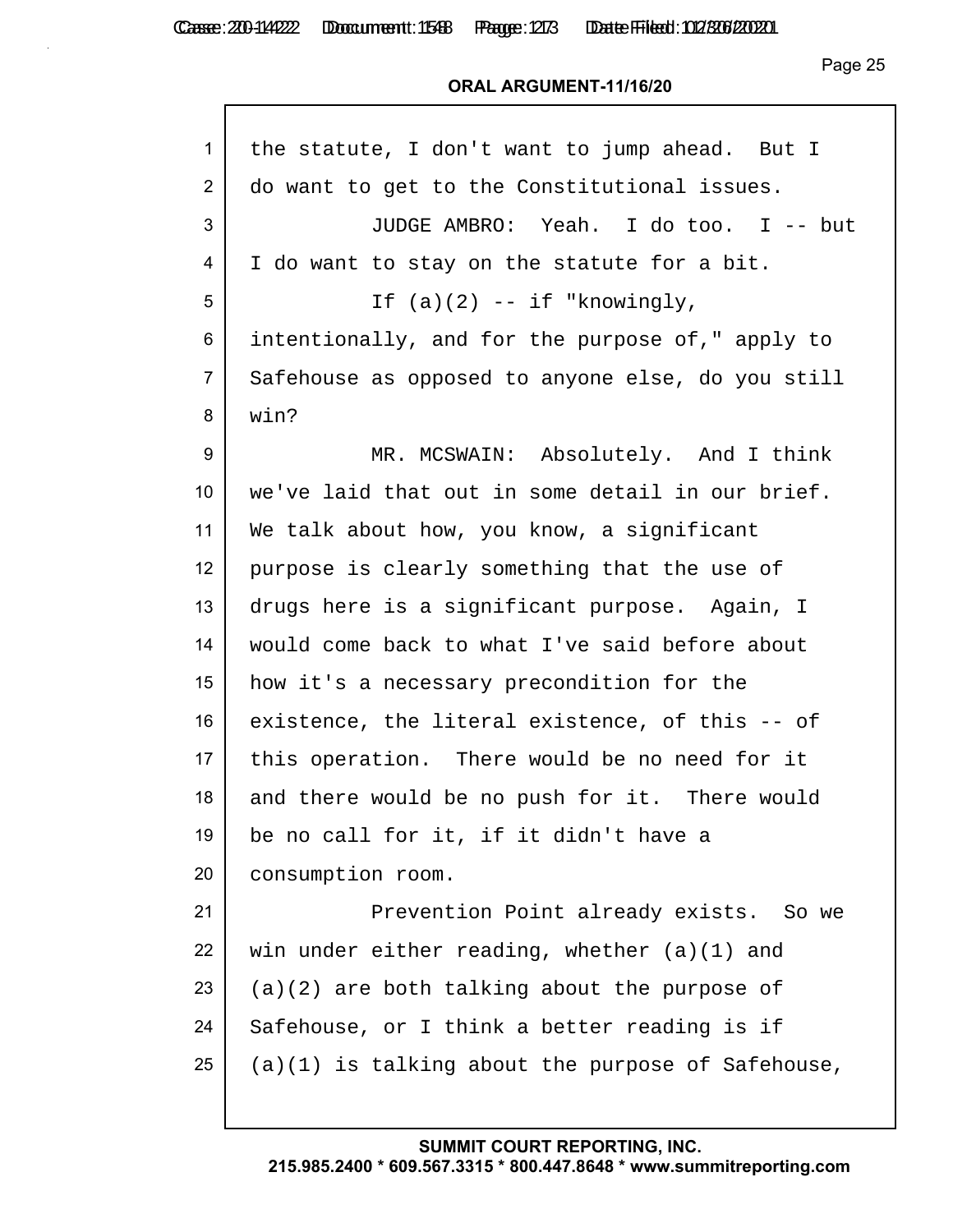the statute, I don't want to jump ahead. But I do want to get to the Constitutional issues.

JUDGE AMBRO: Yeah. I do too. I -- but I do want to stay on the statute for a bit.

If (a)(2) -- if "knowingly, intentionally, and for the purpose of," apply to Safehouse as opposed to anyone else, do you still win?

MR. MCSWAIN: Absolutely. And I think we've laid that out in some detail in our brief. We talk about how, you know, a significant purpose is clearly something that the use of drugs here is a significant purpose. Again, I would come back to what I've said before about how it's a necessary precondition for the existence, the literal existence, of this -- of this operation. There would be no need for it and there would be no push for it. There would be no call for it, if it didn't have a consumption room.

Prevention Point already exists. So we win under either reading, whether (a)(1) and (a)(2) are both talking about the purpose of Safehouse, or I think a better reading is if (a)(1) is talking about the purpose of Safehouse,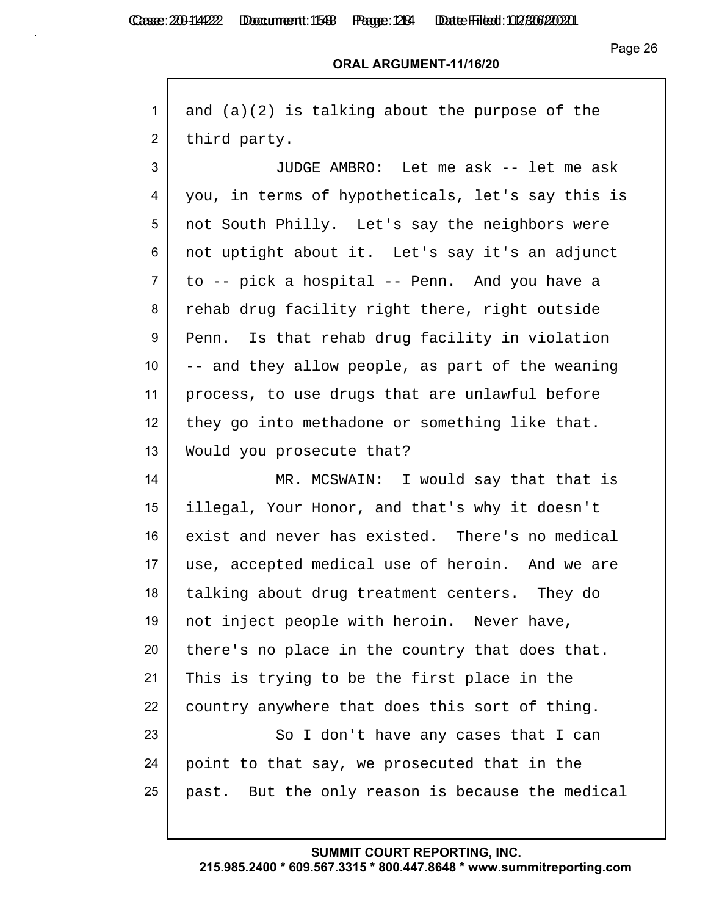**ORAL ARGUMENT-11/16/20**

1 and (a)(2) is talking about the purpose of the
2 third party.
3 JUDGE AMBRO: Let me ask -- let me ask
4 you, in terms of hypotheticals, let's say this is
5 not South Philly. Let's say the neighbors were
6 not uptight about it. Let's say it's an adjunct
7 to -- pick a hospital -- Penn. And you have a
8 rehab drug facility right there, right outside
9 Penn. Is that rehab drug facility in violation
10 -- and they allow people, as part of the weaning
11 process, to use drugs that are unlawful before
12 they go into methadone or something like that.
13 Would you prosecute that?
14 MR. MCSWAIN: I would say that that is
15 illegal, Your Honor, and that's why it doesn't
16 exist and never has existed. There's no medical
17 use, accepted medical use of heroin. And we are
18 talking about drug treatment centers. They do
19 not inject people with heroin. Never have,
20 there's no place in the country that does that.
21 This is trying to be the first place in the
22 country anywhere that does this sort of thing.
23 So I don't have any cases that I can
24 point to that say, we prosecuted that in the
25 past. But the only reason is because the medical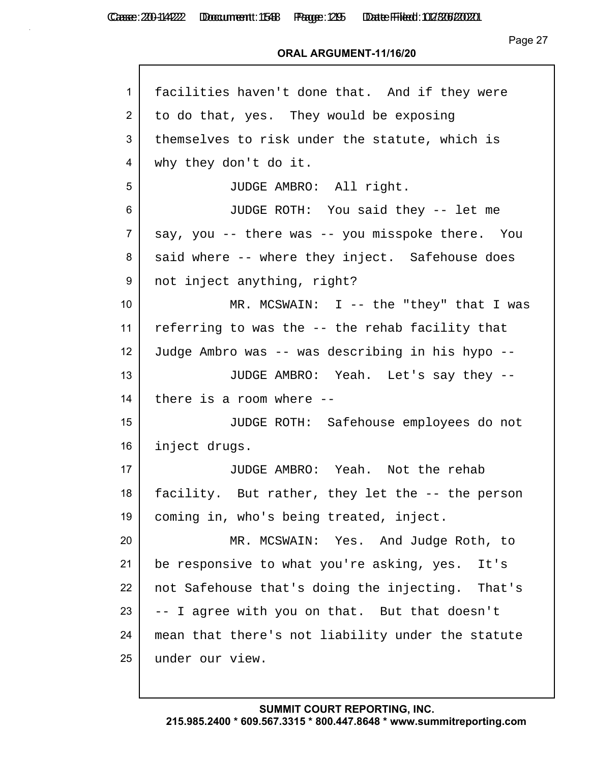**ORAL ARGUMENT-11/16/20**

1 facilities haven't done that. And if they were
2 to do that, yes. They would be exposing
3 themselves to risk under the statute, which is
4 why they don't do it.
5 JUDGE AMBRO: All right.
6 JUDGE ROTH: You said they -- let me
7 say, you -- there was -- you misspoke there. You
8 said where -- where they inject. Safehouse does
9 not inject anything, right?
10 MR. MCSWAIN: I -- the "they" that I was
11 referring to was the -- the rehab facility that
12 Judge Ambro was -- was describing in his hypo --
13 JUDGE AMBRO: Yeah. Let's say they --
14 there is a room where --
15 JUDGE ROTH: Safehouse employees do not
16 inject drugs.
17 JUDGE AMBRO: Yeah. Not the rehab
18 facility. But rather, they let the -- the person
19 coming in, who's being treated, inject.
20 MR. MCSWAIN: Yes. And Judge Roth, to
21 be responsive to what you're asking, yes. It's
22 not Safehouse that's doing the injecting. That's
23 -- I agree with you on that. But that doesn't
24 mean that there's not liability under the statute
25 under our view.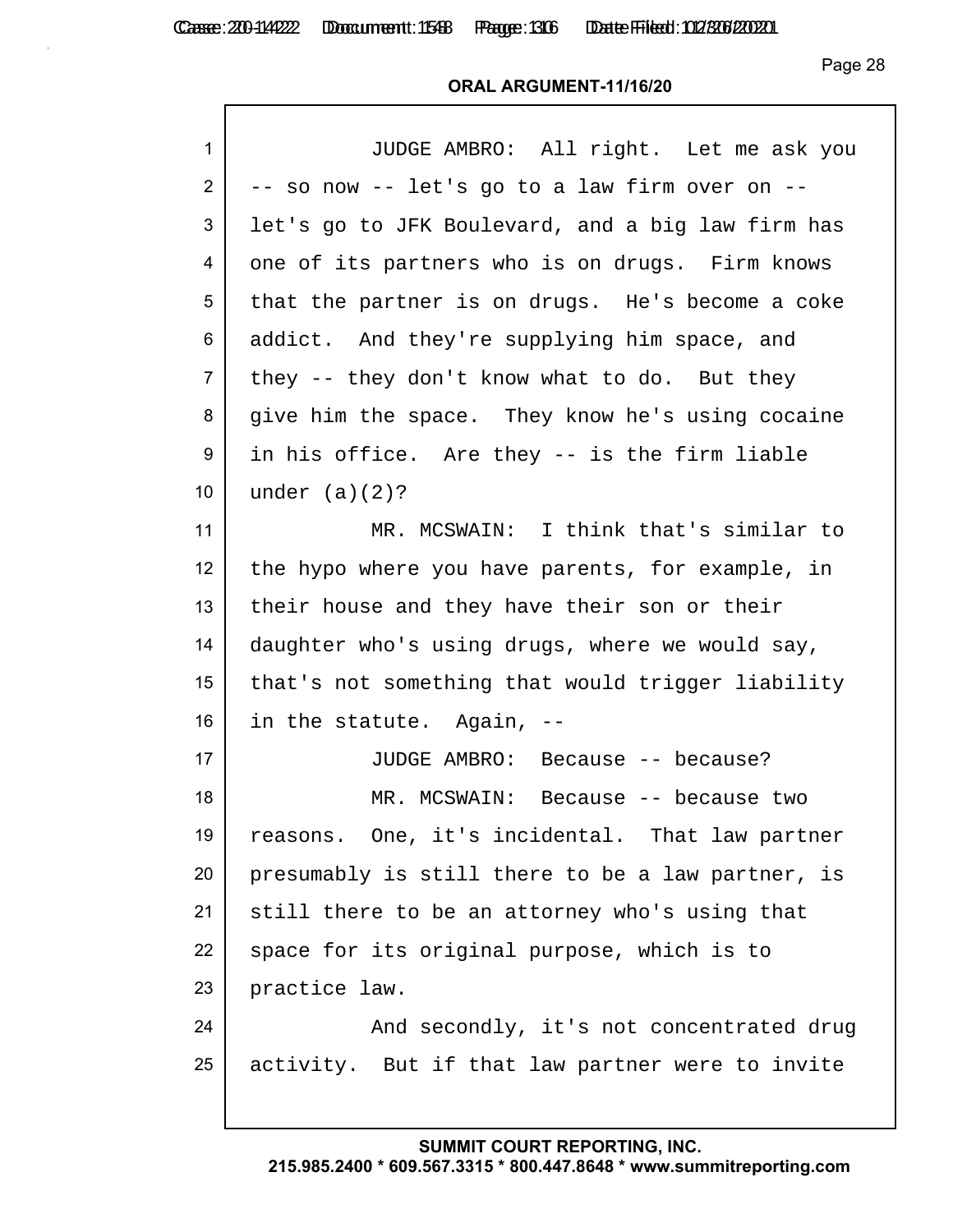**ORAL ARGUMENT-11/16/20**

1 JUDGE AMBRO: All right. Let me ask you
2 -- so now -- let's go to a law firm over on --
3 let's go to JFK Boulevard, and a big law firm has
4 one of its partners who is on drugs. Firm knows
5 that the partner is on drugs. He's become a coke
6 addict. And they're supplying him space, and
7 they -- they don't know what to do. But they
8 give him the space. They know he's using cocaine
9 in his office. Are they -- is the firm liable
10 under (a)(2)?
11 MR. MCSWAIN: I think that's similar to
12 the hypo where you have parents, for example, in
13 their house and they have their son or their
14 daughter who's using drugs, where we would say,
15 that's not something that would trigger liability
16 in the statute. Again, --
17 JUDGE AMBRO: Because -- because?
18 MR. MCSWAIN: Because -- because two
19 reasons. One, it's incidental. That law partner
20 presumably is still there to be a law partner, is
21 still there to be an attorney who's using that
22 space for its original purpose, which is to
23 practice law.
24 And secondly, it's not concentrated drug
25 activity. But if that law partner were to invite

**SUMMIT COURT REPORTING, INC.**
**215.985.2400 * 609.567.3315 * 800.447.8648 * www.summitreporting.com**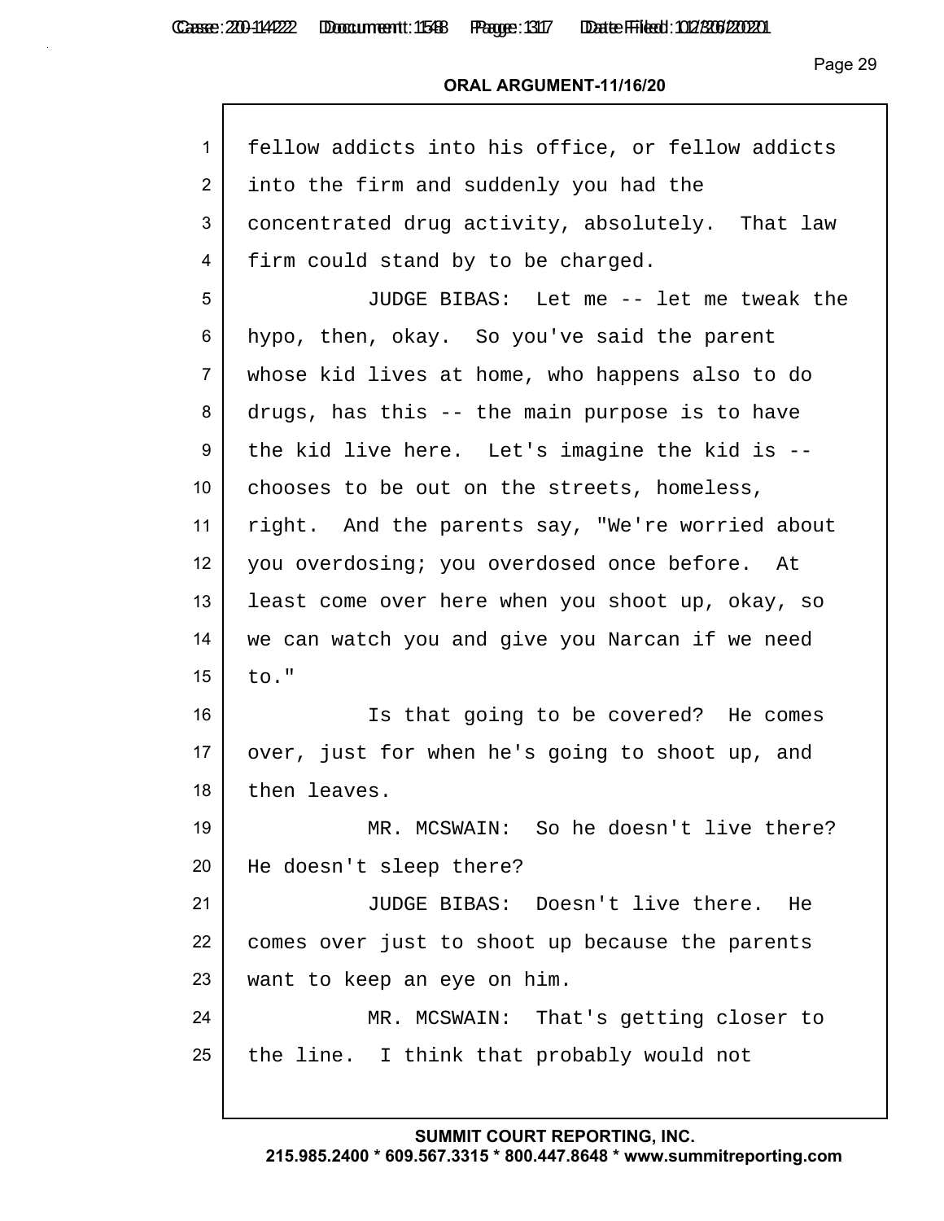ORAL ARGUMENT-11/16/20

1 fellow addicts into his office, or fellow addicts
2 into the firm and suddenly you had the
3 concentrated drug activity, absolutely. That law
4 firm could stand by to be charged.
5 JUDGE BIBAS: Let me -- let me tweak the
6 hypo, then, okay. So you've said the parent
7 whose kid lives at home, who happens also to do
8 drugs, has this -- the main purpose is to have
9 the kid live here. Let's imagine the kid is --
10 chooses to be out on the streets, homeless,
11 right. And the parents say, "We're worried about
12 you overdosing; you overdosed once before. At
13 least come over here when you shoot up, okay, so
14 we can watch you and give you Narcan if we need
15 to."
16 Is that going to be covered? He comes
17 over, just for when he's going to shoot up, and
18 then leaves.
19 MR. MCSWAIN: So he doesn't live there?
20 He doesn't sleep there?
21 JUDGE BIBAS: Doesn't live there. He
22 comes over just to shoot up because the parents
23 want to keep an eye on him.
24 MR. MCSWAIN: That's getting closer to
25 the line. I think that probably would not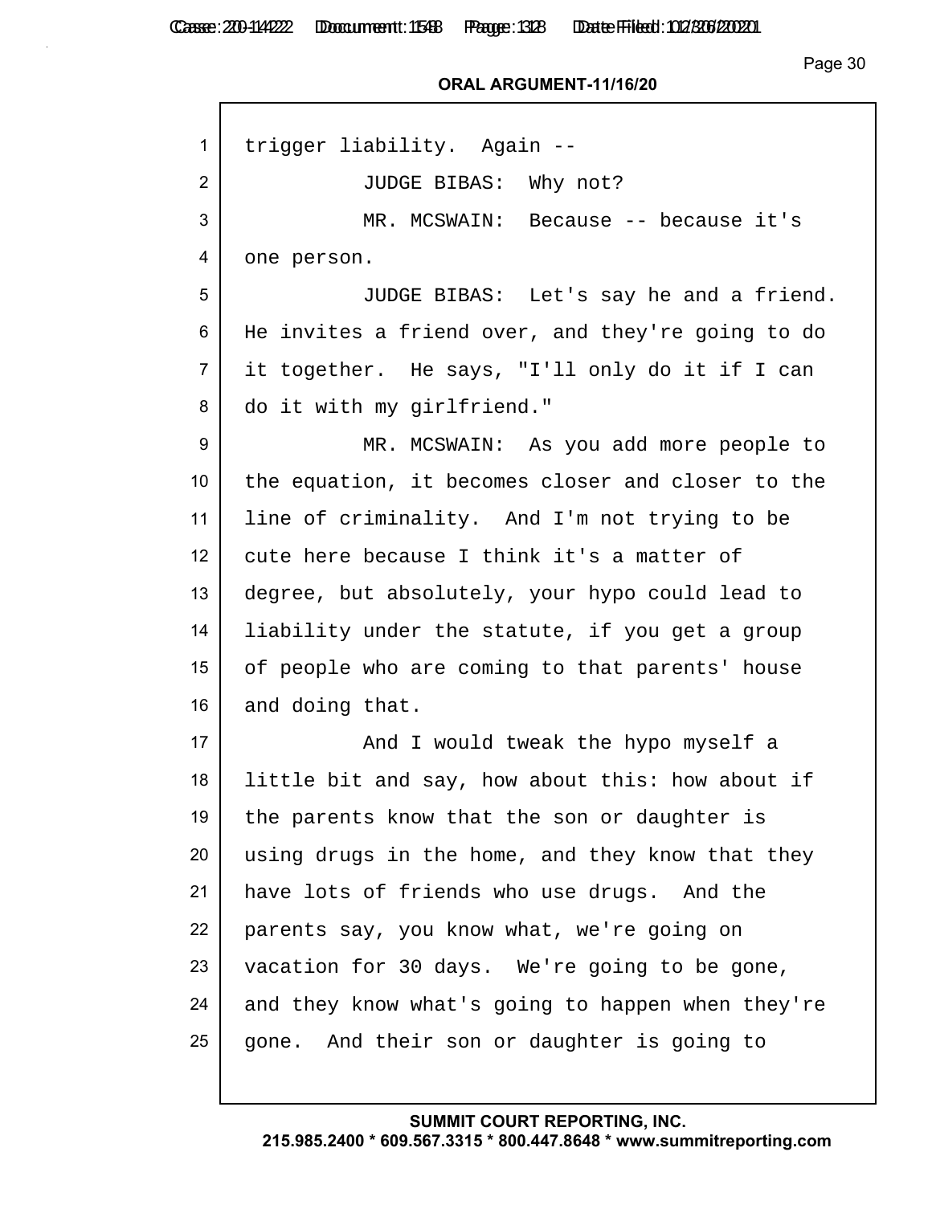trigger liability. Again --

JUDGE BIBAS: Why not?

MR. MCSWAIN: Because -- because it's one person.

JUDGE BIBAS: Let's say he and a friend. He invites a friend over, and they're going to do it together. He says, "I'll only do it if I can do it with my girlfriend."

MR. MCSWAIN: As you add more people to the equation, it becomes closer and closer to the line of criminality. And I'm not trying to be cute here because I think it's a matter of degree, but absolutely, your hypo could lead to liability under the statute, if you get a group of people who are coming to that parents' house and doing that.

And I would tweak the hypo myself a little bit and say, how about this: how about if the parents know that the son or daughter is using drugs in the home, and they know that they have lots of friends who use drugs. And the parents say, you know what, we're going on vacation for 30 days. We're going to be gone, and they know what's going to happen when they're gone. And their son or daughter is going to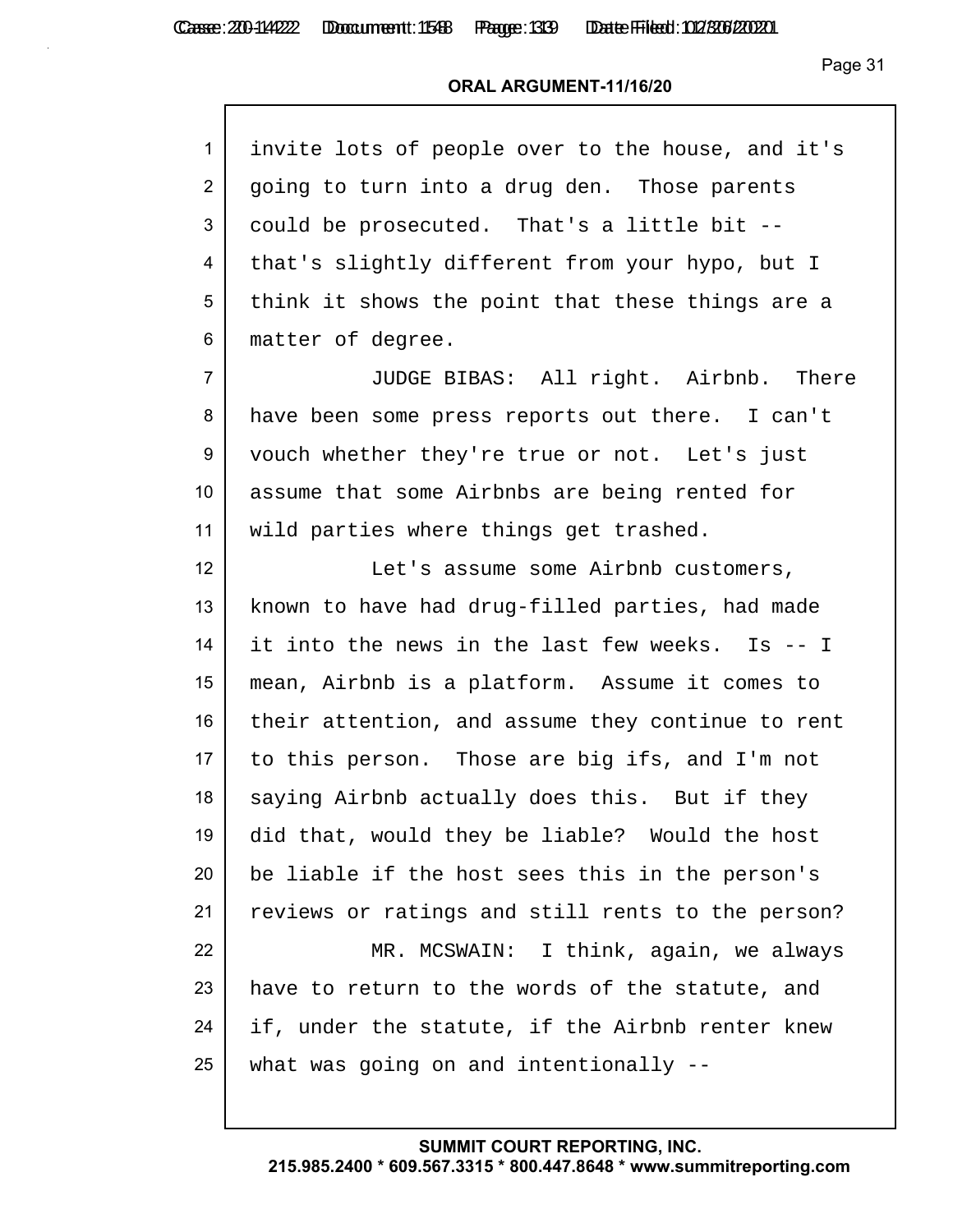invite lots of people over to the house, and it's going to turn into a drug den. Those parents could be prosecuted. That's a little bit -- that's slightly different from your hypo, but I think it shows the point that these things are a matter of degree.

JUDGE BIBAS: All right. Airbnb. There have been some press reports out there. I can't vouch whether they're true or not. Let's just assume that some Airbnbs are being rented for wild parties where things get trashed.

Let's assume some Airbnb customers, known to have had drug-filled parties, had made it into the news in the last few weeks. Is -- I mean, Airbnb is a platform. Assume it comes to their attention, and assume they continue to rent to this person. Those are big ifs, and I'm not saying Airbnb actually does this. But if they did that, would they be liable? Would the host be liable if the host sees this in the person's reviews or ratings and still rents to the person?

MR. MCSWAIN: I think, again, we always have to return to the words of the statute, and if, under the statute, if the Airbnb renter knew what was going on and intentionally --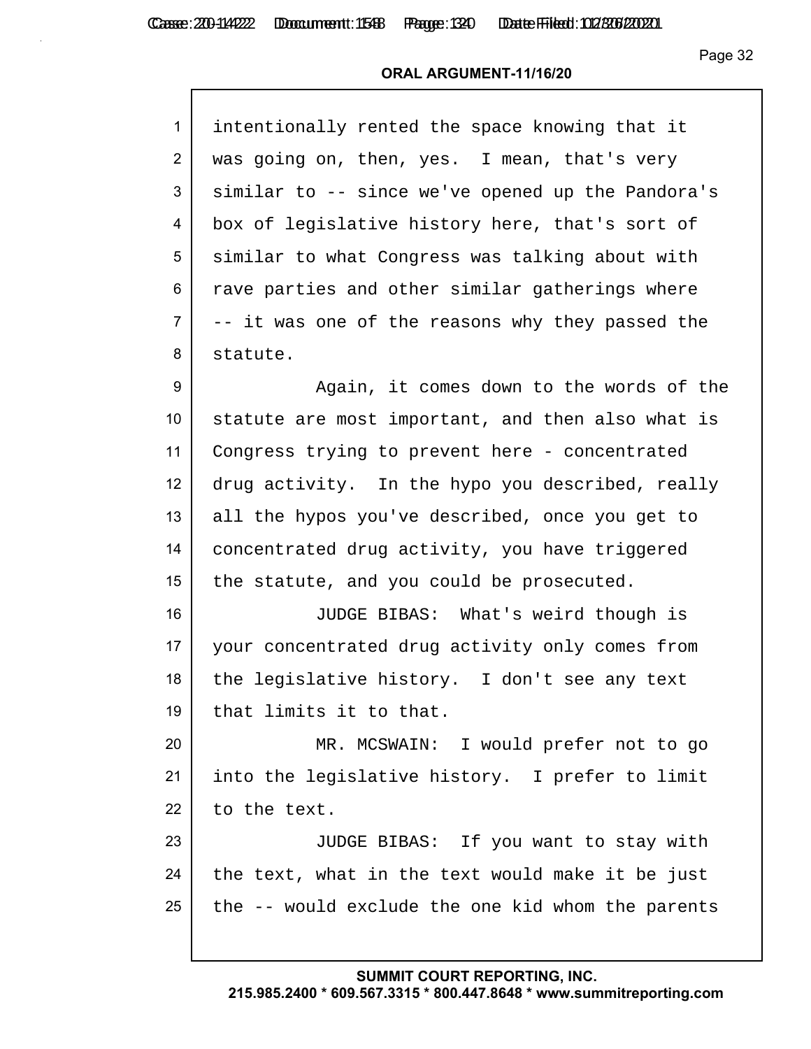intentionally rented the space knowing that it was going on, then, yes. I mean, that's very similar to -- since we've opened up the Pandora's box of legislative history here, that's sort of similar to what Congress was talking about with rave parties and other similar gatherings where -- it was one of the reasons why they passed the statute.

Again, it comes down to the words of the statute are most important, and then also what is Congress trying to prevent here - concentrated drug activity. In the hypo you described, really all the hypos you've described, once you get to concentrated drug activity, you have triggered the statute, and you could be prosecuted.

JUDGE BIBAS: What's weird though is your concentrated drug activity only comes from the legislative history. I don't see any text that limits it to that.

MR. MCSWAIN: I would prefer not to go into the legislative history. I prefer to limit to the text.

JUDGE BIBAS: If you want to stay with the text, what in the text would make it be just the -- would exclude the one kid whom the parents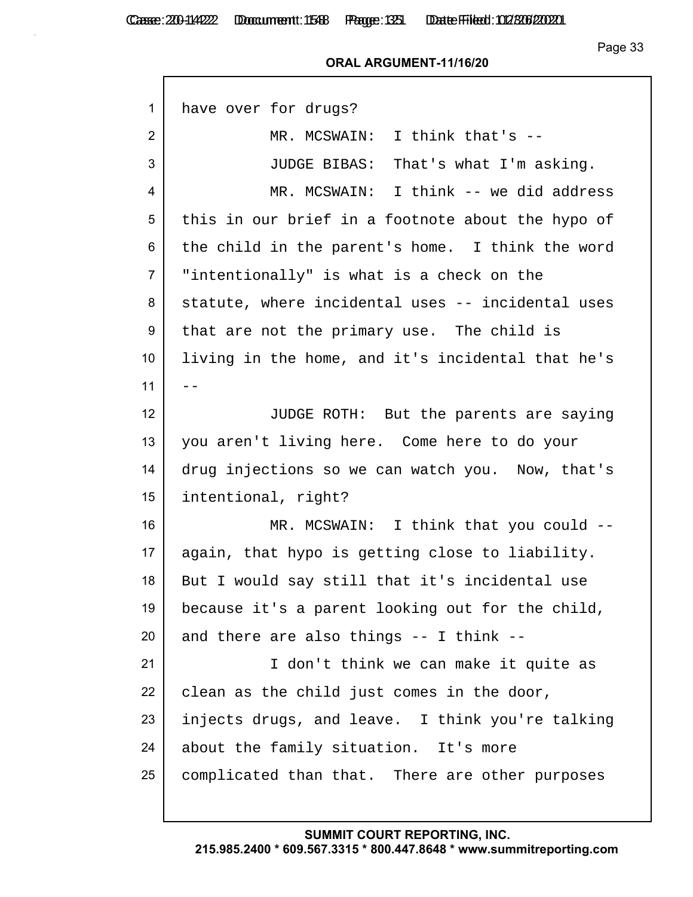ORAL ARGUMENT-11/16/20

have over for drugs?

MR. MCSWAIN: I think that's --

JUDGE BIBAS: That's what I'm asking.

MR. MCSWAIN: I think -- we did address this in our brief in a footnote about the hypo of the child in the parent's home. I think the word "intentionally" is what is a check on the statute, where incidental uses -- incidental uses that are not the primary use. The child is living in the home, and it's incidental that he's --

JUDGE ROTH: But the parents are saying you aren't living here. Come here to do your drug injections so we can watch you. Now, that's intentional, right?

MR. MCSWAIN: I think that you could -- again, that hypo is getting close to liability. But I would say still that it's incidental use because it's a parent looking out for the child, and there are also things -- I think --

I don't think we can make it quite as clean as the child just comes in the door, injects drugs, and leave. I think you're talking about the family situation. It's more complicated than that. There are other purposes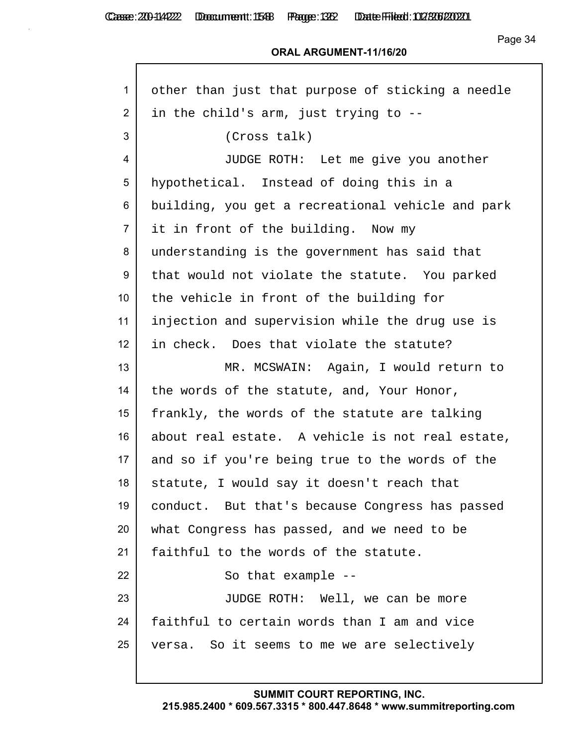**ORAL ARGUMENT-11/16/20**

1 other than just that purpose of sticking a needle
2 in the child's arm, just trying to --
3 (Cross talk)
4 JUDGE ROTH: Let me give you another
5 hypothetical. Instead of doing this in a
6 building, you get a recreational vehicle and park
7 it in front of the building. Now my
8 understanding is the government has said that
9 that would not violate the statute. You parked
10 the vehicle in front of the building for
11 injection and supervision while the drug use is
12 in check. Does that violate the statute?
13 MR. MCSWAIN: Again, I would return to
14 the words of the statute, and, Your Honor,
15 frankly, the words of the statute are talking
16 about real estate. A vehicle is not real estate,
17 and so if you're being true to the words of the
18 statute, I would say it doesn't reach that
19 conduct. But that's because Congress has passed
20 what Congress has passed, and we need to be
21 faithful to the words of the statute.
22 So that example --
23 JUDGE ROTH: Well, we can be more
24 faithful to certain words than I am and vice
25 versa. So it seems to me we are selectively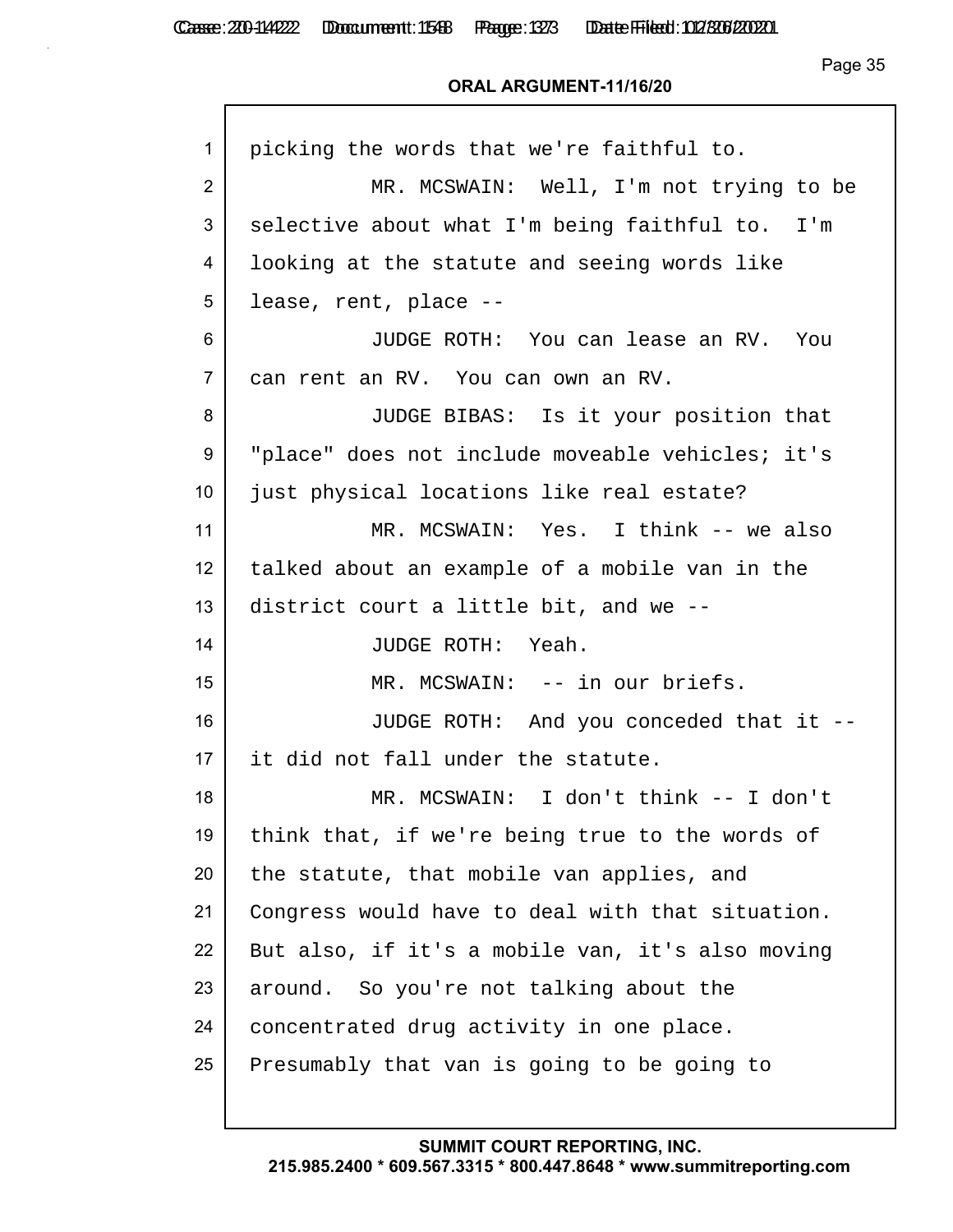picking the words that we're faithful to.

MR. MCSWAIN: Well, I'm not trying to be selective about what I'm being faithful to. I'm looking at the statute and seeing words like lease, rent, place --

JUDGE ROTH: You can lease an RV. You can rent an RV. You can own an RV.

JUDGE BIBAS: Is it your position that "place" does not include moveable vehicles; it's just physical locations like real estate?

MR. MCSWAIN: Yes. I think -- we also talked about an example of a mobile van in the district court a little bit, and we --

JUDGE ROTH: Yeah.

MR. MCSWAIN: -- in our briefs.

JUDGE ROTH: And you conceded that it -- it did not fall under the statute.

MR. MCSWAIN: I don't think -- I don't think that, if we're being true to the words of the statute, that mobile van applies, and Congress would have to deal with that situation. But also, if it's a mobile van, it's also moving around. So you're not talking about the concentrated drug activity in one place. Presumably that van is going to be going to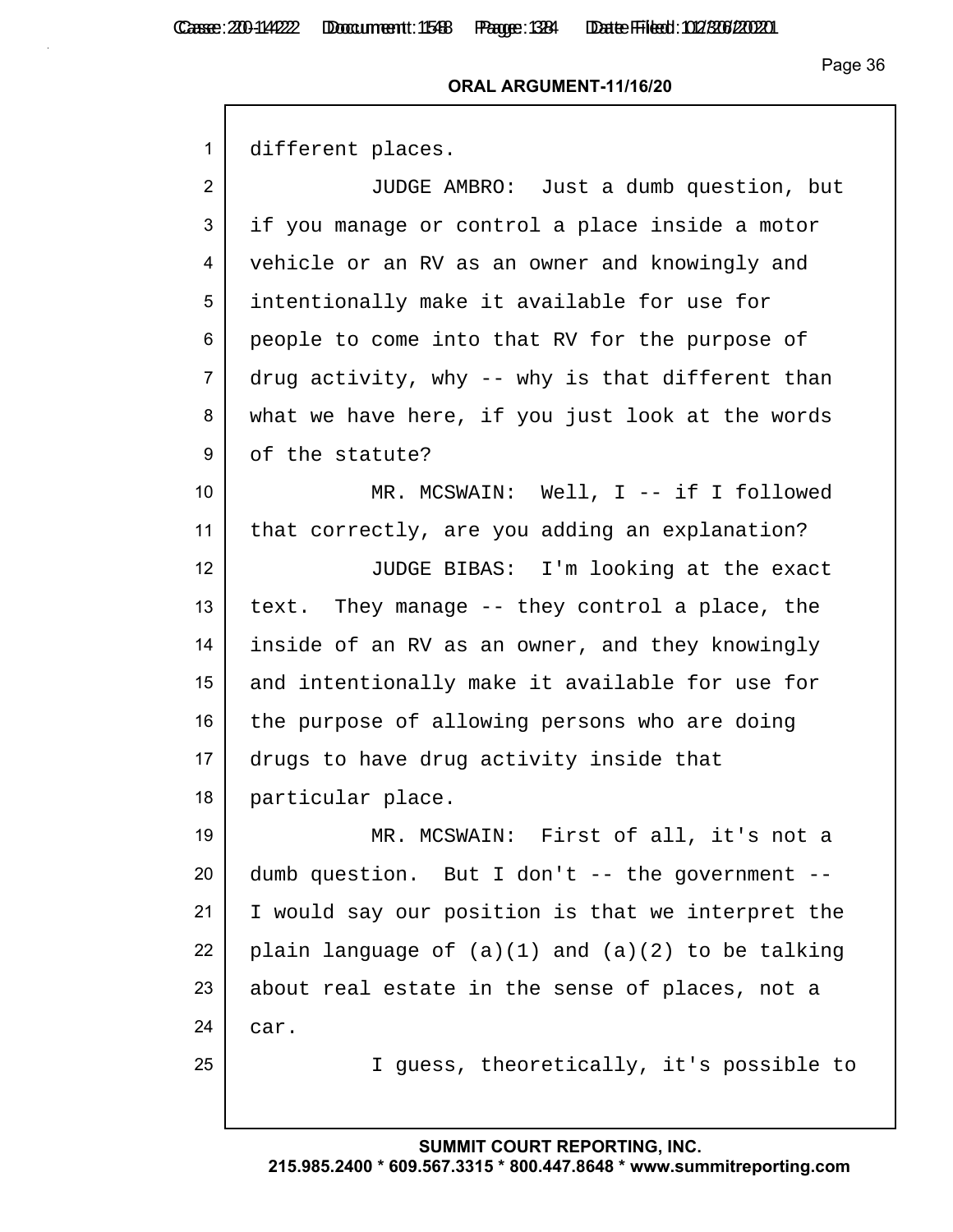1 different places.

2 JUDGE AMBRO: Just a dumb question, but

3 if you manage or control a place inside a motor

4 vehicle or an RV as an owner and knowingly and

5 intentionally make it available for use for

6 people to come into that RV for the purpose of

7 drug activity, why -- why is that different than

8 what we have here, if you just look at the words

9 of the statute?

10 MR. MCSWAIN: Well, I -- if I followed

11 that correctly, are you adding an explanation?

12 JUDGE BIBAS: I'm looking at the exact

13 text. They manage -- they control a place, the

14 inside of an RV as an owner, and they knowingly

15 and intentionally make it available for use for

16 the purpose of allowing persons who are doing

17 drugs to have drug activity inside that

18 particular place.

19 MR. MCSWAIN: First of all, it's not a

20 dumb question. But I don't -- the government --

21 I would say our position is that we interpret the

22 plain language of (a)(1) and (a)(2) to be talking

23 about real estate in the sense of places, not a

24 car.

25 I guess, theoretically, it's possible to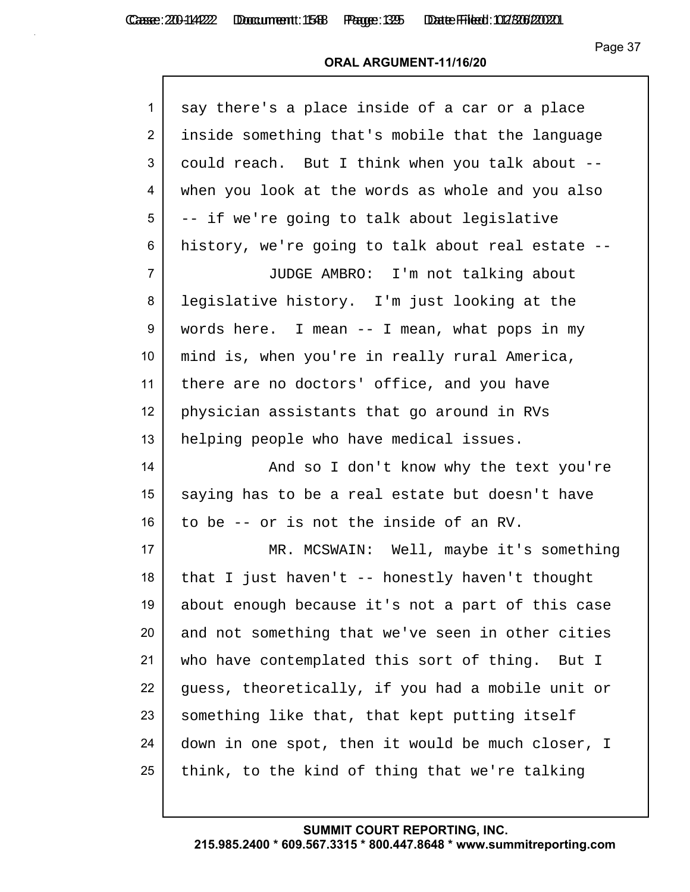say there's a place inside of a car or a place inside something that's mobile that the language could reach. But I think when you talk about -- when you look at the words as whole and you also -- if we're going to talk about legislative history, we're going to talk about real estate --

JUDGE AMBRO: I'm not talking about legislative history. I'm just looking at the words here. I mean -- I mean, what pops in my mind is, when you're in really rural America, there are no doctors' office, and you have physician assistants that go around in RVs helping people who have medical issues.

And so I don't know why the text you're saying has to be a real estate but doesn't have to be -- or is not the inside of an RV.

MR. MCSWAIN: Well, maybe it's something that I just haven't -- honestly haven't thought about enough because it's not a part of this case and not something that we've seen in other cities who have contemplated this sort of thing. But I guess, theoretically, if you had a mobile unit or something like that, that kept putting itself down in one spot, then it would be much closer, I think, to the kind of thing that we're talking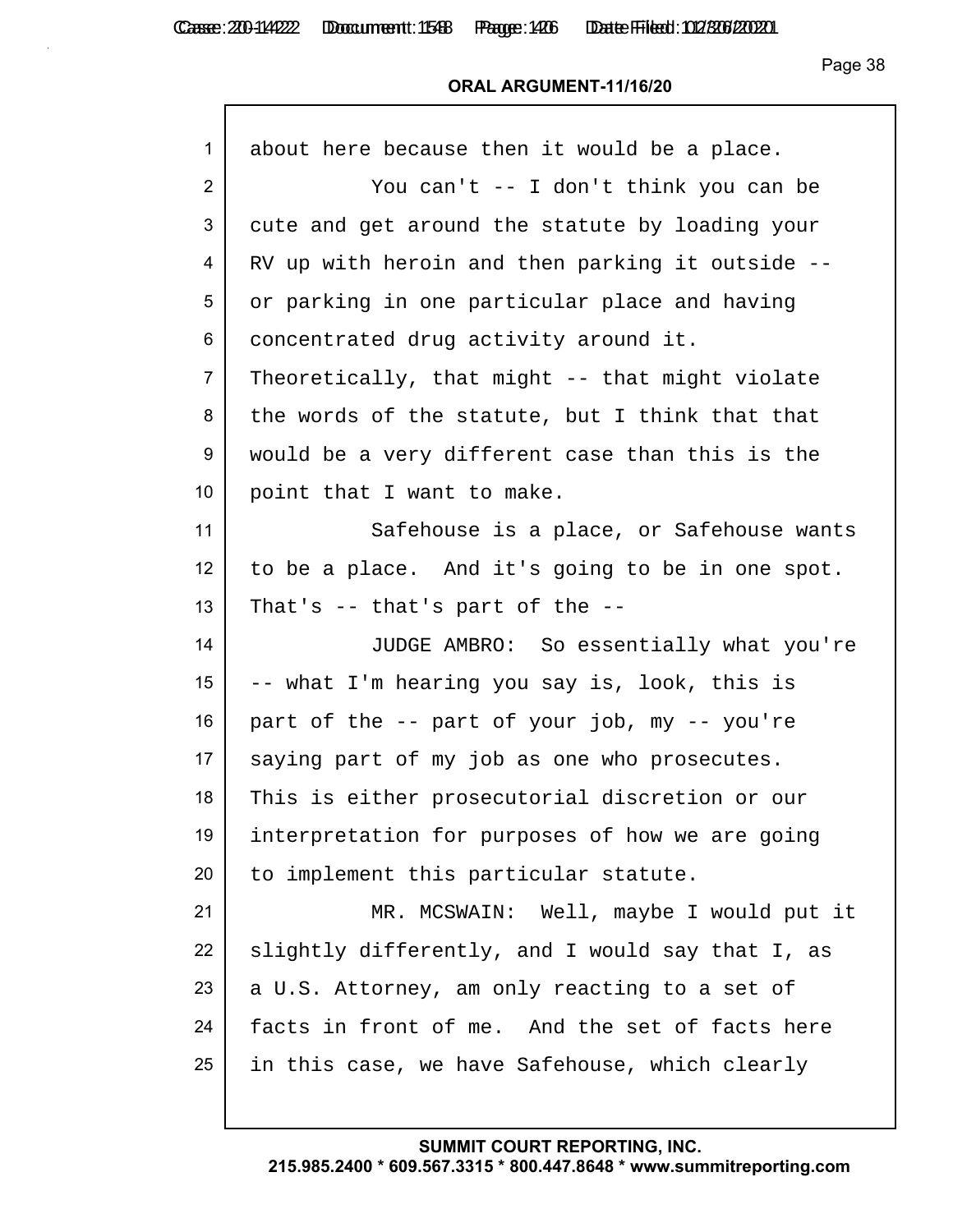about here because then it would be a place.

You can't -- I don't think you can be cute and get around the statute by loading your RV up with heroin and then parking it outside -- or parking in one particular place and having concentrated drug activity around it. Theoretically, that might -- that might violate the words of the statute, but I think that that would be a very different case than this is the point that I want to make.

Safehouse is a place, or Safehouse wants to be a place. And it's going to be in one spot. That's -- that's part of the --

JUDGE AMBRO: So essentially what you're -- what I'm hearing you say is, look, this is part of the -- part of your job, my -- you're saying part of my job as one who prosecutes. This is either prosecutorial discretion or our interpretation for purposes of how we are going to implement this particular statute.

MR. MCSWAIN: Well, maybe I would put it slightly differently, and I would say that I, as a U.S. Attorney, am only reacting to a set of facts in front of me. And the set of facts here in this case, we have Safehouse, which clearly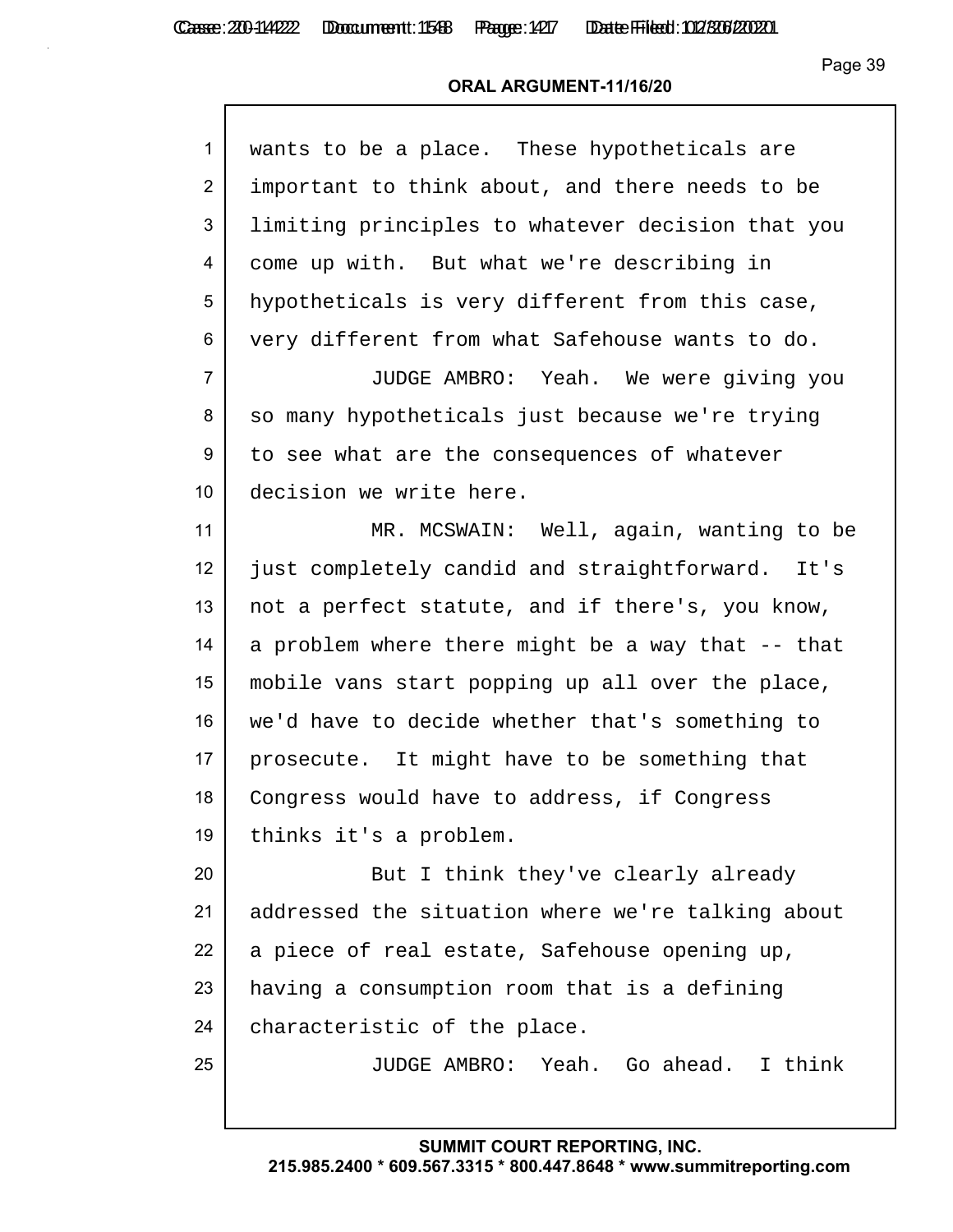wants to be a place. These hypotheticals are important to think about, and there needs to be limiting principles to whatever decision that you come up with. But what we're describing in hypotheticals is very different from this case, very different from what Safehouse wants to do.

JUDGE AMBRO: Yeah. We were giving you so many hypotheticals just because we're trying to see what are the consequences of whatever decision we write here.

MR. MCSWAIN: Well, again, wanting to be just completely candid and straightforward. It's not a perfect statute, and if there's, you know, a problem where there might be a way that -- that mobile vans start popping up all over the place, we'd have to decide whether that's something to prosecute. It might have to be something that Congress would have to address, if Congress thinks it's a problem.

But I think they've clearly already addressed the situation where we're talking about a piece of real estate, Safehouse opening up, having a consumption room that is a defining characteristic of the place.

JUDGE AMBRO: Yeah. Go ahead. I think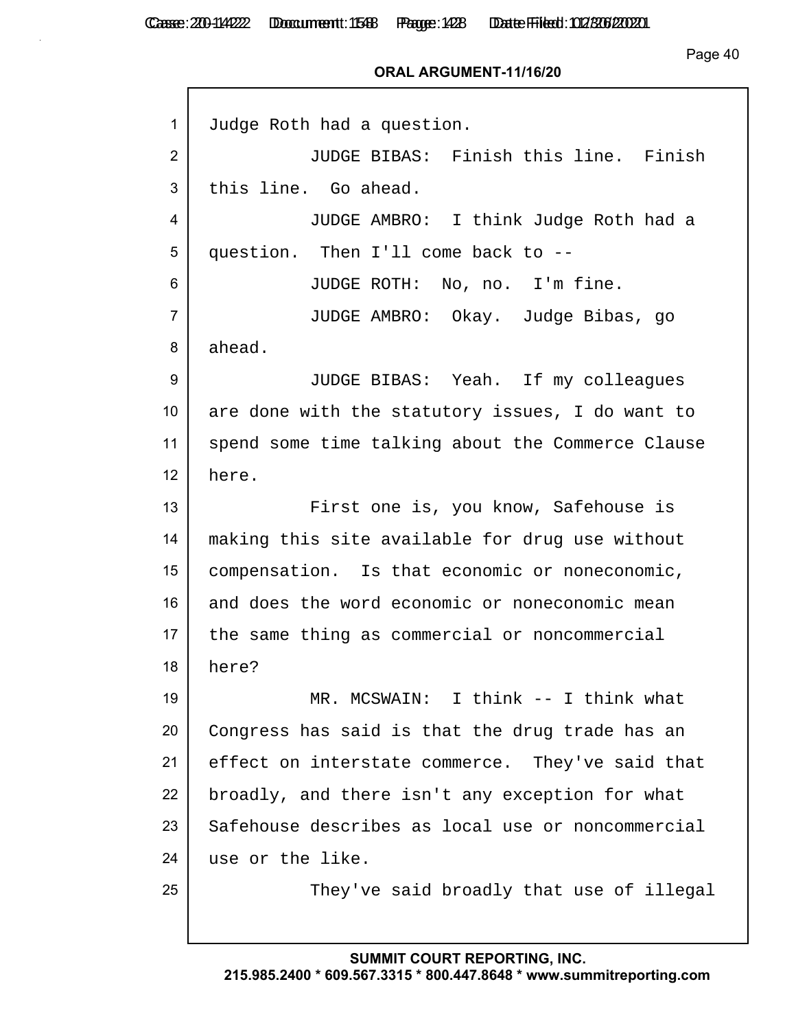Judge Roth had a question.

JUDGE BIBAS: Finish this line. Finish this line. Go ahead.

JUDGE AMBRO: I think Judge Roth had a question. Then I'll come back to --

JUDGE ROTH: No, no. I'm fine.

JUDGE AMBRO: Okay. Judge Bibas, go ahead.

JUDGE BIBAS: Yeah. If my colleagues are done with the statutory issues, I do want to spend some time talking about the Commerce Clause here.

First one is, you know, Safehouse is making this site available for drug use without compensation. Is that economic or noneconomic, and does the word economic or noneconomic mean the same thing as commercial or noncommercial here?

MR. MCSWAIN: I think -- I think what Congress has said is that the drug trade has an effect on interstate commerce. They've said that broadly, and there isn't any exception for what Safehouse describes as local use or noncommercial use or the like.

They've said broadly that use of illegal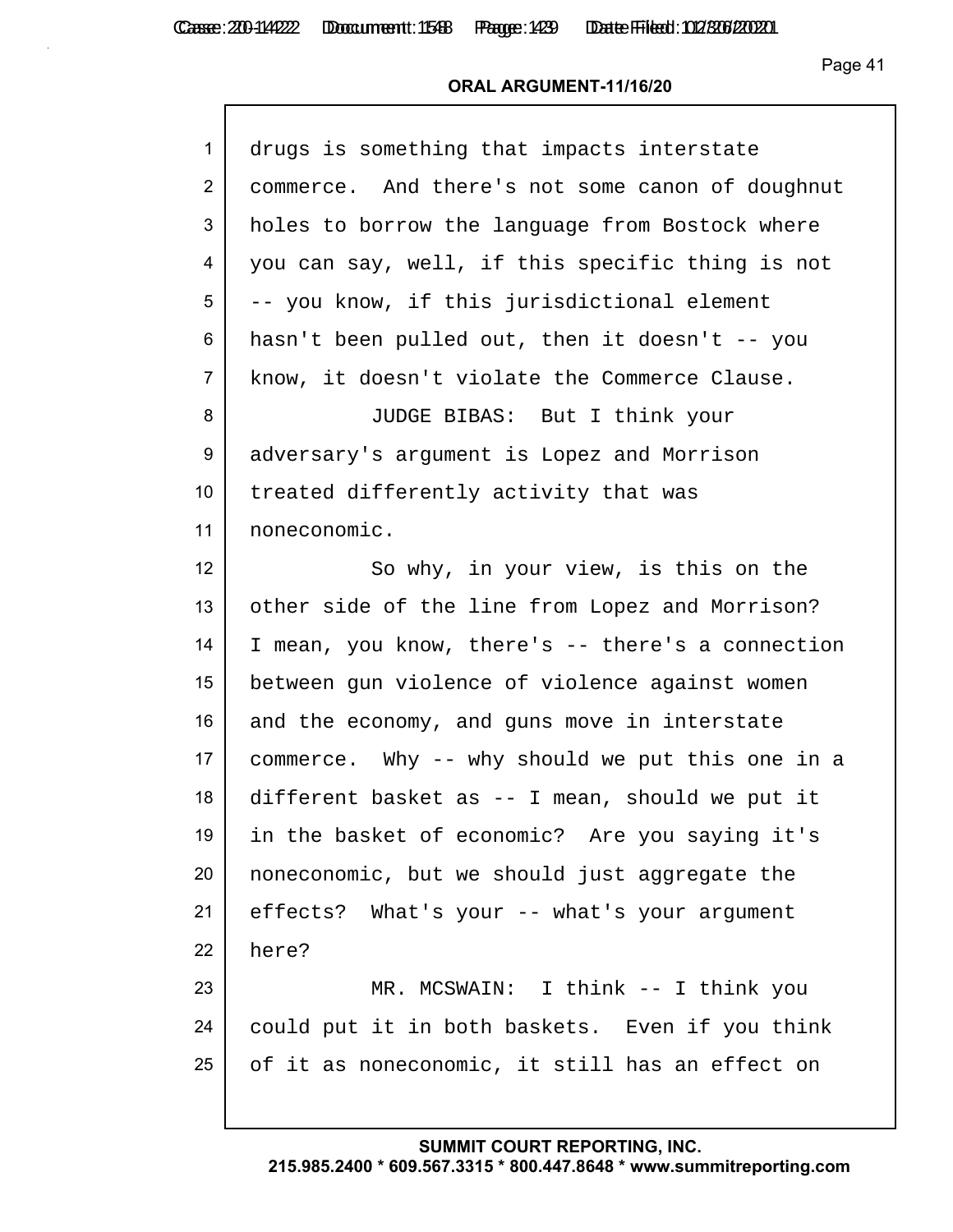**ORAL ARGUMENT-11/16/20**

1 drugs is something that impacts interstate
2 commerce. And there's not some canon of doughnut
3 holes to borrow the language from Bostock where
4 you can say, well, if this specific thing is not
5 -- you know, if this jurisdictional element
6 hasn't been pulled out, then it doesn't -- you
7 know, it doesn't violate the Commerce Clause.
8 JUDGE BIBAS: But I think your
9 adversary's argument is Lopez and Morrison
10 treated differently activity that was
11 noneconomic.
12 So why, in your view, is this on the
13 other side of the line from Lopez and Morrison?
14 I mean, you know, there's -- there's a connection
15 between gun violence of violence against women
16 and the economy, and guns move in interstate
17 commerce. Why -- why should we put this one in a
18 different basket as -- I mean, should we put it
19 in the basket of economic? Are you saying it's
20 noneconomic, but we should just aggregate the
21 effects? What's your -- what's your argument
22 here?
23 MR. MCSWAIN: I think -- I think you
24 could put it in both baskets. Even if you think
25 of it as noneconomic, it still has an effect on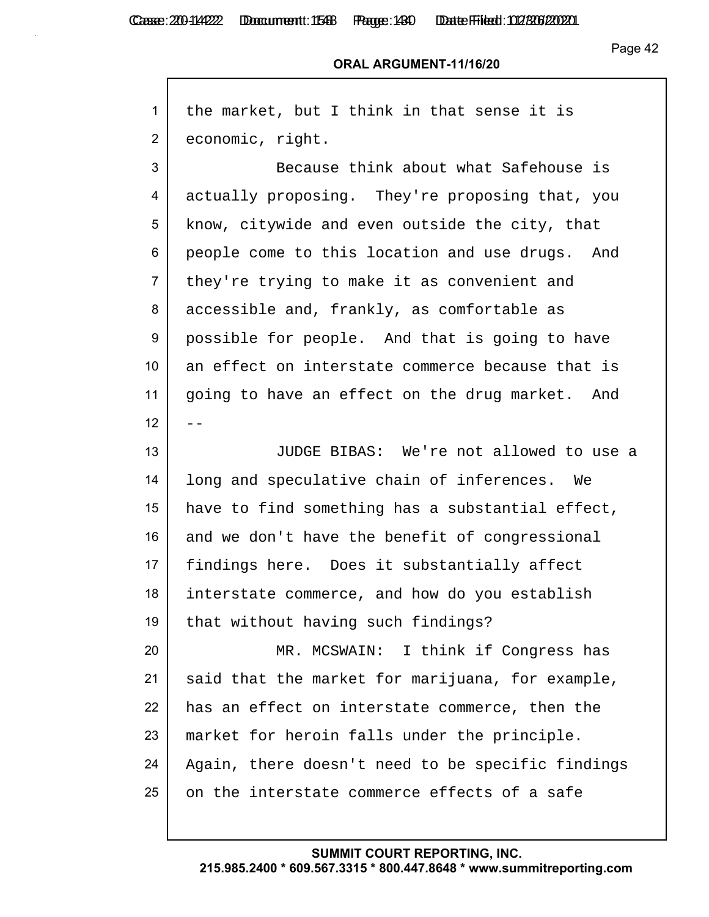the market, but I think in that sense it is economic, right.

Because think about what Safehouse is actually proposing. They're proposing that, you know, citywide and even outside the city, that people come to this location and use drugs. And they're trying to make it as convenient and accessible and, frankly, as comfortable as possible for people. And that is going to have an effect on interstate commerce because that is going to have an effect on the drug market. And --

JUDGE BIBAS: We're not allowed to use a long and speculative chain of inferences. We have to find something has a substantial effect, and we don't have the benefit of congressional findings here. Does it substantially affect interstate commerce, and how do you establish that without having such findings?

MR. MCSWAIN: I think if Congress has said that the market for marijuana, for example, has an effect on interstate commerce, then the market for heroin falls under the principle. Again, there doesn't need to be specific findings on the interstate commerce effects of a safe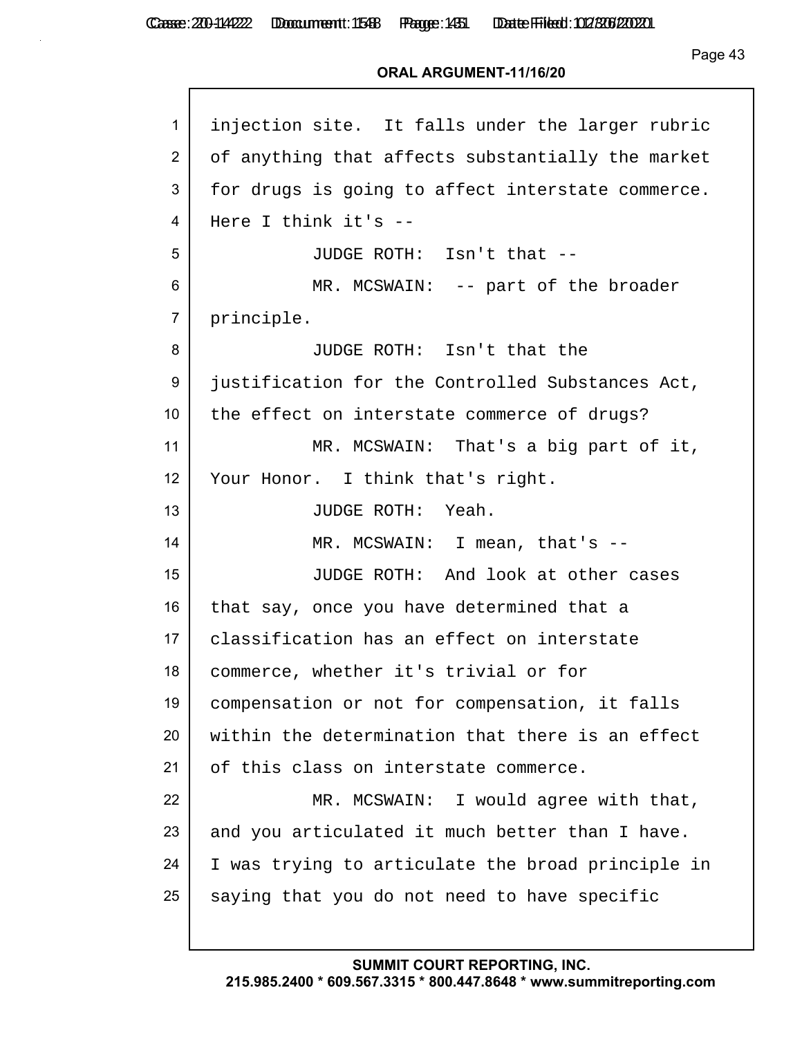injection site. It falls under the larger rubric of anything that affects substantially the market for drugs is going to affect interstate commerce. Here I think it's --

JUDGE ROTH: Isn't that --

MR. MCSWAIN: -- part of the broader principle.

JUDGE ROTH: Isn't that the justification for the Controlled Substances Act, the effect on interstate commerce of drugs?

MR. MCSWAIN: That's a big part of it, Your Honor. I think that's right.

JUDGE ROTH: Yeah.

MR. MCSWAIN: I mean, that's --

JUDGE ROTH: And look at other cases that say, once you have determined that a classification has an effect on interstate commerce, whether it's trivial or for compensation or not for compensation, it falls within the determination that there is an effect of this class on interstate commerce.

MR. MCSWAIN: I would agree with that, and you articulated it much better than I have. I was trying to articulate the broad principle in saying that you do not need to have specific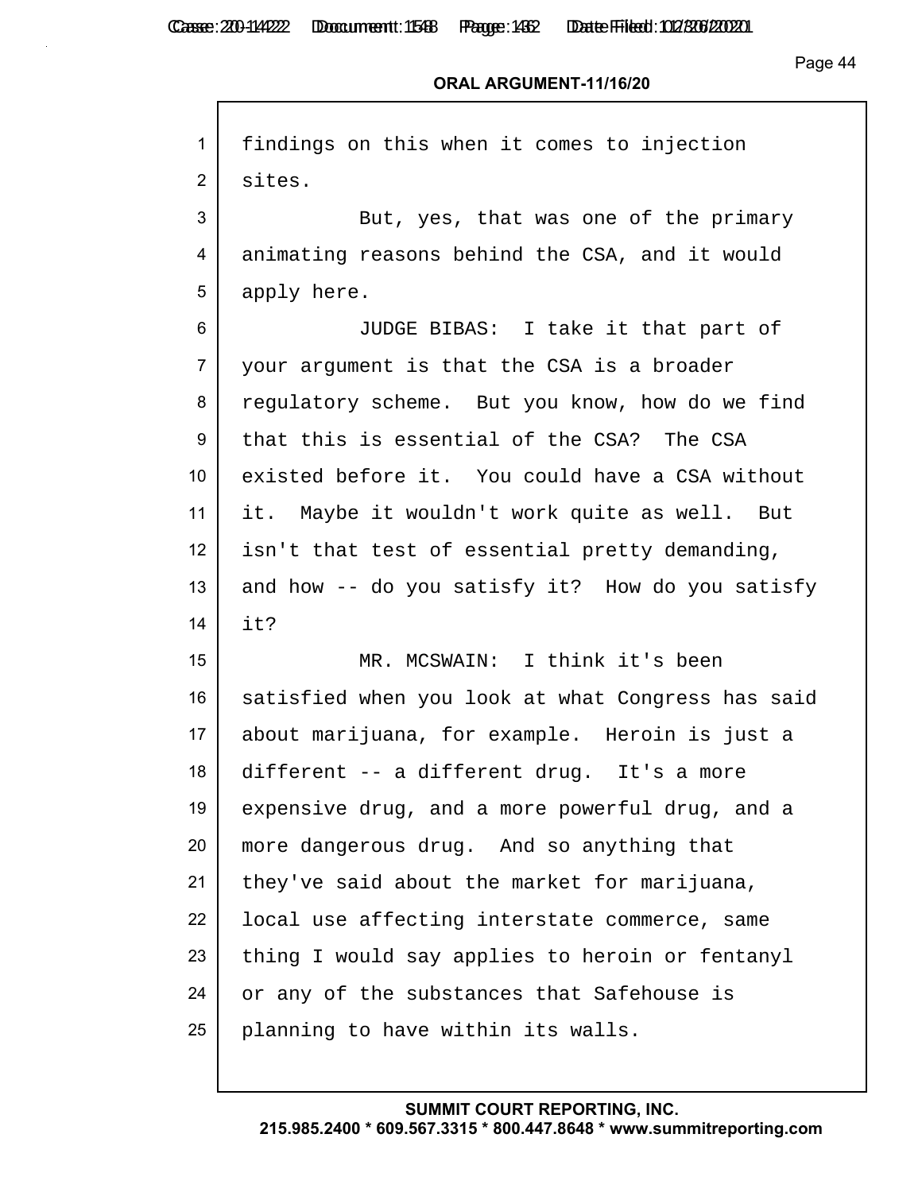findings on this when it comes to injection sites.

But, yes, that was one of the primary animating reasons behind the CSA, and it would apply here.

JUDGE BIBAS: I take it that part of your argument is that the CSA is a broader regulatory scheme. But you know, how do we find that this is essential of the CSA? The CSA existed before it. You could have a CSA without it. Maybe it wouldn't work quite as well. But isn't that test of essential pretty demanding, and how -- do you satisfy it? How do you satisfy it?

MR. MCSWAIN: I think it's been satisfied when you look at what Congress has said about marijuana, for example. Heroin is just a different -- a different drug. It's a more expensive drug, and a more powerful drug, and a more dangerous drug. And so anything that they've said about the market for marijuana, local use affecting interstate commerce, same thing I would say applies to heroin or fentanyl or any of the substances that Safehouse is planning to have within its walls.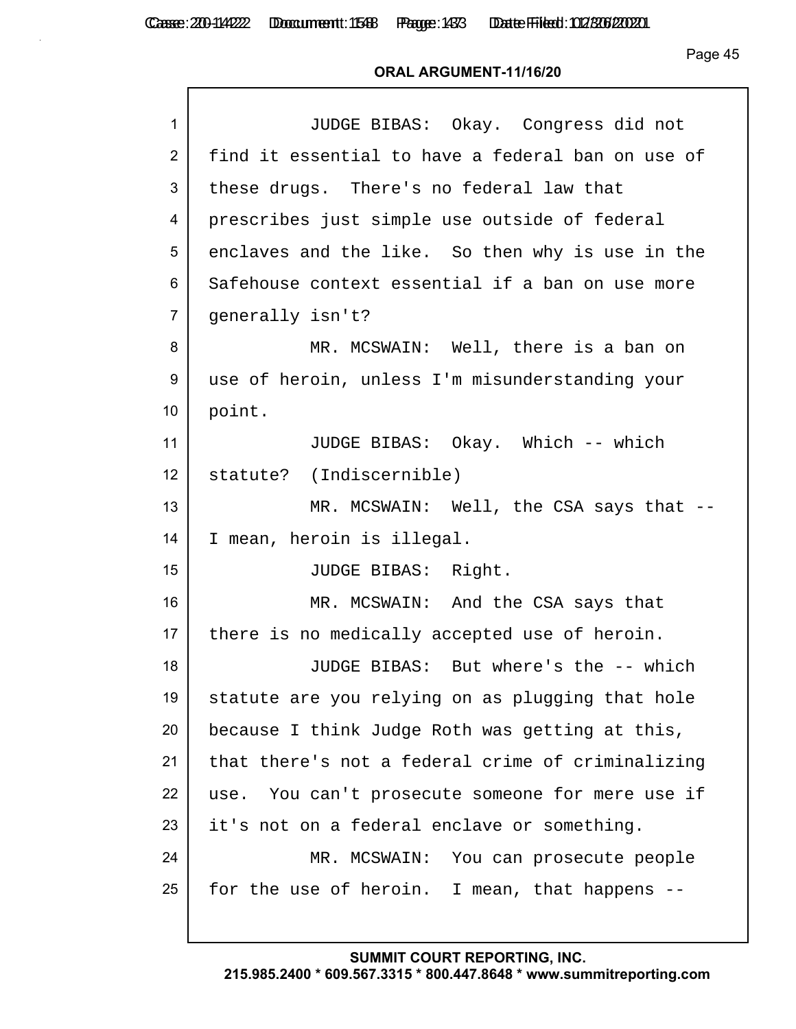JUDGE BIBAS: Okay. Congress did not find it essential to have a federal ban on use of these drugs. There's no federal law that prescribes just simple use outside of federal enclaves and the like. So then why is use in the Safehouse context essential if a ban on use more generally isn't?

MR. MCSWAIN: Well, there is a ban on use of heroin, unless I'm misunderstanding your point.

JUDGE BIBAS: Okay. Which -- which statute? (Indiscernible)

MR. MCSWAIN: Well, the CSA says that -- I mean, heroin is illegal.

JUDGE BIBAS: Right.

MR. MCSWAIN: And the CSA says that there is no medically accepted use of heroin.

JUDGE BIBAS: But where's the -- which statute are you relying on as plugging that hole because I think Judge Roth was getting at this, that there's not a federal crime of criminalizing use. You can't prosecute someone for mere use if it's not on a federal enclave or something.

MR. MCSWAIN: You can prosecute people for the use of heroin. I mean, that happens --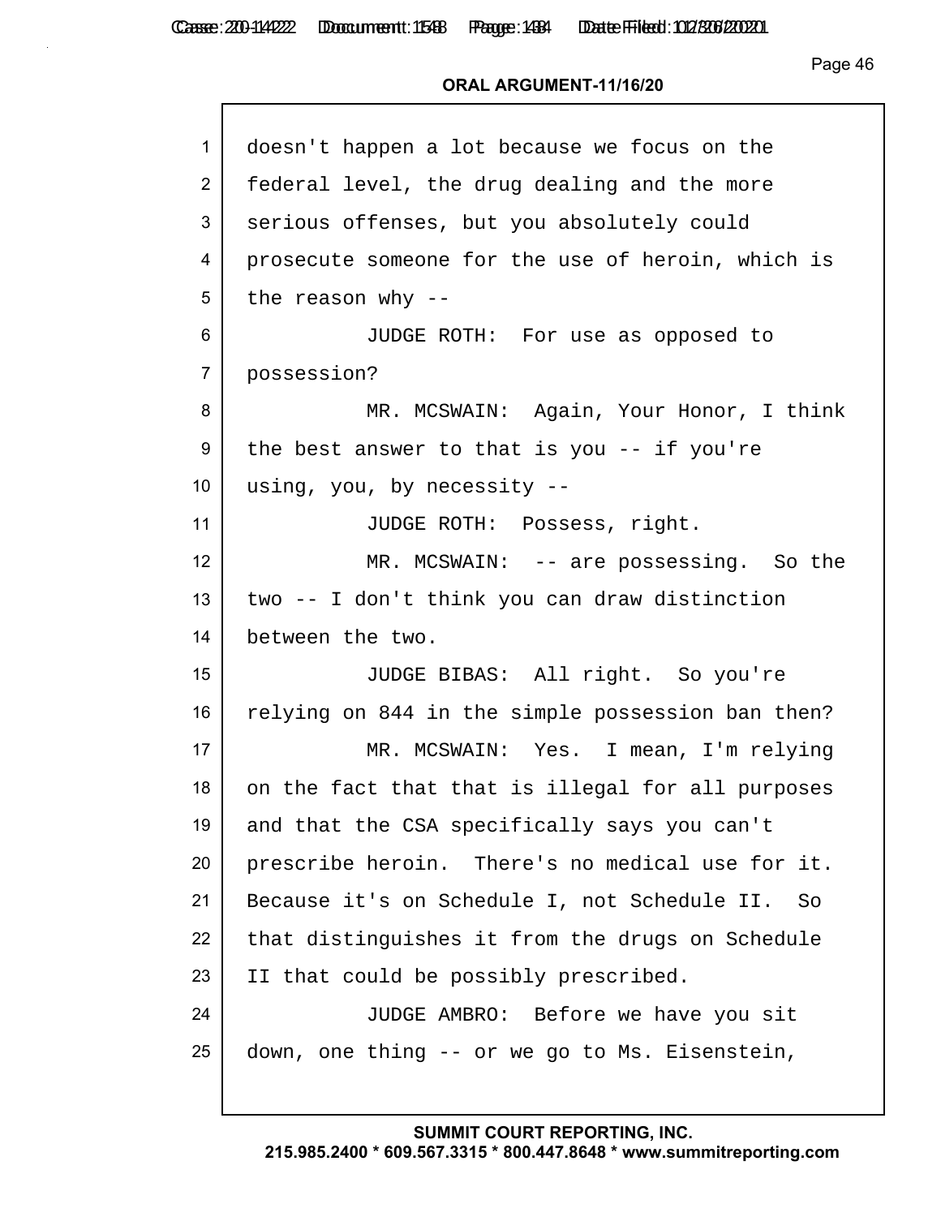doesn't happen a lot because we focus on the federal level, the drug dealing and the more serious offenses, but you absolutely could prosecute someone for the use of heroin, which is the reason why --

JUDGE ROTH: For use as opposed to possession?

MR. MCSWAIN: Again, Your Honor, I think the best answer to that is you -- if you're using, you, by necessity --

JUDGE ROTH: Possess, right.

MR. MCSWAIN: -- are possessing. So the two -- I don't think you can draw distinction between the two.

JUDGE BIBAS: All right. So you're relying on 844 in the simple possession ban then?

MR. MCSWAIN: Yes. I mean, I'm relying on the fact that that is illegal for all purposes and that the CSA specifically says you can't prescribe heroin. There's no medical use for it. Because it's on Schedule I, not Schedule II. So that distinguishes it from the drugs on Schedule II that could be possibly prescribed.

JUDGE AMBRO: Before we have you sit down, one thing -- or we go to Ms. Eisenstein,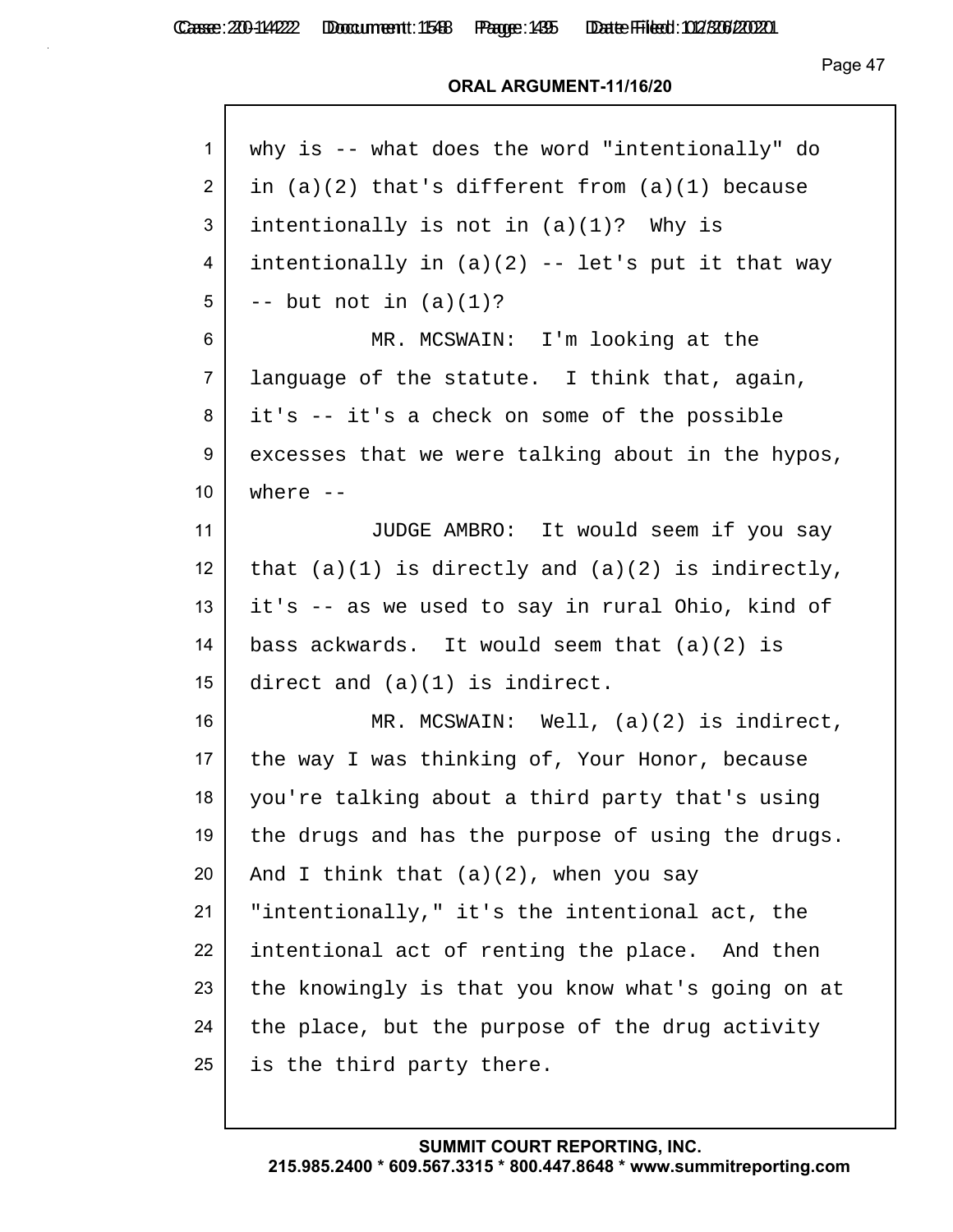**ORAL ARGUMENT-11/16/20**

1 why is -- what does the word "intentionally" do
2 in (a)(2) that's different from (a)(1) because
3 intentionally is not in (a)(1)? Why is
4 intentionally in (a)(2) -- let's put it that way
5 -- but not in (a)(1)?
6 MR. MCSWAIN: I'm looking at the
7 language of the statute. I think that, again,
8 it's -- it's a check on some of the possible
9 excesses that we were talking about in the hypos,
10 where --
11 JUDGE AMBRO: It would seem if you say
12 that (a)(1) is directly and (a)(2) is indirectly,
13 it's -- as we used to say in rural Ohio, kind of
14 bass ackwards. It would seem that (a)(2) is
15 direct and (a)(1) is indirect.
16 MR. MCSWAIN: Well, (a)(2) is indirect,
17 the way I was thinking of, Your Honor, because
18 you're talking about a third party that's using
19 the drugs and has the purpose of using the drugs.
20 And I think that (a)(2), when you say
21 "intentionally," it's the intentional act, the
22 intentional act of renting the place. And then
23 the knowingly is that you know what's going on at
24 the place, but the purpose of the drug activity
25 is the third party there.

**SUMMIT COURT REPORTING, INC.**
**215.985.2400 * 609.567.3315 * 800.447.8648 * www.summitreporting.com**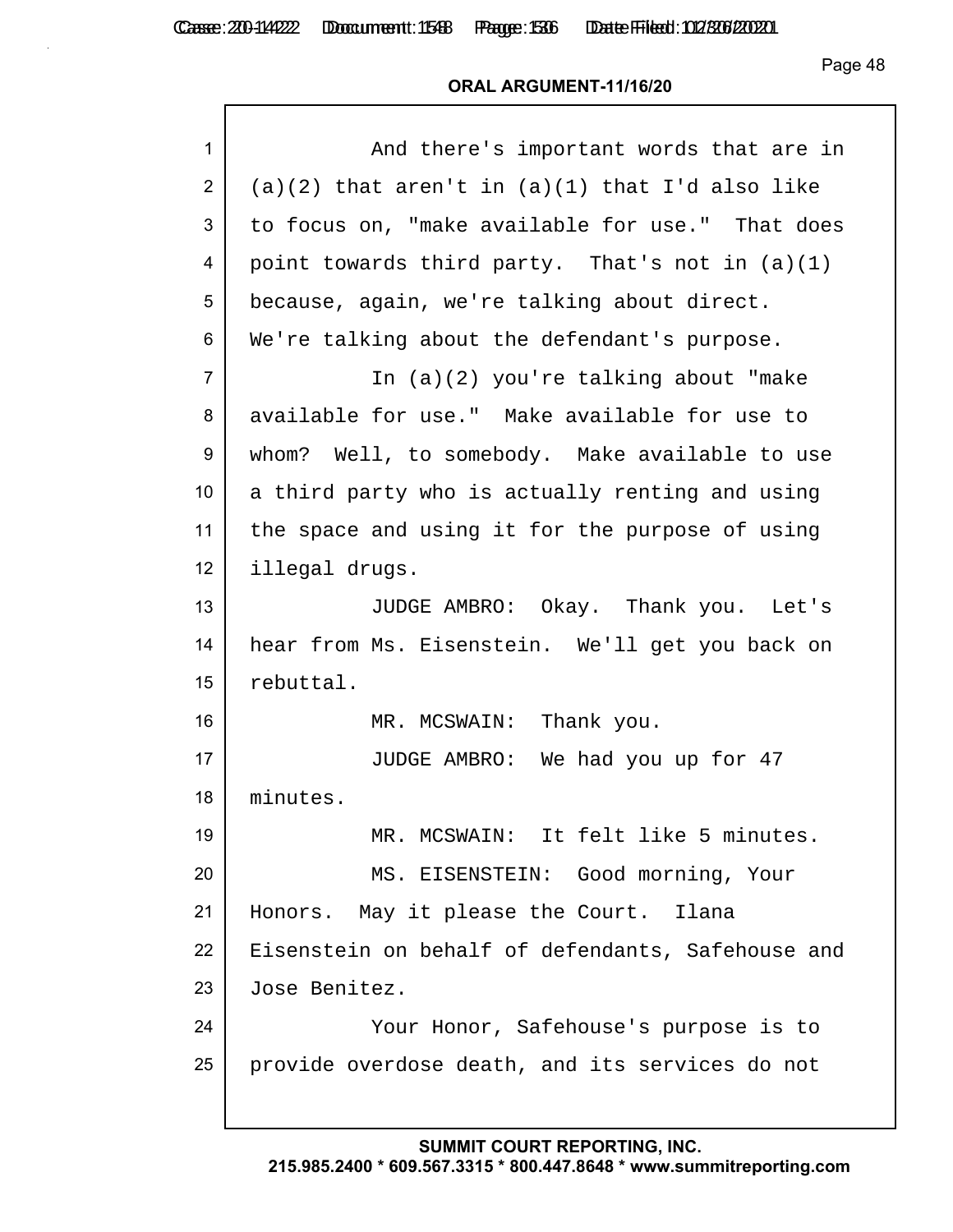ORAL ARGUMENT-11/16/20

1 And there's important words that are in
2 (a)(2) that aren't in (a)(1) that I'd also like
3 to focus on, "make available for use." That does
4 point towards third party. That's not in (a)(1)
5 because, again, we're talking about direct.
6 We're talking about the defendant's purpose.
7 In (a)(2) you're talking about "make
8 available for use." Make available for use to
9 whom? Well, to somebody. Make available to use
10 a third party who is actually renting and using
11 the space and using it for the purpose of using
12 illegal drugs.
13 JUDGE AMBRO: Okay. Thank you. Let's
14 hear from Ms. Eisenstein. We'll get you back on
15 rebuttal.
16 MR. MCSWAIN: Thank you.
17 JUDGE AMBRO: We had you up for 47
18 minutes.
19 MR. MCSWAIN: It felt like 5 minutes.
20 MS. EISENSTEIN: Good morning, Your
21 Honors. May it please the Court. Ilana
22 Eisenstein on behalf of defendants, Safehouse and
23 Jose Benitez.
24 Your Honor, Safehouse's purpose is to
25 provide overdose death, and its services do not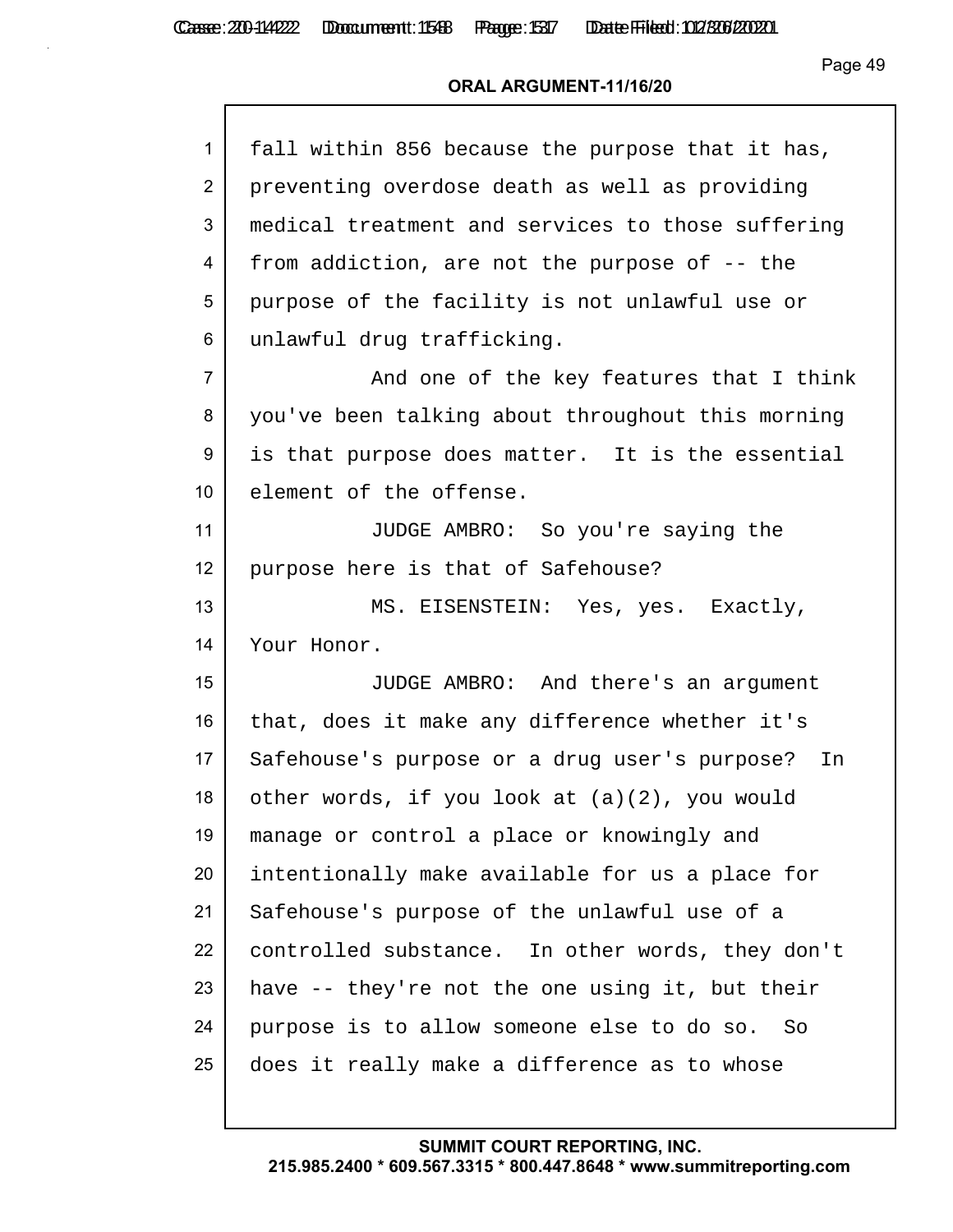fall within 856 because the purpose that it has, preventing overdose death as well as providing medical treatment and services to those suffering from addiction, are not the purpose of -- the purpose of the facility is not unlawful use or unlawful drug trafficking.

And one of the key features that I think you've been talking about throughout this morning is that purpose does matter. It is the essential element of the offense.

JUDGE AMBRO: So you're saying the purpose here is that of Safehouse?

MS. EISENSTEIN: Yes, yes. Exactly, Your Honor.

JUDGE AMBRO: And there's an argument that, does it make any difference whether it's Safehouse's purpose or a drug user's purpose? In other words, if you look at (a)(2), you would manage or control a place or knowingly and intentionally make available for us a place for Safehouse's purpose of the unlawful use of a controlled substance. In other words, they don't have -- they're not the one using it, but their purpose is to allow someone else to do so. So does it really make a difference as to whose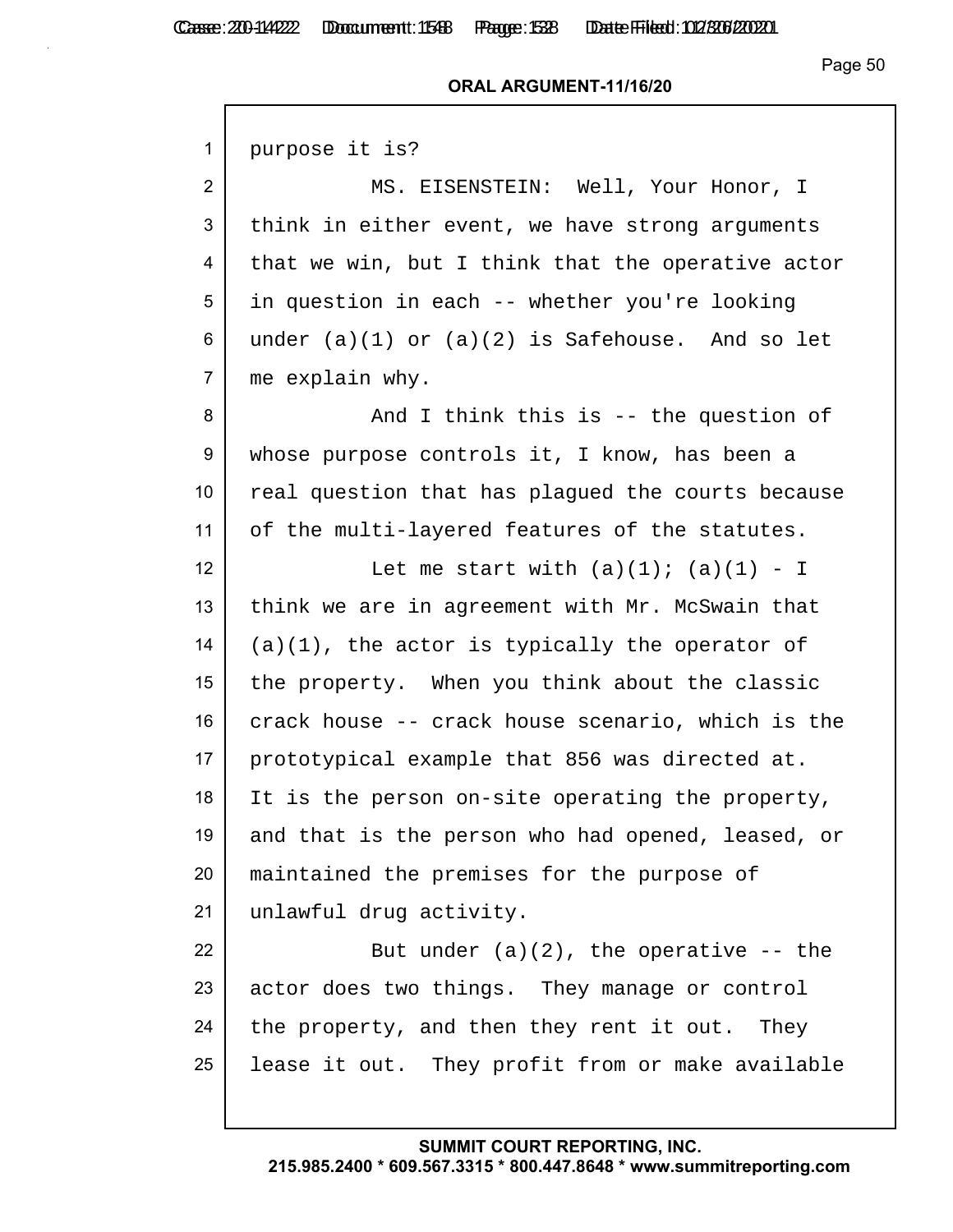purpose it is?

MS. EISENSTEIN: Well, Your Honor, I think in either event, we have strong arguments that we win, but I think that the operative actor in question in each -- whether you're looking under (a)(1) or (a)(2) is Safehouse. And so let me explain why.

And I think this is -- the question of whose purpose controls it, I know, has been a real question that has plagued the courts because of the multi-layered features of the statutes.

Let me start with (a)(1); (a)(1) - I think we are in agreement with Mr. McSwain that (a)(1), the actor is typically the operator of the property. When you think about the classic crack house -- crack house scenario, which is the prototypical example that 856 was directed at. It is the person on-site operating the property, and that is the person who had opened, leased, or maintained the premises for the purpose of unlawful drug activity.

But under (a)(2), the operative -- the actor does two things. They manage or control the property, and then they rent it out. They lease it out. They profit from or make available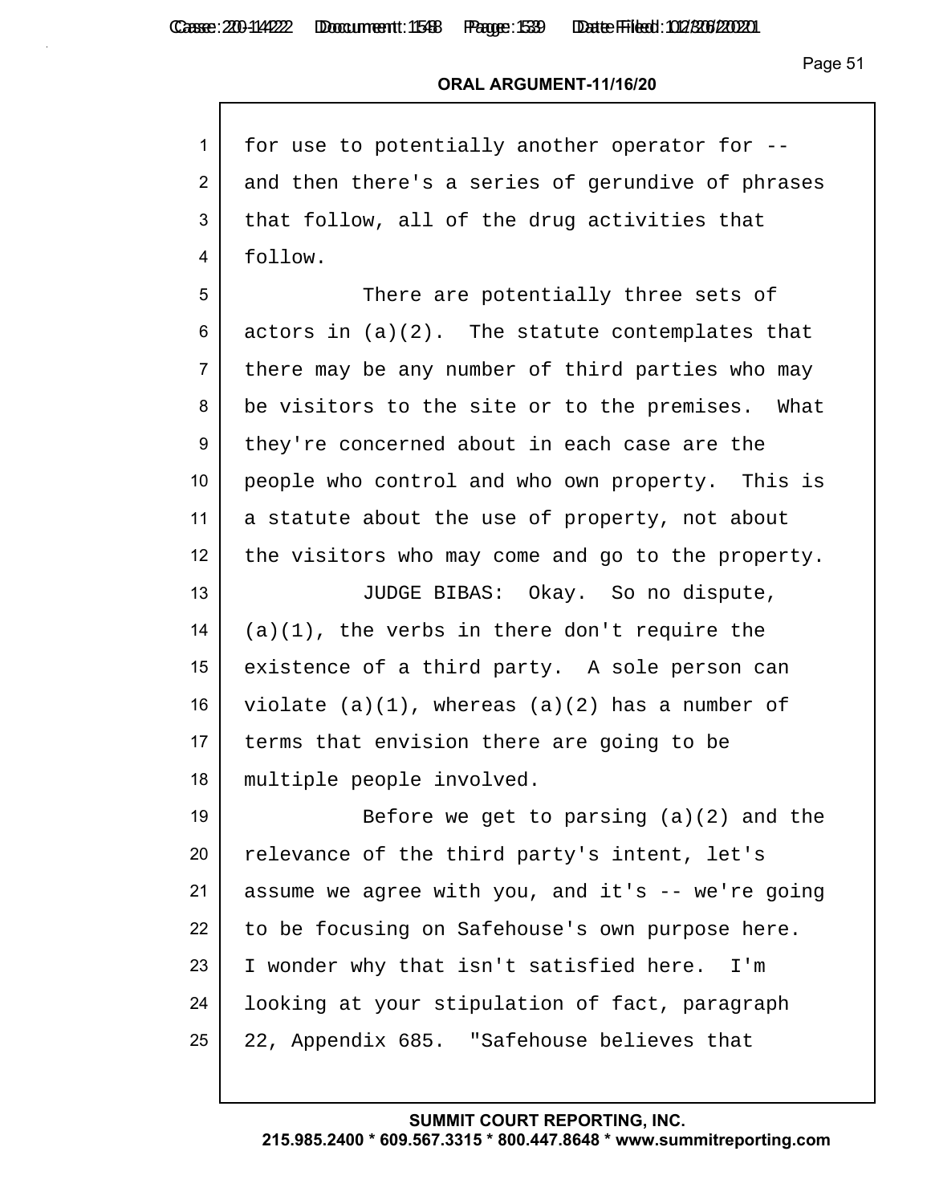for use to potentially another operator for -- and then there's a series of gerundive of phrases that follow, all of the drug activities that follow.

There are potentially three sets of actors in (a)(2). The statute contemplates that there may be any number of third parties who may be visitors to the site or to the premises. What they're concerned about in each case are the people who control and who own property. This is a statute about the use of property, not about the visitors who may come and go to the property.

JUDGE BIBAS: Okay. So no dispute, (a)(1), the verbs in there don't require the existence of a third party. A sole person can violate (a)(1), whereas (a)(2) has a number of terms that envision there are going to be multiple people involved.

Before we get to parsing (a)(2) and the relevance of the third party's intent, let's assume we agree with you, and it's -- we're going to be focusing on Safehouse's own purpose here. I wonder why that isn't satisfied here. I'm looking at your stipulation of fact, paragraph 22, Appendix 685. "Safehouse believes that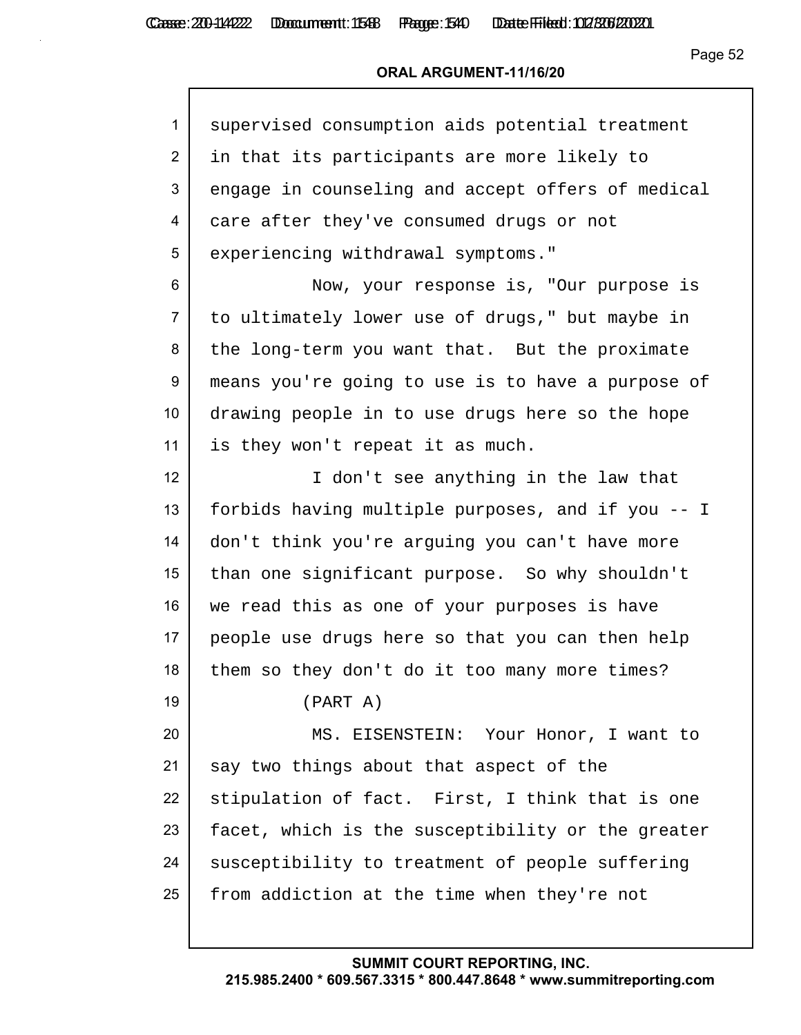ORAL ARGUMENT-11/16/20

supervised consumption aids potential treatment in that its participants are more likely to engage in counseling and accept offers of medical care after they've consumed drugs or not experiencing withdrawal symptoms."

Now, your response is, "Our purpose is to ultimately lower use of drugs," but maybe in the long-term you want that. But the proximate means you're going to use is to have a purpose of drawing people in to use drugs here so the hope is they won't repeat it as much.

I don't see anything in the law that forbids having multiple purposes, and if you -- I don't think you're arguing you can't have more than one significant purpose. So why shouldn't we read this as one of your purposes is have people use drugs here so that you can then help them so they don't do it too many more times?

(PART A)

MS. EISENSTEIN: Your Honor, I want to say two things about that aspect of the stipulation of fact. First, I think that is one facet, which is the susceptibility or the greater susceptibility to treatment of people suffering from addiction at the time when they're not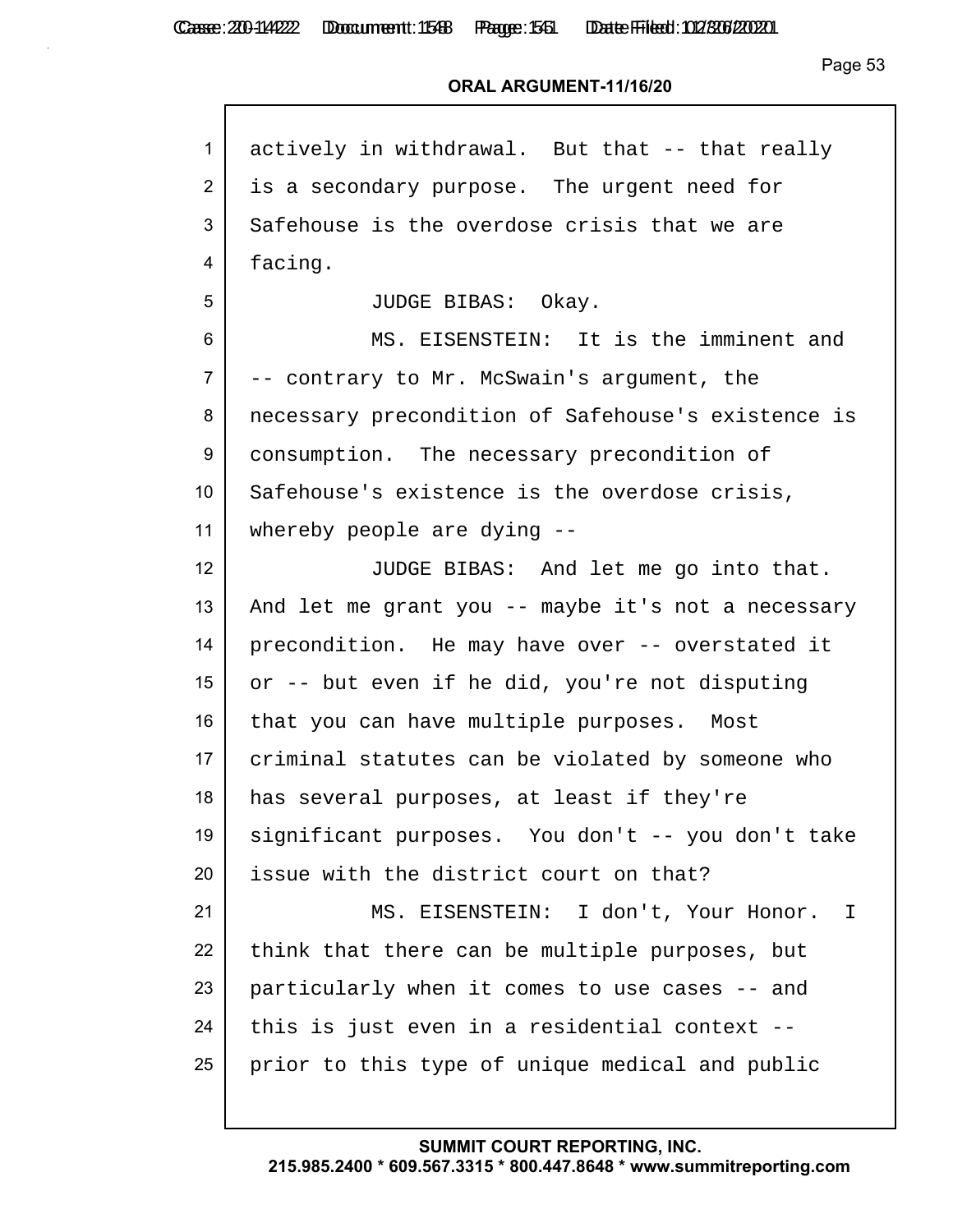actively in withdrawal. But that -- that really is a secondary purpose. The urgent need for Safehouse is the overdose crisis that we are facing.

JUDGE BIBAS: Okay.

MS. EISENSTEIN: It is the imminent and -- contrary to Mr. McSwain's argument, the necessary precondition of Safehouse's existence is consumption. The necessary precondition of Safehouse's existence is the overdose crisis, whereby people are dying --

JUDGE BIBAS: And let me go into that. And let me grant you -- maybe it's not a necessary precondition. He may have over -- overstated it or -- but even if he did, you're not disputing that you can have multiple purposes. Most criminal statutes can be violated by someone who has several purposes, at least if they're significant purposes. You don't -- you don't take issue with the district court on that?

MS. EISENSTEIN: I don't, Your Honor. I think that there can be multiple purposes, but particularly when it comes to use cases -- and this is just even in a residential context -- prior to this type of unique medical and public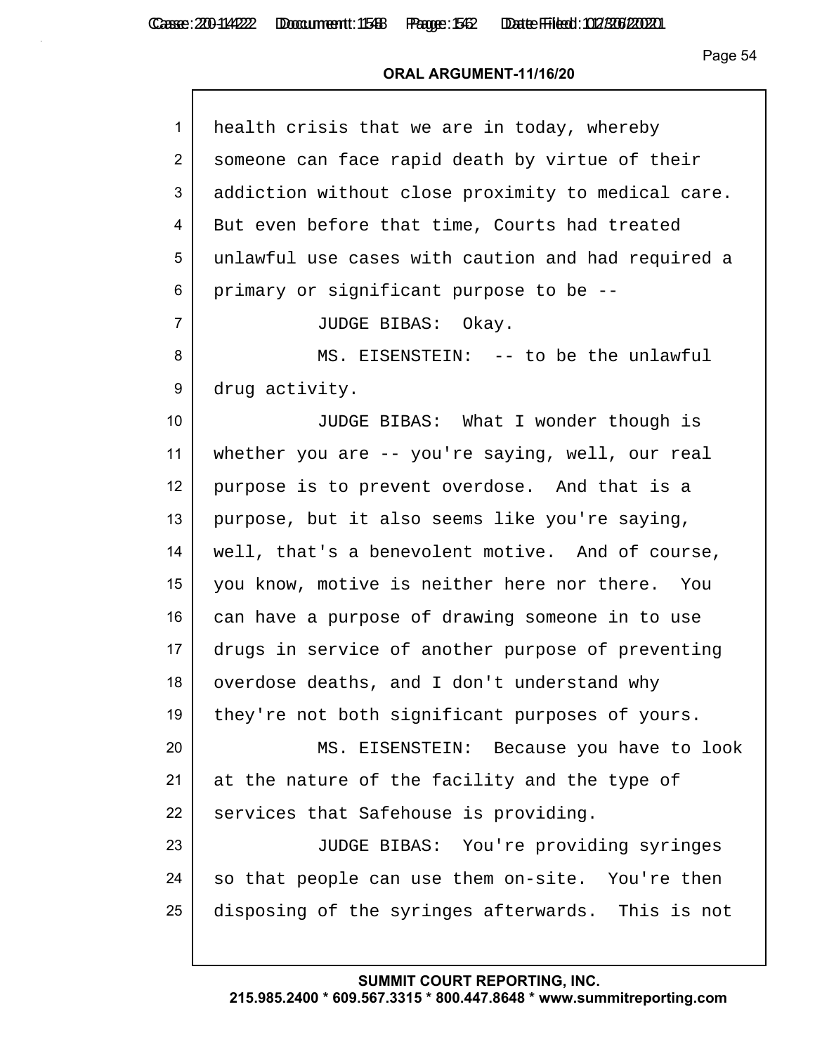health crisis that we are in today, whereby someone can face rapid death by virtue of their addiction without close proximity to medical care. But even before that time, Courts had treated unlawful use cases with caution and had required a primary or significant purpose to be --

JUDGE BIBAS: Okay.

MS. EISENSTEIN: -- to be the unlawful drug activity.

JUDGE BIBAS: What I wonder though is whether you are -- you're saying, well, our real purpose is to prevent overdose. And that is a purpose, but it also seems like you're saying, well, that's a benevolent motive. And of course, you know, motive is neither here nor there. You can have a purpose of drawing someone in to use drugs in service of another purpose of preventing overdose deaths, and I don't understand why they're not both significant purposes of yours.

MS. EISENSTEIN: Because you have to look at the nature of the facility and the type of services that Safehouse is providing.

JUDGE BIBAS: You're providing syringes so that people can use them on-site. You're then disposing of the syringes afterwards. This is not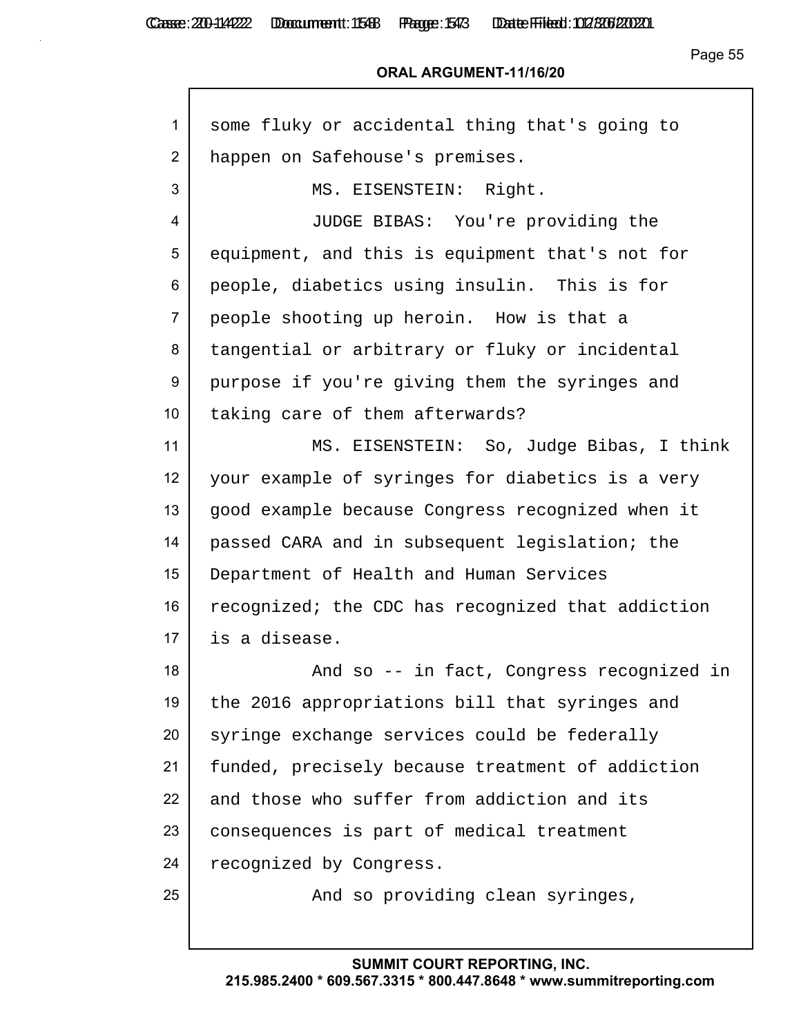ORAL ARGUMENT-11/16/20

1 some fluky or accidental thing that's going to
2 happen on Safehouse's premises.
3 MS. EISENSTEIN: Right.
4 JUDGE BIBAS: You're providing the
5 equipment, and this is equipment that's not for
6 people, diabetics using insulin. This is for
7 people shooting up heroin. How is that a
8 tangential or arbitrary or fluky or incidental
9 purpose if you're giving them the syringes and
10 taking care of them afterwards?
11 MS. EISENSTEIN: So, Judge Bibas, I think
12 your example of syringes for diabetics is a very
13 good example because Congress recognized when it
14 passed CARA and in subsequent legislation; the
15 Department of Health and Human Services
16 recognized; the CDC has recognized that addiction
17 is a disease.
18 And so -- in fact, Congress recognized in
19 the 2016 appropriations bill that syringes and
20 syringe exchange services could be federally
21 funded, precisely because treatment of addiction
22 and those who suffer from addiction and its
23 consequences is part of medical treatment
24 recognized by Congress.
25 And so providing clean syringes,

SUMMIT COURT REPORTING, INC.
215.985.2400 * 609.567.3315 * 800.447.8648 * www.summitreporting.com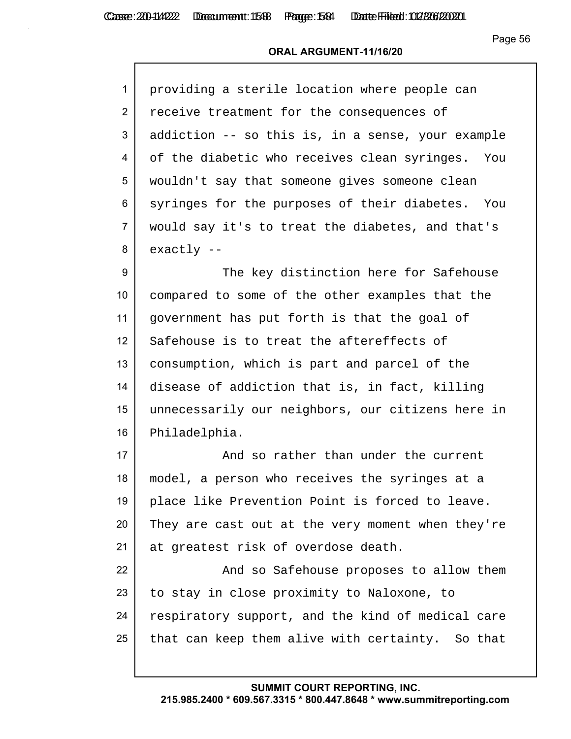providing a sterile location where people can receive treatment for the consequences of addiction -- so this is, in a sense, your example of the diabetic who receives clean syringes. You wouldn't say that someone gives someone clean syringes for the purposes of their diabetes. You would say it's to treat the diabetes, and that's exactly --

The key distinction here for Safehouse compared to some of the other examples that the government has put forth is that the goal of Safehouse is to treat the aftereffects of consumption, which is part and parcel of the disease of addiction that is, in fact, killing unnecessarily our neighbors, our citizens here in Philadelphia.

And so rather than under the current model, a person who receives the syringes at a place like Prevention Point is forced to leave. They are cast out at the very moment when they're at greatest risk of overdose death.

And so Safehouse proposes to allow them to stay in close proximity to Naloxone, to respiratory support, and the kind of medical care that can keep them alive with certainty. So that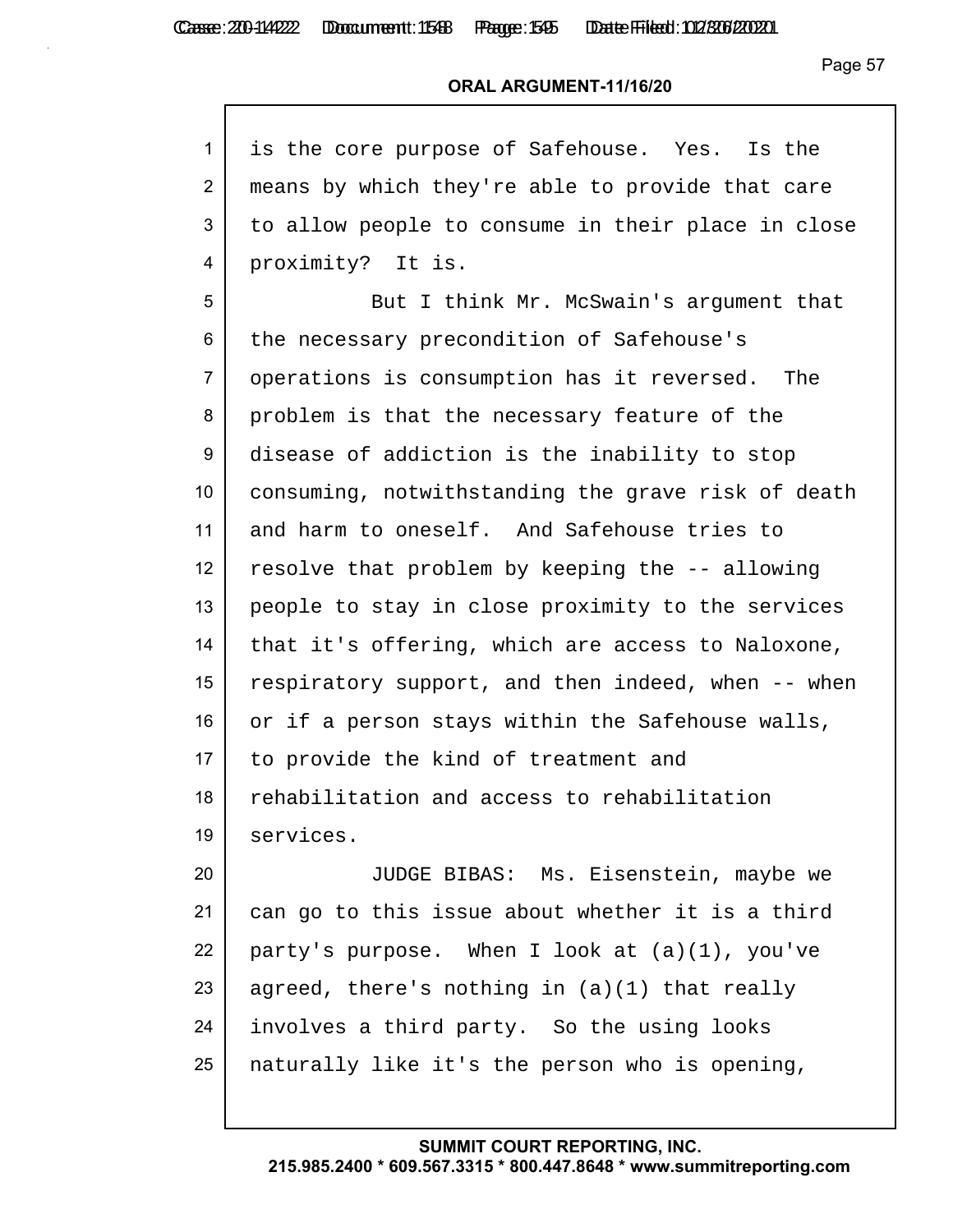is the core purpose of Safehouse. Yes. Is the means by which they're able to provide that care to allow people to consume in their place in close proximity? It is.

But I think Mr. McSwain's argument that the necessary precondition of Safehouse's operations is consumption has it reversed. The problem is that the necessary feature of the disease of addiction is the inability to stop consuming, notwithstanding the grave risk of death and harm to oneself. And Safehouse tries to resolve that problem by keeping the -- allowing people to stay in close proximity to the services that it's offering, which are access to Naloxone, respiratory support, and then indeed, when -- when or if a person stays within the Safehouse walls, to provide the kind of treatment and rehabilitation and access to rehabilitation services.

JUDGE BIBAS: Ms. Eisenstein, maybe we can go to this issue about whether it is a third party's purpose. When I look at (a)(1), you've agreed, there's nothing in (a)(1) that really involves a third party. So the using looks naturally like it's the person who is opening,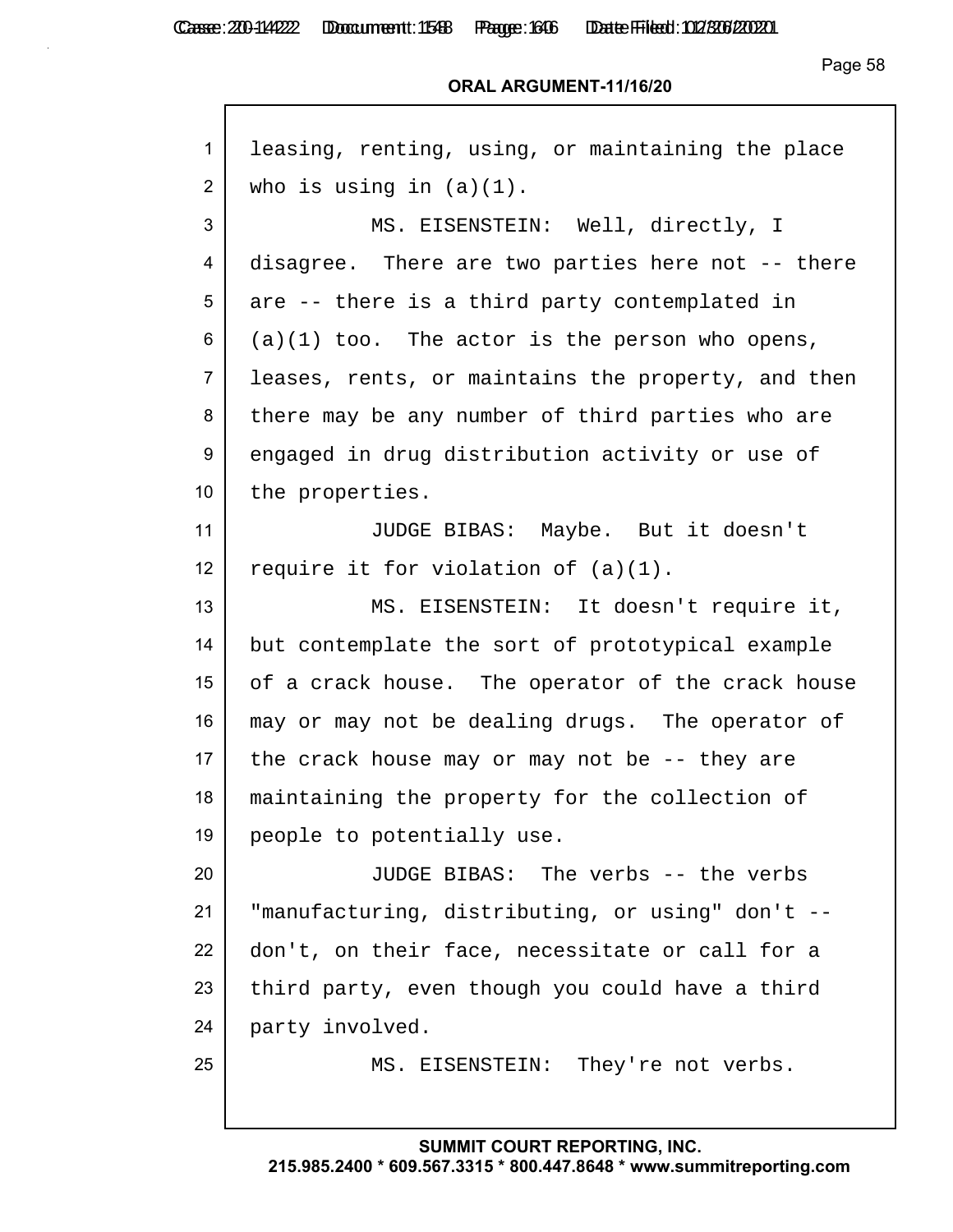leasing, renting, using, or maintaining the place who is using in (a)(1).

MS. EISENSTEIN: Well, directly, I disagree. There are two parties here not -- there are -- there is a third party contemplated in (a)(1) too. The actor is the person who opens, leases, rents, or maintains the property, and then there may be any number of third parties who are engaged in drug distribution activity or use of the properties.

JUDGE BIBAS: Maybe. But it doesn't require it for violation of (a)(1).

MS. EISENSTEIN: It doesn't require it, but contemplate the sort of prototypical example of a crack house. The operator of the crack house may or may not be dealing drugs. The operator of the crack house may or may not be -- they are maintaining the property for the collection of people to potentially use.

JUDGE BIBAS: The verbs -- the verbs "manufacturing, distributing, or using" don't -- don't, on their face, necessitate or call for a third party, even though you could have a third party involved.

MS. EISENSTEIN: They're not verbs.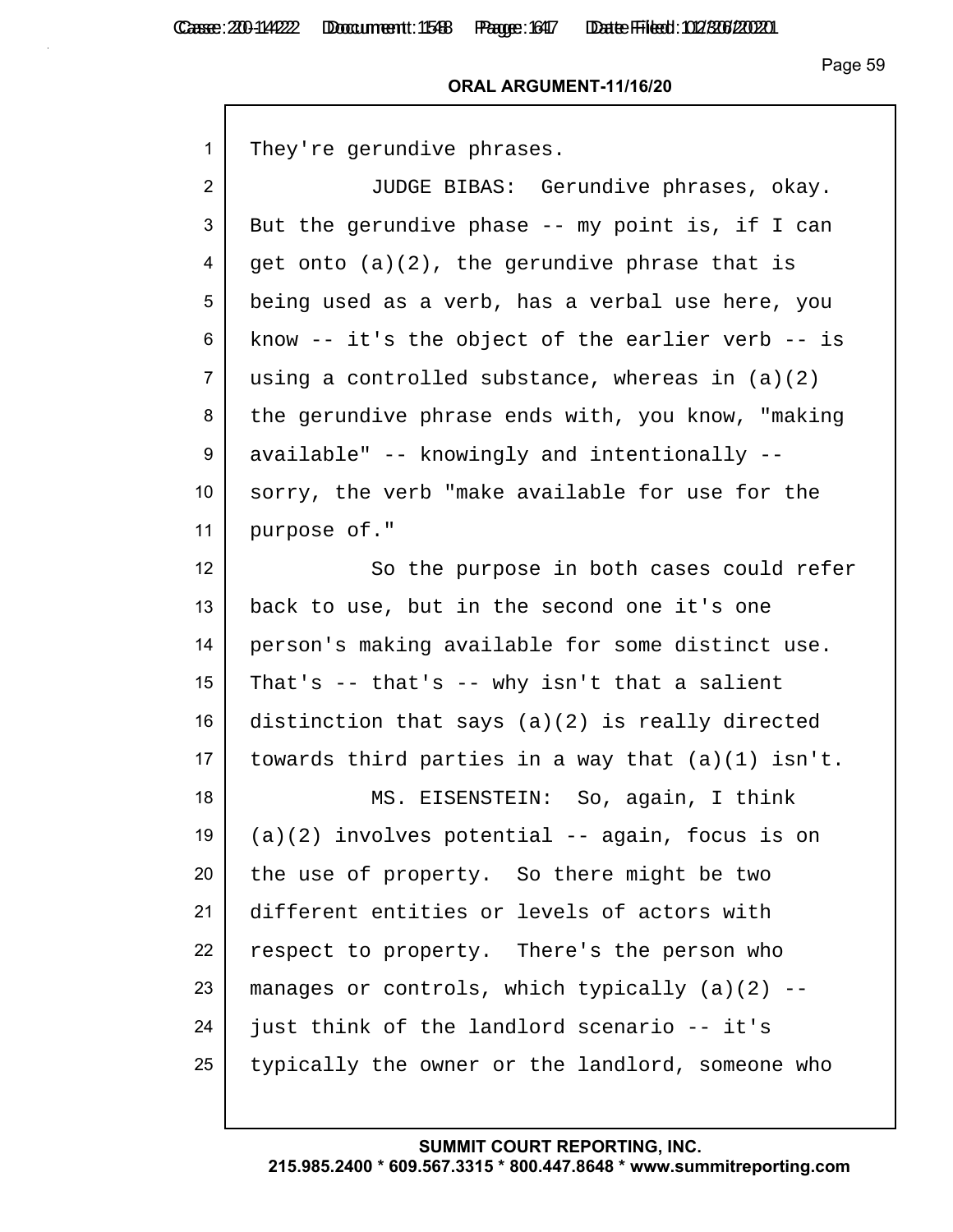**ORAL ARGUMENT-11/16/20**

1 They're gerundive phrases.

2 JUDGE BIBAS: Gerundive phrases, okay.

3 But the gerundive phase -- my point is, if I can

4 get onto (a)(2), the gerundive phrase that is

5 being used as a verb, has a verbal use here, you

6 know -- it's the object of the earlier verb -- is

7 using a controlled substance, whereas in (a)(2)

8 the gerundive phrase ends with, you know, "making

9 available" -- knowingly and intentionally --

10 sorry, the verb "make available for use for the

11 purpose of."

12 So the purpose in both cases could refer

13 back to use, but in the second one it's one

14 person's making available for some distinct use.

15 That's -- that's -- why isn't that a salient

16 distinction that says (a)(2) is really directed

17 towards third parties in a way that (a)(1) isn't.

18 MS. EISENSTEIN: So, again, I think

19 (a)(2) involves potential -- again, focus is on

20 the use of property. So there might be two

21 different entities or levels of actors with

22 respect to property. There's the person who

23 manages or controls, which typically (a)(2) --

24 just think of the landlord scenario -- it's

25 typically the owner or the landlord, someone who

**SUMMIT COURT REPORTING, INC.**
**215.985.2400 * 609.567.3315 * 800.447.8648 * www.summitreporting.com**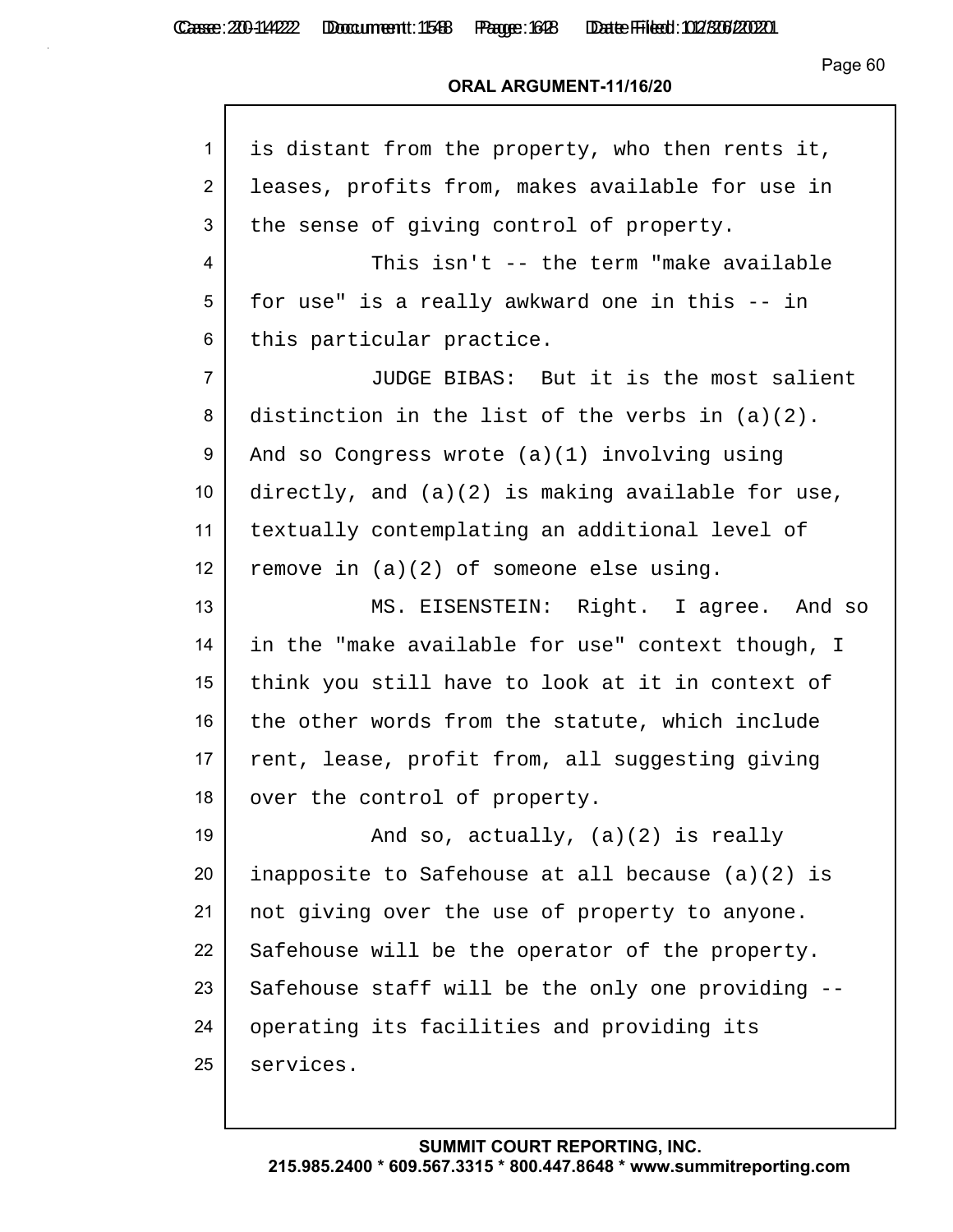is distant from the property, who then rents it, leases, profits from, makes available for use in the sense of giving control of property.

This isn't -- the term "make available for use" is a really awkward one in this -- in this particular practice.

JUDGE BIBAS: But it is the most salient distinction in the list of the verbs in (a)(2). And so Congress wrote (a)(1) involving using directly, and (a)(2) is making available for use, textually contemplating an additional level of remove in (a)(2) of someone else using.

MS. EISENSTEIN: Right. I agree. And so in the "make available for use" context though, I think you still have to look at it in context of the other words from the statute, which include rent, lease, profit from, all suggesting giving over the control of property.

And so, actually, (a)(2) is really inapposite to Safehouse at all because (a)(2) is not giving over the use of property to anyone. Safehouse will be the operator of the property. Safehouse staff will be the only one providing -- operating its facilities and providing its services.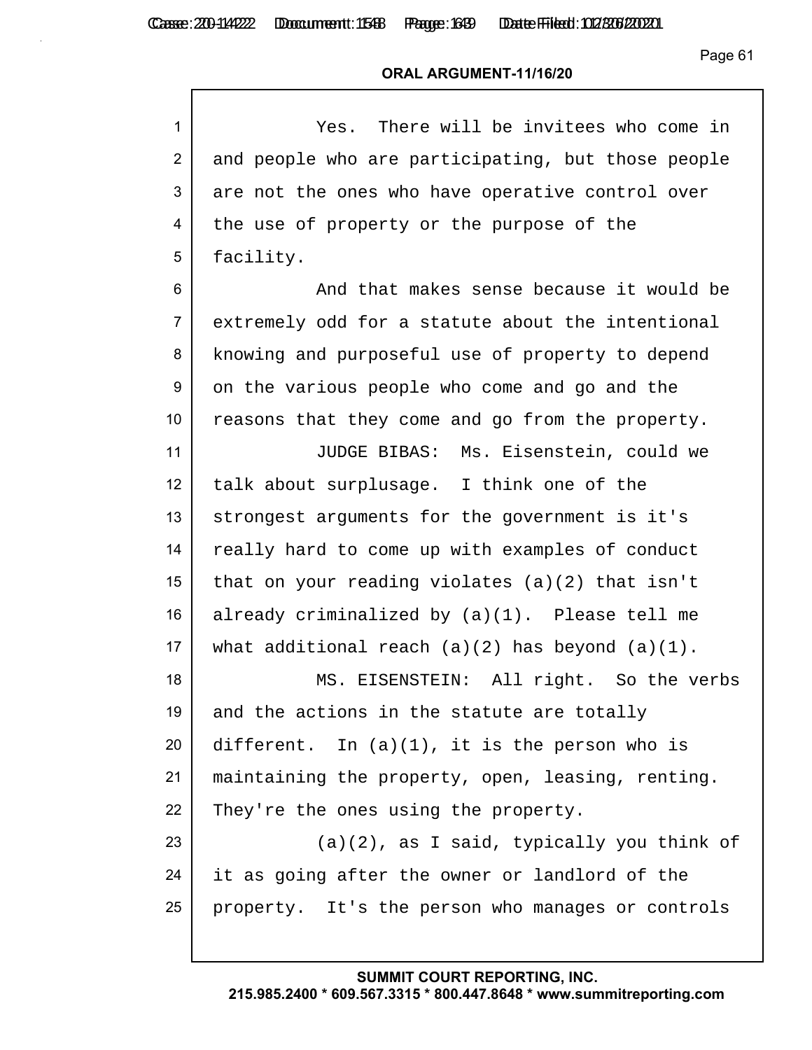Yes. There will be invitees who come in and people who are participating, but those people are not the ones who have operative control over the use of property or the purpose of the facility.

And that makes sense because it would be extremely odd for a statute about the intentional knowing and purposeful use of property to depend on the various people who come and go and the reasons that they come and go from the property.

JUDGE BIBAS: Ms. Eisenstein, could we talk about surplusage. I think one of the strongest arguments for the government is it's really hard to come up with examples of conduct that on your reading violates (a)(2) that isn't already criminalized by (a)(1). Please tell me what additional reach (a)(2) has beyond (a)(1).

MS. EISENSTEIN: All right. So the verbs and the actions in the statute are totally different. In (a)(1), it is the person who is maintaining the property, open, leasing, renting. They're the ones using the property.

(a)(2), as I said, typically you think of it as going after the owner or landlord of the property. It's the person who manages or controls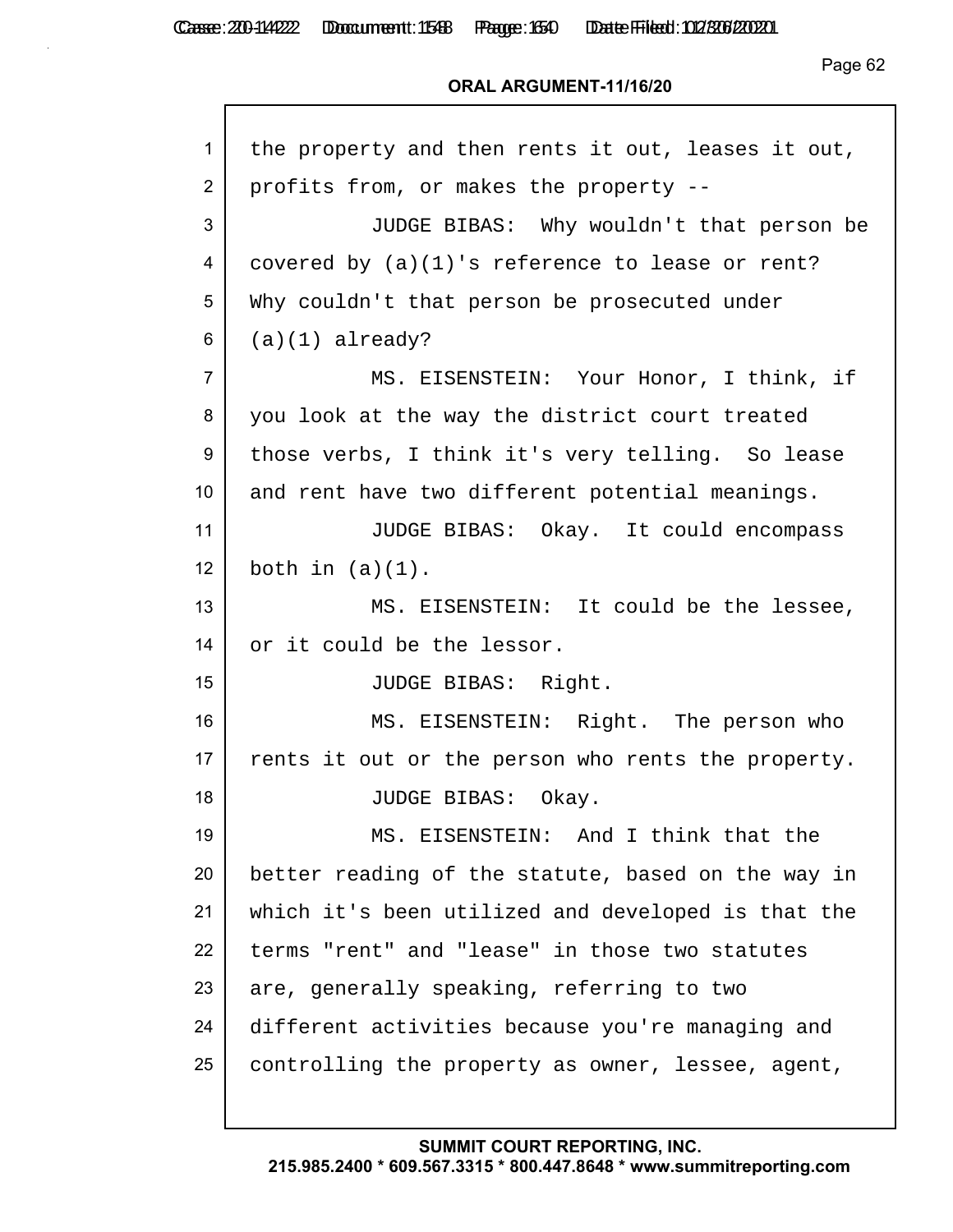**ORAL ARGUMENT-11/16/20**

1 the property and then rents it out, leases it out,
2 profits from, or makes the property --
3 JUDGE BIBAS: Why wouldn't that person be
4 covered by (a)(1)'s reference to lease or rent?
5 Why couldn't that person be prosecuted under
6 (a)(1) already?
7 MS. EISENSTEIN: Your Honor, I think, if
8 you look at the way the district court treated
9 those verbs, I think it's very telling. So lease
10 and rent have two different potential meanings.
11 JUDGE BIBAS: Okay. It could encompass
12 both in (a)(1).
13 MS. EISENSTEIN: It could be the lessee,
14 or it could be the lessor.
15 JUDGE BIBAS: Right.
16 MS. EISENSTEIN: Right. The person who
17 rents it out or the person who rents the property.
18 JUDGE BIBAS: Okay.
19 MS. EISENSTEIN: And I think that the
20 better reading of the statute, based on the way in
21 which it's been utilized and developed is that the
22 terms "rent" and "lease" in those two statutes
23 are, generally speaking, referring to two
24 different activities because you're managing and
25 controlling the property as owner, lessee, agent,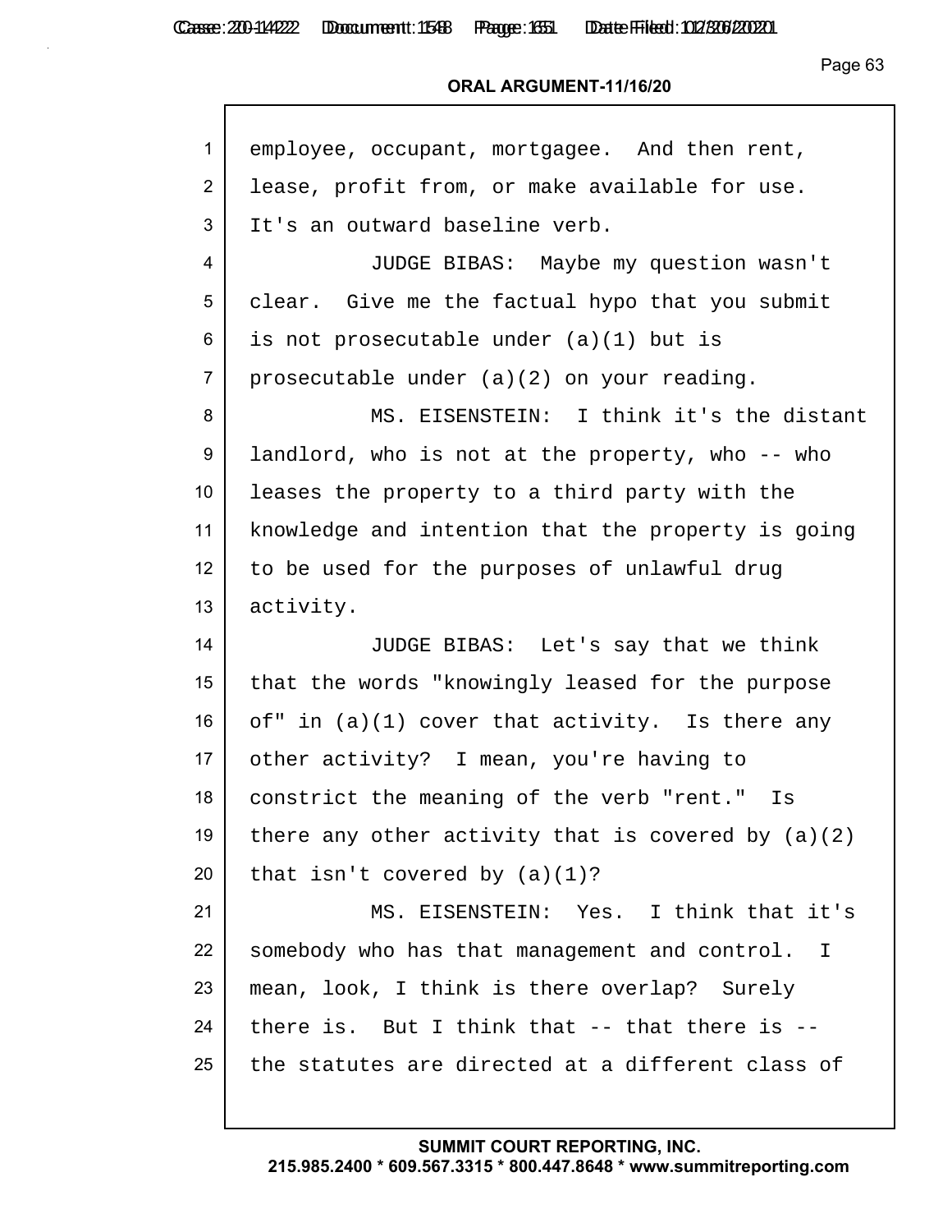**ORAL ARGUMENT-11/16/20**

1 employee, occupant, mortgagee. And then rent,
2 lease, profit from, or make available for use.
3 It's an outward baseline verb.
4 JUDGE BIBAS: Maybe my question wasn't
5 clear. Give me the factual hypo that you submit
6 is not prosecutable under (a)(1) but is
7 prosecutable under (a)(2) on your reading.
8 MS. EISENSTEIN: I think it's the distant
9 landlord, who is not at the property, who -- who
10 leases the property to a third party with the
11 knowledge and intention that the property is going
12 to be used for the purposes of unlawful drug
13 activity.
14 JUDGE BIBAS: Let's say that we think
15 that the words "knowingly leased for the purpose
16 of" in (a)(1) cover that activity. Is there any
17 other activity? I mean, you're having to
18 constrict the meaning of the verb "rent." Is
19 there any other activity that is covered by (a)(2)
20 that isn't covered by (a)(1)?
21 MS. EISENSTEIN: Yes. I think that it's
22 somebody who has that management and control. I
23 mean, look, I think is there overlap? Surely
24 there is. But I think that -- that there is --
25 the statutes are directed at a different class of

**SUMMIT COURT REPORTING, INC.**
**215.985.2400 * 609.567.3315 * 800.447.8648 * www.summitreporting.com**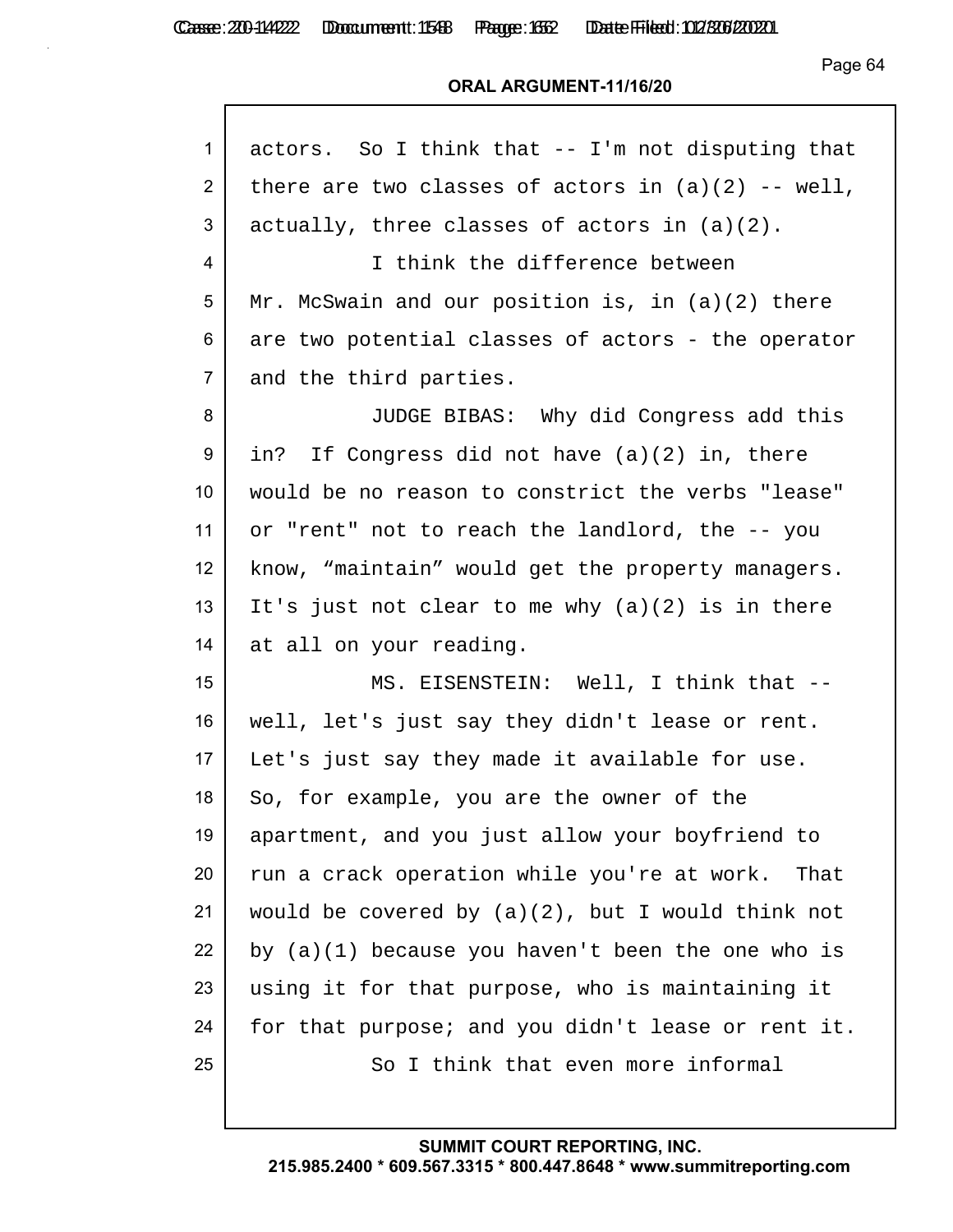actors. So I think that -- I'm not disputing that there are two classes of actors in (a)(2) -- well, actually, three classes of actors in (a)(2).

I think the difference between Mr. McSwain and our position is, in (a)(2) there are two potential classes of actors - the operator and the third parties.

JUDGE BIBAS: Why did Congress add this in? If Congress did not have (a)(2) in, there would be no reason to constrict the verbs "lease" or "rent" not to reach the landlord, the -- you know, "maintain" would get the property managers. It's just not clear to me why (a)(2) is in there at all on your reading.

MS. EISENSTEIN: Well, I think that -- well, let's just say they didn't lease or rent. Let's just say they made it available for use. So, for example, you are the owner of the apartment, and you just allow your boyfriend to run a crack operation while you're at work. That would be covered by (a)(2), but I would think not by (a)(1) because you haven't been the one who is using it for that purpose, who is maintaining it for that purpose; and you didn't lease or rent it.

So I think that even more informal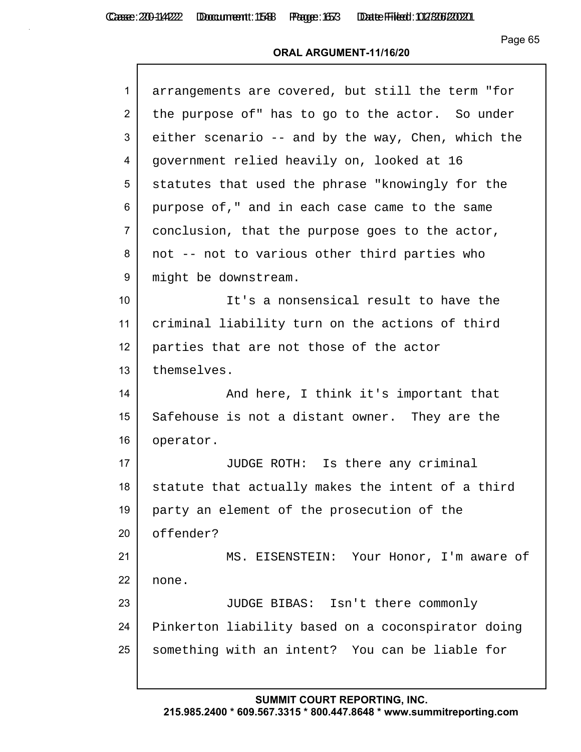arrangements are covered, but still the term "for the purpose of" has to go to the actor. So under either scenario -- and by the way, Chen, which the government relied heavily on, looked at 16 statutes that used the phrase "knowingly for the purpose of," and in each case came to the same conclusion, that the purpose goes to the actor, not -- not to various other third parties who might be downstream.

It's a nonsensical result to have the criminal liability turn on the actions of third parties that are not those of the actor themselves.

And here, I think it's important that Safehouse is not a distant owner. They are the operator.

JUDGE ROTH: Is there any criminal statute that actually makes the intent of a third party an element of the prosecution of the offender?

MS. EISENSTEIN: Your Honor, I'm aware of none.

JUDGE BIBAS: Isn't there commonly Pinkerton liability based on a coconspirator doing something with an intent? You can be liable for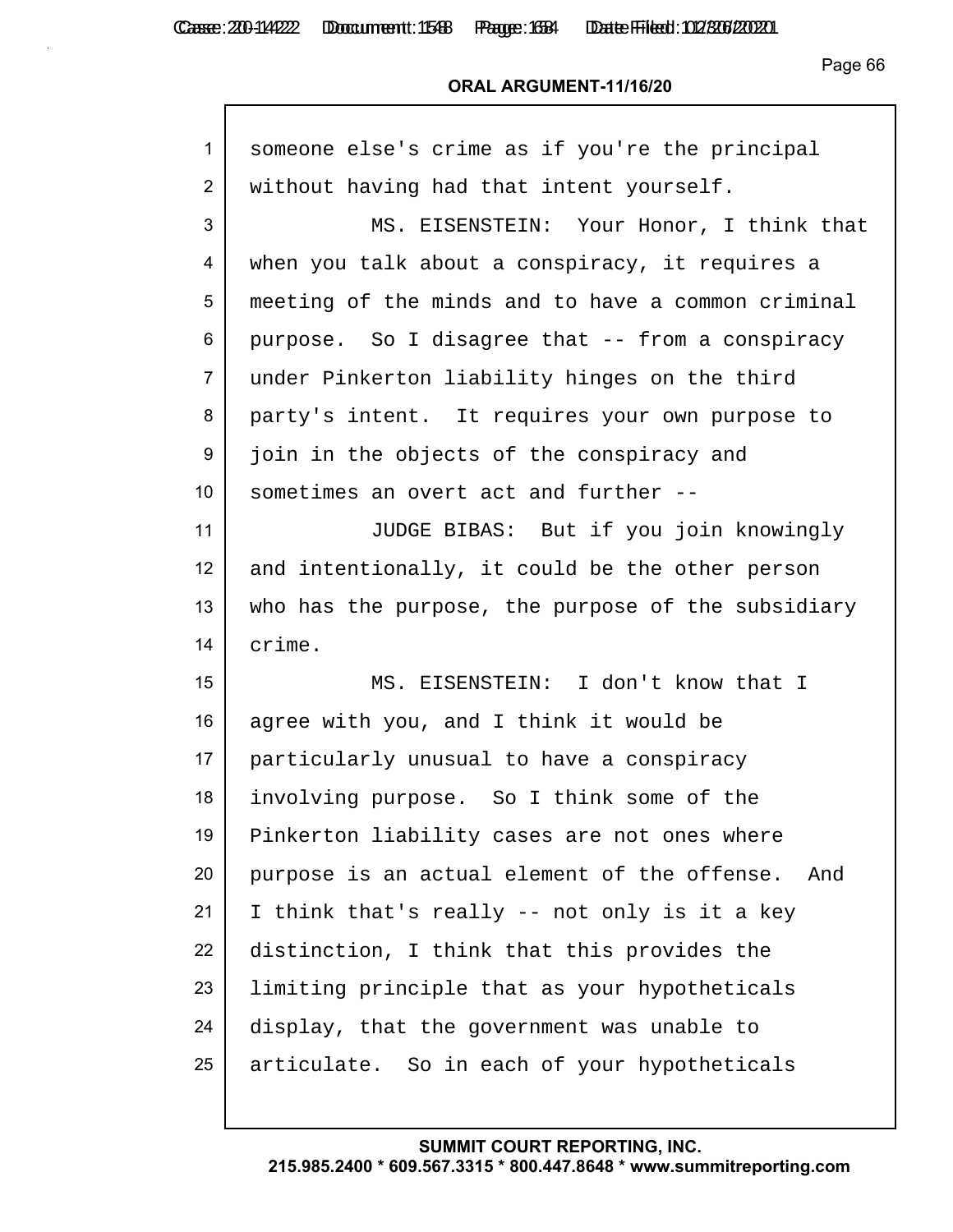ORAL ARGUMENT-11/16/20

someone else's crime as if you're the principal without having had that intent yourself.

MS. EISENSTEIN: Your Honor, I think that when you talk about a conspiracy, it requires a meeting of the minds and to have a common criminal purpose. So I disagree that -- from a conspiracy under Pinkerton liability hinges on the third party's intent. It requires your own purpose to join in the objects of the conspiracy and sometimes an overt act and further --

JUDGE BIBAS: But if you join knowingly and intentionally, it could be the other person who has the purpose, the purpose of the subsidiary crime.

MS. EISENSTEIN: I don't know that I agree with you, and I think it would be particularly unusual to have a conspiracy involving purpose. So I think some of the Pinkerton liability cases are not ones where purpose is an actual element of the offense. And I think that's really -- not only is it a key distinction, I think that this provides the limiting principle that as your hypotheticals display, that the government was unable to articulate. So in each of your hypotheticals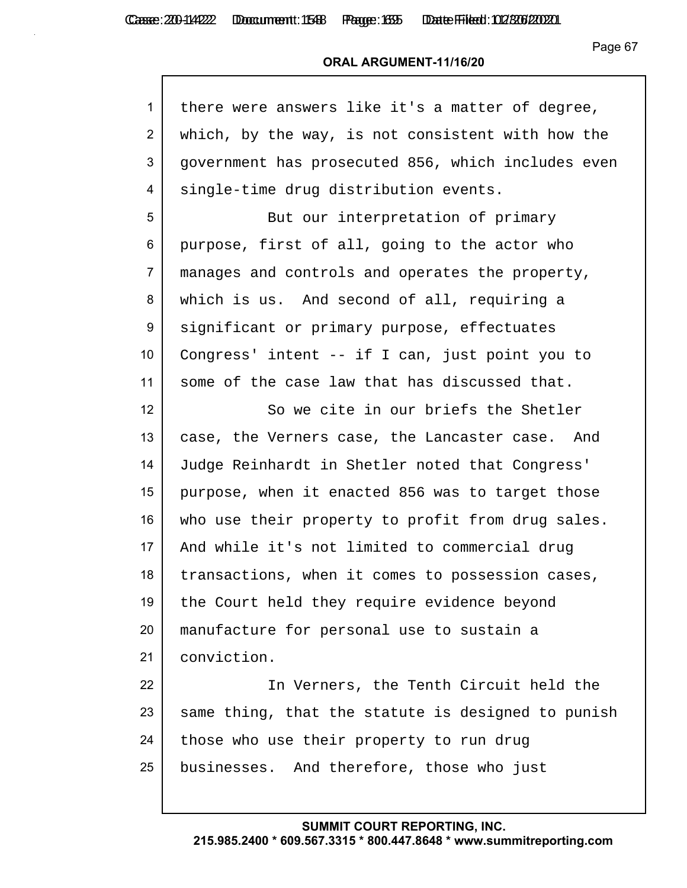there were answers like it's a matter of degree, which, by the way, is not consistent with how the government has prosecuted 856, which includes even single-time drug distribution events.

But our interpretation of primary purpose, first of all, going to the actor who manages and controls and operates the property, which is us. And second of all, requiring a significant or primary purpose, effectuates Congress' intent -- if I can, just point you to some of the case law that has discussed that.

So we cite in our briefs the Shetler case, the Verners case, the Lancaster case. And Judge Reinhardt in Shetler noted that Congress' purpose, when it enacted 856 was to target those who use their property to profit from drug sales. And while it's not limited to commercial drug transactions, when it comes to possession cases, the Court held they require evidence beyond manufacture for personal use to sustain a conviction.

In Verners, the Tenth Circuit held the same thing, that the statute is designed to punish those who use their property to run drug businesses. And therefore, those who just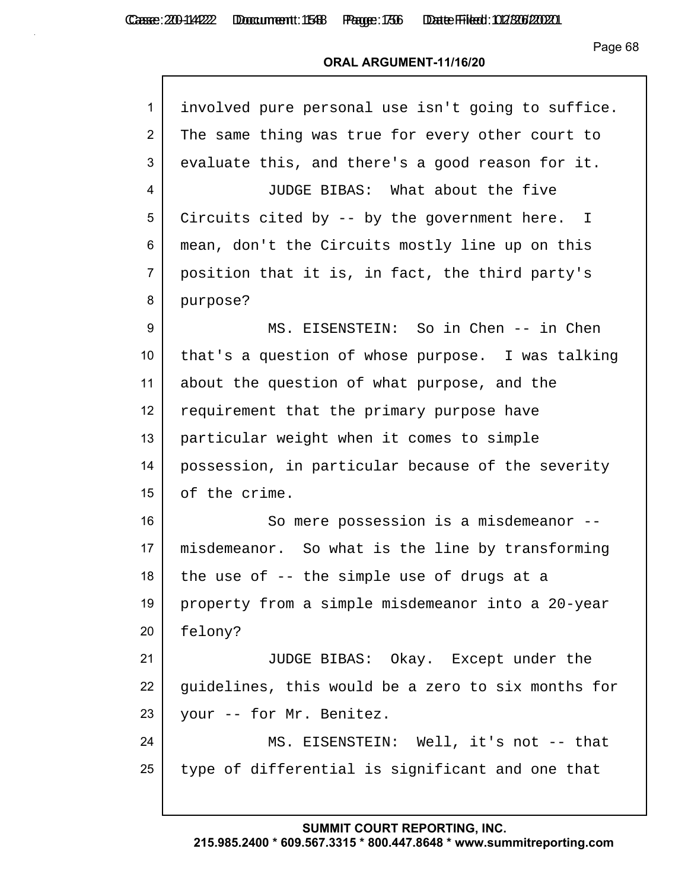involved pure personal use isn't going to suffice. The same thing was true for every other court to evaluate this, and there's a good reason for it.

JUDGE BIBAS: What about the five Circuits cited by -- by the government here. I mean, don't the Circuits mostly line up on this position that it is, in fact, the third party's purpose?

MS. EISENSTEIN: So in Chen -- in Chen that's a question of whose purpose. I was talking about the question of what purpose, and the requirement that the primary purpose have particular weight when it comes to simple possession, in particular because of the severity of the crime.

So mere possession is a misdemeanor -- misdemeanor. So what is the line by transforming the use of -- the simple use of drugs at a property from a simple misdemeanor into a 20-year felony?

JUDGE BIBAS: Okay. Except under the guidelines, this would be a zero to six months for your -- for Mr. Benitez.

MS. EISENSTEIN: Well, it's not -- that type of differential is significant and one that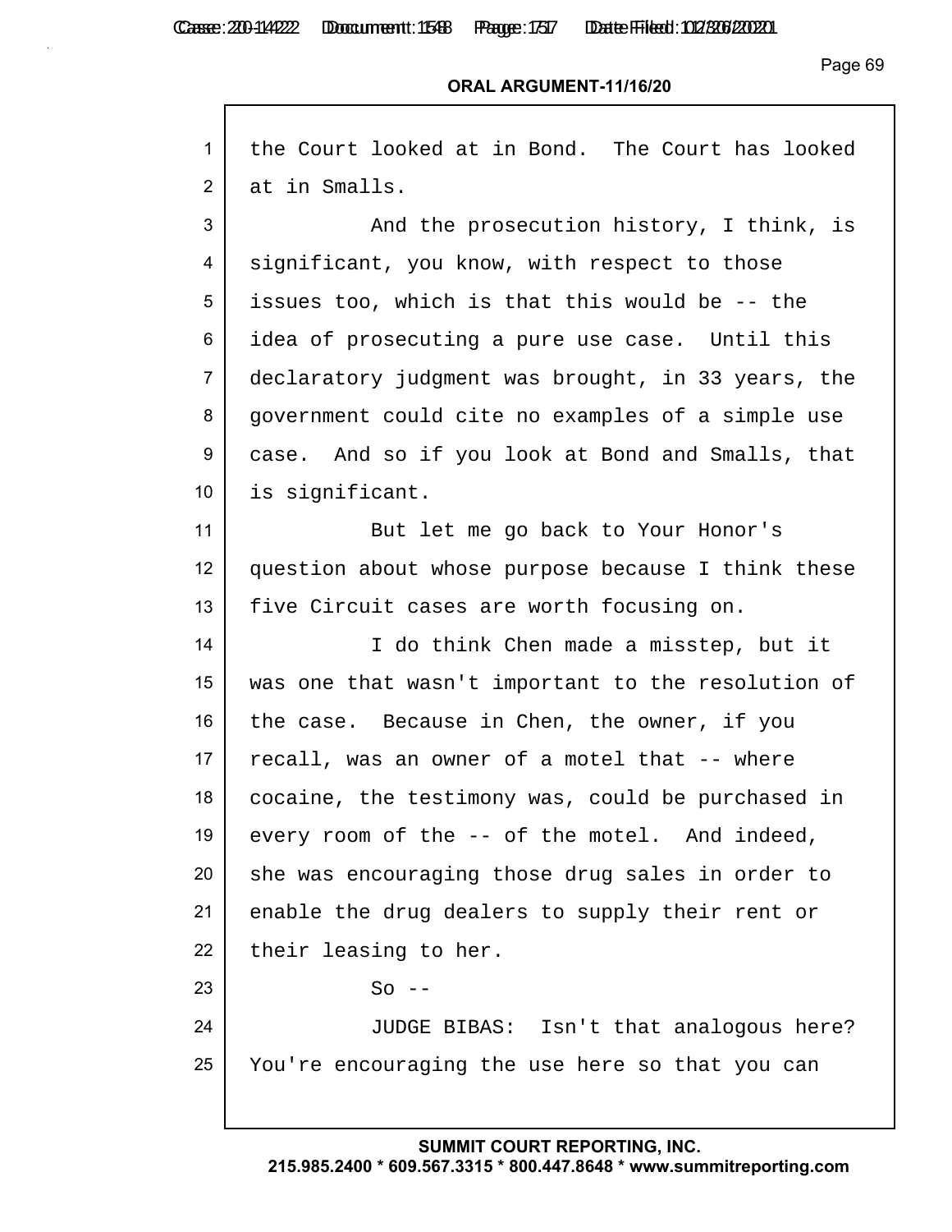the Court looked at in Bond. The Court has looked at in Smalls.

And the prosecution history, I think, is significant, you know, with respect to those issues too, which is that this would be -- the idea of prosecuting a pure use case. Until this declaratory judgment was brought, in 33 years, the government could cite no examples of a simple use case. And so if you look at Bond and Smalls, that is significant.

But let me go back to Your Honor's question about whose purpose because I think these five Circuit cases are worth focusing on.

I do think Chen made a misstep, but it was one that wasn't important to the resolution of the case. Because in Chen, the owner, if you recall, was an owner of a motel that -- where cocaine, the testimony was, could be purchased in every room of the -- of the motel. And indeed, she was encouraging those drug sales in order to enable the drug dealers to supply their rent or their leasing to her.

So --

JUDGE BIBAS: Isn't that analogous here? You're encouraging the use here so that you can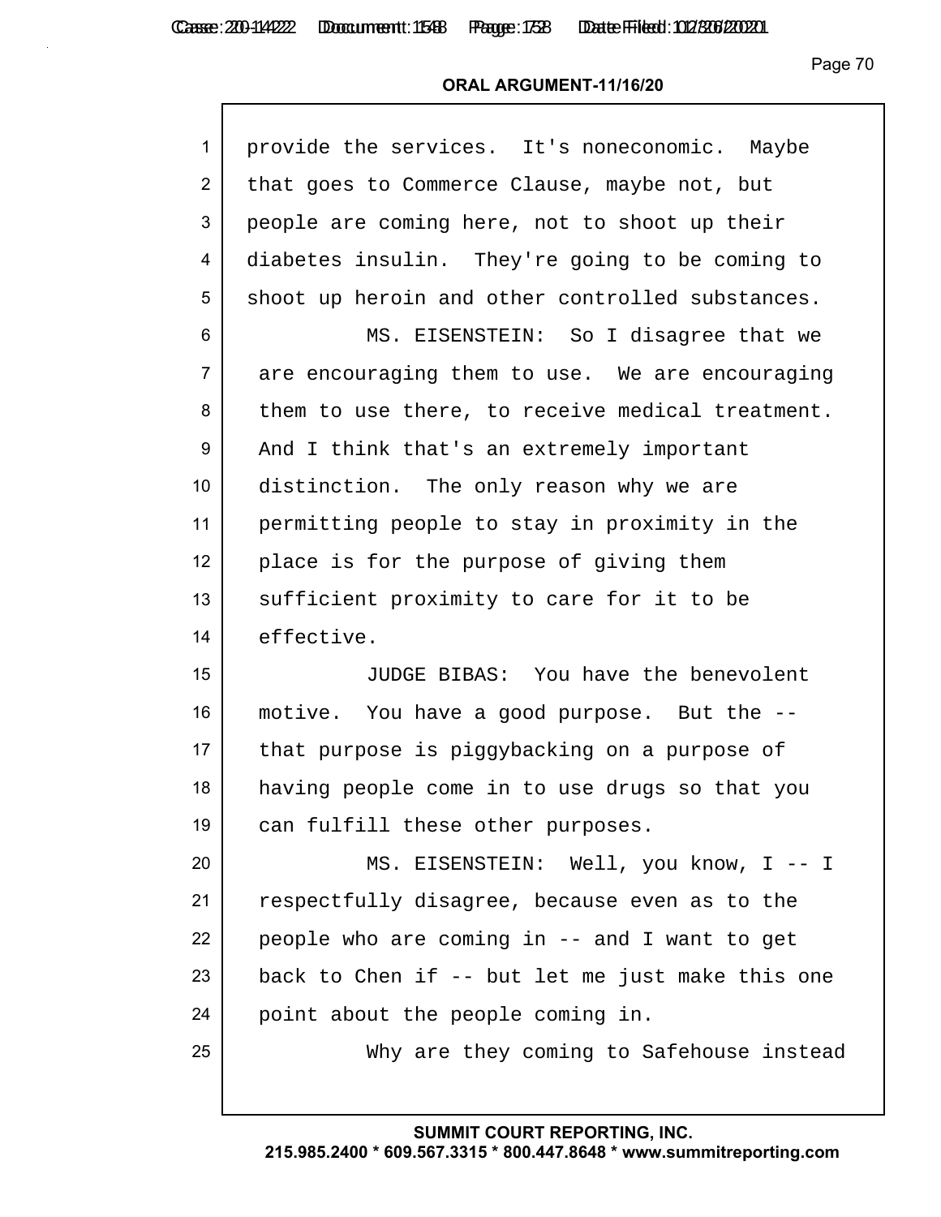provide the services. It's noneconomic. Maybe that goes to Commerce Clause, maybe not, but people are coming here, not to shoot up their diabetes insulin. They're going to be coming to shoot up heroin and other controlled substances.

MS. EISENSTEIN: So I disagree that we are encouraging them to use. We are encouraging them to use there, to receive medical treatment. And I think that's an extremely important distinction. The only reason why we are permitting people to stay in proximity in the place is for the purpose of giving them sufficient proximity to care for it to be effective.

JUDGE BIBAS: You have the benevolent motive. You have a good purpose. But the -- that purpose is piggybacking on a purpose of having people come in to use drugs so that you can fulfill these other purposes.

MS. EISENSTEIN: Well, you know, I -- I respectfully disagree, because even as to the people who are coming in -- and I want to get back to Chen if -- but let me just make this one point about the people coming in.

Why are they coming to Safehouse instead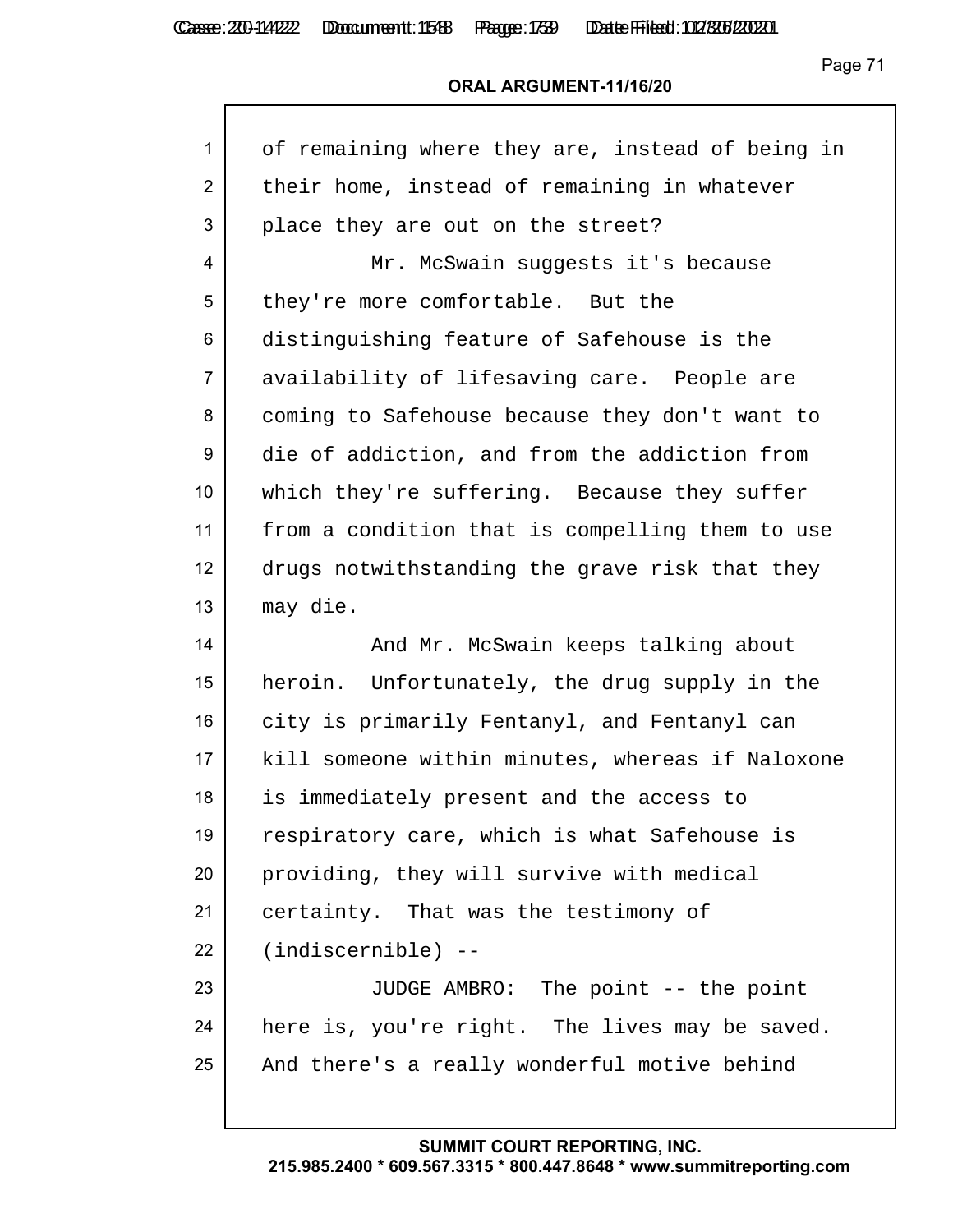of remaining where they are, instead of being in their home, instead of remaining in whatever place they are out on the street?

Mr. McSwain suggests it's because they're more comfortable. But the distinguishing feature of Safehouse is the availability of lifesaving care. People are coming to Safehouse because they don't want to die of addiction, and from the addiction from which they're suffering. Because they suffer from a condition that is compelling them to use drugs notwithstanding the grave risk that they may die.

And Mr. McSwain keeps talking about heroin. Unfortunately, the drug supply in the city is primarily Fentanyl, and Fentanyl can kill someone within minutes, whereas if Naloxone is immediately present and the access to respiratory care, which is what Safehouse is providing, they will survive with medical certainty. That was the testimony of (indiscernible) --

JUDGE AMBRO: The point -- the point here is, you're right. The lives may be saved. And there's a really wonderful motive behind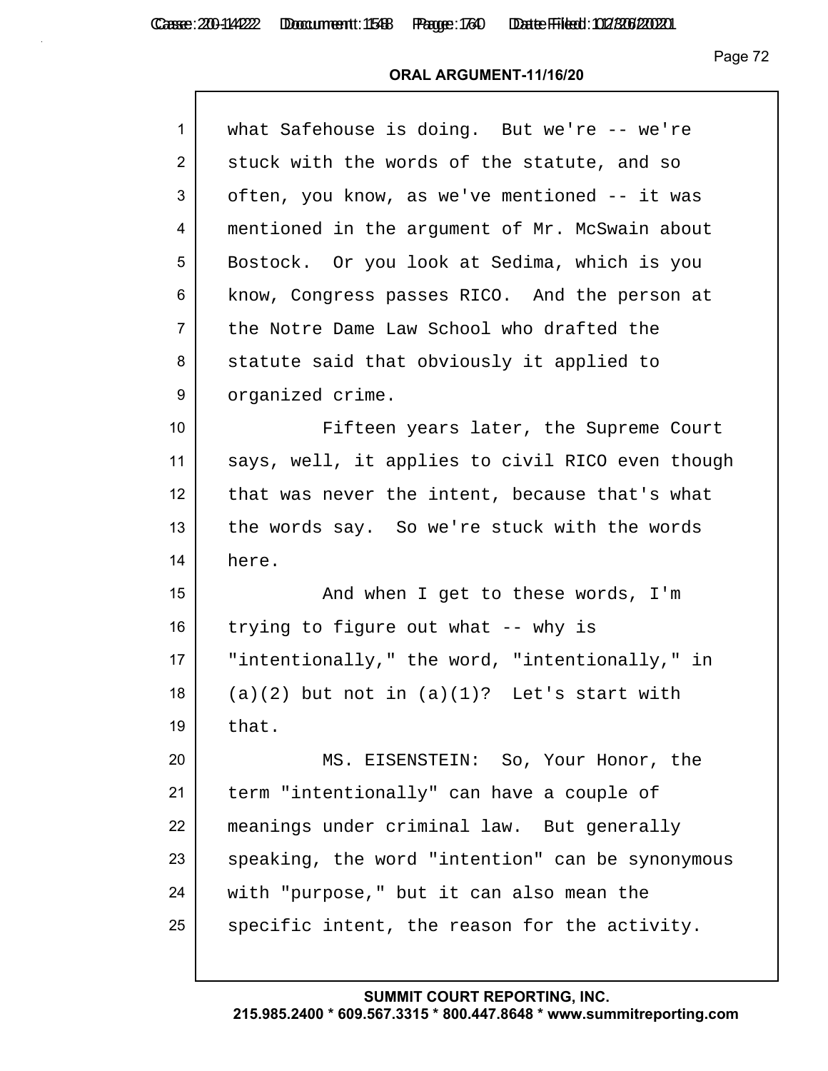what Safehouse is doing. But we're -- we're stuck with the words of the statute, and so often, you know, as we've mentioned -- it was mentioned in the argument of Mr. McSwain about Bostock. Or you look at Sedima, which is you know, Congress passes RICO. And the person at the Notre Dame Law School who drafted the statute said that obviously it applied to organized crime.

Fifteen years later, the Supreme Court says, well, it applies to civil RICO even though that was never the intent, because that's what the words say. So we're stuck with the words here.

And when I get to these words, I'm trying to figure out what -- why is "intentionally," the word, "intentionally," in (a)(2) but not in (a)(1)? Let's start with that.

MS. EISENSTEIN: So, Your Honor, the term "intentionally" can have a couple of meanings under criminal law. But generally speaking, the word "intention" can be synonymous with "purpose," but it can also mean the specific intent, the reason for the activity.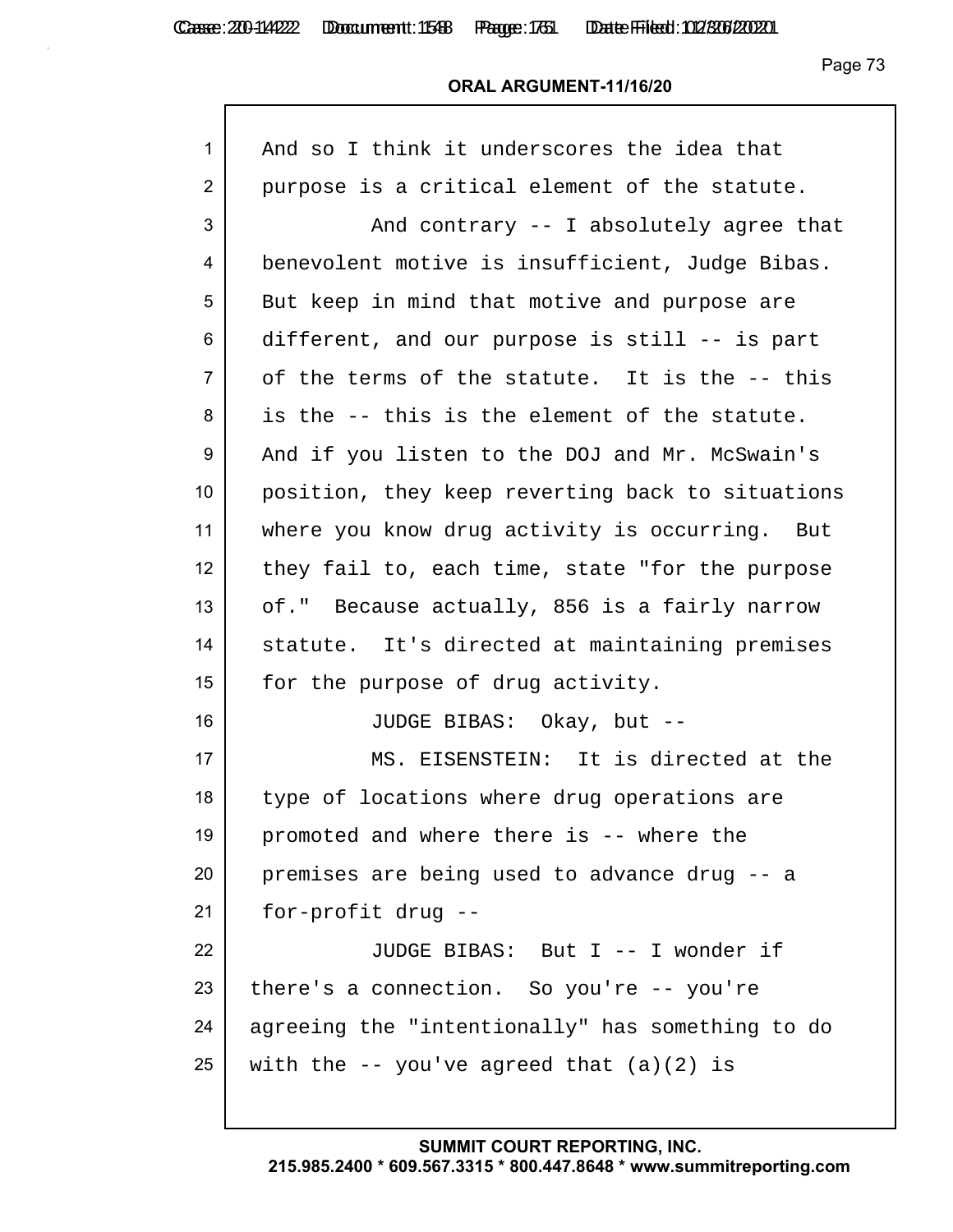And so I think it underscores the idea that purpose is a critical element of the statute.

And contrary -- I absolutely agree that benevolent motive is insufficient, Judge Bibas. But keep in mind that motive and purpose are different, and our purpose is still -- is part of the terms of the statute. It is the -- this is the -- this is the element of the statute. And if you listen to the DOJ and Mr. McSwain's position, they keep reverting back to situations where you know drug activity is occurring. But they fail to, each time, state "for the purpose of." Because actually, 856 is a fairly narrow statute. It's directed at maintaining premises for the purpose of drug activity.

JUDGE BIBAS: Okay, but --

MS. EISENSTEIN: It is directed at the type of locations where drug operations are promoted and where there is -- where the premises are being used to advance drug -- a for-profit drug --

JUDGE BIBAS: But I -- I wonder if there's a connection. So you're -- you're agreeing the "intentionally" has something to do with the -- you've agreed that (a)(2) is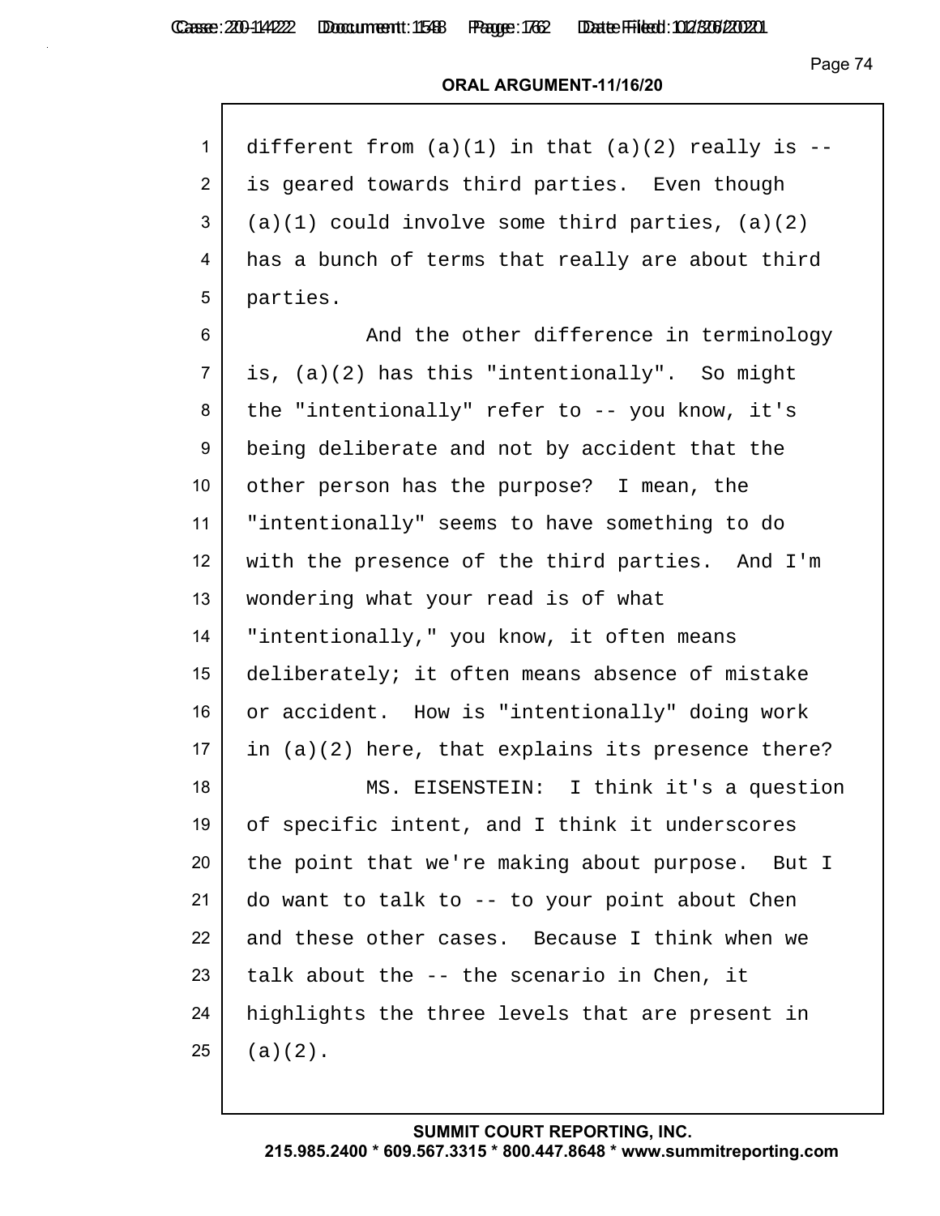different from (a)(1) in that (a)(2) really is -- is geared towards third parties. Even though (a)(1) could involve some third parties, (a)(2) has a bunch of terms that really are about third parties.

And the other difference in terminology is, (a)(2) has this "intentionally". So might the "intentionally" refer to -- you know, it's being deliberate and not by accident that the other person has the purpose? I mean, the "intentionally" seems to have something to do with the presence of the third parties. And I'm wondering what your read is of what "intentionally," you know, it often means deliberately; it often means absence of mistake or accident. How is "intentionally" doing work in (a)(2) here, that explains its presence there?

MS. EISENSTEIN: I think it's a question of specific intent, and I think it underscores the point that we're making about purpose. But I do want to talk to -- to your point about Chen and these other cases. Because I think when we talk about the -- the scenario in Chen, it highlights the three levels that are present in (a)(2).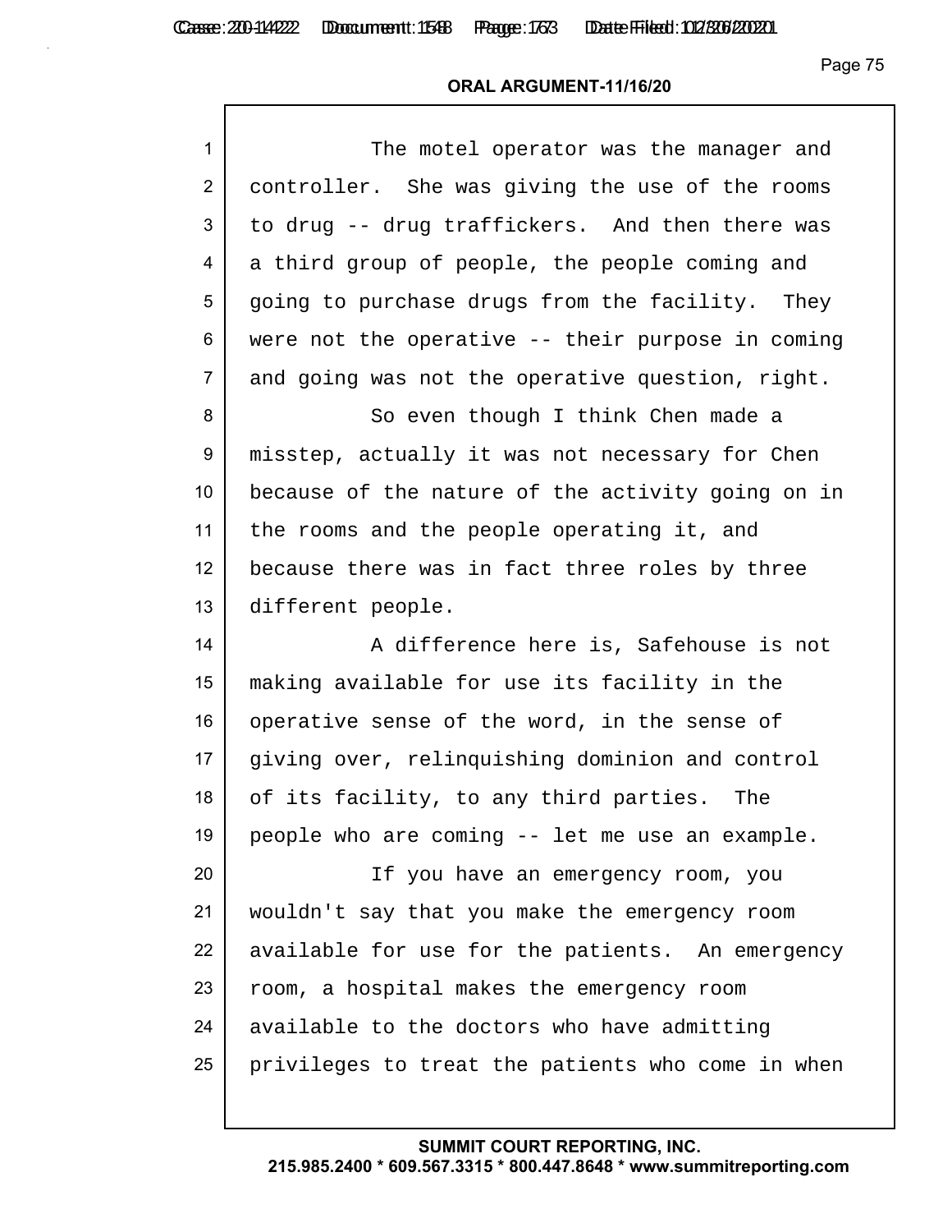**ORAL ARGUMENT-11/16/20**

1 The motel operator was the manager and
2 controller. She was giving the use of the rooms
3 to drug -- drug traffickers. And then there was
4 a third group of people, the people coming and
5 going to purchase drugs from the facility. They
6 were not the operative -- their purpose in coming
7 and going was not the operative question, right.
8 So even though I think Chen made a
9 misstep, actually it was not necessary for Chen
10 because of the nature of the activity going on in
11 the rooms and the people operating it, and
12 because there was in fact three roles by three
13 different people.
14 A difference here is, Safehouse is not
15 making available for use its facility in the
16 operative sense of the word, in the sense of
17 giving over, relinquishing dominion and control
18 of its facility, to any third parties. The
19 people who are coming -- let me use an example.
20 If you have an emergency room, you
21 wouldn't say that you make the emergency room
22 available for use for the patients. An emergency
23 room, a hospital makes the emergency room
24 available to the doctors who have admitting
25 privileges to treat the patients who come in when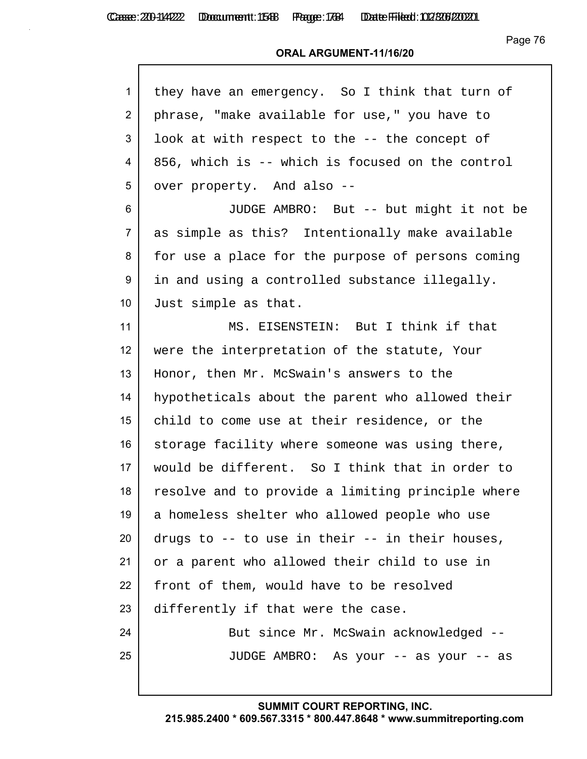they have an emergency. So I think that turn of phrase, "make available for use," you have to look at with respect to the -- the concept of 856, which is -- which is focused on the control over property. And also --

JUDGE AMBRO: But -- but might it not be as simple as this? Intentionally make available for use a place for the purpose of persons coming in and using a controlled substance illegally. Just simple as that.

MS. EISENSTEIN: But I think if that were the interpretation of the statute, Your Honor, then Mr. McSwain's answers to the hypotheticals about the parent who allowed their child to come use at their residence, or the storage facility where someone was using there, would be different. So I think that in order to resolve and to provide a limiting principle where a homeless shelter who allowed people who use drugs to -- to use in their -- in their houses, or a parent who allowed their child to use in front of them, would have to be resolved differently if that were the case.

But since Mr. McSwain acknowledged --

JUDGE AMBRO: As your -- as your -- as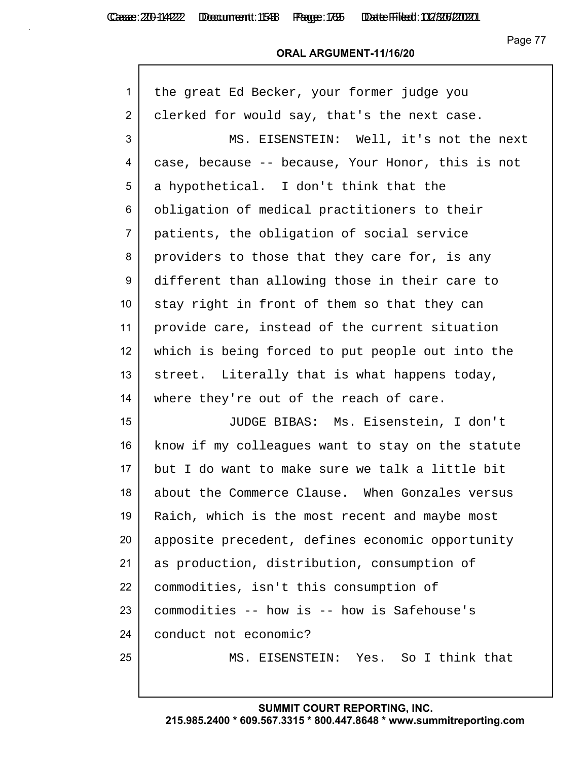the great Ed Becker, your former judge you clerked for would say, that's the next case.

MS. EISENSTEIN: Well, it's not the next case, because -- because, Your Honor, this is not a hypothetical. I don't think that the obligation of medical practitioners to their patients, the obligation of social service providers to those that they care for, is any different than allowing those in their care to stay right in front of them so that they can provide care, instead of the current situation which is being forced to put people out into the street. Literally that is what happens today, where they're out of the reach of care.

JUDGE BIBAS: Ms. Eisenstein, I don't know if my colleagues want to stay on the statute but I do want to make sure we talk a little bit about the Commerce Clause. When Gonzales versus Raich, which is the most recent and maybe most apposite precedent, defines economic opportunity as production, distribution, consumption of commodities, isn't this consumption of commodities -- how is -- how is Safehouse's conduct not economic?

MS. EISENSTEIN: Yes. So I think that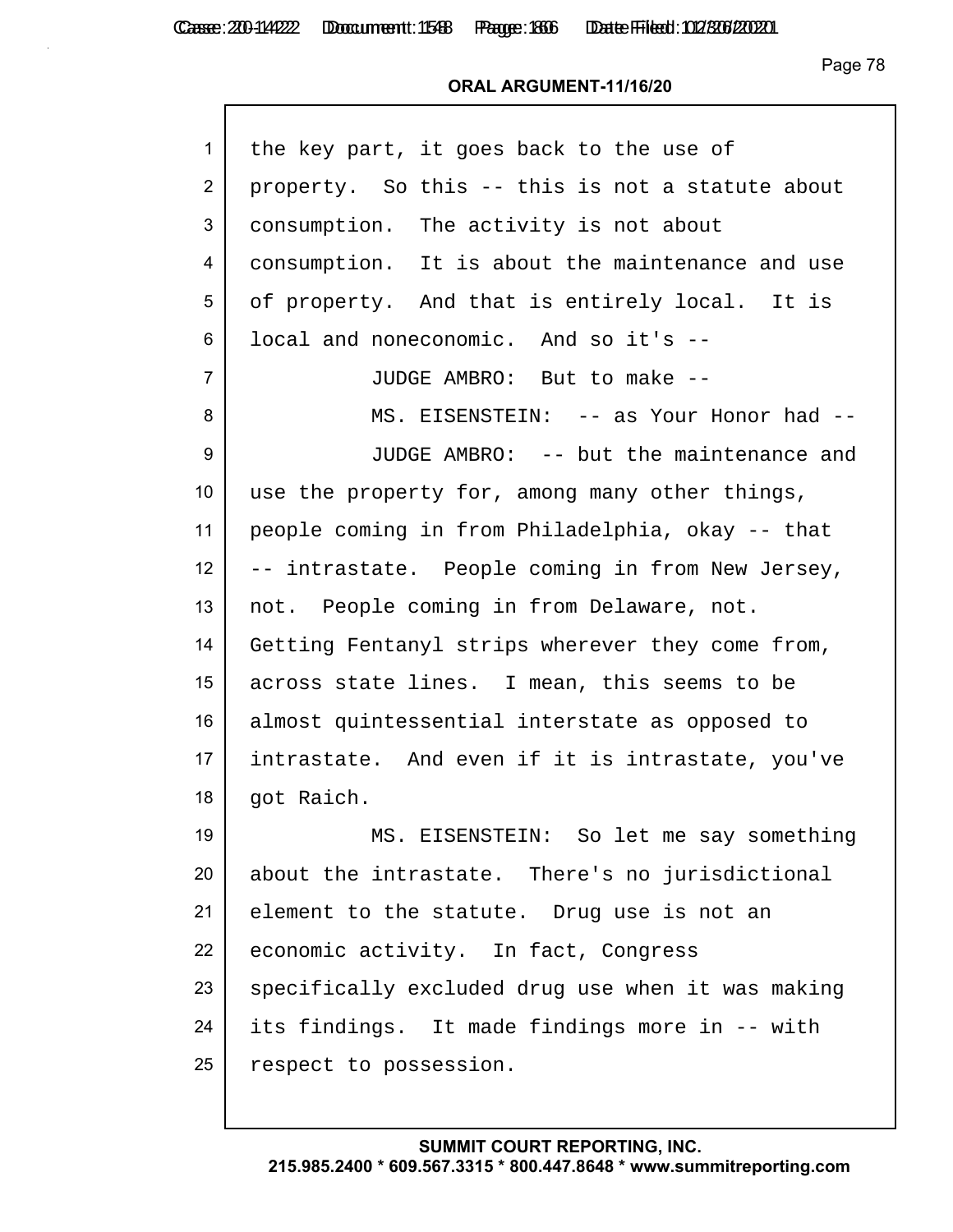the key part, it goes back to the use of property. So this -- this is not a statute about consumption. The activity is not about consumption. It is about the maintenance and use of property. And that is entirely local. It is local and noneconomic. And so it's --

JUDGE AMBRO: But to make --

MS. EISENSTEIN: -- as Your Honor had --

JUDGE AMBRO: -- but the maintenance and use the property for, among many other things, people coming in from Philadelphia, okay -- that -- intrastate. People coming in from New Jersey, not. People coming in from Delaware, not. Getting Fentanyl strips wherever they come from, across state lines. I mean, this seems to be almost quintessential interstate as opposed to intrastate. And even if it is intrastate, you've got Raich.

MS. EISENSTEIN: So let me say something about the intrastate. There's no jurisdictional element to the statute. Drug use is not an economic activity. In fact, Congress specifically excluded drug use when it was making its findings. It made findings more in -- with respect to possession.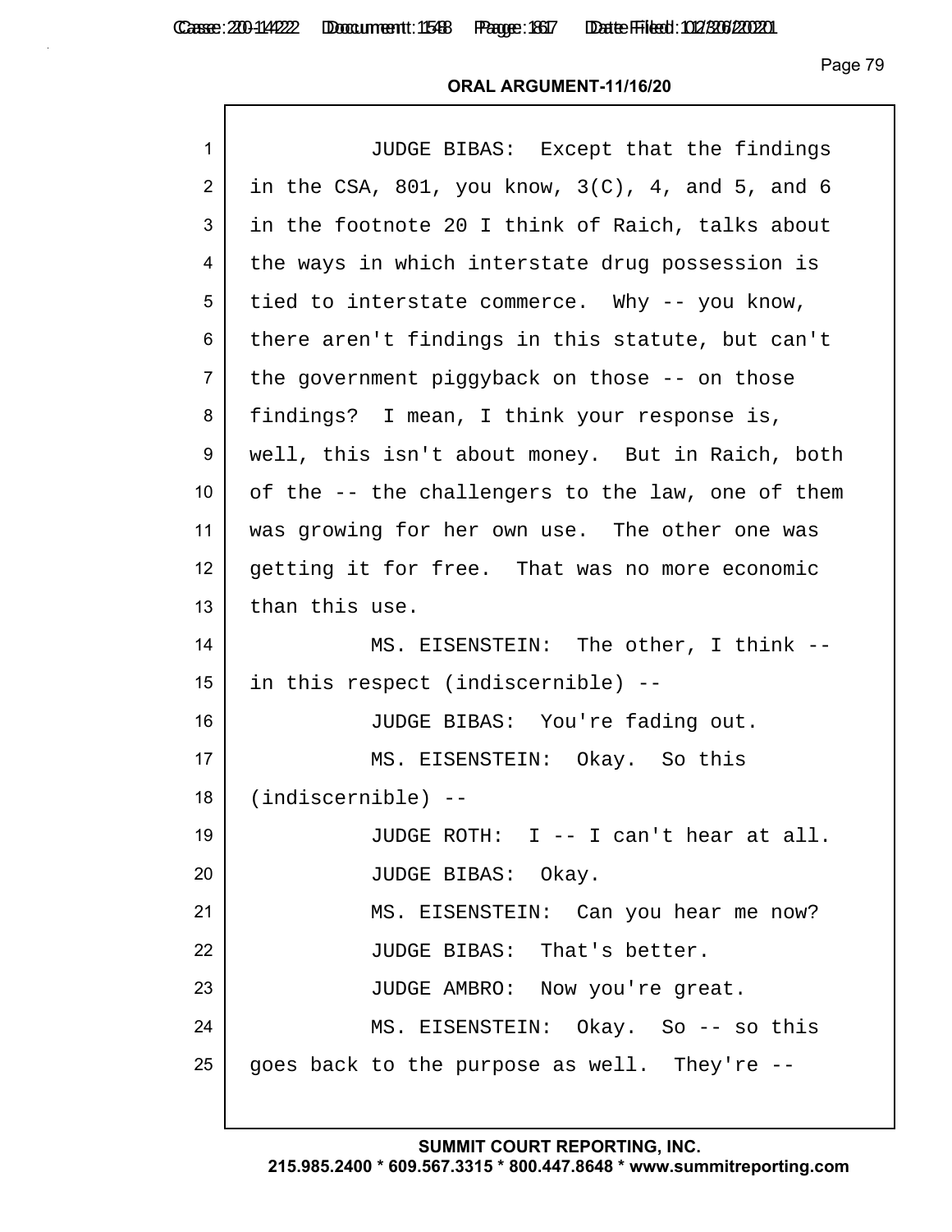JUDGE BIBAS: Except that the findings in the CSA, 801, you know, 3(C), 4, and 5, and 6 in the footnote 20 I think of Raich, talks about the ways in which interstate drug possession is tied to interstate commerce. Why -- you know, there aren't findings in this statute, but can't the government piggyback on those -- on those findings? I mean, I think your response is, well, this isn't about money. But in Raich, both of the -- the challengers to the law, one of them was growing for her own use. The other one was getting it for free. That was no more economic than this use.

MS. EISENSTEIN: The other, I think -- in this respect (indiscernible) --

JUDGE BIBAS: You're fading out.

MS. EISENSTEIN: Okay. So this (indiscernible) --

JUDGE ROTH: I -- I can't hear at all.

JUDGE BIBAS: Okay.

MS. EISENSTEIN: Can you hear me now?

JUDGE BIBAS: That's better.

JUDGE AMBRO: Now you're great.

MS. EISENSTEIN: Okay. So -- so this goes back to the purpose as well. They're --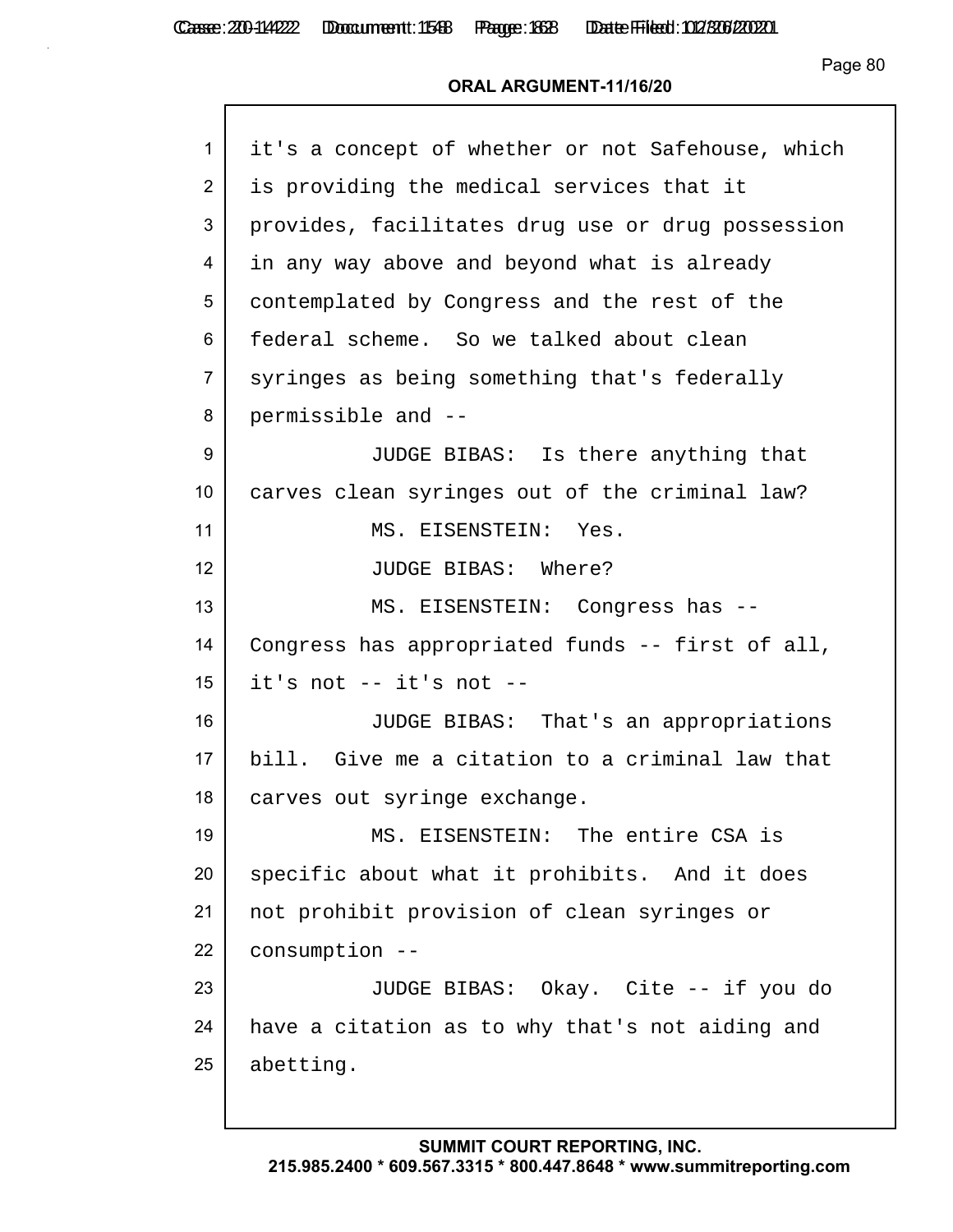it's a concept of whether or not Safehouse, which is providing the medical services that it provides, facilitates drug use or drug possession in any way above and beyond what is already contemplated by Congress and the rest of the federal scheme. So we talked about clean syringes as being something that's federally permissible and --

JUDGE BIBAS: Is there anything that carves clean syringes out of the criminal law?

MS. EISENSTEIN: Yes.

JUDGE BIBAS: Where?

MS. EISENSTEIN: Congress has -- Congress has appropriated funds -- first of all, it's not -- it's not --

JUDGE BIBAS: That's an appropriations bill. Give me a citation to a criminal law that carves out syringe exchange.

MS. EISENSTEIN: The entire CSA is specific about what it prohibits. And it does not prohibit provision of clean syringes or consumption --

JUDGE BIBAS: Okay. Cite -- if you do have a citation as to why that's not aiding and abetting.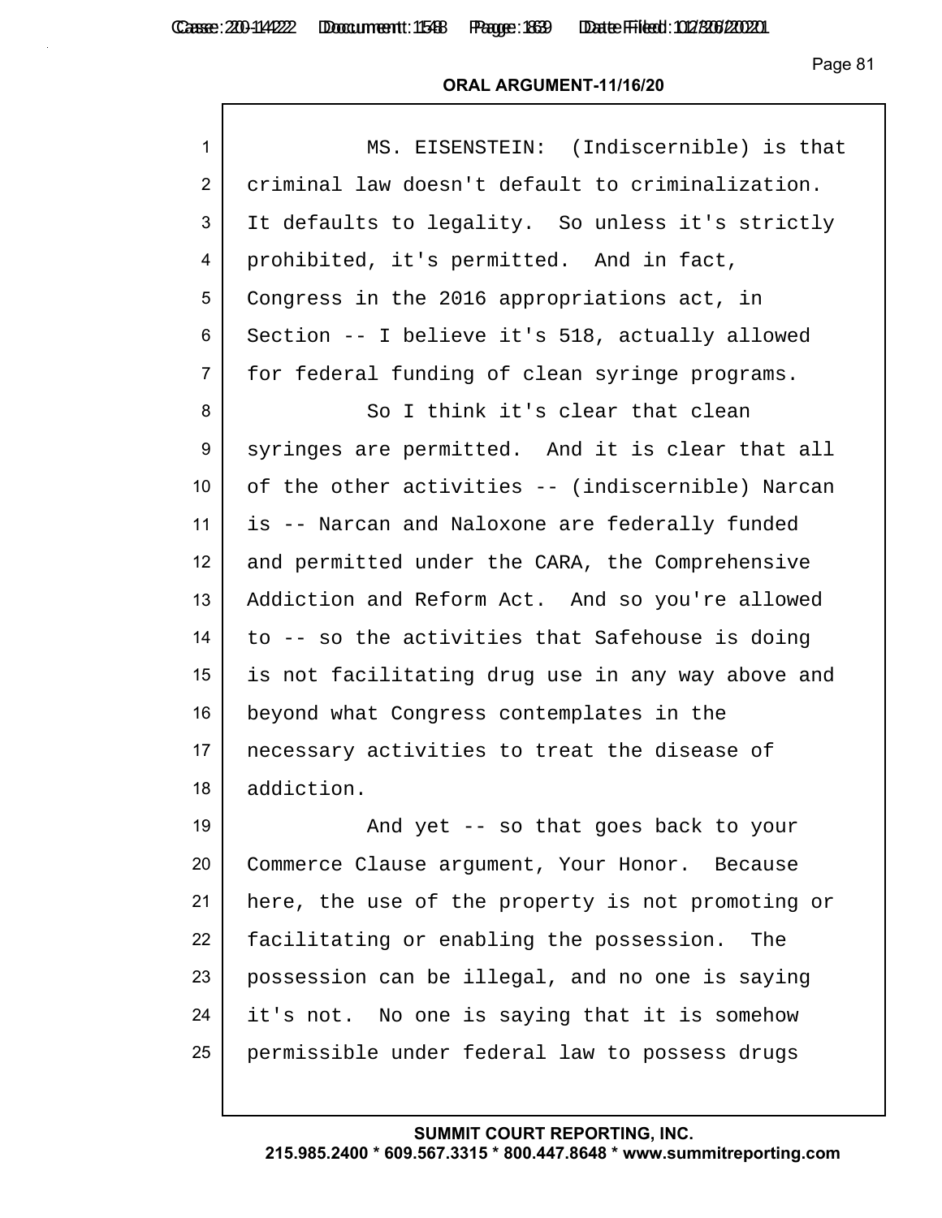MS. EISENSTEIN: (Indiscernible) is that criminal law doesn't default to criminalization. It defaults to legality. So unless it's strictly prohibited, it's permitted. And in fact, Congress in the 2016 appropriations act, in Section -- I believe it's 518, actually allowed for federal funding of clean syringe programs.

So I think it's clear that clean syringes are permitted. And it is clear that all of the other activities -- (indiscernible) Narcan is -- Narcan and Naloxone are federally funded and permitted under the CARA, the Comprehensive Addiction and Reform Act. And so you're allowed to -- so the activities that Safehouse is doing is not facilitating drug use in any way above and beyond what Congress contemplates in the necessary activities to treat the disease of addiction.

And yet -- so that goes back to your Commerce Clause argument, Your Honor. Because here, the use of the property is not promoting or facilitating or enabling the possession. The possession can be illegal, and no one is saying it's not. No one is saying that it is somehow permissible under federal law to possess drugs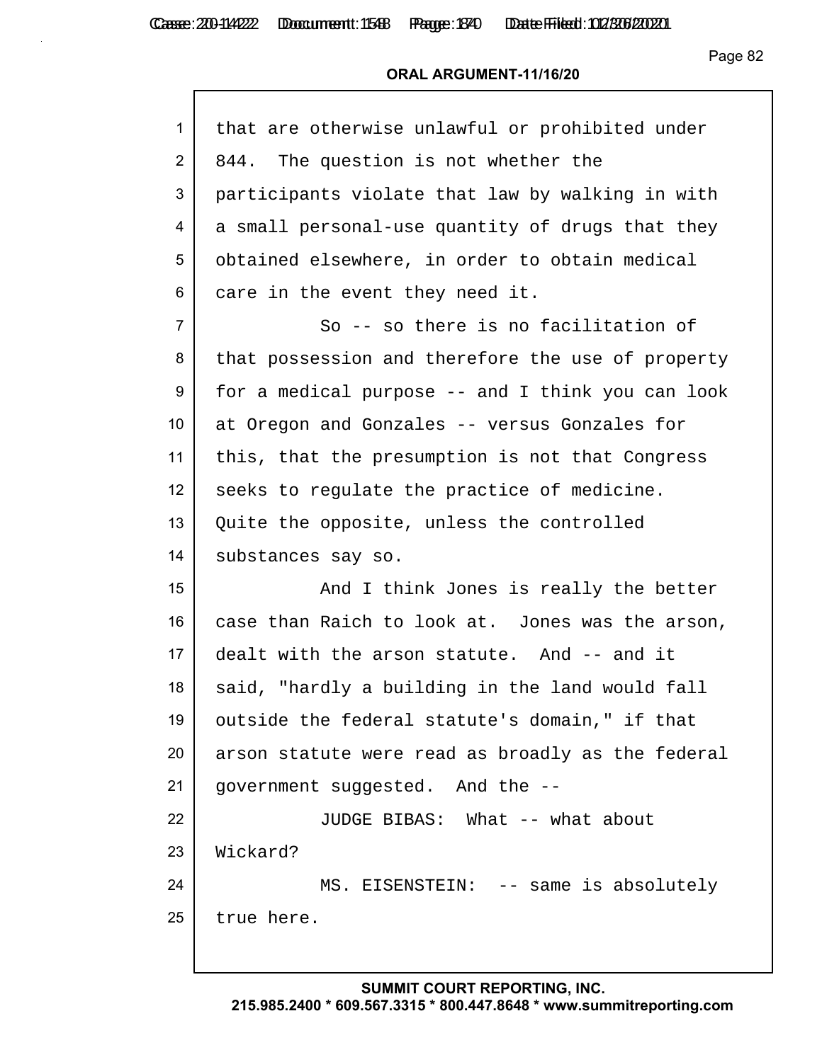that are otherwise unlawful or prohibited under 844. The question is not whether the participants violate that law by walking in with a small personal-use quantity of drugs that they obtained elsewhere, in order to obtain medical care in the event they need it.

So -- so there is no facilitation of that possession and therefore the use of property for a medical purpose -- and I think you can look at Oregon and Gonzales -- versus Gonzales for this, that the presumption is not that Congress seeks to regulate the practice of medicine. Quite the opposite, unless the controlled substances say so.

And I think Jones is really the better case than Raich to look at. Jones was the arson, dealt with the arson statute. And -- and it said, "hardly a building in the land would fall outside the federal statute's domain," if that arson statute were read as broadly as the federal government suggested. And the --

JUDGE BIBAS: What -- what about Wickard?

MS. EISENSTEIN: -- same is absolutely true here.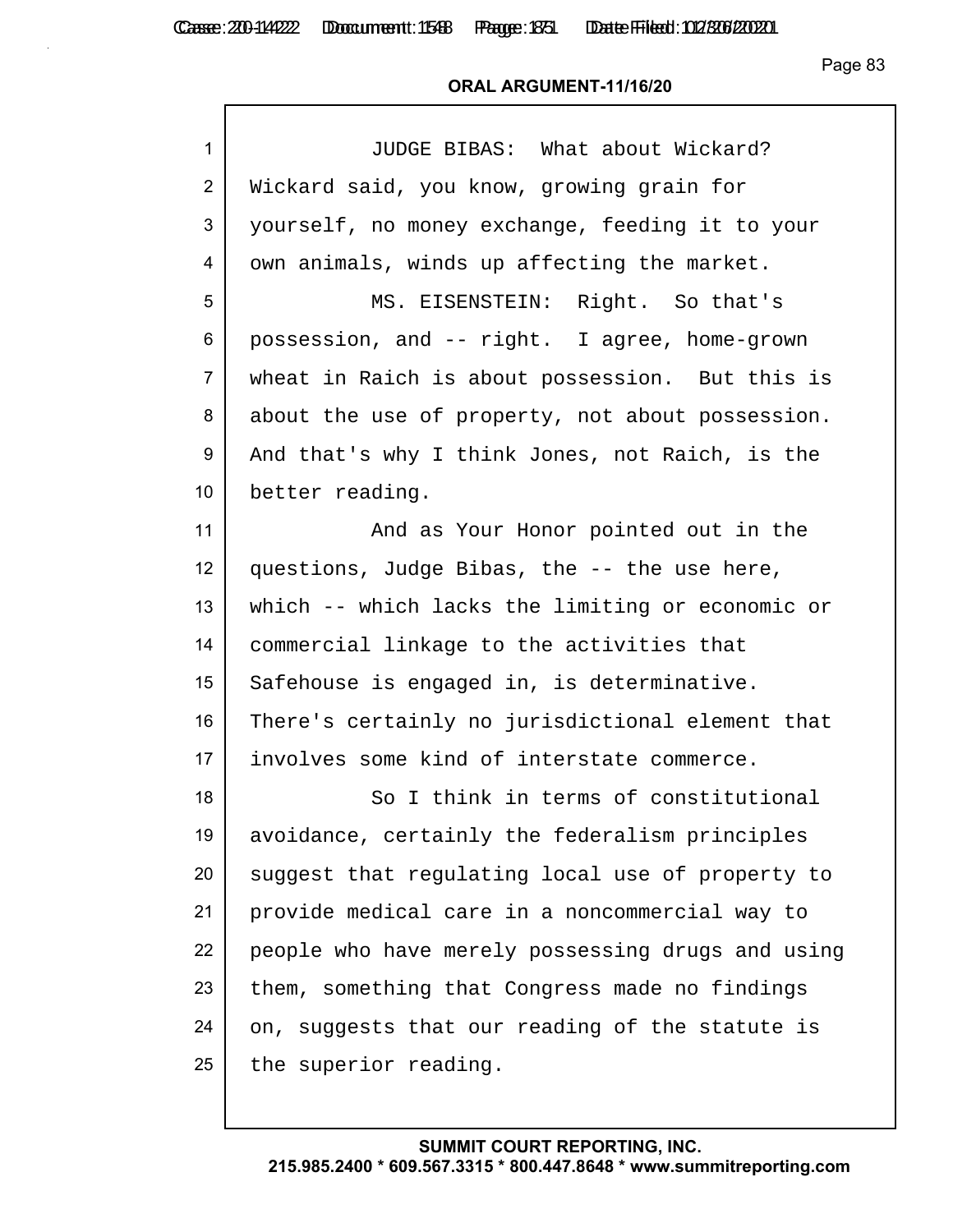JUDGE BIBAS: What about Wickard? Wickard said, you know, growing grain for yourself, no money exchange, feeding it to your own animals, winds up affecting the market.

MS. EISENSTEIN: Right. So that's possession, and -- right. I agree, home-grown wheat in Raich is about possession. But this is about the use of property, not about possession. And that's why I think Jones, not Raich, is the better reading.

And as Your Honor pointed out in the questions, Judge Bibas, the -- the use here, which -- which lacks the limiting or economic or commercial linkage to the activities that Safehouse is engaged in, is determinative. There's certainly no jurisdictional element that involves some kind of interstate commerce.

So I think in terms of constitutional avoidance, certainly the federalism principles suggest that regulating local use of property to provide medical care in a noncommercial way to people who have merely possessing drugs and using them, something that Congress made no findings on, suggests that our reading of the statute is the superior reading.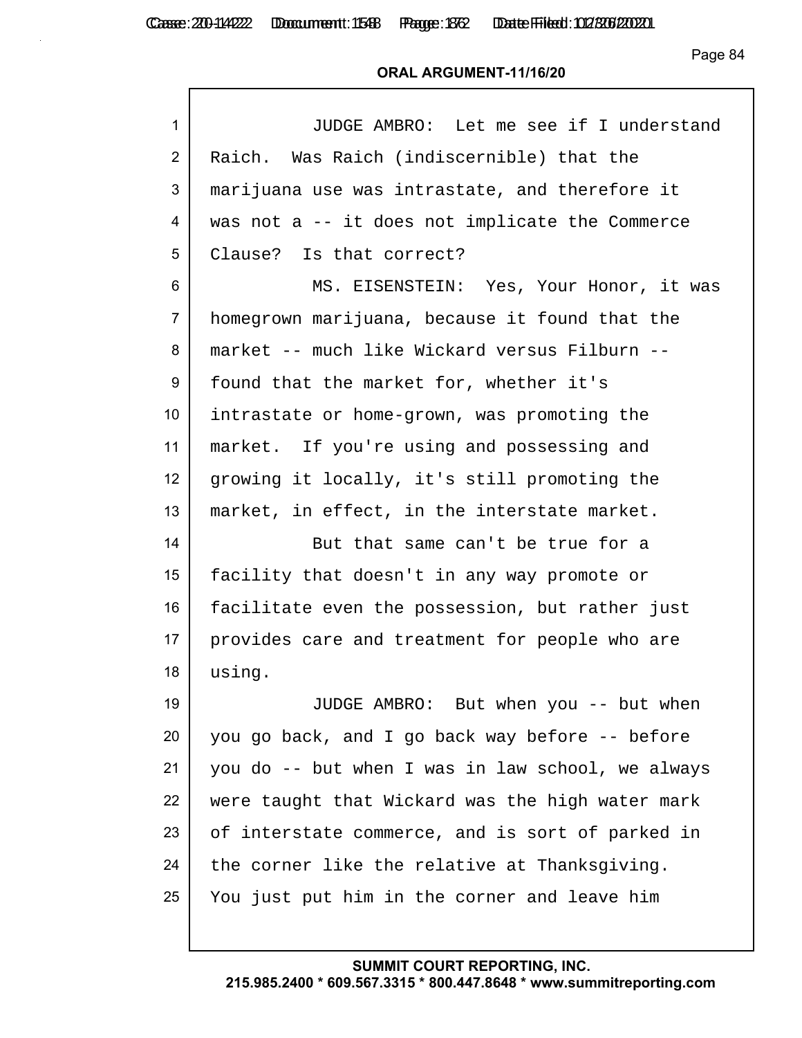JUDGE AMBRO: Let me see if I understand Raich. Was Raich (indiscernible) that the marijuana use was intrastate, and therefore it was not a -- it does not implicate the Commerce Clause? Is that correct?

MS. EISENSTEIN: Yes, Your Honor, it was homegrown marijuana, because it found that the market -- much like Wickard versus Filburn -- found that the market for, whether it's intrastate or home-grown, was promoting the market. If you're using and possessing and growing it locally, it's still promoting the market, in effect, in the interstate market.

But that same can't be true for a facility that doesn't in any way promote or facilitate even the possession, but rather just provides care and treatment for people who are using.

JUDGE AMBRO: But when you -- but when you go back, and I go back way before -- before you do -- but when I was in law school, we always were taught that Wickard was the high water mark of interstate commerce, and is sort of parked in the corner like the relative at Thanksgiving. You just put him in the corner and leave him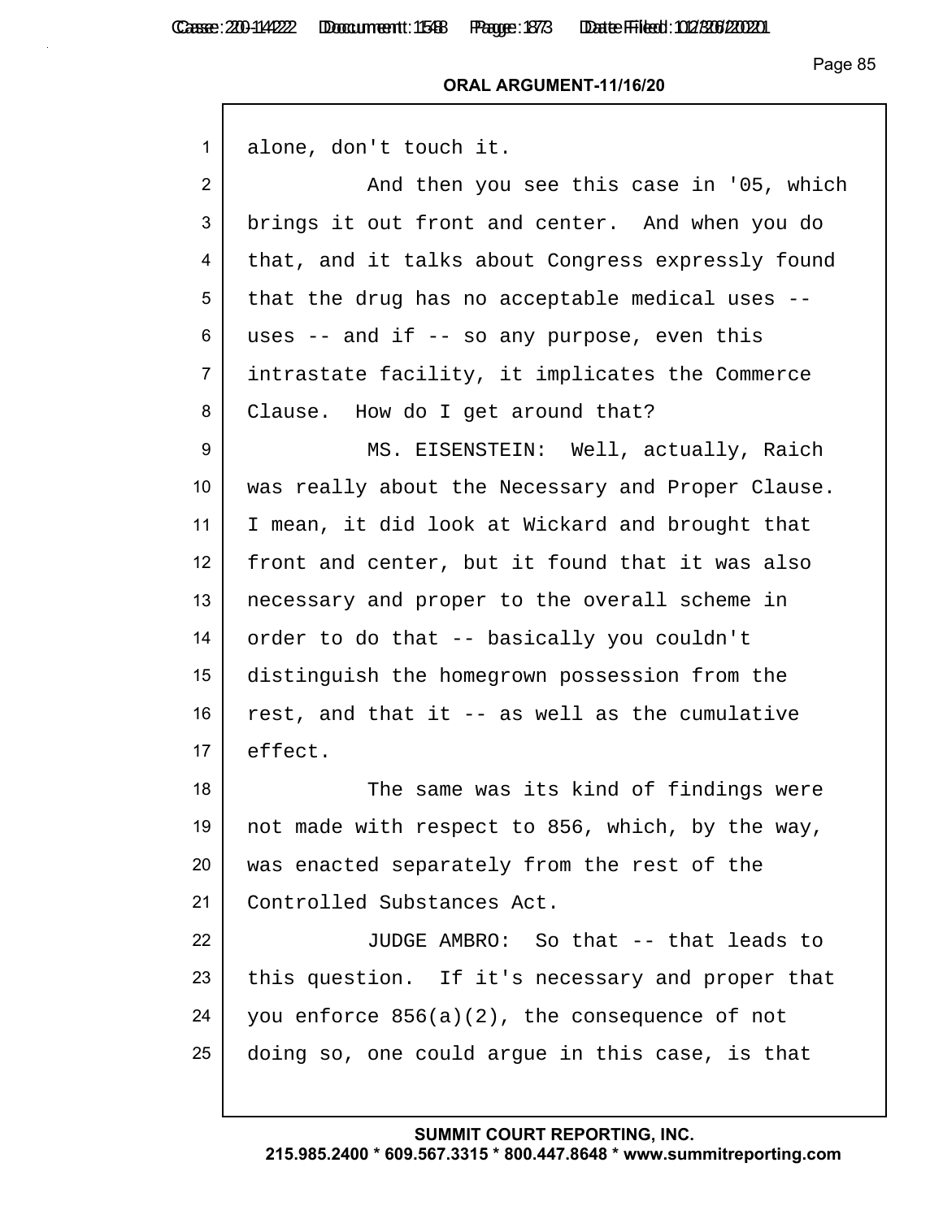alone, don't touch it.

And then you see this case in '05, which brings it out front and center. And when you do that, and it talks about Congress expressly found that the drug has no acceptable medical uses -- uses -- and if -- so any purpose, even this intrastate facility, it implicates the Commerce Clause. How do I get around that?

MS. EISENSTEIN: Well, actually, Raich was really about the Necessary and Proper Clause. I mean, it did look at Wickard and brought that front and center, but it found that it was also necessary and proper to the overall scheme in order to do that -- basically you couldn't distinguish the homegrown possession from the rest, and that it -- as well as the cumulative effect.

The same was its kind of findings were not made with respect to 856, which, by the way, was enacted separately from the rest of the Controlled Substances Act.

JUDGE AMBRO: So that -- that leads to this question. If it's necessary and proper that you enforce 856(a)(2), the consequence of not doing so, one could argue in this case, is that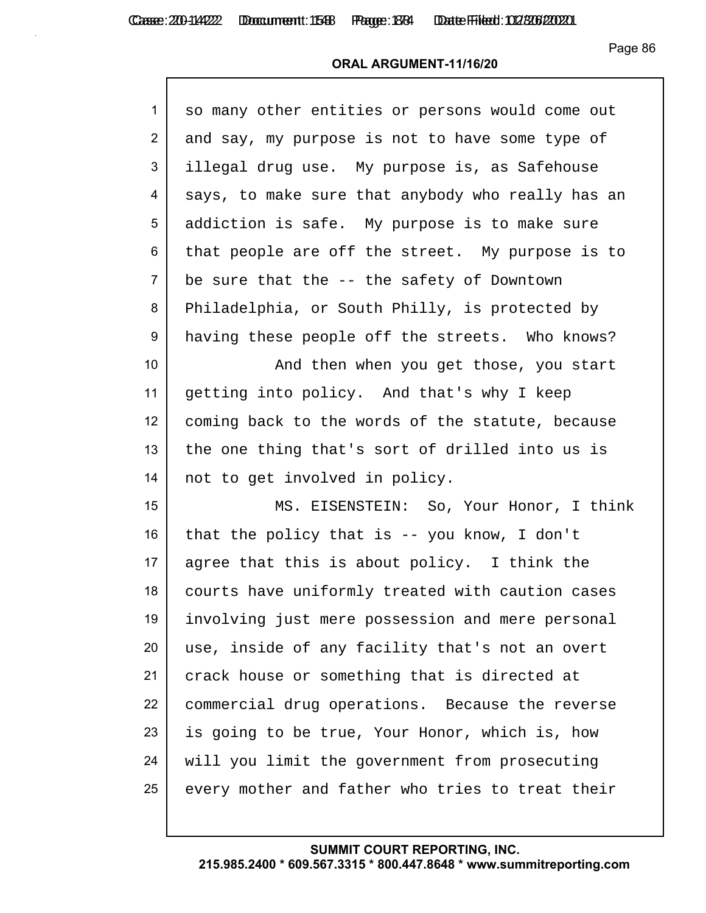so many other entities or persons would come out and say, my purpose is not to have some type of illegal drug use. My purpose is, as Safehouse says, to make sure that anybody who really has an addiction is safe. My purpose is to make sure that people are off the street. My purpose is to be sure that the -- the safety of Downtown Philadelphia, or South Philly, is protected by having these people off the streets. Who knows?

And then when you get those, you start getting into policy. And that's why I keep coming back to the words of the statute, because the one thing that's sort of drilled into us is not to get involved in policy.

MS. EISENSTEIN: So, Your Honor, I think that the policy that is -- you know, I don't agree that this is about policy. I think the courts have uniformly treated with caution cases involving just mere possession and mere personal use, inside of any facility that's not an overt crack house or something that is directed at commercial drug operations. Because the reverse is going to be true, Your Honor, which is, how will you limit the government from prosecuting every mother and father who tries to treat their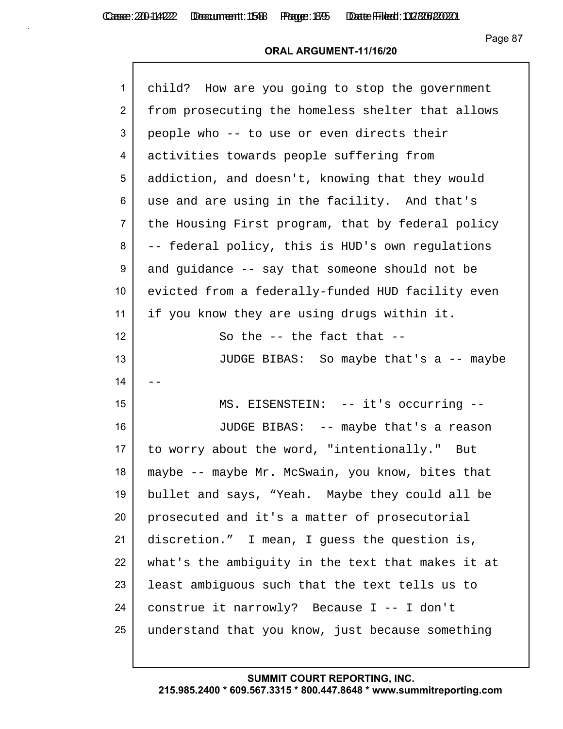child? How are you going to stop the government from prosecuting the homeless shelter that allows people who -- to use or even directs their activities towards people suffering from addiction, and doesn't, knowing that they would use and are using in the facility. And that's the Housing First program, that by federal policy -- federal policy, this is HUD's own regulations and guidance -- say that someone should not be evicted from a federally-funded HUD facility even if you know they are using drugs within it.

So the -- the fact that --

JUDGE BIBAS: So maybe that's a -- maybe --

MS. EISENSTEIN: -- it's occurring --

JUDGE BIBAS: -- maybe that's a reason to worry about the word, "intentionally." But maybe -- maybe Mr. McSwain, you know, bites that bullet and says, "Yeah. Maybe they could all be prosecuted and it's a matter of prosecutorial discretion." I mean, I guess the question is, what's the ambiguity in the text that makes it at least ambiguous such that the text tells us to construe it narrowly? Because I -- I don't understand that you know, just because something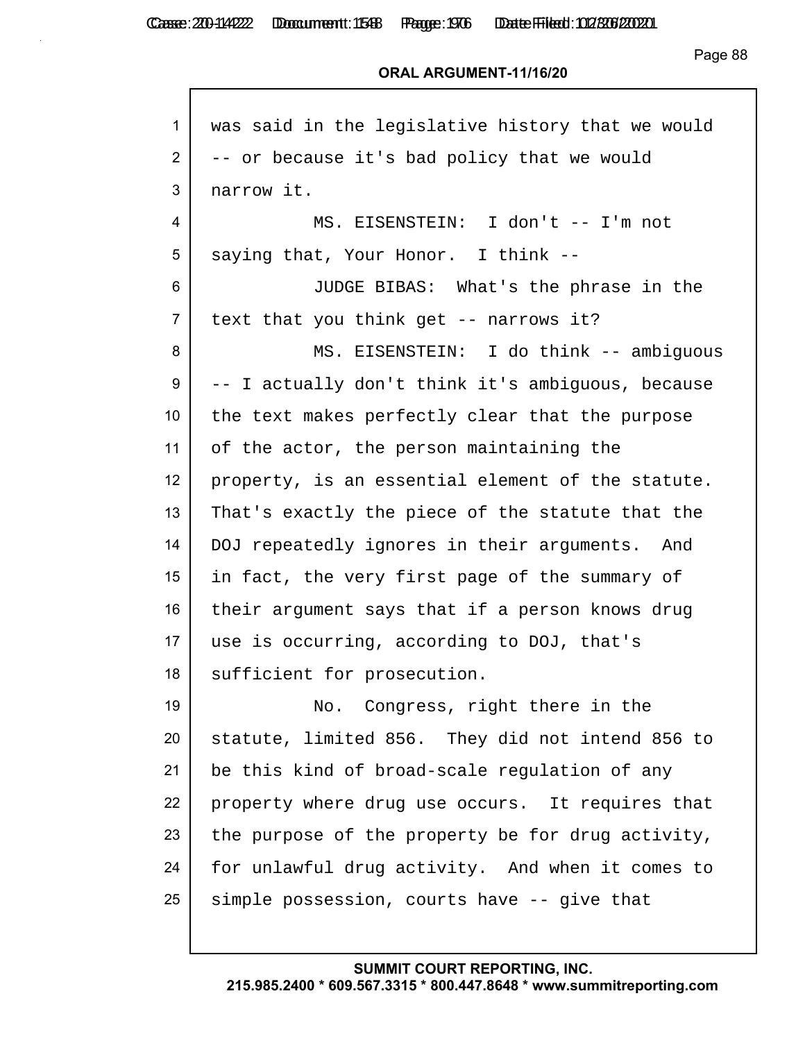was said in the legislative history that we would -- or because it's bad policy that we would narrow it.

MS. EISENSTEIN: I don't -- I'm not saying that, Your Honor. I think --

JUDGE BIBAS: What's the phrase in the text that you think get -- narrows it?

MS. EISENSTEIN: I do think -- ambiguous -- I actually don't think it's ambiguous, because the text makes perfectly clear that the purpose of the actor, the person maintaining the property, is an essential element of the statute. That's exactly the piece of the statute that the DOJ repeatedly ignores in their arguments. And in fact, the very first page of the summary of their argument says that if a person knows drug use is occurring, according to DOJ, that's sufficient for prosecution.

No. Congress, right there in the statute, limited 856. They did not intend 856 to be this kind of broad-scale regulation of any property where drug use occurs. It requires that the purpose of the property be for drug activity, for unlawful drug activity. And when it comes to simple possession, courts have -- give that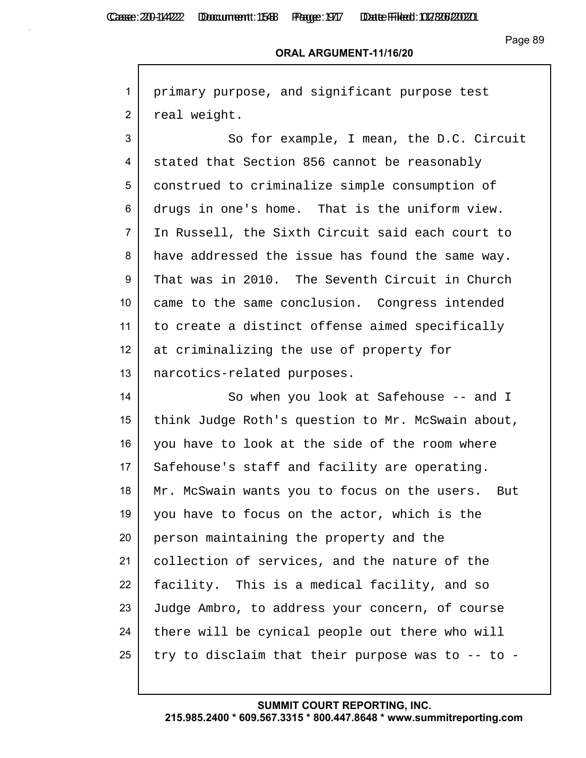primary purpose, and significant purpose test real weight.

So for example, I mean, the D.C. Circuit stated that Section 856 cannot be reasonably construed to criminalize simple consumption of drugs in one's home. That is the uniform view. In Russell, the Sixth Circuit said each court to have addressed the issue has found the same way. That was in 2010. The Seventh Circuit in Church came to the same conclusion. Congress intended to create a distinct offense aimed specifically at criminalizing the use of property for narcotics-related purposes.

So when you look at Safehouse -- and I think Judge Roth's question to Mr. McSwain about, you have to look at the side of the room where Safehouse's staff and facility are operating. Mr. McSwain wants you to focus on the users. But you have to focus on the actor, which is the person maintaining the property and the collection of services, and the nature of the facility. This is a medical facility, and so Judge Ambro, to address your concern, of course there will be cynical people out there who will try to disclaim that their purpose was to -- to -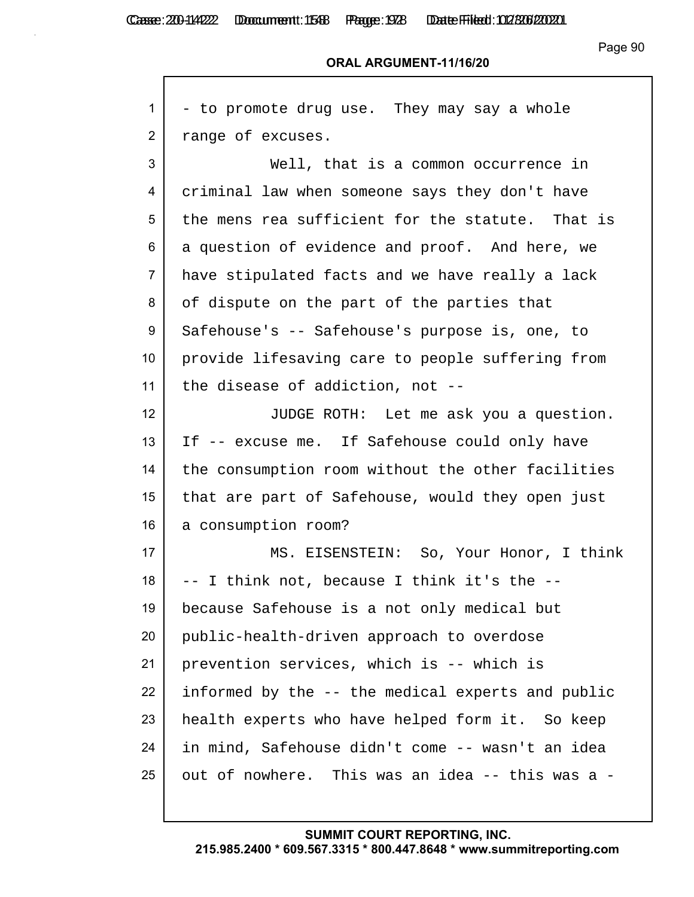- to promote drug use. They may say a whole range of excuses.

Well, that is a common occurrence in criminal law when someone says they don't have the mens rea sufficient for the statute. That is a question of evidence and proof. And here, we have stipulated facts and we have really a lack of dispute on the part of the parties that Safehouse's -- Safehouse's purpose is, one, to provide lifesaving care to people suffering from the disease of addiction, not --

JUDGE ROTH: Let me ask you a question. If -- excuse me. If Safehouse could only have the consumption room without the other facilities that are part of Safehouse, would they open just a consumption room?

MS. EISENSTEIN: So, Your Honor, I think -- I think not, because I think it's the -- because Safehouse is a not only medical but public-health-driven approach to overdose prevention services, which is -- which is informed by the -- the medical experts and public health experts who have helped form it. So keep in mind, Safehouse didn't come -- wasn't an idea out of nowhere. This was an idea -- this was a -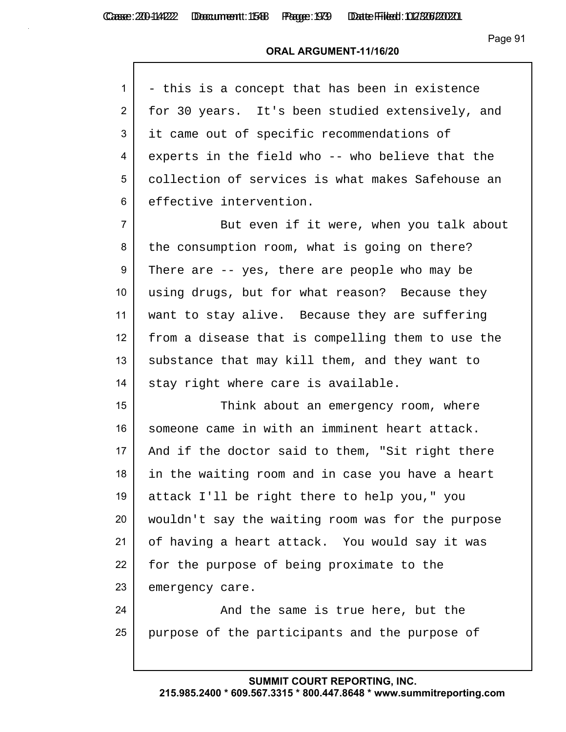**ORAL ARGUMENT-11/16/20**

1 - this is a concept that has been in existence
2 for 30 years. It's been studied extensively, and
3 it came out of specific recommendations of
4 experts in the field who -- who believe that the
5 collection of services is what makes Safehouse an
6 effective intervention.
7 But even if it were, when you talk about
8 the consumption room, what is going on there?
9 There are -- yes, there are people who may be
10 using drugs, but for what reason? Because they
11 want to stay alive. Because they are suffering
12 from a disease that is compelling them to use the
13 substance that may kill them, and they want to
14 stay right where care is available.
15 Think about an emergency room, where
16 someone came in with an imminent heart attack.
17 And if the doctor said to them, "Sit right there
18 in the waiting room and in case you have a heart
19 attack I'll be right there to help you," you
20 wouldn't say the waiting room was for the purpose
21 of having a heart attack. You would say it was
22 for the purpose of being proximate to the
23 emergency care.
24 And the same is true here, but the
25 purpose of the participants and the purpose of

**SUMMIT COURT REPORTING, INC.**
**215.985.2400 * 609.567.3315 * 800.447.8648 * www.summitreporting.com**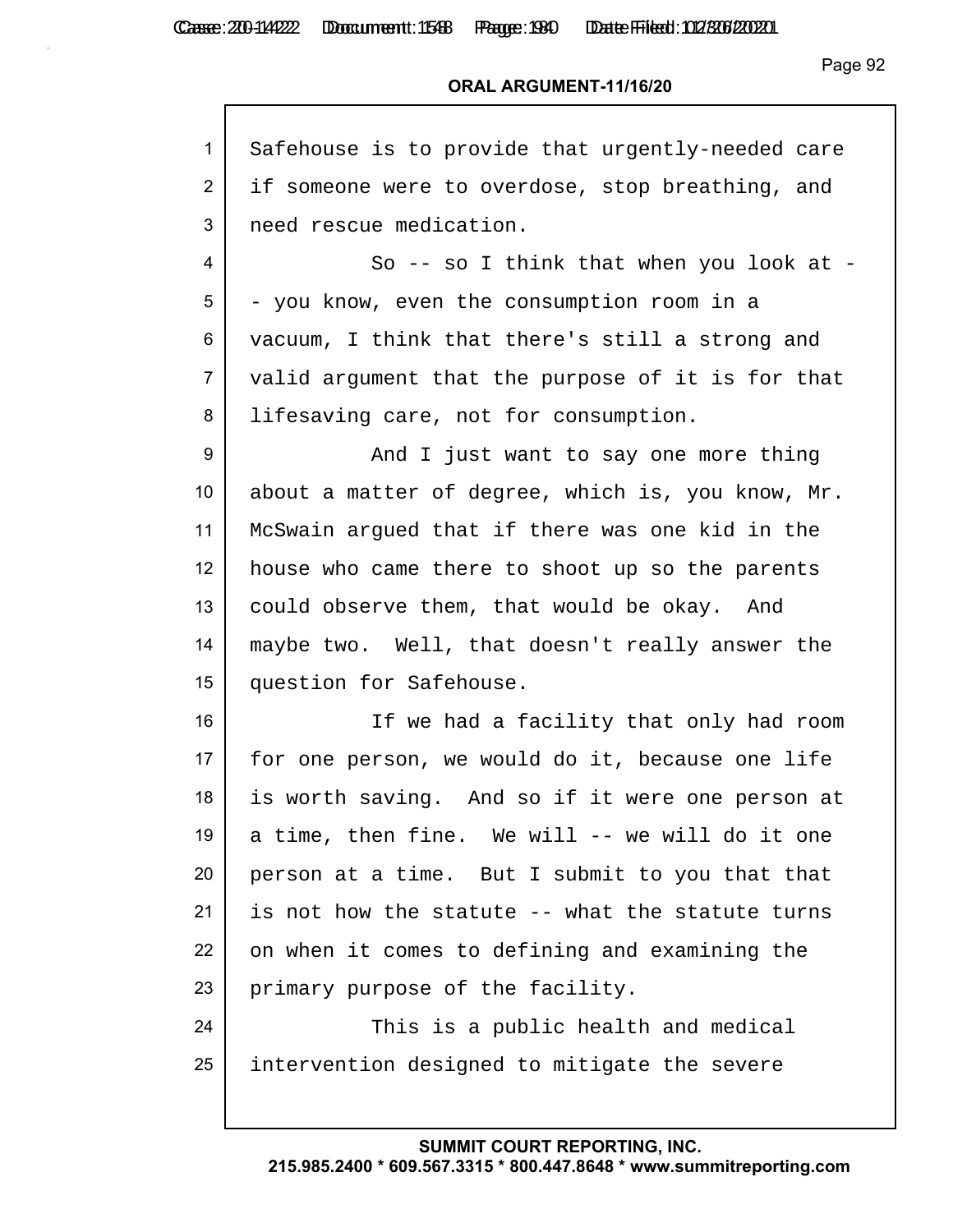Safehouse is to provide that urgently-needed care if someone were to overdose, stop breathing, and need rescue medication.

So -- so I think that when you look at -- you know, even the consumption room in a vacuum, I think that there's still a strong and valid argument that the purpose of it is for that lifesaving care, not for consumption.

And I just want to say one more thing about a matter of degree, which is, you know, Mr. McSwain argued that if there was one kid in the house who came there to shoot up so the parents could observe them, that would be okay. And maybe two. Well, that doesn't really answer the question for Safehouse.

If we had a facility that only had room for one person, we would do it, because one life is worth saving. And so if it were one person at a time, then fine. We will -- we will do it one person at a time. But I submit to you that that is not how the statute -- what the statute turns on when it comes to defining and examining the primary purpose of the facility.

This is a public health and medical intervention designed to mitigate the severe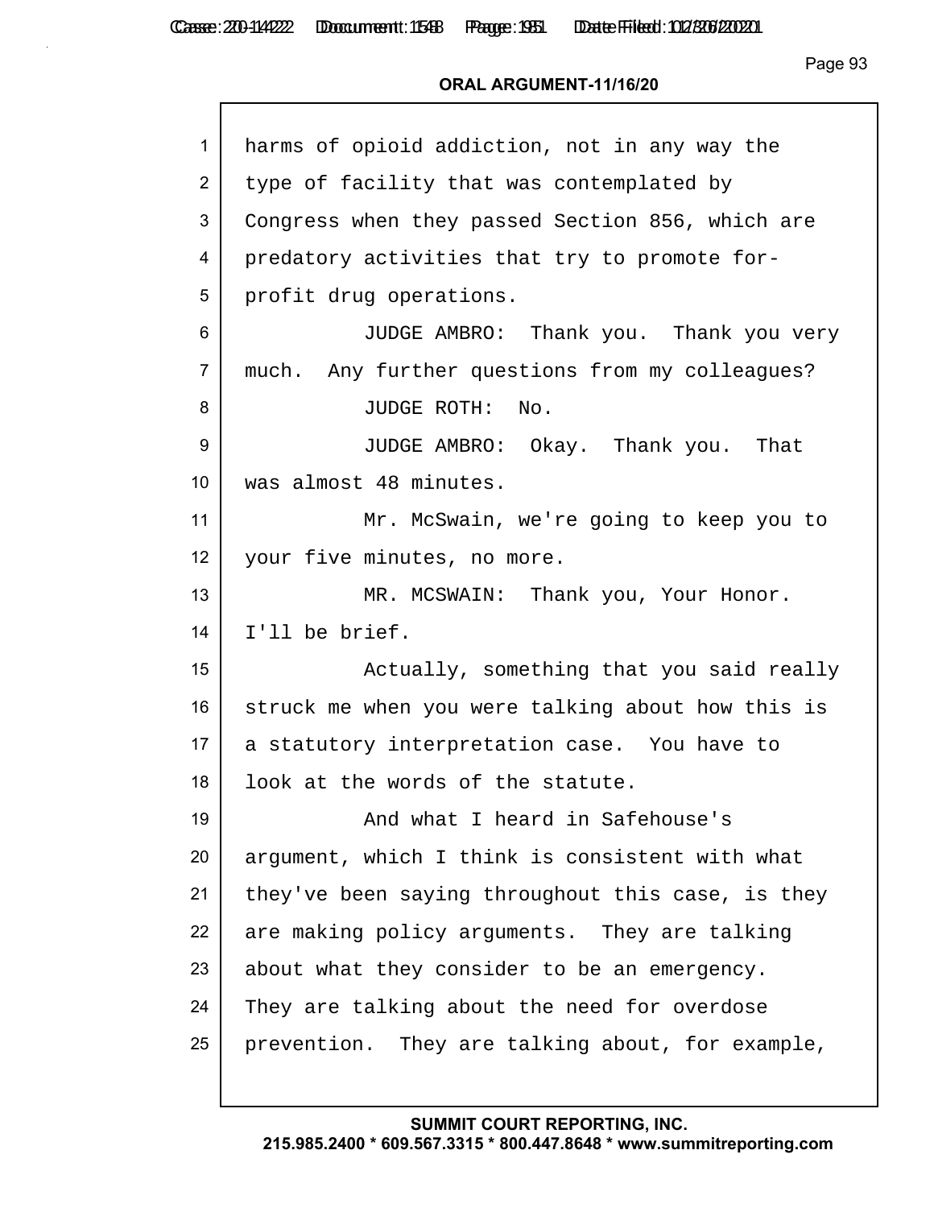harms of opioid addiction, not in any way the type of facility that was contemplated by Congress when they passed Section 856, which are predatory activities that try to promote for-profit drug operations.

JUDGE AMBRO: Thank you. Thank you very much. Any further questions from my colleagues?

JUDGE ROTH: No.

JUDGE AMBRO: Okay. Thank you. That was almost 48 minutes.

Mr. McSwain, we're going to keep you to your five minutes, no more.

MR. MCSWAIN: Thank you, Your Honor. I'll be brief.

Actually, something that you said really struck me when you were talking about how this is a statutory interpretation case. You have to look at the words of the statute.

And what I heard in Safehouse's argument, which I think is consistent with what they've been saying throughout this case, is they are making policy arguments. They are talking about what they consider to be an emergency. They are talking about the need for overdose prevention. They are talking about, for example,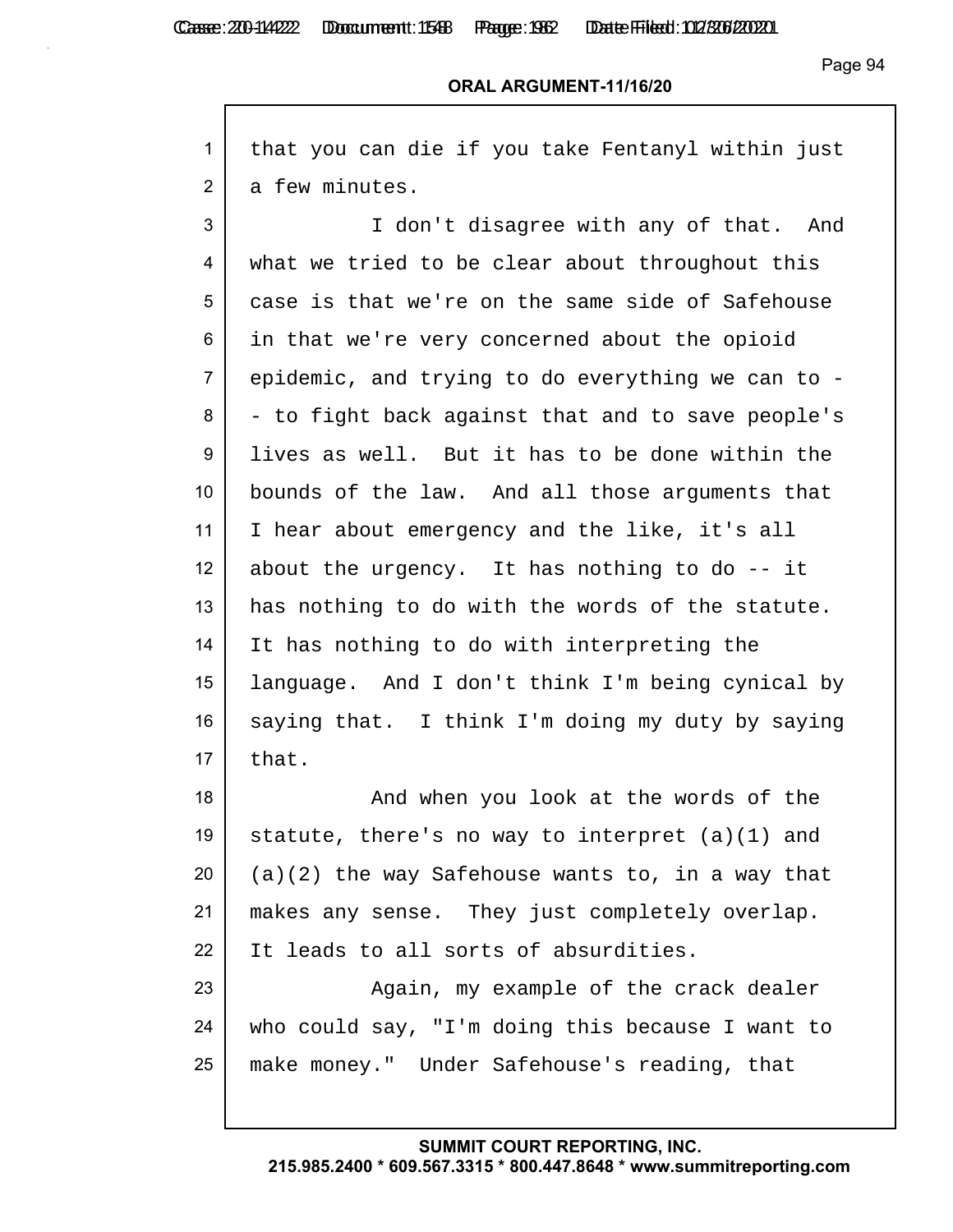that you can die if you take Fentanyl within just a few minutes.

I don't disagree with any of that. And what we tried to be clear about throughout this case is that we're on the same side of Safehouse in that we're very concerned about the opioid epidemic, and trying to do everything we can to -- to fight back against that and to save people's lives as well. But it has to be done within the bounds of the law. And all those arguments that I hear about emergency and the like, it's all about the urgency. It has nothing to do -- it has nothing to do with the words of the statute. It has nothing to do with interpreting the language. And I don't think I'm being cynical by saying that. I think I'm doing my duty by saying that.

And when you look at the words of the statute, there's no way to interpret (a)(1) and (a)(2) the way Safehouse wants to, in a way that makes any sense. They just completely overlap. It leads to all sorts of absurdities.

Again, my example of the crack dealer who could say, "I'm doing this because I want to make money." Under Safehouse's reading, that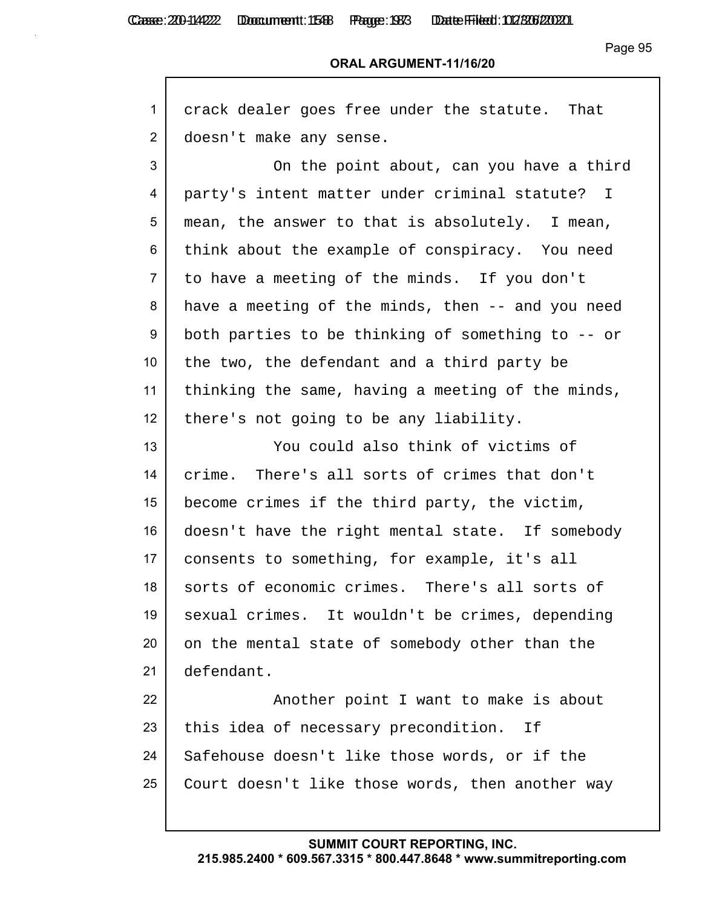crack dealer goes free under the statute. That doesn't make any sense.

On the point about, can you have a third party's intent matter under criminal statute? I mean, the answer to that is absolutely. I mean, think about the example of conspiracy. You need to have a meeting of the minds. If you don't have a meeting of the minds, then -- and you need both parties to be thinking of something to -- or the two, the defendant and a third party be thinking the same, having a meeting of the minds, there's not going to be any liability.

You could also think of victims of crime. There's all sorts of crimes that don't become crimes if the third party, the victim, doesn't have the right mental state. If somebody consents to something, for example, it's all sorts of economic crimes. There's all sorts of sexual crimes. It wouldn't be crimes, depending on the mental state of somebody other than the defendant.

Another point I want to make is about this idea of necessary precondition. If Safehouse doesn't like those words, or if the Court doesn't like those words, then another way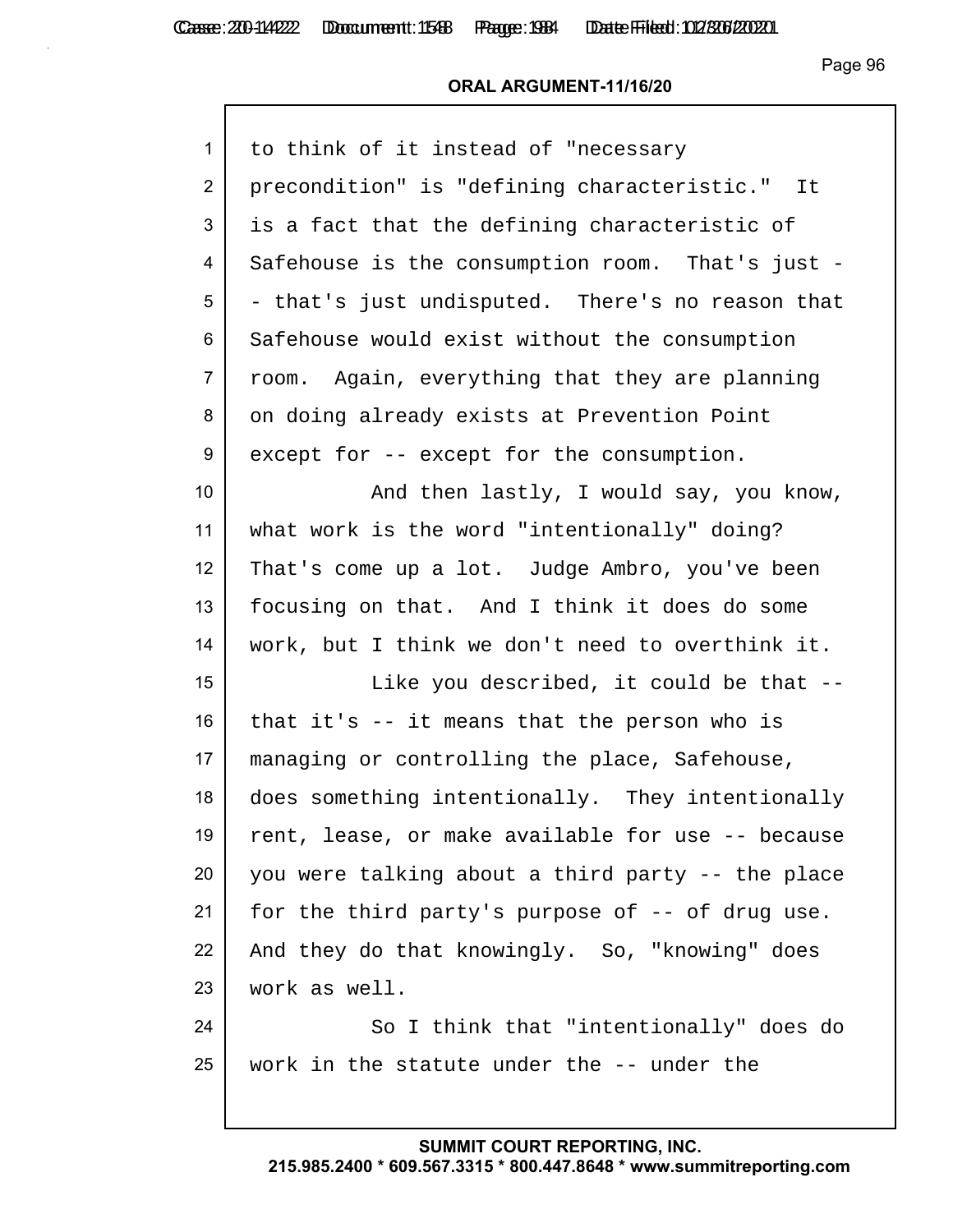to think of it instead of "necessary precondition" is "defining characteristic." It is a fact that the defining characteristic of Safehouse is the consumption room. That's just -- that's just undisputed. There's no reason that Safehouse would exist without the consumption room. Again, everything that they are planning on doing already exists at Prevention Point except for -- except for the consumption.

And then lastly, I would say, you know, what work is the word "intentionally" doing? That's come up a lot. Judge Ambro, you've been focusing on that. And I think it does do some work, but I think we don't need to overthink it.

Like you described, it could be that -- that it's -- it means that the person who is managing or controlling the place, Safehouse, does something intentionally. They intentionally rent, lease, or make available for use -- because you were talking about a third party -- the place for the third party's purpose of -- of drug use. And they do that knowingly. So, "knowing" does work as well.

So I think that "intentionally" does do work in the statute under the -- under the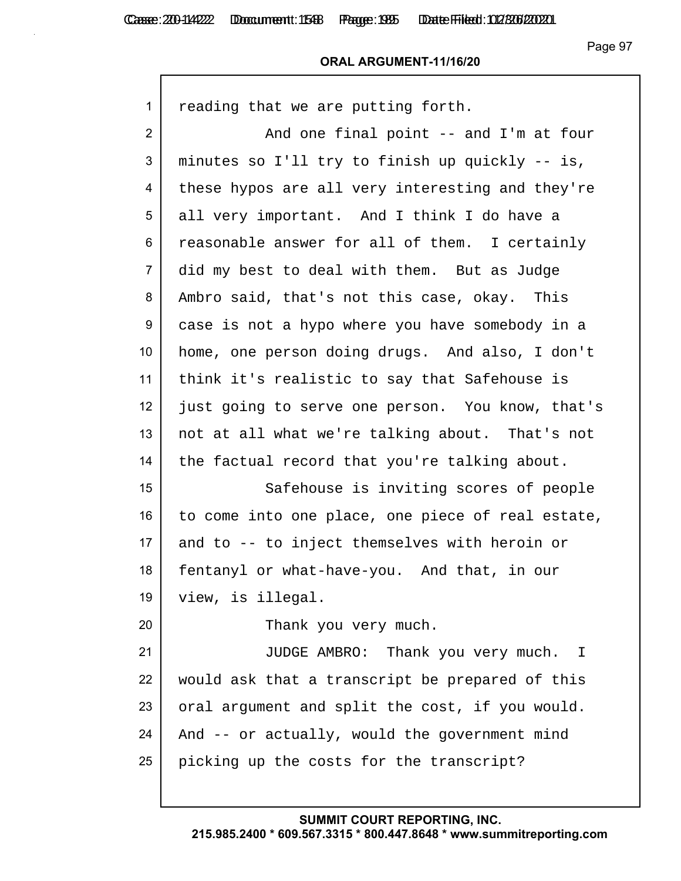**ORAL ARGUMENT-11/16/20**

reading that we are putting forth.

And one final point -- and I'm at four minutes so I'll try to finish up quickly -- is, these hypos are all very interesting and they're all very important. And I think I do have a reasonable answer for all of them. I certainly did my best to deal with them. But as Judge Ambro said, that's not this case, okay. This case is not a hypo where you have somebody in a home, one person doing drugs. And also, I don't think it's realistic to say that Safehouse is just going to serve one person. You know, that's not at all what we're talking about. That's not the factual record that you're talking about.

Safehouse is inviting scores of people to come into one place, one piece of real estate, and to -- to inject themselves with heroin or fentanyl or what-have-you. And that, in our view, is illegal.

Thank you very much.

JUDGE AMBRO: Thank you very much. I would ask that a transcript be prepared of this oral argument and split the cost, if you would. And -- or actually, would the government mind picking up the costs for the transcript?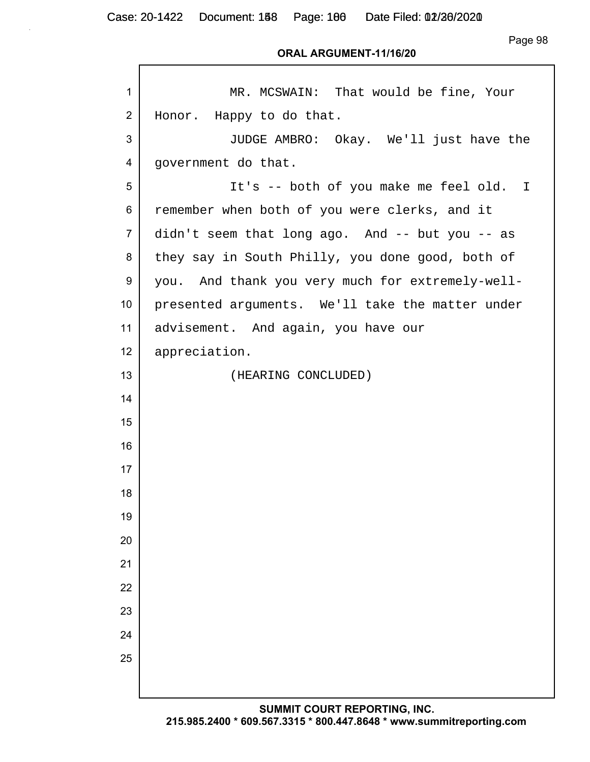MR. MCSWAIN: That would be fine, Your Honor. Happy to do that.

JUDGE AMBRO: Okay. We'll just have the government do that.

It's -- both of you make me feel old. I remember when both of you were clerks, and it didn't seem that long ago. And -- but you -- as they say in South Philly, you done good, both of you. And thank you very much for extremely-well-presented arguments. We'll take the matter under advisement. And again, you have our appreciation.

(HEARING CONCLUDED)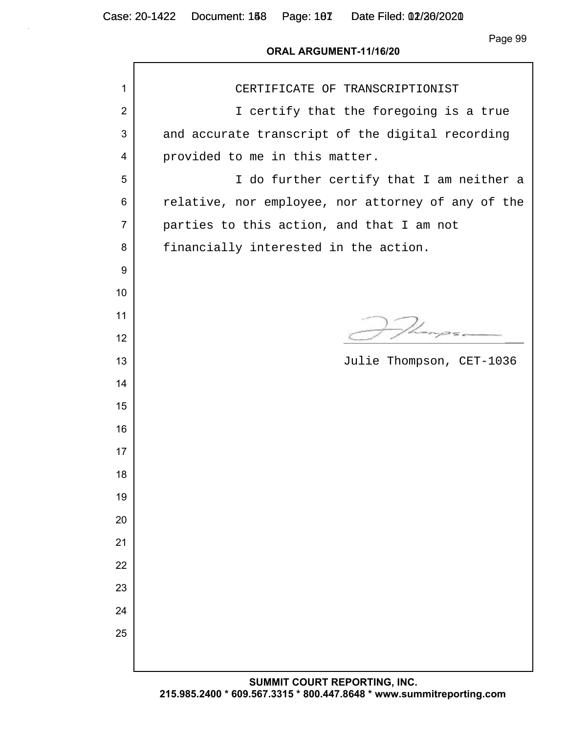CERTIFICATE OF TRANSCRIPTIONIST

I certify that the foregoing is a true and accurate transcript of the digital recording provided to me in this matter.

I do further certify that I am neither a relative, nor employee, nor attorney of any of the parties to this action, and that I am not financially interested in the action.

Julie Thompson, CET-1036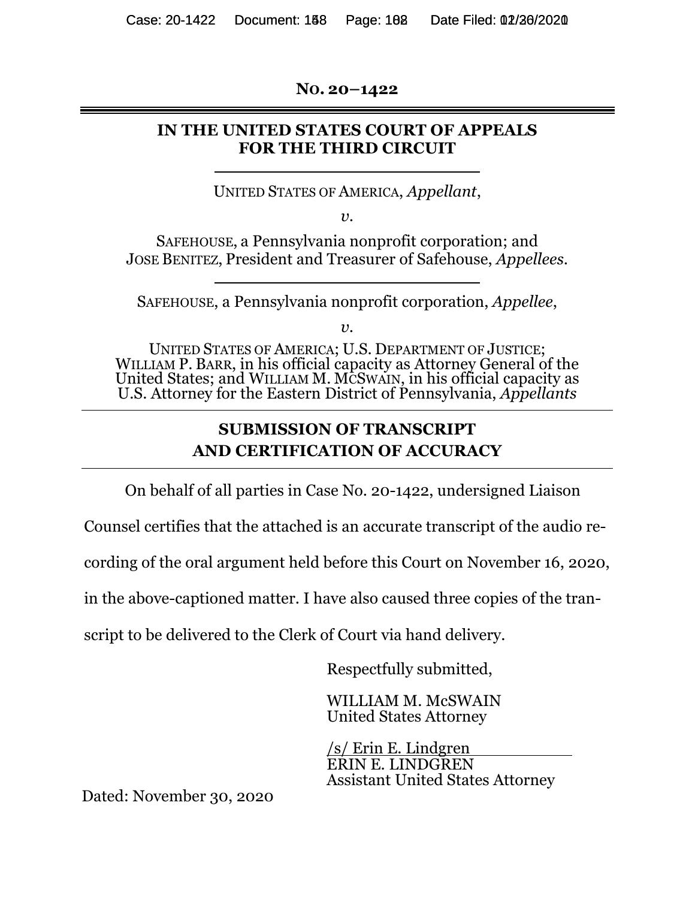**NO. 20–1422**

**IN THE UNITED STATES COURT OF APPEALS FOR THE THIRD CIRCUIT**

UNITED STATES OF AMERICA, *Appellant*,

*v.*

SAFEHOUSE, a Pennsylvania nonprofit corporation; and JOSE BENITEZ, President and Treasurer of Safehouse, *Appellees*.

SAFEHOUSE, a Pennsylvania nonprofit corporation, *Appellee*,

*v.*

UNITED STATES OF AMERICA; U.S. DEPARTMENT OF JUSTICE; WILLIAM P. BARR, in his official capacity as Attorney General of the United States; and WILLIAM M. MCSWAIN, in his official capacity as U.S. Attorney for the Eastern District of Pennsylvania, *Appellants*

---

**SUBMISSION OF TRANSCRIPT AND CERTIFICATION OF ACCURACY**

---

On behalf of all parties in Case No. 20-1422, undersigned Liaison Counsel certifies that the attached is an accurate transcript of the audio recording of the oral argument held before this Court on November 16, 2020, in the above-captioned matter. I have also caused three copies of the transcript to be delivered to the Clerk of Court via hand delivery.

Respectfully submitted,

WILLIAM M. McSWAIN
United States Attorney

/s/ Erin E. Lindgren
ERIN E. LINDGREN
Assistant United States Attorney

Dated: November 30, 2020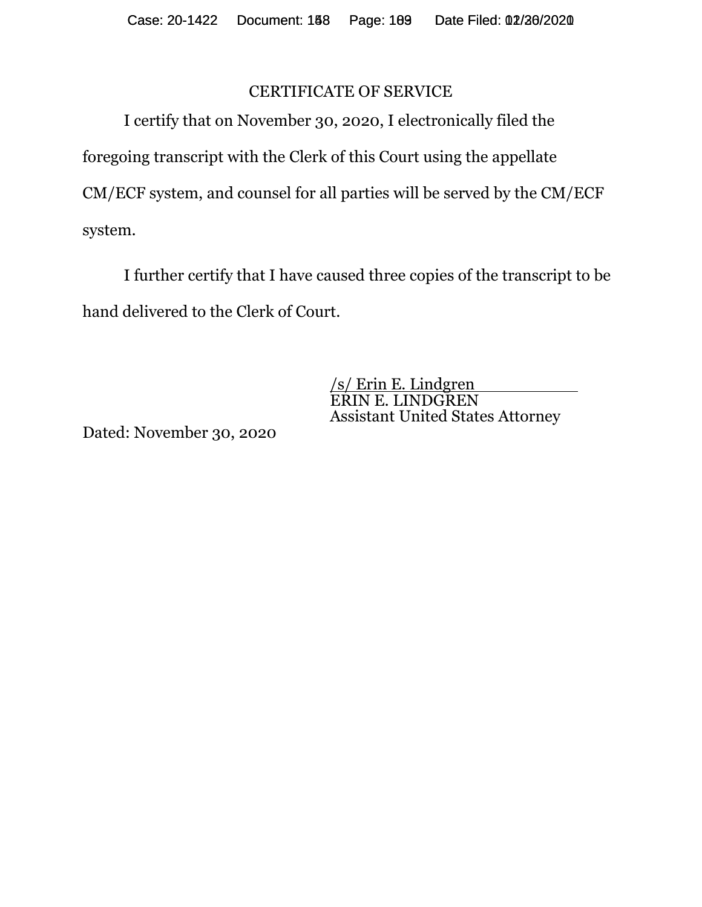# CERTIFICATE OF SERVICE

I certify that on November 30, 2020, I electronically filed the foregoing transcript with the Clerk of this Court using the appellate CM/ECF system, and counsel for all parties will be served by the CM/ECF system.

I further certify that I have caused three copies of the transcript to be hand delivered to the Clerk of Court.

/s/ Erin E. Lindgren
ERIN E. LINDGREN
Assistant United States Attorney

Dated: November 30, 2020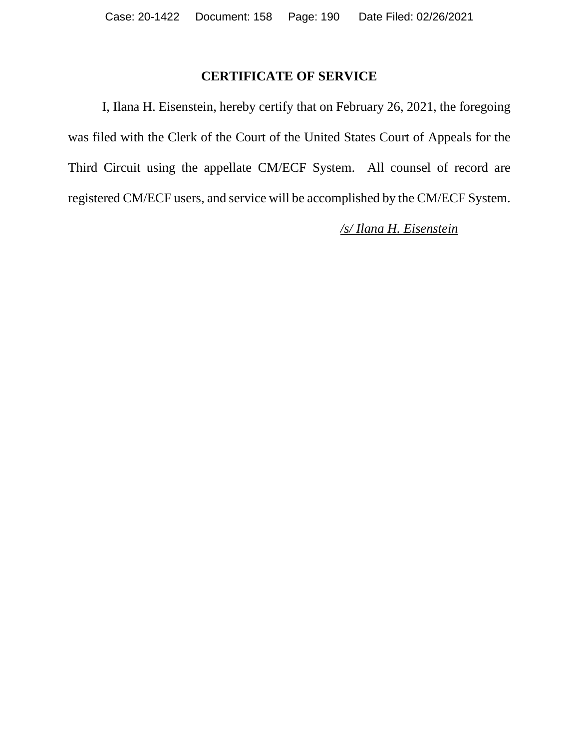## CERTIFICATE OF SERVICE

I, Ilana H. Eisenstein, hereby certify that on February 26, 2021, the foregoing was filed with the Clerk of the Court of the United States Court of Appeals for the Third Circuit using the appellate CM/ECF System. All counsel of record are registered CM/ECF users, and service will be accomplished by the CM/ECF System.

*/s/ Ilana H. Eisenstein*